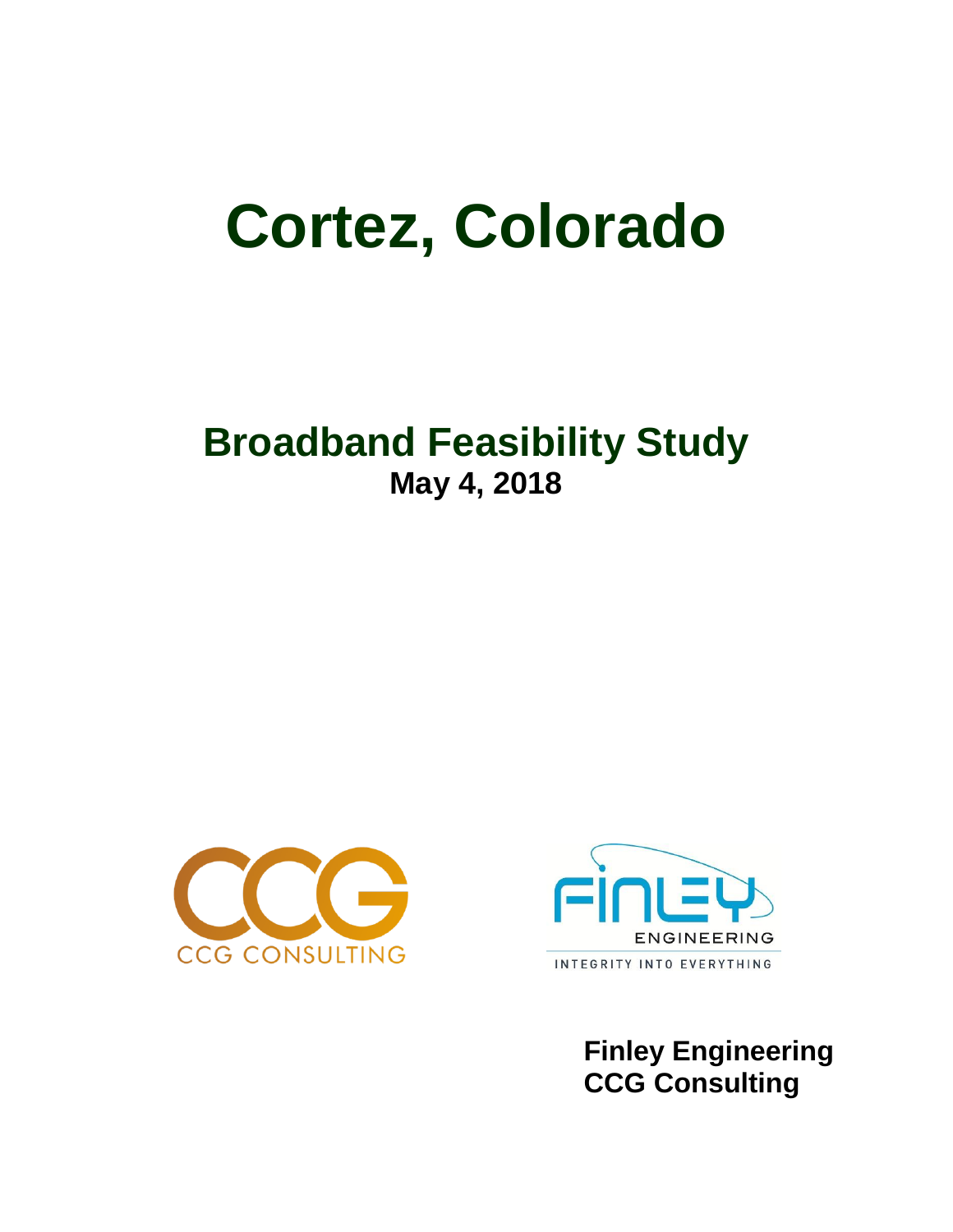# Cortez, Colorado

## Broadband Feasibility Study

**May 4, 2018**

**Finley Engineering**
**CCG Consulting**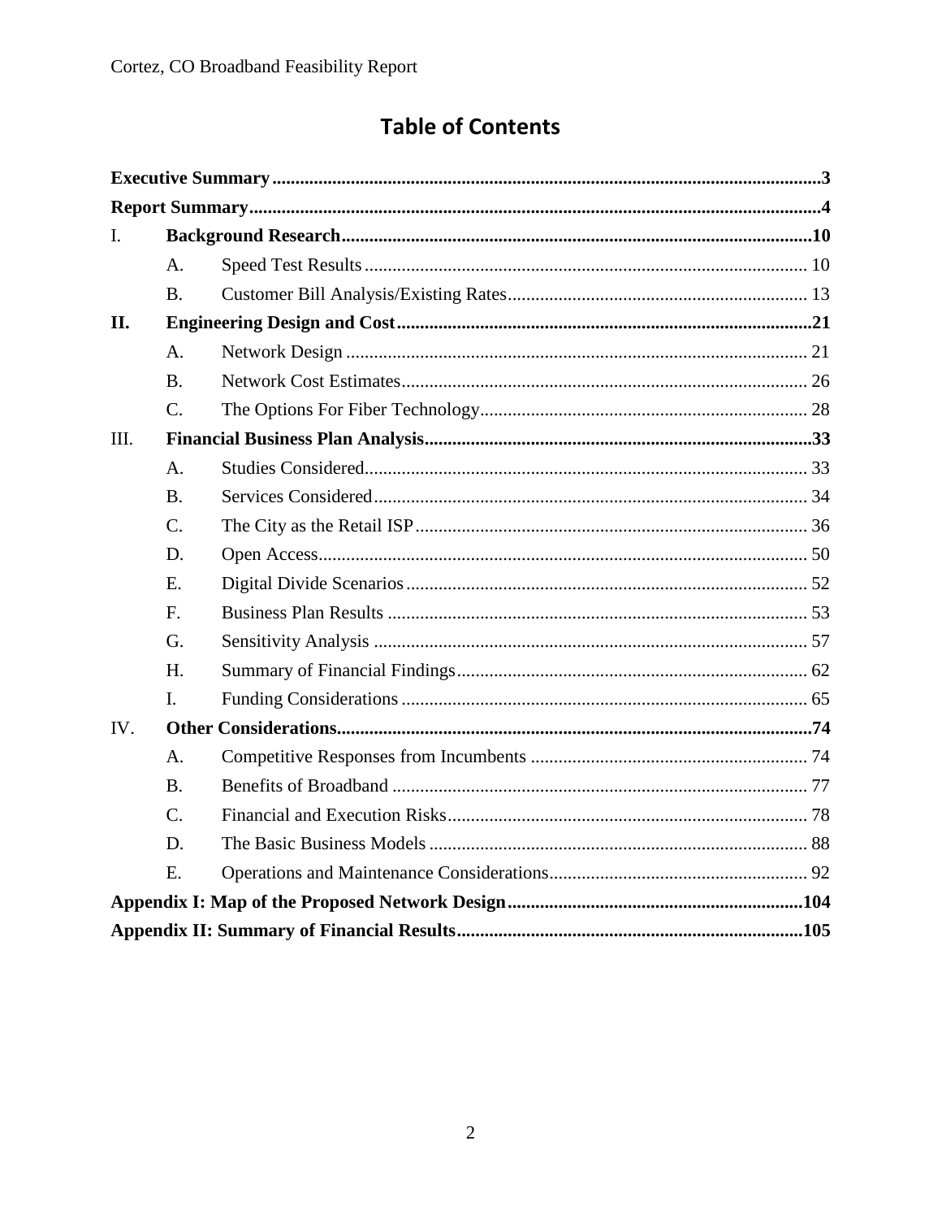# Table of Contents

**Executive Summary** .......... **3**

**Report Summary** .......... **4**

I. **Background Research** .......... **10**

- A. Speed Test Results .......... 10
- B. Customer Bill Analysis/Existing Rates .......... 13

**II. Engineering Design and Cost** .......... **21**

- A. Network Design .......... 21
- B. Network Cost Estimates .......... 26
- C. The Options For Fiber Technology .......... 28

III. **Financial Business Plan Analysis** .......... **33**

- A. Studies Considered .......... 33
- B. Services Considered .......... 34
- C. The City as the Retail ISP .......... 36
- D. Open Access .......... 50
- E. Digital Divide Scenarios .......... 52
- F. Business Plan Results .......... 53
- G. Sensitivity Analysis .......... 57
- H. Summary of Financial Findings .......... 62
- I. Funding Considerations .......... 65

IV. **Other Considerations** .......... **74**

- A. Competitive Responses from Incumbents .......... 74
- B. Benefits of Broadband .......... 77
- C. Financial and Execution Risks .......... 78
- D. The Basic Business Models .......... 88
- E. Operations and Maintenance Considerations .......... 92

**Appendix I: Map of the Proposed Network Design** .......... **104**

**Appendix II: Summary of Financial Results** .......... **105**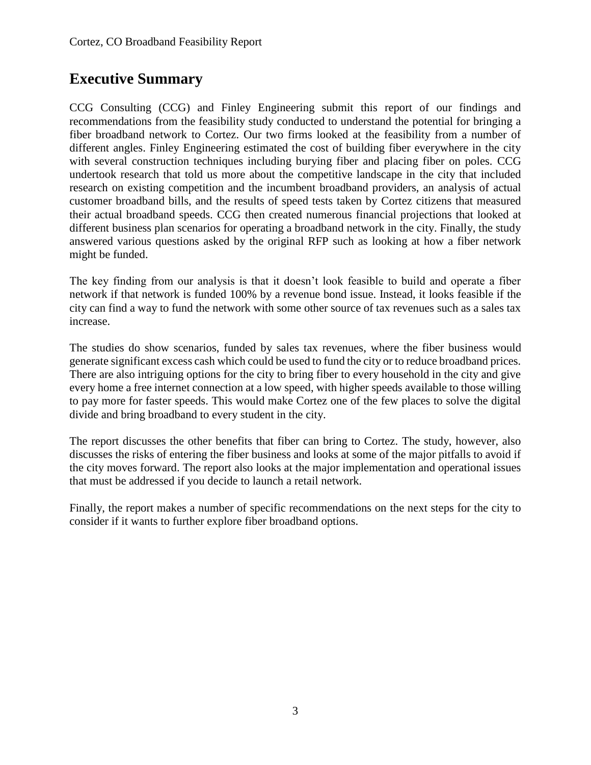## Executive Summary

CCG Consulting (CCG) and Finley Engineering submit this report of our findings and recommendations from the feasibility study conducted to understand the potential for bringing a fiber broadband network to Cortez. Our two firms looked at the feasibility from a number of different angles. Finley Engineering estimated the cost of building fiber everywhere in the city with several construction techniques including burying fiber and placing fiber on poles. CCG undertook research that told us more about the competitive landscape in the city that included research on existing competition and the incumbent broadband providers, an analysis of actual customer broadband bills, and the results of speed tests taken by Cortez citizens that measured their actual broadband speeds. CCG then created numerous financial projections that looked at different business plan scenarios for operating a broadband network in the city. Finally, the study answered various questions asked by the original RFP such as looking at how a fiber network might be funded.

The key finding from our analysis is that it doesn't look feasible to build and operate a fiber network if that network is funded 100% by a revenue bond issue. Instead, it looks feasible if the city can find a way to fund the network with some other source of tax revenues such as a sales tax increase.

The studies do show scenarios, funded by sales tax revenues, where the fiber business would generate significant excess cash which could be used to fund the city or to reduce broadband prices. There are also intriguing options for the city to bring fiber to every household in the city and give every home a free internet connection at a low speed, with higher speeds available to those willing to pay more for faster speeds. This would make Cortez one of the few places to solve the digital divide and bring broadband to every student in the city.

The report discusses the other benefits that fiber can bring to Cortez. The study, however, also discusses the risks of entering the fiber business and looks at some of the major pitfalls to avoid if the city moves forward. The report also looks at the major implementation and operational issues that must be addressed if you decide to launch a retail network.

Finally, the report makes a number of specific recommendations on the next steps for the city to consider if it wants to further explore fiber broadband options.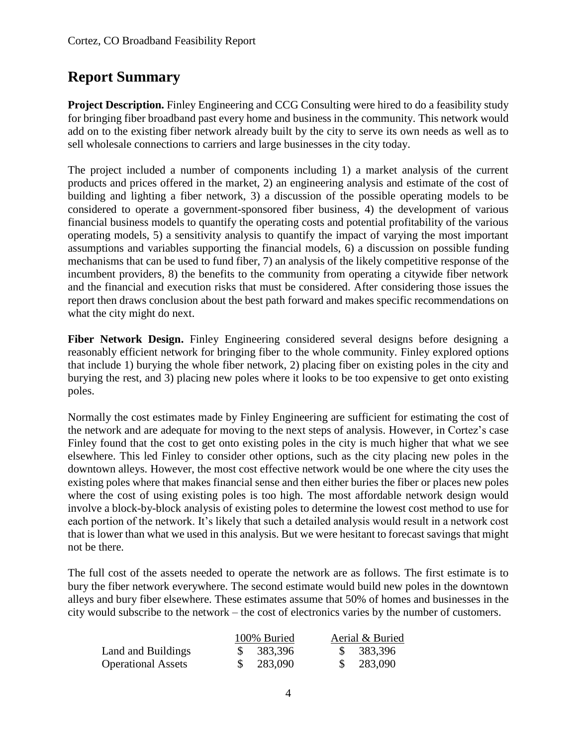## Report Summary

**Project Description.** Finley Engineering and CCG Consulting were hired to do a feasibility study for bringing fiber broadband past every home and business in the community. This network would add on to the existing fiber network already built by the city to serve its own needs as well as to sell wholesale connections to carriers and large businesses in the city today.

The project included a number of components including 1) a market analysis of the current products and prices offered in the market, 2) an engineering analysis and estimate of the cost of building and lighting a fiber network, 3) a discussion of the possible operating models to be considered to operate a government-sponsored fiber business, 4) the development of various financial business models to quantify the operating costs and potential profitability of the various operating models, 5) a sensitivity analysis to quantify the impact of varying the most important assumptions and variables supporting the financial models, 6) a discussion on possible funding mechanisms that can be used to fund fiber, 7) an analysis of the likely competitive response of the incumbent providers, 8) the benefits to the community from operating a citywide fiber network and the financial and execution risks that must be considered. After considering those issues the report then draws conclusion about the best path forward and makes specific recommendations on what the city might do next.

**Fiber Network Design.** Finley Engineering considered several designs before designing a reasonably efficient network for bringing fiber to the whole community. Finley explored options that include 1) burying the whole fiber network, 2) placing fiber on existing poles in the city and burying the rest, and 3) placing new poles where it looks to be too expensive to get onto existing poles.

Normally the cost estimates made by Finley Engineering are sufficient for estimating the cost of the network and are adequate for moving to the next steps of analysis. However, in Cortez's case Finley found that the cost to get onto existing poles in the city is much higher that what we see elsewhere. This led Finley to consider other options, such as the city placing new poles in the downtown alleys. However, the most cost effective network would be one where the city uses the existing poles where that makes financial sense and then either buries the fiber or places new poles where the cost of using existing poles is too high. The most affordable network design would involve a block-by-block analysis of existing poles to determine the lowest cost method to use for each portion of the network. It's likely that such a detailed analysis would result in a network cost that is lower than what we used in this analysis. But we were hesitant to forecast savings that might not be there.

The full cost of the assets needed to operate the network are as follows. The first estimate is to bury the fiber network everywhere. The second estimate would build new poles in the downtown alleys and bury fiber elsewhere. These estimates assume that 50% of homes and businesses in the city would subscribe to the network – the cost of electronics varies by the number of customers.

| | 100% Buried | Aerial & Buried |
|---|---|---|
| Land and Buildings | $ 383,396 | $ 383,396 |
| Operational Assets | $ 283,090 | $ 283,090 |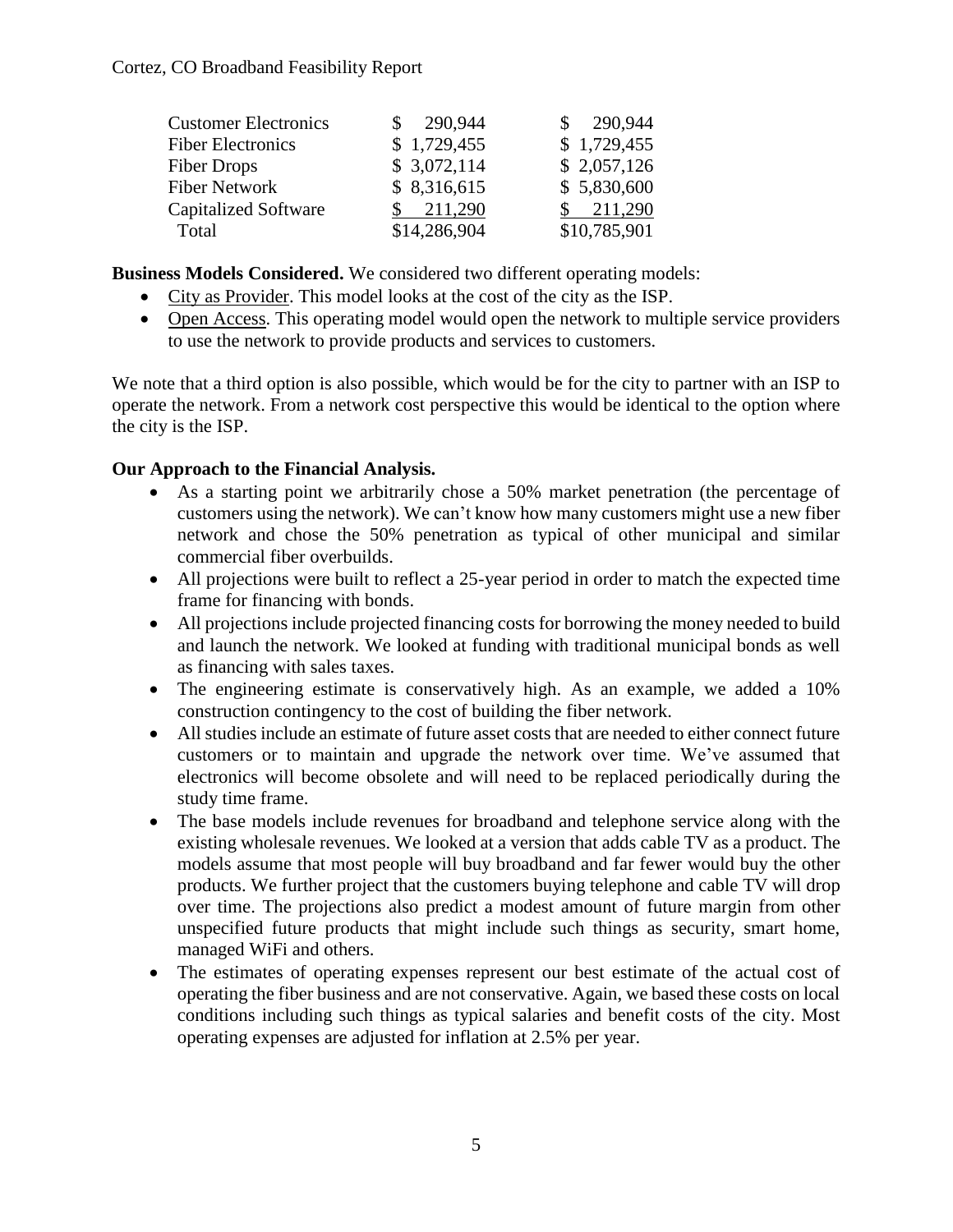| | | |
|---|---|---|
| Customer Electronics | $ 290,944 | $ 290,944 |
| Fiber Electronics | $ 1,729,455 | $ 1,729,455 |
| Fiber Drops | $ 3,072,114 | $ 2,057,126 |
| Fiber Network | $ 8,316,615 | $ 5,830,600 |
| Capitalized Software | $ 211,290 | $ 211,290 |
| Total | $14,286,904 | $10,785,901 |

**Business Models Considered.** We considered two different operating models:

- City as Provider. This model looks at the cost of the city as the ISP.
- Open Access. This operating model would open the network to multiple service providers to use the network to provide products and services to customers.

We note that a third option is also possible, which would be for the city to partner with an ISP to operate the network. From a network cost perspective this would be identical to the option where the city is the ISP.

**Our Approach to the Financial Analysis.**

- As a starting point we arbitrarily chose a 50% market penetration (the percentage of customers using the network). We can't know how many customers might use a new fiber network and chose the 50% penetration as typical of other municipal and similar commercial fiber overbuilds.
- All projections were built to reflect a 25-year period in order to match the expected time frame for financing with bonds.
- All projections include projected financing costs for borrowing the money needed to build and launch the network. We looked at funding with traditional municipal bonds as well as financing with sales taxes.
- The engineering estimate is conservatively high. As an example, we added a 10% construction contingency to the cost of building the fiber network.
- All studies include an estimate of future asset costs that are needed to either connect future customers or to maintain and upgrade the network over time. We've assumed that electronics will become obsolete and will need to be replaced periodically during the study time frame.
- The base models include revenues for broadband and telephone service along with the existing wholesale revenues. We looked at a version that adds cable TV as a product. The models assume that most people will buy broadband and far fewer would buy the other products. We further project that the customers buying telephone and cable TV will drop over time. The projections also predict a modest amount of future margin from other unspecified future products that might include such things as security, smart home, managed WiFi and others.
- The estimates of operating expenses represent our best estimate of the actual cost of operating the fiber business and are not conservative. Again, we based these costs on local conditions including such things as typical salaries and benefit costs of the city. Most operating expenses are adjusted for inflation at 2.5% per year.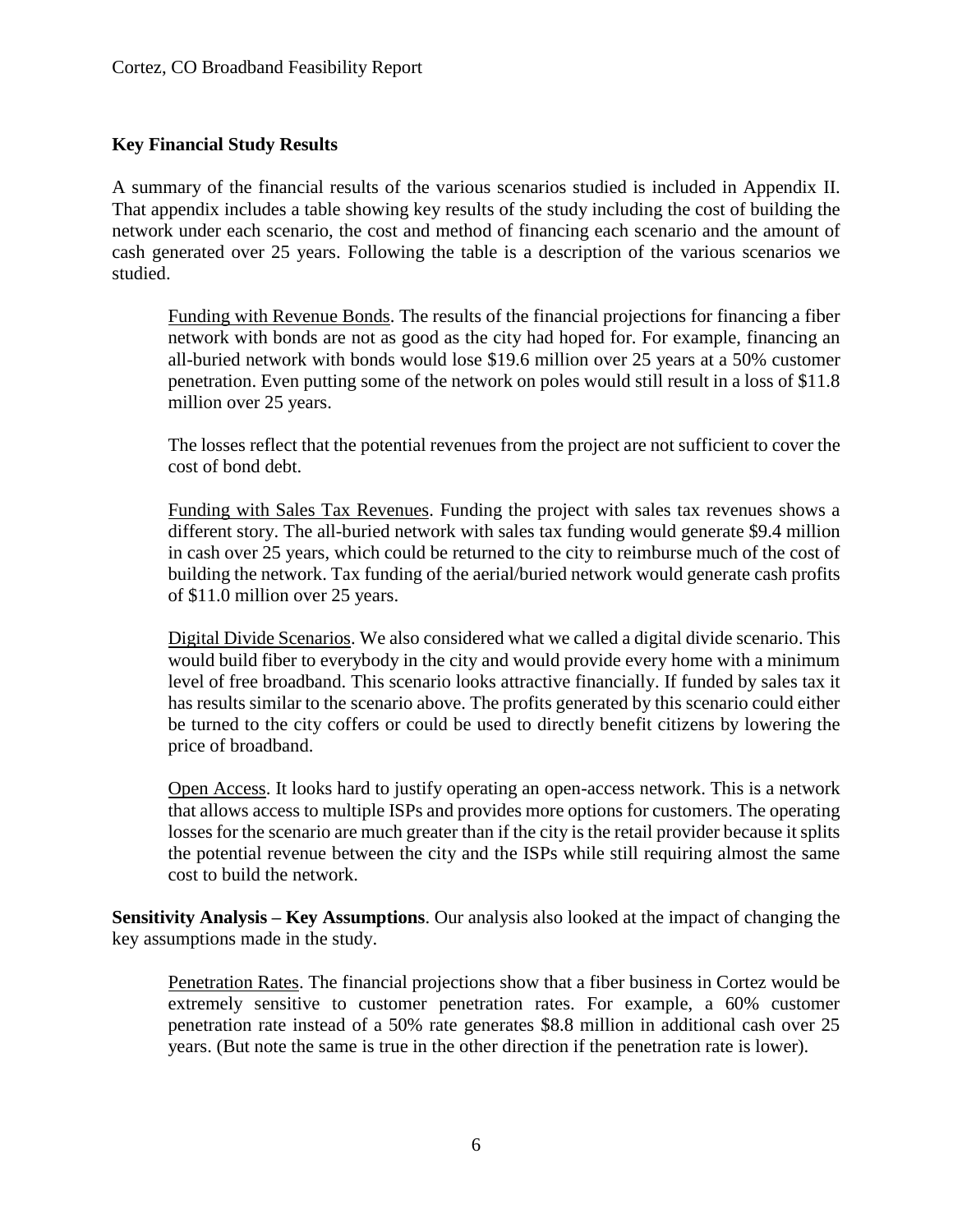### Key Financial Study Results

A summary of the financial results of the various scenarios studied is included in Appendix II. That appendix includes a table showing key results of the study including the cost of building the network under each scenario, the cost and method of financing each scenario and the amount of cash generated over 25 years. Following the table is a description of the various scenarios we studied.

> Funding with Revenue Bonds. The results of the financial projections for financing a fiber network with bonds are not as good as the city had hoped for. For example, financing an all-buried network with bonds would lose $19.6 million over 25 years at a 50% customer penetration. Even putting some of the network on poles would still result in a loss of $11.8 million over 25 years.
>
> The losses reflect that the potential revenues from the project are not sufficient to cover the cost of bond debt.
>
> Funding with Sales Tax Revenues. Funding the project with sales tax revenues shows a different story. The all-buried network with sales tax funding would generate $9.4 million in cash over 25 years, which could be returned to the city to reimburse much of the cost of building the network. Tax funding of the aerial/buried network would generate cash profits of $11.0 million over 25 years.
>
> Digital Divide Scenarios. We also considered what we called a digital divide scenario. This would build fiber to everybody in the city and would provide every home with a minimum level of free broadband. This scenario looks attractive financially. If funded by sales tax it has results similar to the scenario above. The profits generated by this scenario could either be turned to the city coffers or could be used to directly benefit citizens by lowering the price of broadband.
>
> Open Access. It looks hard to justify operating an open-access network. This is a network that allows access to multiple ISPs and provides more options for customers. The operating losses for the scenario are much greater than if the city is the retail provider because it splits the potential revenue between the city and the ISPs while still requiring almost the same cost to build the network.

**Sensitivity Analysis – Key Assumptions**. Our analysis also looked at the impact of changing the key assumptions made in the study.

> Penetration Rates. The financial projections show that a fiber business in Cortez would be extremely sensitive to customer penetration rates. For example, a 60% customer penetration rate instead of a 50% rate generates $8.8 million in additional cash over 25 years. (But note the same is true in the other direction if the penetration rate is lower).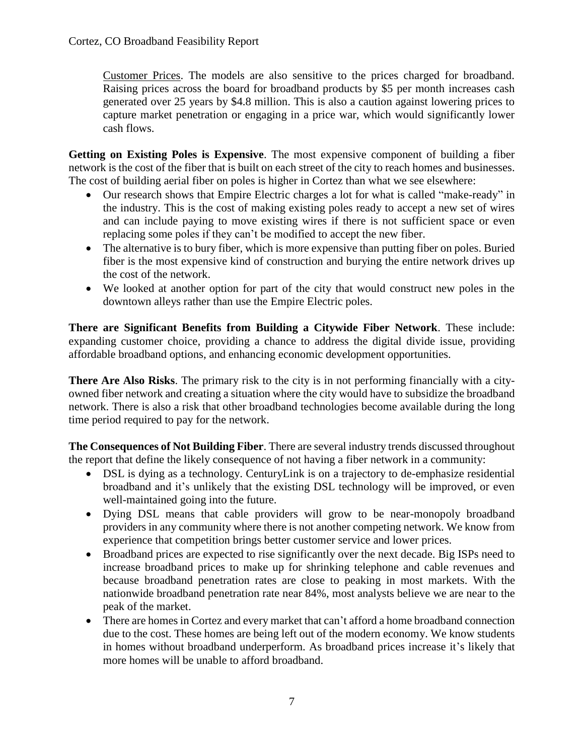Customer Prices. The models are also sensitive to the prices charged for broadband. Raising prices across the board for broadband products by $5 per month increases cash generated over 25 years by $4.8 million. This is also a caution against lowering prices to capture market penetration or engaging in a price war, which would significantly lower cash flows.

**Getting on Existing Poles is Expensive**. The most expensive component of building a fiber network is the cost of the fiber that is built on each street of the city to reach homes and businesses. The cost of building aerial fiber on poles is higher in Cortez than what we see elsewhere:

- Our research shows that Empire Electric charges a lot for what is called "make-ready" in the industry. This is the cost of making existing poles ready to accept a new set of wires and can include paying to move existing wires if there is not sufficient space or even replacing some poles if they can't be modified to accept the new fiber.
- The alternative is to bury fiber, which is more expensive than putting fiber on poles. Buried fiber is the most expensive kind of construction and burying the entire network drives up the cost of the network.
- We looked at another option for part of the city that would construct new poles in the downtown alleys rather than use the Empire Electric poles.

**There are Significant Benefits from Building a Citywide Fiber Network**. These include: expanding customer choice, providing a chance to address the digital divide issue, providing affordable broadband options, and enhancing economic development opportunities.

**There Are Also Risks**. The primary risk to the city is in not performing financially with a city-owned fiber network and creating a situation where the city would have to subsidize the broadband network. There is also a risk that other broadband technologies become available during the long time period required to pay for the network.

**The Consequences of Not Building Fiber**. There are several industry trends discussed throughout the report that define the likely consequence of not having a fiber network in a community:

- DSL is dying as a technology. CenturyLink is on a trajectory to de-emphasize residential broadband and it's unlikely that the existing DSL technology will be improved, or even well-maintained going into the future.
- Dying DSL means that cable providers will grow to be near-monopoly broadband providers in any community where there is not another competing network. We know from experience that competition brings better customer service and lower prices.
- Broadband prices are expected to rise significantly over the next decade. Big ISPs need to increase broadband prices to make up for shrinking telephone and cable revenues and because broadband penetration rates are close to peaking in most markets. With the nationwide broadband penetration rate near 84%, most analysts believe we are near to the peak of the market.
- There are homes in Cortez and every market that can't afford a home broadband connection due to the cost. These homes are being left out of the modern economy. We know students in homes without broadband underperform. As broadband prices increase it's likely that more homes will be unable to afford broadband.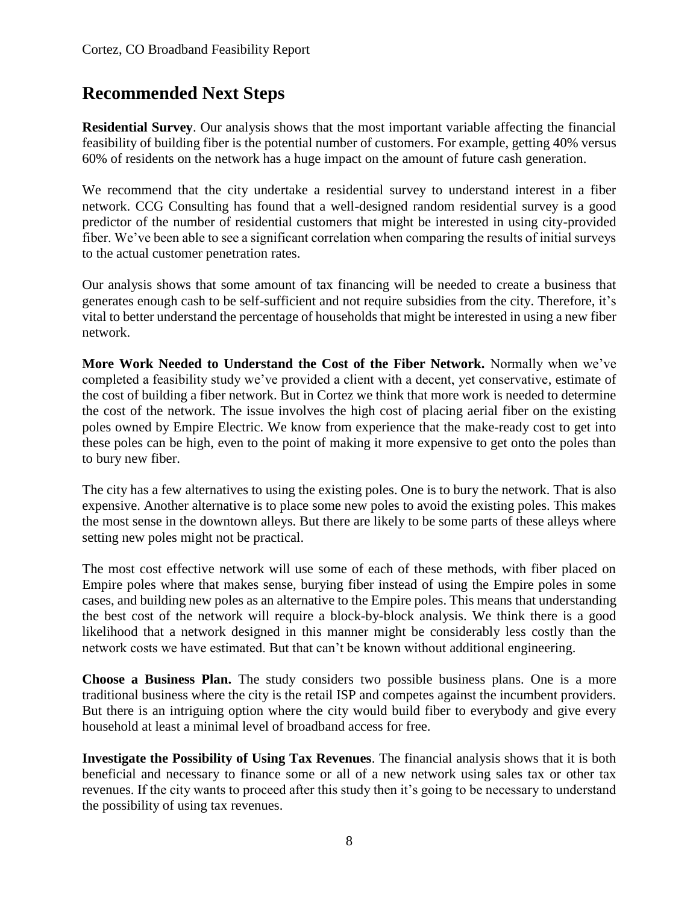## Recommended Next Steps

**Residential Survey**. Our analysis shows that the most important variable affecting the financial feasibility of building fiber is the potential number of customers. For example, getting 40% versus 60% of residents on the network has a huge impact on the amount of future cash generation.

We recommend that the city undertake a residential survey to understand interest in a fiber network. CCG Consulting has found that a well-designed random residential survey is a good predictor of the number of residential customers that might be interested in using city-provided fiber. We've been able to see a significant correlation when comparing the results of initial surveys to the actual customer penetration rates.

Our analysis shows that some amount of tax financing will be needed to create a business that generates enough cash to be self-sufficient and not require subsidies from the city. Therefore, it's vital to better understand the percentage of households that might be interested in using a new fiber network.

**More Work Needed to Understand the Cost of the Fiber Network.** Normally when we've completed a feasibility study we've provided a client with a decent, yet conservative, estimate of the cost of building a fiber network. But in Cortez we think that more work is needed to determine the cost of the network. The issue involves the high cost of placing aerial fiber on the existing poles owned by Empire Electric. We know from experience that the make-ready cost to get into these poles can be high, even to the point of making it more expensive to get onto the poles than to bury new fiber.

The city has a few alternatives to using the existing poles. One is to bury the network. That is also expensive. Another alternative is to place some new poles to avoid the existing poles. This makes the most sense in the downtown alleys. But there are likely to be some parts of these alleys where setting new poles might not be practical.

The most cost effective network will use some of each of these methods, with fiber placed on Empire poles where that makes sense, burying fiber instead of using the Empire poles in some cases, and building new poles as an alternative to the Empire poles. This means that understanding the best cost of the network will require a block-by-block analysis. We think there is a good likelihood that a network designed in this manner might be considerably less costly than the network costs we have estimated. But that can't be known without additional engineering.

**Choose a Business Plan.** The study considers two possible business plans. One is a more traditional business where the city is the retail ISP and competes against the incumbent providers. But there is an intriguing option where the city would build fiber to everybody and give every household at least a minimal level of broadband access for free.

**Investigate the Possibility of Using Tax Revenues**. The financial analysis shows that it is both beneficial and necessary to finance some or all of a new network using sales tax or other tax revenues. If the city wants to proceed after this study then it's going to be necessary to understand the possibility of using tax revenues.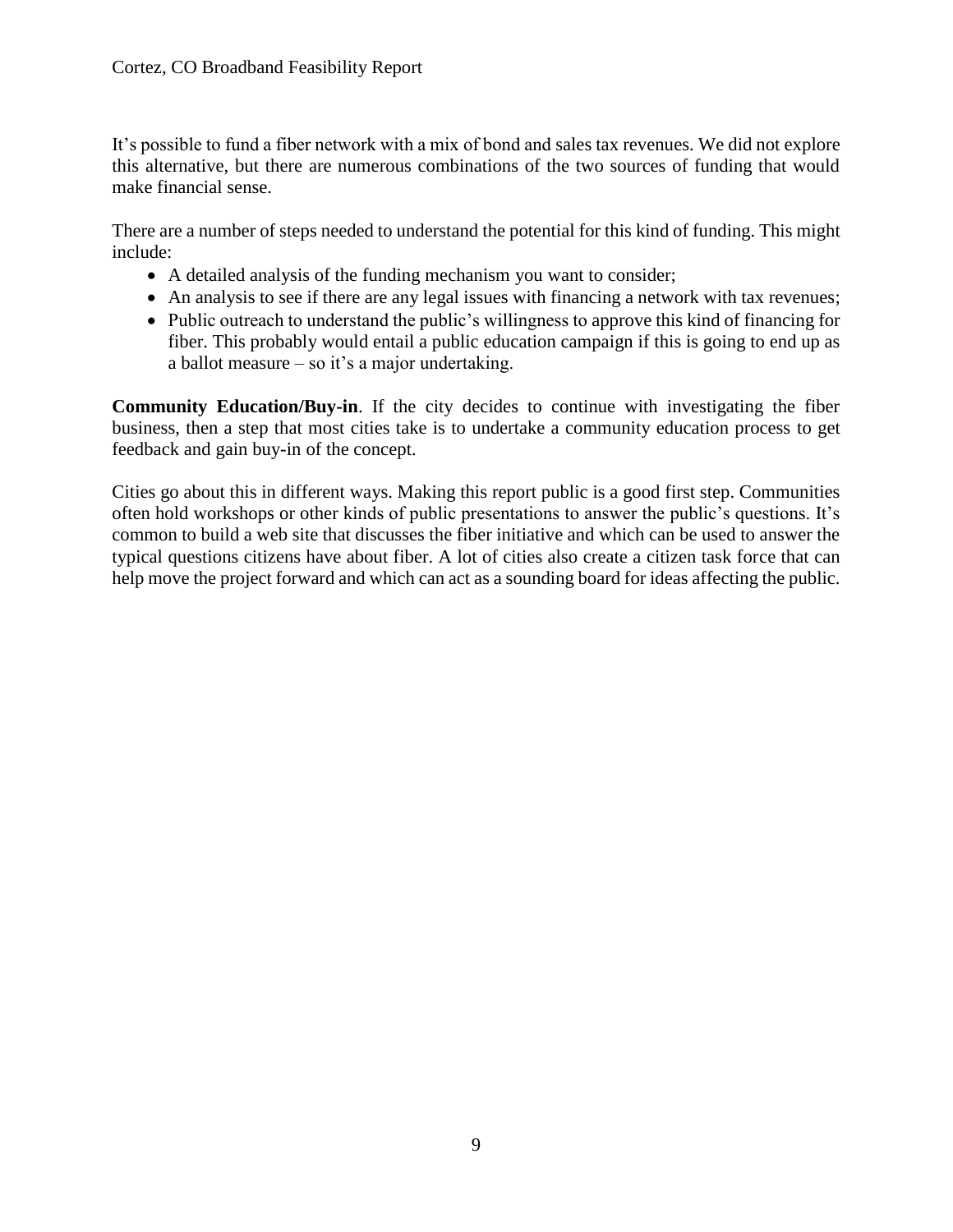It's possible to fund a fiber network with a mix of bond and sales tax revenues. We did not explore this alternative, but there are numerous combinations of the two sources of funding that would make financial sense.

There are a number of steps needed to understand the potential for this kind of funding. This might include:

- A detailed analysis of the funding mechanism you want to consider;
- An analysis to see if there are any legal issues with financing a network with tax revenues;
- Public outreach to understand the public's willingness to approve this kind of financing for fiber. This probably would entail a public education campaign if this is going to end up as a ballot measure – so it's a major undertaking.

**Community Education/Buy-in**. If the city decides to continue with investigating the fiber business, then a step that most cities take is to undertake a community education process to get feedback and gain buy-in of the concept.

Cities go about this in different ways. Making this report public is a good first step. Communities often hold workshops or other kinds of public presentations to answer the public's questions. It's common to build a web site that discusses the fiber initiative and which can be used to answer the typical questions citizens have about fiber. A lot of cities also create a citizen task force that can help move the project forward and which can act as a sounding board for ideas affecting the public.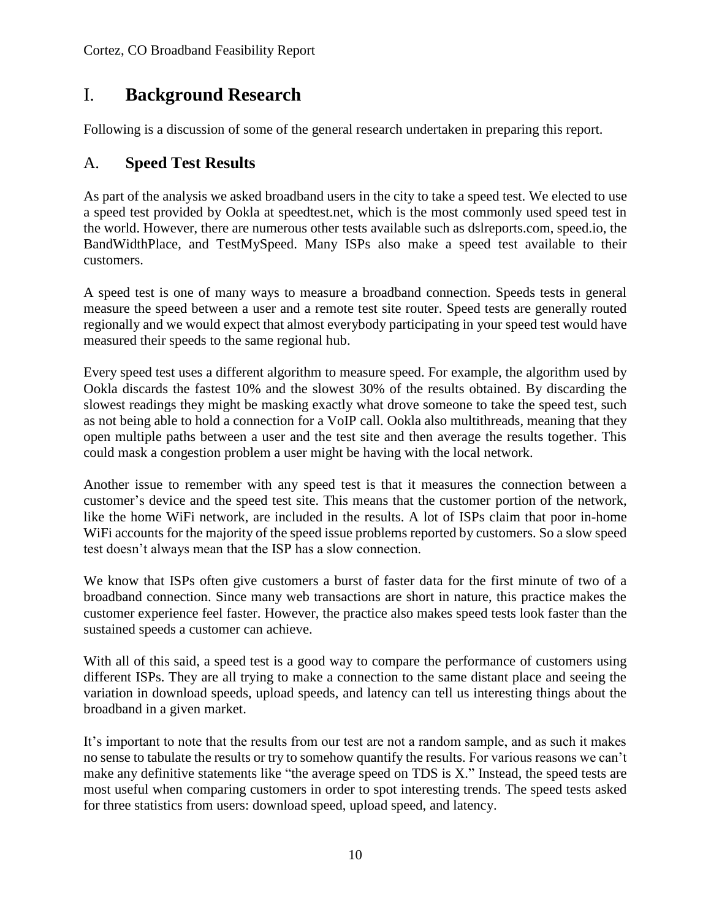# I. Background Research

Following is a discussion of some of the general research undertaken in preparing this report.

## A. Speed Test Results

As part of the analysis we asked broadband users in the city to take a speed test. We elected to use a speed test provided by Ookla at speedtest.net, which is the most commonly used speed test in the world. However, there are numerous other tests available such as dslreports.com, speed.io, the BandWidthPlace, and TestMySpeed. Many ISPs also make a speed test available to their customers.

A speed test is one of many ways to measure a broadband connection. Speeds tests in general measure the speed between a user and a remote test site router. Speed tests are generally routed regionally and we would expect that almost everybody participating in your speed test would have measured their speeds to the same regional hub.

Every speed test uses a different algorithm to measure speed. For example, the algorithm used by Ookla discards the fastest 10% and the slowest 30% of the results obtained. By discarding the slowest readings they might be masking exactly what drove someone to take the speed test, such as not being able to hold a connection for a VoIP call. Ookla also multithreads, meaning that they open multiple paths between a user and the test site and then average the results together. This could mask a congestion problem a user might be having with the local network.

Another issue to remember with any speed test is that it measures the connection between a customer's device and the speed test site. This means that the customer portion of the network, like the home WiFi network, are included in the results. A lot of ISPs claim that poor in-home WiFi accounts for the majority of the speed issue problems reported by customers. So a slow speed test doesn't always mean that the ISP has a slow connection.

We know that ISPs often give customers a burst of faster data for the first minute of two of a broadband connection. Since many web transactions are short in nature, this practice makes the customer experience feel faster. However, the practice also makes speed tests look faster than the sustained speeds a customer can achieve.

With all of this said, a speed test is a good way to compare the performance of customers using different ISPs. They are all trying to make a connection to the same distant place and seeing the variation in download speeds, upload speeds, and latency can tell us interesting things about the broadband in a given market.

It's important to note that the results from our test are not a random sample, and as such it makes no sense to tabulate the results or try to somehow quantify the results. For various reasons we can't make any definitive statements like "the average speed on TDS is X." Instead, the speed tests are most useful when comparing customers in order to spot interesting trends. The speed tests asked for three statistics from users: download speed, upload speed, and latency.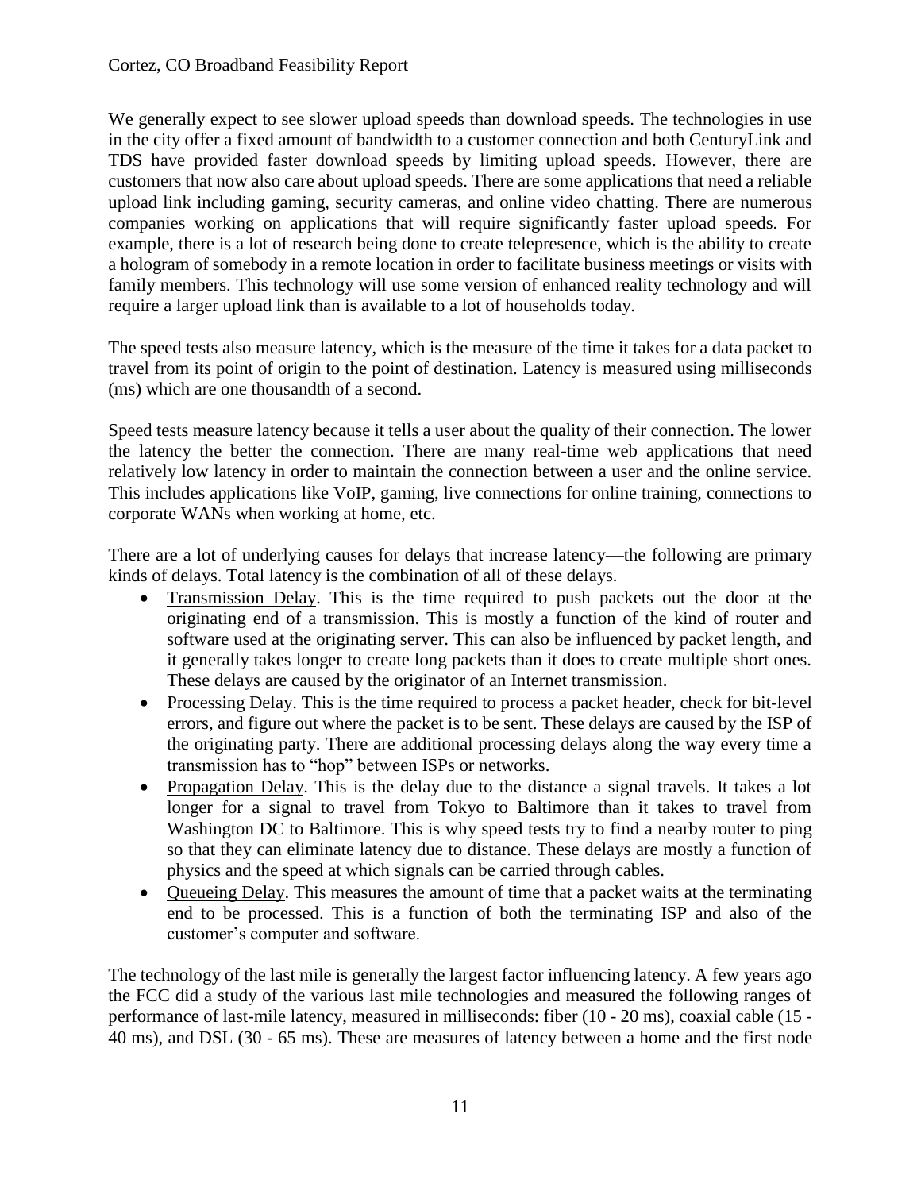We generally expect to see slower upload speeds than download speeds. The technologies in use in the city offer a fixed amount of bandwidth to a customer connection and both CenturyLink and TDS have provided faster download speeds by limiting upload speeds. However, there are customers that now also care about upload speeds. There are some applications that need a reliable upload link including gaming, security cameras, and online video chatting. There are numerous companies working on applications that will require significantly faster upload speeds. For example, there is a lot of research being done to create telepresence, which is the ability to create a hologram of somebody in a remote location in order to facilitate business meetings or visits with family members. This technology will use some version of enhanced reality technology and will require a larger upload link than is available to a lot of households today.

The speed tests also measure latency, which is the measure of the time it takes for a data packet to travel from its point of origin to the point of destination. Latency is measured using milliseconds (ms) which are one thousandth of a second.

Speed tests measure latency because it tells a user about the quality of their connection. The lower the latency the better the connection. There are many real-time web applications that need relatively low latency in order to maintain the connection between a user and the online service. This includes applications like VoIP, gaming, live connections for online training, connections to corporate WANs when working at home, etc.

There are a lot of underlying causes for delays that increase latency—the following are primary kinds of delays. Total latency is the combination of all of these delays.

- Transmission Delay. This is the time required to push packets out the door at the originating end of a transmission. This is mostly a function of the kind of router and software used at the originating server. This can also be influenced by packet length, and it generally takes longer to create long packets than it does to create multiple short ones. These delays are caused by the originator of an Internet transmission.
- Processing Delay. This is the time required to process a packet header, check for bit-level errors, and figure out where the packet is to be sent. These delays are caused by the ISP of the originating party. There are additional processing delays along the way every time a transmission has to "hop" between ISPs or networks.
- Propagation Delay. This is the delay due to the distance a signal travels. It takes a lot longer for a signal to travel from Tokyo to Baltimore than it takes to travel from Washington DC to Baltimore. This is why speed tests try to find a nearby router to ping so that they can eliminate latency due to distance. These delays are mostly a function of physics and the speed at which signals can be carried through cables.
- Queueing Delay. This measures the amount of time that a packet waits at the terminating end to be processed. This is a function of both the terminating ISP and also of the customer's computer and software.

The technology of the last mile is generally the largest factor influencing latency. A few years ago the FCC did a study of the various last mile technologies and measured the following ranges of performance of last-mile latency, measured in milliseconds: fiber (10 - 20 ms), coaxial cable (15 - 40 ms), and DSL (30 - 65 ms). These are measures of latency between a home and the first node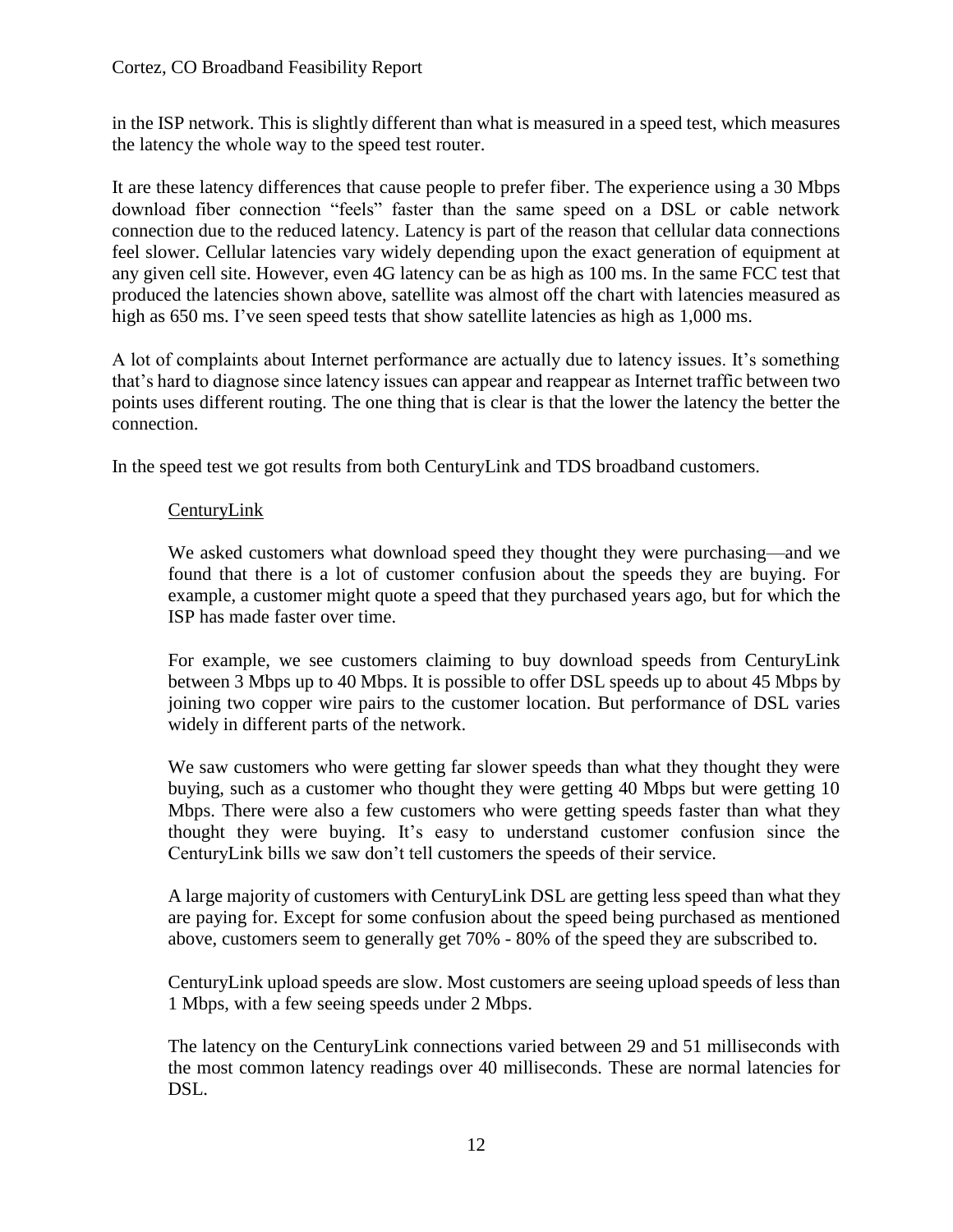in the ISP network. This is slightly different than what is measured in a speed test, which measures the latency the whole way to the speed test router.

It are these latency differences that cause people to prefer fiber. The experience using a 30 Mbps download fiber connection "feels" faster than the same speed on a DSL or cable network connection due to the reduced latency. Latency is part of the reason that cellular data connections feel slower. Cellular latencies vary widely depending upon the exact generation of equipment at any given cell site. However, even 4G latency can be as high as 100 ms. In the same FCC test that produced the latencies shown above, satellite was almost off the chart with latencies measured as high as 650 ms. I've seen speed tests that show satellite latencies as high as 1,000 ms.

A lot of complaints about Internet performance are actually due to latency issues. It's something that's hard to diagnose since latency issues can appear and reappear as Internet traffic between two points uses different routing. The one thing that is clear is that the lower the latency the better the connection.

In the speed test we got results from both CenturyLink and TDS broadband customers.

CenturyLink

We asked customers what download speed they thought they were purchasing—and we found that there is a lot of customer confusion about the speeds they are buying. For example, a customer might quote a speed that they purchased years ago, but for which the ISP has made faster over time.

For example, we see customers claiming to buy download speeds from CenturyLink between 3 Mbps up to 40 Mbps. It is possible to offer DSL speeds up to about 45 Mbps by joining two copper wire pairs to the customer location. But performance of DSL varies widely in different parts of the network.

We saw customers who were getting far slower speeds than what they thought they were buying, such as a customer who thought they were getting 40 Mbps but were getting 10 Mbps. There were also a few customers who were getting speeds faster than what they thought they were buying. It's easy to understand customer confusion since the CenturyLink bills we saw don't tell customers the speeds of their service.

A large majority of customers with CenturyLink DSL are getting less speed than what they are paying for. Except for some confusion about the speed being purchased as mentioned above, customers seem to generally get 70% - 80% of the speed they are subscribed to.

CenturyLink upload speeds are slow. Most customers are seeing upload speeds of less than 1 Mbps, with a few seeing speeds under 2 Mbps.

The latency on the CenturyLink connections varied between 29 and 51 milliseconds with the most common latency readings over 40 milliseconds. These are normal latencies for DSL.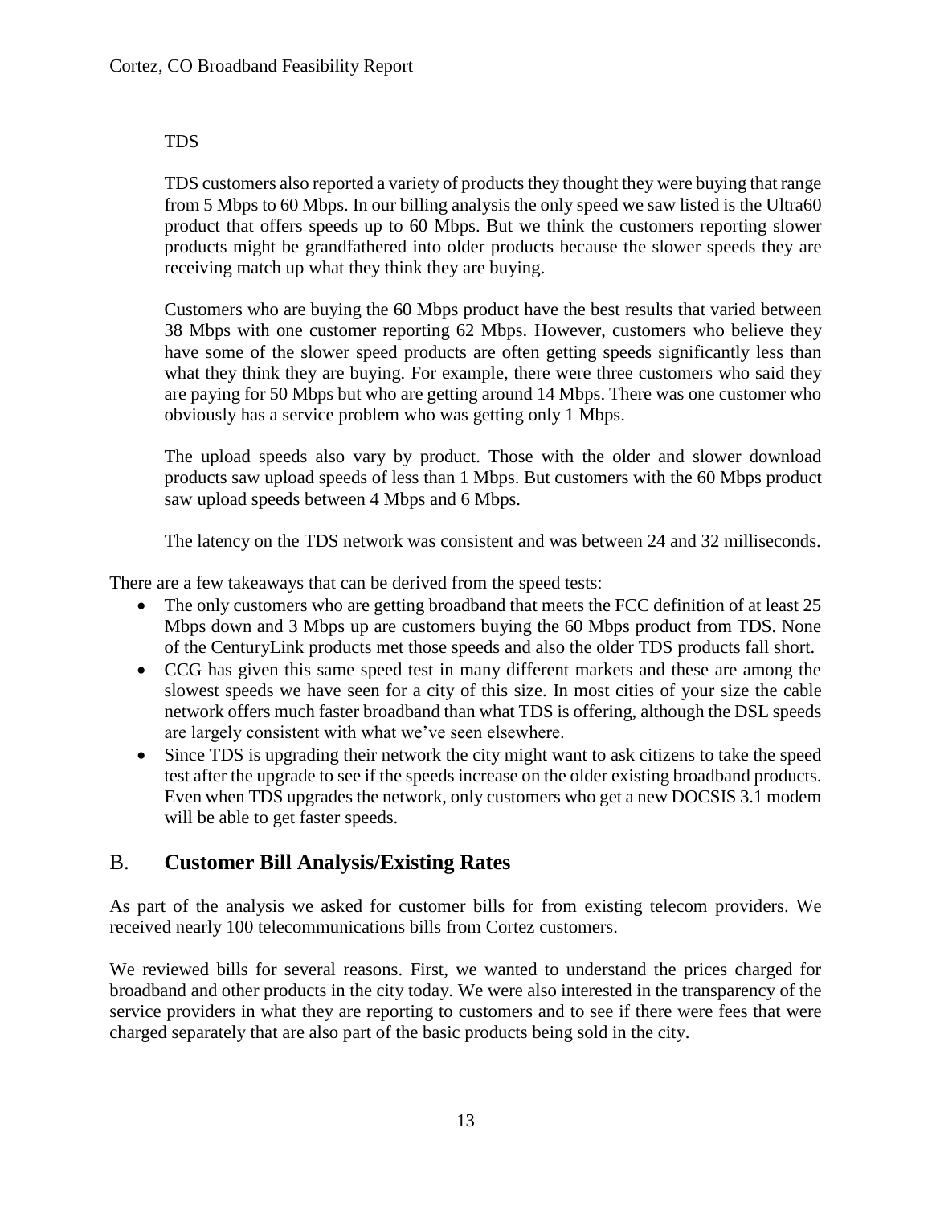TDS

TDS customers also reported a variety of products they thought they were buying that range from 5 Mbps to 60 Mbps. In our billing analysis the only speed we saw listed is the Ultra60 product that offers speeds up to 60 Mbps. But we think the customers reporting slower products might be grandfathered into older products because the slower speeds they are receiving match up what they think they are buying.

Customers who are buying the 60 Mbps product have the best results that varied between 38 Mbps with one customer reporting 62 Mbps. However, customers who believe they have some of the slower speed products are often getting speeds significantly less than what they think they are buying. For example, there were three customers who said they are paying for 50 Mbps but who are getting around 14 Mbps. There was one customer who obviously has a service problem who was getting only 1 Mbps.

The upload speeds also vary by product. Those with the older and slower download products saw upload speeds of less than 1 Mbps. But customers with the 60 Mbps product saw upload speeds between 4 Mbps and 6 Mbps.

The latency on the TDS network was consistent and was between 24 and 32 milliseconds.

There are a few takeaways that can be derived from the speed tests:

- The only customers who are getting broadband that meets the FCC definition of at least 25 Mbps down and 3 Mbps up are customers buying the 60 Mbps product from TDS. None of the CenturyLink products met those speeds and also the older TDS products fall short.
- CCG has given this same speed test in many different markets and these are among the slowest speeds we have seen for a city of this size. In most cities of your size the cable network offers much faster broadband than what TDS is offering, although the DSL speeds are largely consistent with what we've seen elsewhere.
- Since TDS is upgrading their network the city might want to ask citizens to take the speed test after the upgrade to see if the speeds increase on the older existing broadband products. Even when TDS upgrades the network, only customers who get a new DOCSIS 3.1 modem will be able to get faster speeds.

## B. **Customer Bill Analysis/Existing Rates**

As part of the analysis we asked for customer bills for from existing telecom providers. We received nearly 100 telecommunications bills from Cortez customers.

We reviewed bills for several reasons. First, we wanted to understand the prices charged for broadband and other products in the city today. We were also interested in the transparency of the service providers in what they are reporting to customers and to see if there were fees that were charged separately that are also part of the basic products being sold in the city.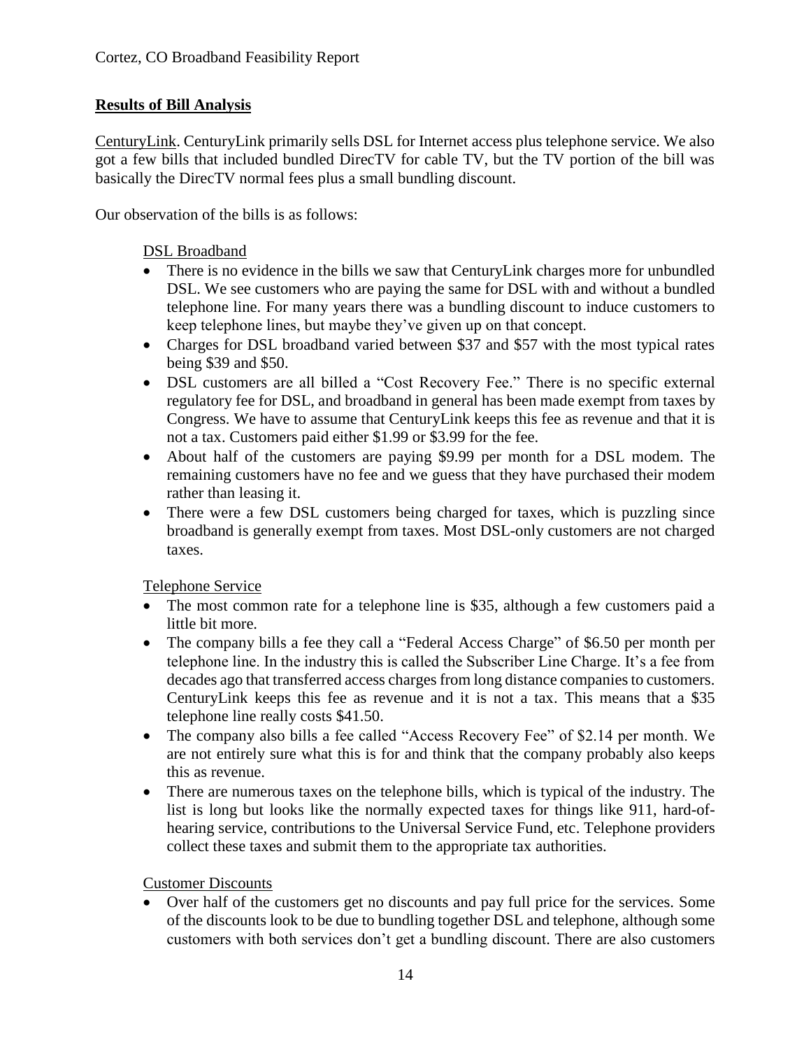## Results of Bill Analysis

CenturyLink. CenturyLink primarily sells DSL for Internet access plus telephone service. We also got a few bills that included bundled DirecTV for cable TV, but the TV portion of the bill was basically the DirecTV normal fees plus a small bundling discount.

Our observation of the bills is as follows:

DSL Broadband

- There is no evidence in the bills we saw that CenturyLink charges more for unbundled DSL. We see customers who are paying the same for DSL with and without a bundled telephone line. For many years there was a bundling discount to induce customers to keep telephone lines, but maybe they've given up on that concept.
- Charges for DSL broadband varied between \$37 and \$57 with the most typical rates being \$39 and \$50.
- DSL customers are all billed a "Cost Recovery Fee." There is no specific external regulatory fee for DSL, and broadband in general has been made exempt from taxes by Congress. We have to assume that CenturyLink keeps this fee as revenue and that it is not a tax. Customers paid either \$1.99 or \$3.99 for the fee.
- About half of the customers are paying \$9.99 per month for a DSL modem. The remaining customers have no fee and we guess that they have purchased their modem rather than leasing it.
- There were a few DSL customers being charged for taxes, which is puzzling since broadband is generally exempt from taxes. Most DSL-only customers are not charged taxes.

Telephone Service

- The most common rate for a telephone line is \$35, although a few customers paid a little bit more.
- The company bills a fee they call a "Federal Access Charge" of \$6.50 per month per telephone line. In the industry this is called the Subscriber Line Charge. It's a fee from decades ago that transferred access charges from long distance companies to customers. CenturyLink keeps this fee as revenue and it is not a tax. This means that a \$35 telephone line really costs \$41.50.
- The company also bills a fee called "Access Recovery Fee" of \$2.14 per month. We are not entirely sure what this is for and think that the company probably also keeps this as revenue.
- There are numerous taxes on the telephone bills, which is typical of the industry. The list is long but looks like the normally expected taxes for things like 911, hard-of-hearing service, contributions to the Universal Service Fund, etc. Telephone providers collect these taxes and submit them to the appropriate tax authorities.

Customer Discounts

- Over half of the customers get no discounts and pay full price for the services. Some of the discounts look to be due to bundling together DSL and telephone, although some customers with both services don't get a bundling discount. There are also customers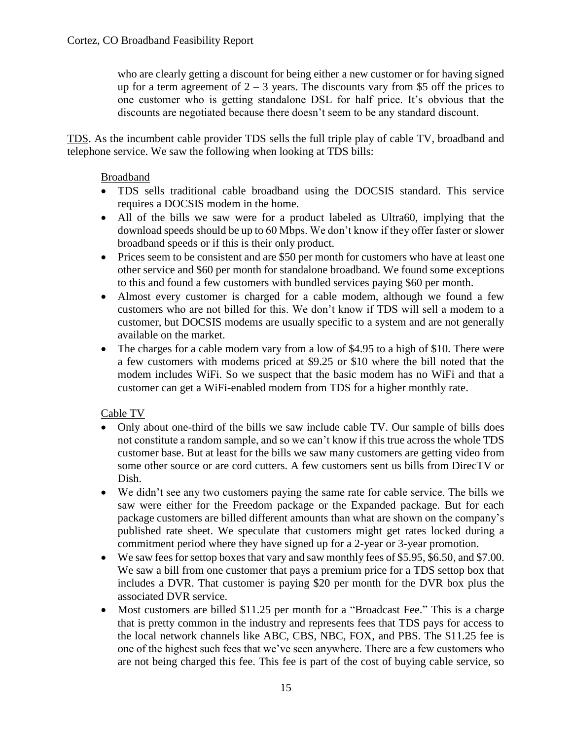who are clearly getting a discount for being either a new customer or for having signed up for a term agreement of 2 – 3 years. The discounts vary from $5 off the prices to one customer who is getting standalone DSL for half price. It's obvious that the discounts are negotiated because there doesn't seem to be any standard discount.

TDS. As the incumbent cable provider TDS sells the full triple play of cable TV, broadband and telephone service. We saw the following when looking at TDS bills:

Broadband

- TDS sells traditional cable broadband using the DOCSIS standard. This service requires a DOCSIS modem in the home.
- All of the bills we saw were for a product labeled as Ultra60, implying that the download speeds should be up to 60 Mbps. We don't know if they offer faster or slower broadband speeds or if this is their only product.
- Prices seem to be consistent and are $50 per month for customers who have at least one other service and $60 per month for standalone broadband. We found some exceptions to this and found a few customers with bundled services paying $60 per month.
- Almost every customer is charged for a cable modem, although we found a few customers who are not billed for this. We don't know if TDS will sell a modem to a customer, but DOCSIS modems are usually specific to a system and are not generally available on the market.
- The charges for a cable modem vary from a low of $4.95 to a high of $10. There were a few customers with modems priced at $9.25 or $10 where the bill noted that the modem includes WiFi. So we suspect that the basic modem has no WiFi and that a customer can get a WiFi-enabled modem from TDS for a higher monthly rate.

Cable TV

- Only about one-third of the bills we saw include cable TV. Our sample of bills does not constitute a random sample, and so we can't know if this true across the whole TDS customer base. But at least for the bills we saw many customers are getting video from some other source or are cord cutters. A few customers sent us bills from DirecTV or Dish.
- We didn't see any two customers paying the same rate for cable service. The bills we saw were either for the Freedom package or the Expanded package. But for each package customers are billed different amounts than what are shown on the company's published rate sheet. We speculate that customers might get rates locked during a commitment period where they have signed up for a 2-year or 3-year promotion.
- We saw fees for settop boxes that vary and saw monthly fees of $5.95, $6.50, and $7.00. We saw a bill from one customer that pays a premium price for a TDS settop box that includes a DVR. That customer is paying $20 per month for the DVR box plus the associated DVR service.
- Most customers are billed $11.25 per month for a "Broadcast Fee." This is a charge that is pretty common in the industry and represents fees that TDS pays for access to the local network channels like ABC, CBS, NBC, FOX, and PBS. The $11.25 fee is one of the highest such fees that we've seen anywhere. There are a few customers who are not being charged this fee. This fee is part of the cost of buying cable service, so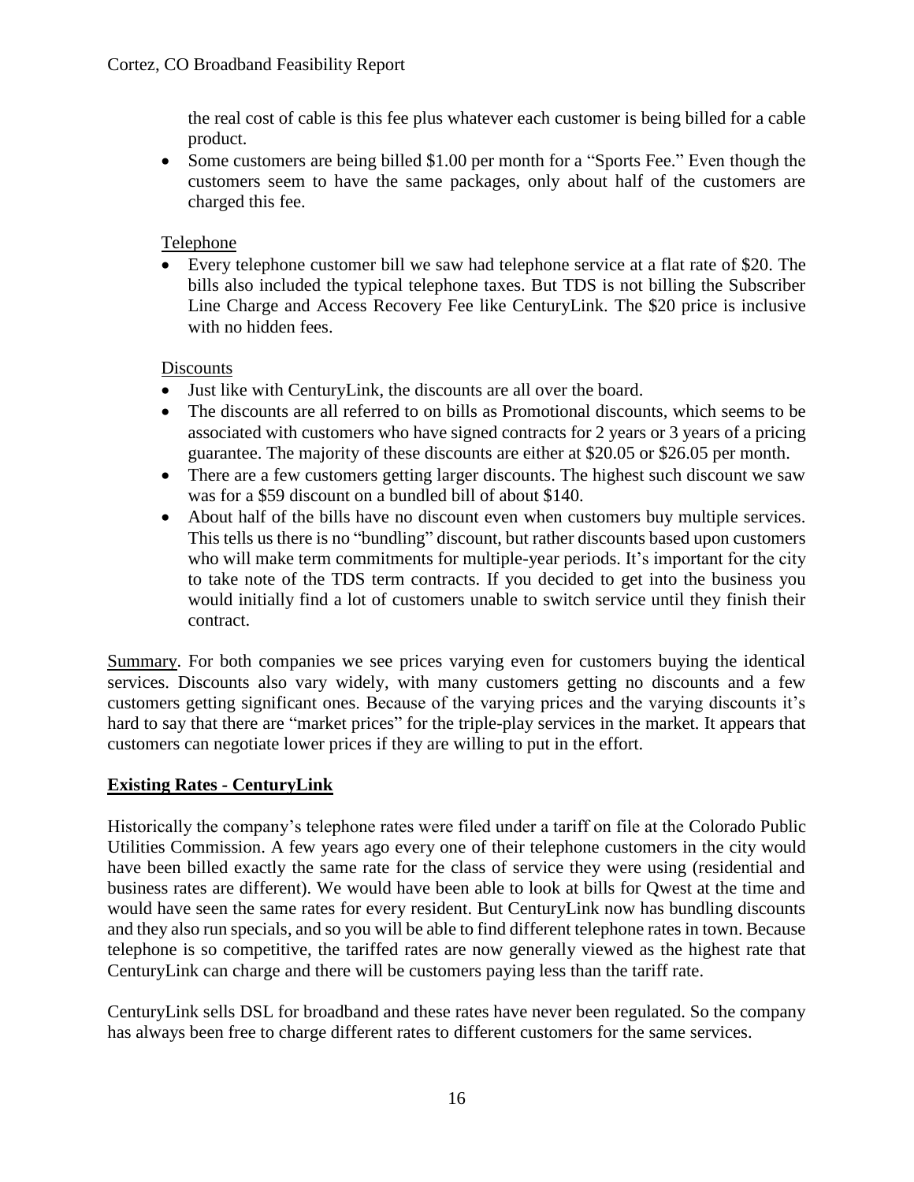the real cost of cable is this fee plus whatever each customer is being billed for a cable product.

- Some customers are being billed $1.00 per month for a "Sports Fee." Even though the customers seem to have the same packages, only about half of the customers are charged this fee.

Telephone

- Every telephone customer bill we saw had telephone service at a flat rate of $20. The bills also included the typical telephone taxes. But TDS is not billing the Subscriber Line Charge and Access Recovery Fee like CenturyLink. The $20 price is inclusive with no hidden fees.

Discounts

- Just like with CenturyLink, the discounts are all over the board.
- The discounts are all referred to on bills as Promotional discounts, which seems to be associated with customers who have signed contracts for 2 years or 3 years of a pricing guarantee. The majority of these discounts are either at $20.05 or $26.05 per month.
- There are a few customers getting larger discounts. The highest such discount we saw was for a $59 discount on a bundled bill of about $140.
- About half of the bills have no discount even when customers buy multiple services. This tells us there is no "bundling" discount, but rather discounts based upon customers who will make term commitments for multiple-year periods. It's important for the city to take note of the TDS term contracts. If you decided to get into the business you would initially find a lot of customers unable to switch service until they finish their contract.

Summary. For both companies we see prices varying even for customers buying the identical services. Discounts also vary widely, with many customers getting no discounts and a few customers getting significant ones. Because of the varying prices and the varying discounts it's hard to say that there are "market prices" for the triple-play services in the market. It appears that customers can negotiate lower prices if they are willing to put in the effort.

## Existing Rates - CenturyLink

Historically the company's telephone rates were filed under a tariff on file at the Colorado Public Utilities Commission. A few years ago every one of their telephone customers in the city would have been billed exactly the same rate for the class of service they were using (residential and business rates are different). We would have been able to look at bills for Qwest at the time and would have seen the same rates for every resident. But CenturyLink now has bundling discounts and they also run specials, and so you will be able to find different telephone rates in town. Because telephone is so competitive, the tariffed rates are now generally viewed as the highest rate that CenturyLink can charge and there will be customers paying less than the tariff rate.

CenturyLink sells DSL for broadband and these rates have never been regulated. So the company has always been free to charge different rates to different customers for the same services.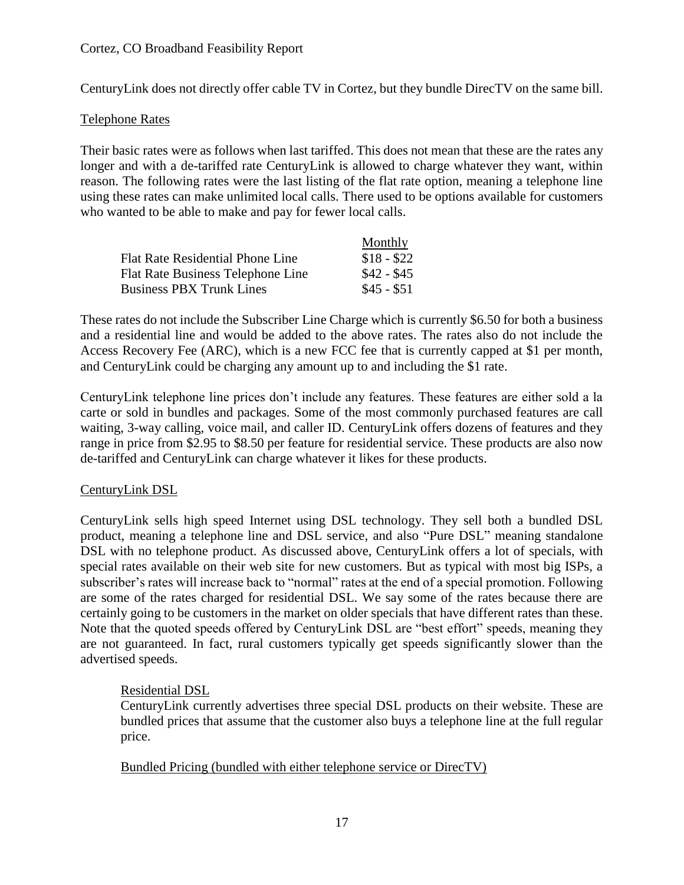CenturyLink does not directly offer cable TV in Cortez, but they bundle DirecTV on the same bill.

Telephone Rates

Their basic rates were as follows when last tariffed. This does not mean that these are the rates any longer and with a de-tariffed rate CenturyLink is allowed to charge whatever they want, within reason. The following rates were the last listing of the flat rate option, meaning a telephone line using these rates can make unlimited local calls. There used to be options available for customers who wanted to be able to make and pay for fewer local calls.

| | Monthly |
|---|---|
| Flat Rate Residential Phone Line | $18 - $22 |
| Flat Rate Business Telephone Line | $42 - $45 |
| Business PBX Trunk Lines | $45 - $51 |

These rates do not include the Subscriber Line Charge which is currently $6.50 for both a business and a residential line and would be added to the above rates. The rates also do not include the Access Recovery Fee (ARC), which is a new FCC fee that is currently capped at $1 per month, and CenturyLink could be charging any amount up to and including the $1 rate.

CenturyLink telephone line prices don't include any features. These features are either sold a la carte or sold in bundles and packages. Some of the most commonly purchased features are call waiting, 3-way calling, voice mail, and caller ID. CenturyLink offers dozens of features and they range in price from $2.95 to $8.50 per feature for residential service. These products are also now de-tariffed and CenturyLink can charge whatever it likes for these products.

CenturyLink DSL

CenturyLink sells high speed Internet using DSL technology. They sell both a bundled DSL product, meaning a telephone line and DSL service, and also "Pure DSL" meaning standalone DSL with no telephone product. As discussed above, CenturyLink offers a lot of specials, with special rates available on their web site for new customers. But as typical with most big ISPs, a subscriber's rates will increase back to "normal" rates at the end of a special promotion. Following are some of the rates charged for residential DSL. We say some of the rates because there are certainly going to be customers in the market on older specials that have different rates than these. Note that the quoted speeds offered by CenturyLink DSL are "best effort" speeds, meaning they are not guaranteed. In fact, rural customers typically get speeds significantly slower than the advertised speeds.

Residential DSL

CenturyLink currently advertises three special DSL products on their website. These are bundled prices that assume that the customer also buys a telephone line at the full regular price.

Bundled Pricing (bundled with either telephone service or DirecTV)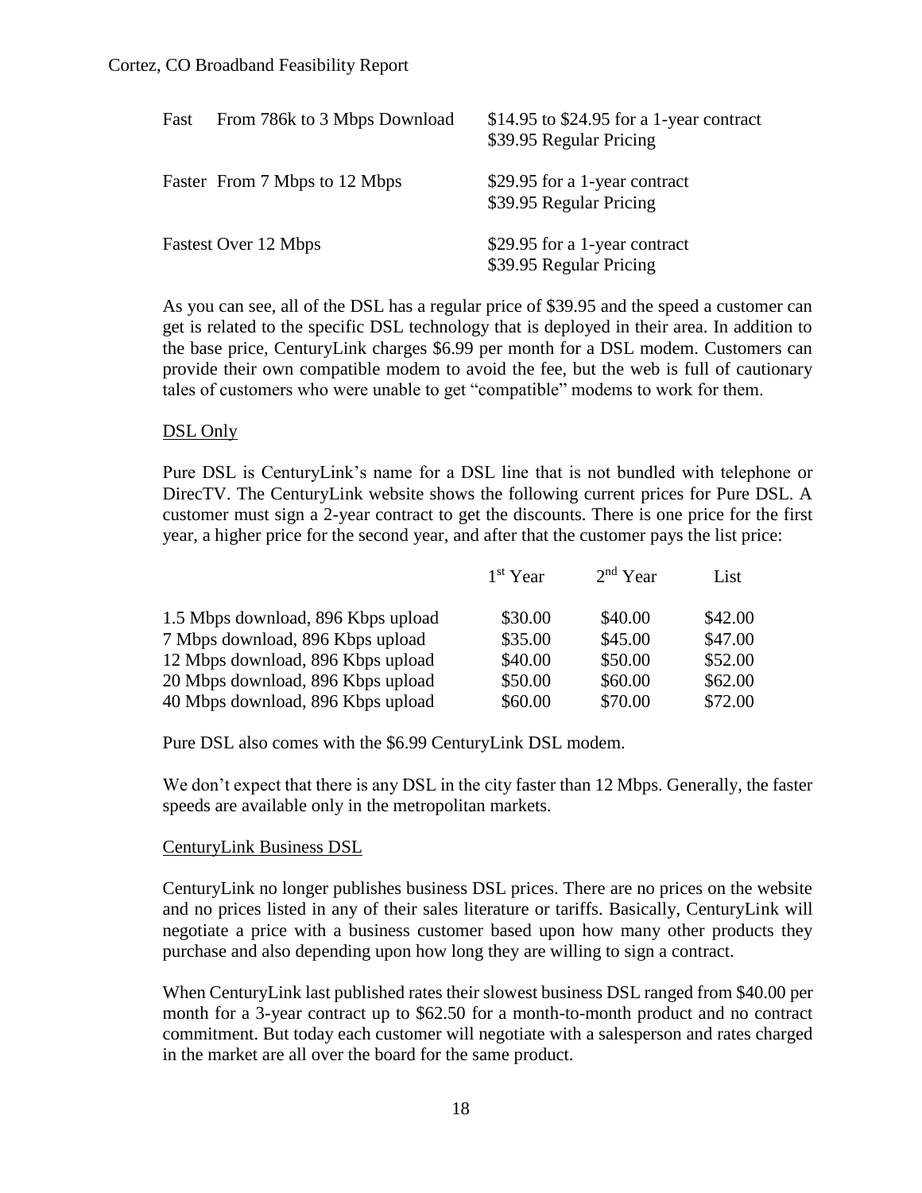| | | |
|---|---|---|
| Fast | From 786k to 3 Mbps Download | \$14.95 to \$24.95 for a 1-year contract<br>\$39.95 Regular Pricing |
| Faster | From 7 Mbps to 12 Mbps | \$29.95 for a 1-year contract<br>\$39.95 Regular Pricing |
| Fastest | Over 12 Mbps | \$29.95 for a 1-year contract<br>\$39.95 Regular Pricing |

As you can see, all of the DSL has a regular price of \$39.95 and the speed a customer can get is related to the specific DSL technology that is deployed in their area. In addition to the base price, CenturyLink charges \$6.99 per month for a DSL modem. Customers can provide their own compatible modem to avoid the fee, but the web is full of cautionary tales of customers who were unable to get "compatible" modems to work for them.

DSL Only

Pure DSL is CenturyLink's name for a DSL line that is not bundled with telephone or DirecTV. The CenturyLink website shows the following current prices for Pure DSL. A customer must sign a 2-year contract to get the discounts. There is one price for the first year, a higher price for the second year, and after that the customer pays the list price:

| | 1st Year | 2nd Year | List |
|---|---|---|---|
| 1.5 Mbps download, 896 Kbps upload | \$30.00 | \$40.00 | \$42.00 |
| 7 Mbps download, 896 Kbps upload | \$35.00 | \$45.00 | \$47.00 |
| 12 Mbps download, 896 Kbps upload | \$40.00 | \$50.00 | \$52.00 |
| 20 Mbps download, 896 Kbps upload | \$50.00 | \$60.00 | \$62.00 |
| 40 Mbps download, 896 Kbps upload | \$60.00 | \$70.00 | \$72.00 |

Pure DSL also comes with the \$6.99 CenturyLink DSL modem.

We don't expect that there is any DSL in the city faster than 12 Mbps. Generally, the faster speeds are available only in the metropolitan markets.

CenturyLink Business DSL

CenturyLink no longer publishes business DSL prices. There are no prices on the website and no prices listed in any of their sales literature or tariffs. Basically, CenturyLink will negotiate a price with a business customer based upon how many other products they purchase and also depending upon how long they are willing to sign a contract.

When CenturyLink last published rates their slowest business DSL ranged from \$40.00 per month for a 3-year contract up to \$62.50 for a month-to-month product and no contract commitment. But today each customer will negotiate with a salesperson and rates charged in the market are all over the board for the same product.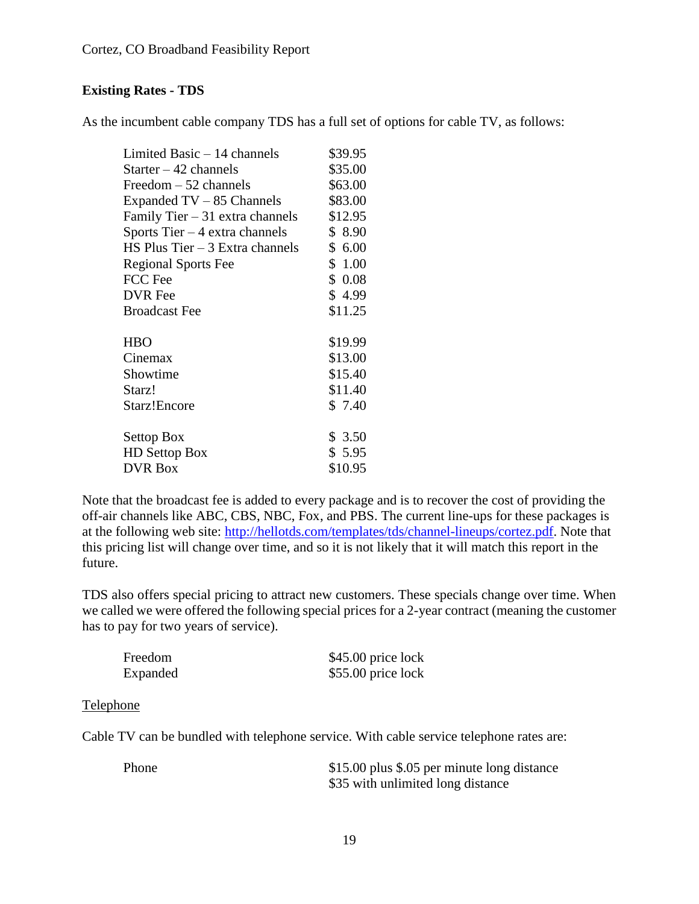**Existing Rates - TDS**

As the incumbent cable company TDS has a full set of options for cable TV, as follows:

| | |
|---|---|
| Limited Basic – 14 channels | $39.95 |
| Starter – 42 channels | $35.00 |
| Freedom – 52 channels | $63.00 |
| Expanded TV – 85 Channels | $83.00 |
| Family Tier – 31 extra channels | $12.95 |
| Sports Tier – 4 extra channels | $ 8.90 |
| HS Plus Tier – 3 Extra channels | $ 6.00 |
| Regional Sports Fee | $ 1.00 |
| FCC Fee | $ 0.08 |
| DVR Fee | $ 4.99 |
| Broadcast Fee | $11.25 |
| | |
| HBO | $19.99 |
| Cinemax | $13.00 |
| Showtime | $15.40 |
| Starz! | $11.40 |
| Starz!Encore | $ 7.40 |
| | |
| Settop Box | $ 3.50 |
| HD Settop Box | $ 5.95 |
| DVR Box | $10.95 |

Note that the broadcast fee is added to every package and is to recover the cost of providing the off-air channels like ABC, CBS, NBC, Fox, and PBS. The current line-ups for these packages is at the following web site: http://hellotds.com/templates/tds/channel-lineups/cortez.pdf. Note that this pricing list will change over time, and so it is not likely that it will match this report in the future.

TDS also offers special pricing to attract new customers. These specials change over time. When we called we were offered the following special prices for a 2-year contract (meaning the customer has to pay for two years of service).

| | |
|---|---|
| Freedom | $45.00 price lock |
| Expanded | $55.00 price lock |

Telephone

Cable TV can be bundled with telephone service. With cable service telephone rates are:

| | |
|---|---|
| Phone | $15.00 plus $.05 per minute long distance |
| | $35 with unlimited long distance |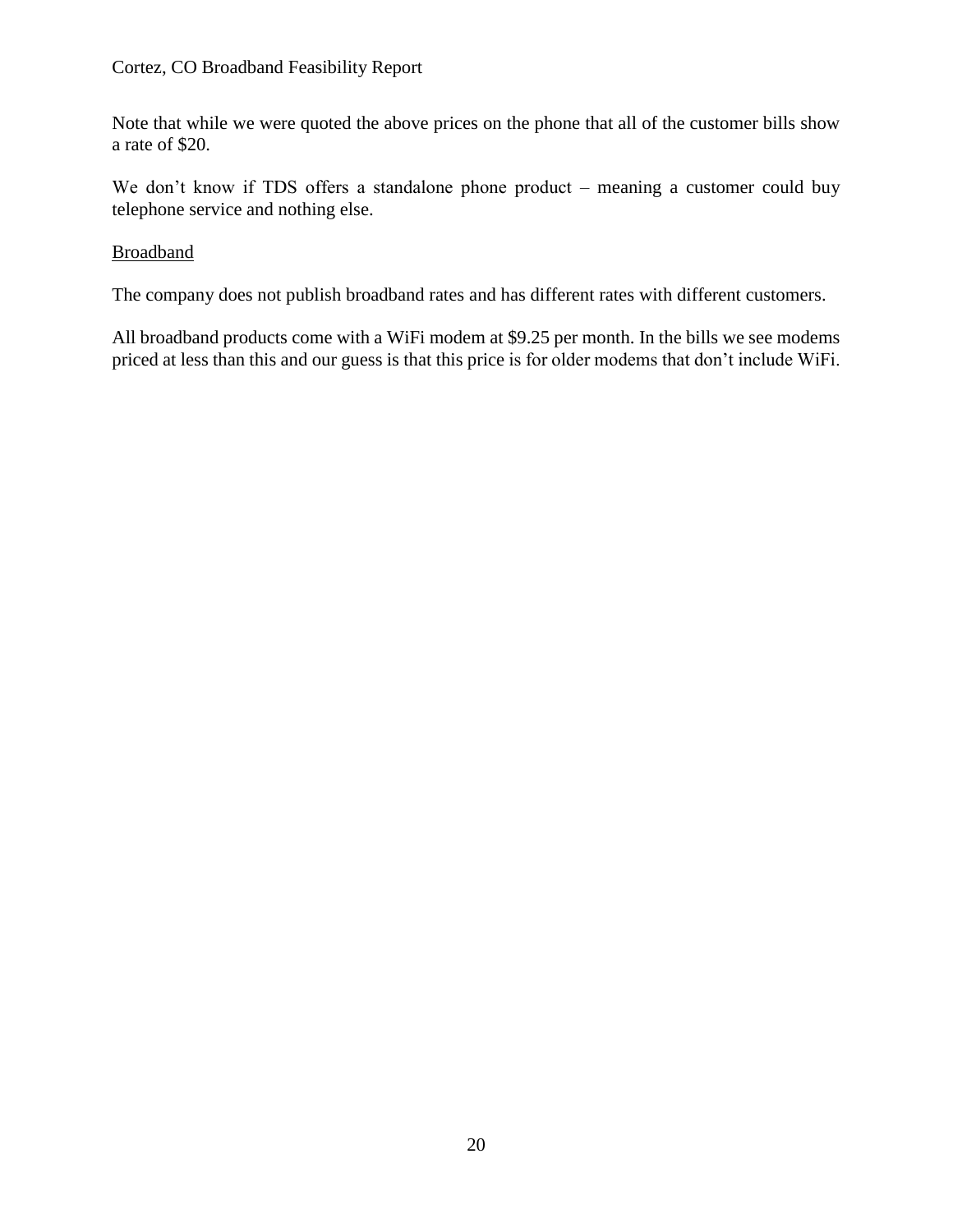Note that while we were quoted the above prices on the phone that all of the customer bills show a rate of $20.

We don't know if TDS offers a standalone phone product – meaning a customer could buy telephone service and nothing else.

<u>Broadband</u>

The company does not publish broadband rates and has different rates with different customers.

All broadband products come with a WiFi modem at $9.25 per month. In the bills we see modems priced at less than this and our guess is that this price is for older modems that don't include WiFi.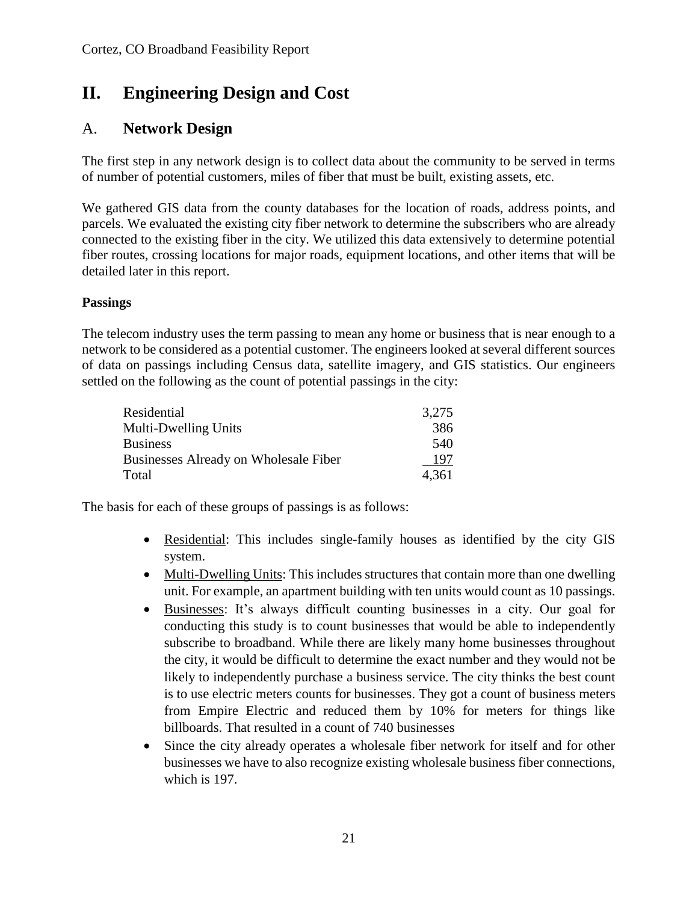# II. Engineering Design and Cost

## A. Network Design

The first step in any network design is to collect data about the community to be served in terms of number of potential customers, miles of fiber that must be built, existing assets, etc.

We gathered GIS data from the county databases for the location of roads, address points, and parcels. We evaluated the existing city fiber network to determine the subscribers who are already connected to the existing fiber in the city. We utilized this data extensively to determine potential fiber routes, crossing locations for major roads, equipment locations, and other items that will be detailed later in this report.

**Passings**

The telecom industry uses the term passing to mean any home or business that is near enough to a network to be considered as a potential customer. The engineers looked at several different sources of data on passings including Census data, satellite imagery, and GIS statistics. Our engineers settled on the following as the count of potential passings in the city:

| | |
|---|---:|
| Residential | 3,275 |
| Multi-Dwelling Units | 386 |
| Business | 540 |
| Businesses Already on Wholesale Fiber | 197 |
| Total | 4,361 |

The basis for each of these groups of passings is as follows:

- Residential: This includes single-family houses as identified by the city GIS system.
- Multi-Dwelling Units: This includes structures that contain more than one dwelling unit. For example, an apartment building with ten units would count as 10 passings.
- Businesses: It's always difficult counting businesses in a city. Our goal for conducting this study is to count businesses that would be able to independently subscribe to broadband. While there are likely many home businesses throughout the city, it would be difficult to determine the exact number and they would not be likely to independently purchase a business service. The city thinks the best count is to use electric meters counts for businesses. They got a count of business meters from Empire Electric and reduced them by 10% for meters for things like billboards. That resulted in a count of 740 businesses
- Since the city already operates a wholesale fiber network for itself and for other businesses we have to also recognize existing wholesale business fiber connections, which is 197.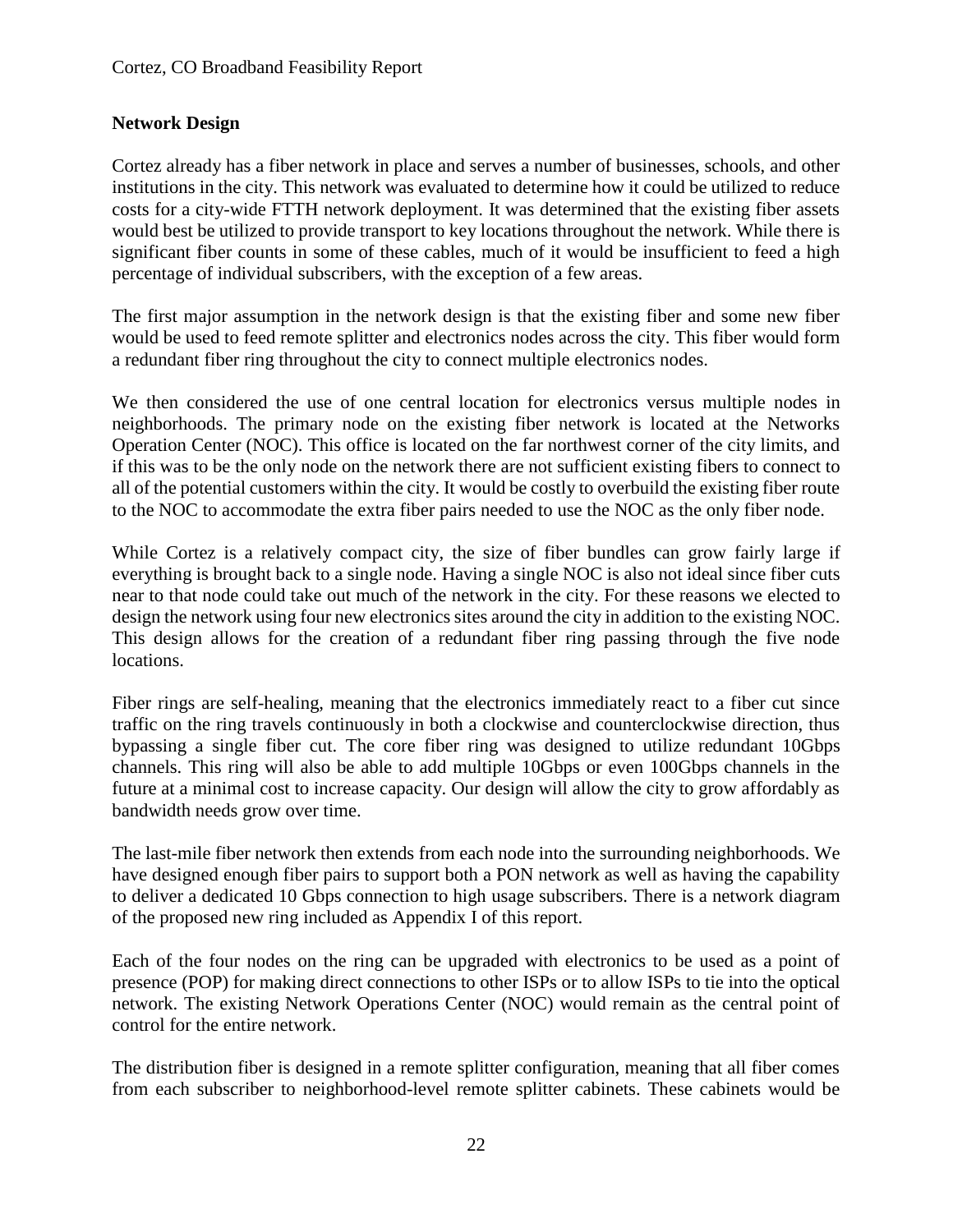## Network Design

Cortez already has a fiber network in place and serves a number of businesses, schools, and other institutions in the city. This network was evaluated to determine how it could be utilized to reduce costs for a city-wide FTTH network deployment. It was determined that the existing fiber assets would best be utilized to provide transport to key locations throughout the network. While there is significant fiber counts in some of these cables, much of it would be insufficient to feed a high percentage of individual subscribers, with the exception of a few areas.

The first major assumption in the network design is that the existing fiber and some new fiber would be used to feed remote splitter and electronics nodes across the city. This fiber would form a redundant fiber ring throughout the city to connect multiple electronics nodes.

We then considered the use of one central location for electronics versus multiple nodes in neighborhoods. The primary node on the existing fiber network is located at the Networks Operation Center (NOC). This office is located on the far northwest corner of the city limits, and if this was to be the only node on the network there are not sufficient existing fibers to connect to all of the potential customers within the city. It would be costly to overbuild the existing fiber route to the NOC to accommodate the extra fiber pairs needed to use the NOC as the only fiber node.

While Cortez is a relatively compact city, the size of fiber bundles can grow fairly large if everything is brought back to a single node. Having a single NOC is also not ideal since fiber cuts near to that node could take out much of the network in the city. For these reasons we elected to design the network using four new electronics sites around the city in addition to the existing NOC. This design allows for the creation of a redundant fiber ring passing through the five node locations.

Fiber rings are self-healing, meaning that the electronics immediately react to a fiber cut since traffic on the ring travels continuously in both a clockwise and counterclockwise direction, thus bypassing a single fiber cut. The core fiber ring was designed to utilize redundant 10Gbps channels. This ring will also be able to add multiple 10Gbps or even 100Gbps channels in the future at a minimal cost to increase capacity. Our design will allow the city to grow affordably as bandwidth needs grow over time.

The last-mile fiber network then extends from each node into the surrounding neighborhoods. We have designed enough fiber pairs to support both a PON network as well as having the capability to deliver a dedicated 10 Gbps connection to high usage subscribers. There is a network diagram of the proposed new ring included as Appendix I of this report.

Each of the four nodes on the ring can be upgraded with electronics to be used as a point of presence (POP) for making direct connections to other ISPs or to allow ISPs to tie into the optical network. The existing Network Operations Center (NOC) would remain as the central point of control for the entire network.

The distribution fiber is designed in a remote splitter configuration, meaning that all fiber comes from each subscriber to neighborhood-level remote splitter cabinets. These cabinets would be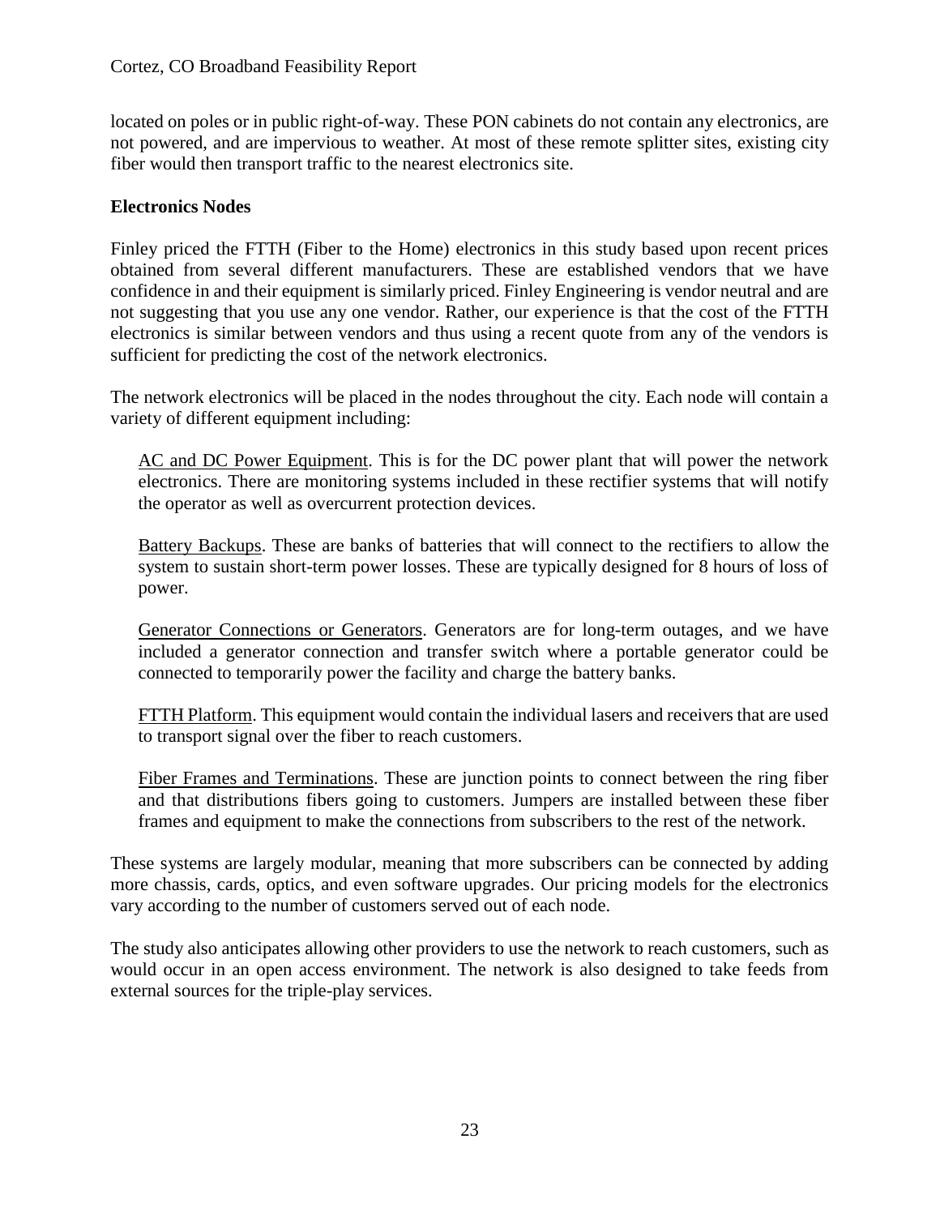located on poles or in public right-of-way. These PON cabinets do not contain any electronics, are not powered, and are impervious to weather. At most of these remote splitter sites, existing city fiber would then transport traffic to the nearest electronics site.

**Electronics Nodes**

Finley priced the FTTH (Fiber to the Home) electronics in this study based upon recent prices obtained from several different manufacturers. These are established vendors that we have confidence in and their equipment is similarly priced. Finley Engineering is vendor neutral and are not suggesting that you use any one vendor. Rather, our experience is that the cost of the FTTH electronics is similar between vendors and thus using a recent quote from any of the vendors is sufficient for predicting the cost of the network electronics.

The network electronics will be placed in the nodes throughout the city. Each node will contain a variety of different equipment including:

AC and DC Power Equipment. This is for the DC power plant that will power the network electronics. There are monitoring systems included in these rectifier systems that will notify the operator as well as overcurrent protection devices.

Battery Backups. These are banks of batteries that will connect to the rectifiers to allow the system to sustain short-term power losses. These are typically designed for 8 hours of loss of power.

Generator Connections or Generators. Generators are for long-term outages, and we have included a generator connection and transfer switch where a portable generator could be connected to temporarily power the facility and charge the battery banks.

FTTH Platform. This equipment would contain the individual lasers and receivers that are used to transport signal over the fiber to reach customers.

Fiber Frames and Terminations. These are junction points to connect between the ring fiber and that distributions fibers going to customers. Jumpers are installed between these fiber frames and equipment to make the connections from subscribers to the rest of the network.

These systems are largely modular, meaning that more subscribers can be connected by adding more chassis, cards, optics, and even software upgrades. Our pricing models for the electronics vary according to the number of customers served out of each node.

The study also anticipates allowing other providers to use the network to reach customers, such as would occur in an open access environment. The network is also designed to take feeds from external sources for the triple-play services.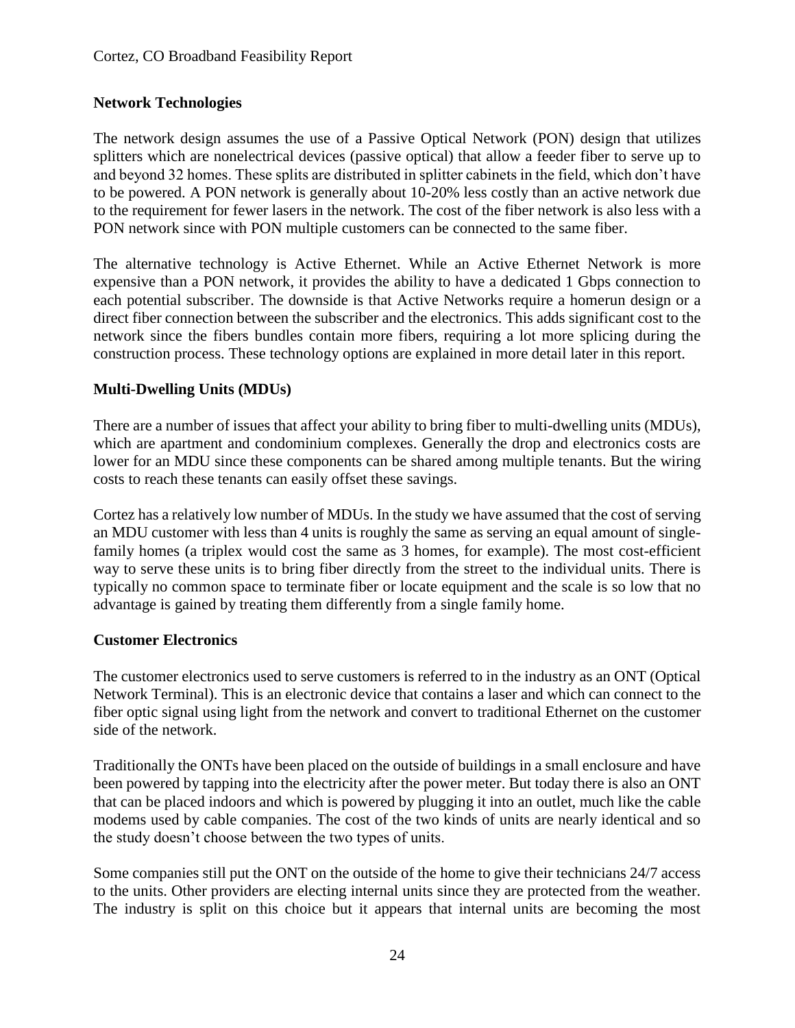### Network Technologies

The network design assumes the use of a Passive Optical Network (PON) design that utilizes splitters which are nonelectrical devices (passive optical) that allow a feeder fiber to serve up to and beyond 32 homes. These splits are distributed in splitter cabinets in the field, which don't have to be powered. A PON network is generally about 10-20% less costly than an active network due to the requirement for fewer lasers in the network. The cost of the fiber network is also less with a PON network since with PON multiple customers can be connected to the same fiber.

The alternative technology is Active Ethernet. While an Active Ethernet Network is more expensive than a PON network, it provides the ability to have a dedicated 1 Gbps connection to each potential subscriber. The downside is that Active Networks require a homerun design or a direct fiber connection between the subscriber and the electronics. This adds significant cost to the network since the fibers bundles contain more fibers, requiring a lot more splicing during the construction process. These technology options are explained in more detail later in this report.

### Multi-Dwelling Units (MDUs)

There are a number of issues that affect your ability to bring fiber to multi-dwelling units (MDUs), which are apartment and condominium complexes. Generally the drop and electronics costs are lower for an MDU since these components can be shared among multiple tenants. But the wiring costs to reach these tenants can easily offset these savings.

Cortez has a relatively low number of MDUs. In the study we have assumed that the cost of serving an MDU customer with less than 4 units is roughly the same as serving an equal amount of single-family homes (a triplex would cost the same as 3 homes, for example). The most cost-efficient way to serve these units is to bring fiber directly from the street to the individual units. There is typically no common space to terminate fiber or locate equipment and the scale is so low that no advantage is gained by treating them differently from a single family home.

### Customer Electronics

The customer electronics used to serve customers is referred to in the industry as an ONT (Optical Network Terminal). This is an electronic device that contains a laser and which can connect to the fiber optic signal using light from the network and convert to traditional Ethernet on the customer side of the network.

Traditionally the ONTs have been placed on the outside of buildings in a small enclosure and have been powered by tapping into the electricity after the power meter. But today there is also an ONT that can be placed indoors and which is powered by plugging it into an outlet, much like the cable modems used by cable companies. The cost of the two kinds of units are nearly identical and so the study doesn't choose between the two types of units.

Some companies still put the ONT on the outside of the home to give their technicians 24/7 access to the units. Other providers are electing internal units since they are protected from the weather. The industry is split on this choice but it appears that internal units are becoming the most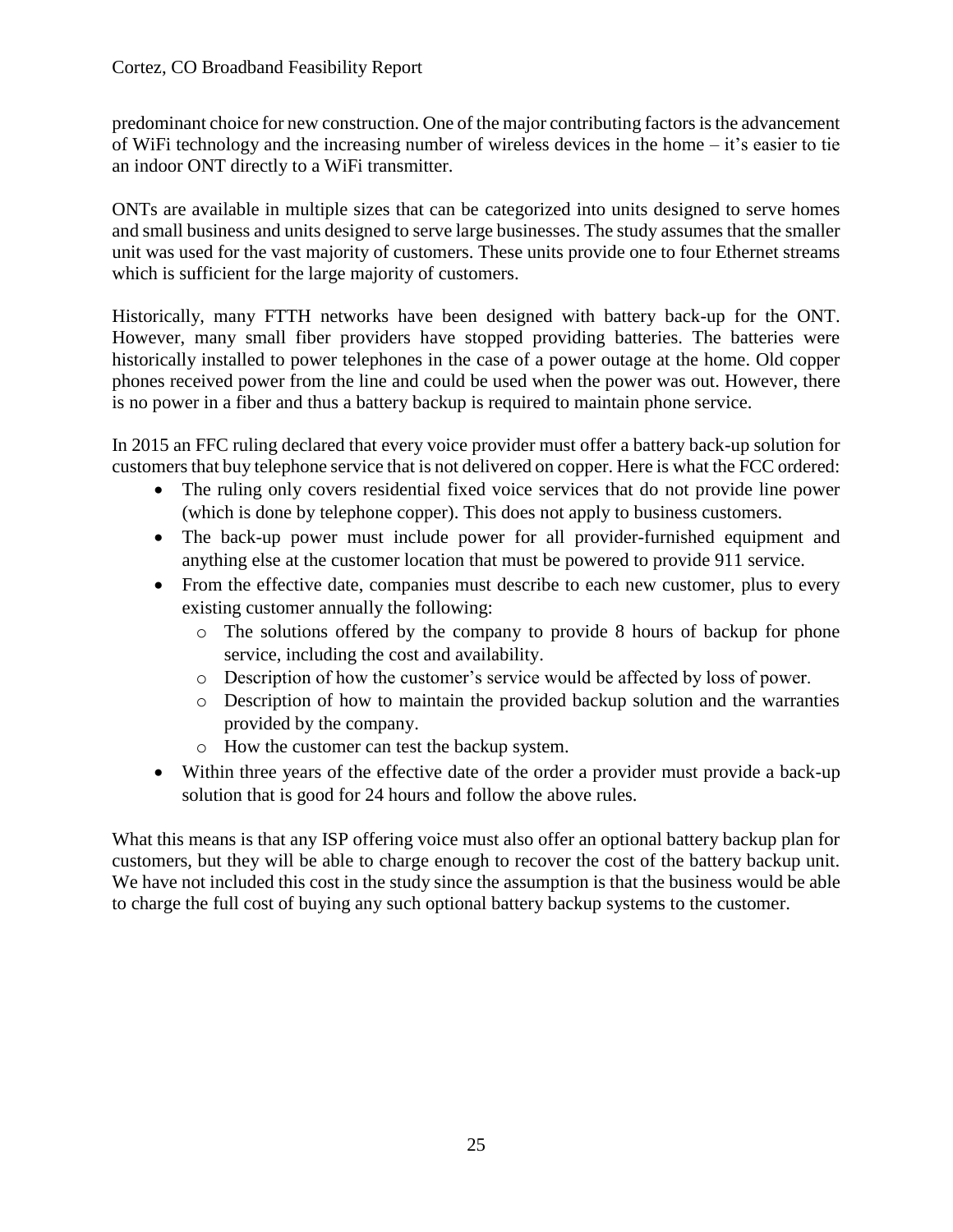predominant choice for new construction. One of the major contributing factors is the advancement of WiFi technology and the increasing number of wireless devices in the home – it's easier to tie an indoor ONT directly to a WiFi transmitter.

ONTs are available in multiple sizes that can be categorized into units designed to serve homes and small business and units designed to serve large businesses. The study assumes that the smaller unit was used for the vast majority of customers. These units provide one to four Ethernet streams which is sufficient for the large majority of customers.

Historically, many FTTH networks have been designed with battery back-up for the ONT. However, many small fiber providers have stopped providing batteries. The batteries were historically installed to power telephones in the case of a power outage at the home. Old copper phones received power from the line and could be used when the power was out. However, there is no power in a fiber and thus a battery backup is required to maintain phone service.

In 2015 an FFC ruling declared that every voice provider must offer a battery back-up solution for customers that buy telephone service that is not delivered on copper. Here is what the FCC ordered:

- The ruling only covers residential fixed voice services that do not provide line power (which is done by telephone copper). This does not apply to business customers.
- The back-up power must include power for all provider-furnished equipment and anything else at the customer location that must be powered to provide 911 service.
- From the effective date, companies must describe to each new customer, plus to every existing customer annually the following:
  - The solutions offered by the company to provide 8 hours of backup for phone service, including the cost and availability.
  - Description of how the customer's service would be affected by loss of power.
  - Description of how to maintain the provided backup solution and the warranties provided by the company.
  - How the customer can test the backup system.
- Within three years of the effective date of the order a provider must provide a back-up solution that is good for 24 hours and follow the above rules.

What this means is that any ISP offering voice must also offer an optional battery backup plan for customers, but they will be able to charge enough to recover the cost of the battery backup unit. We have not included this cost in the study since the assumption is that the business would be able to charge the full cost of buying any such optional battery backup systems to the customer.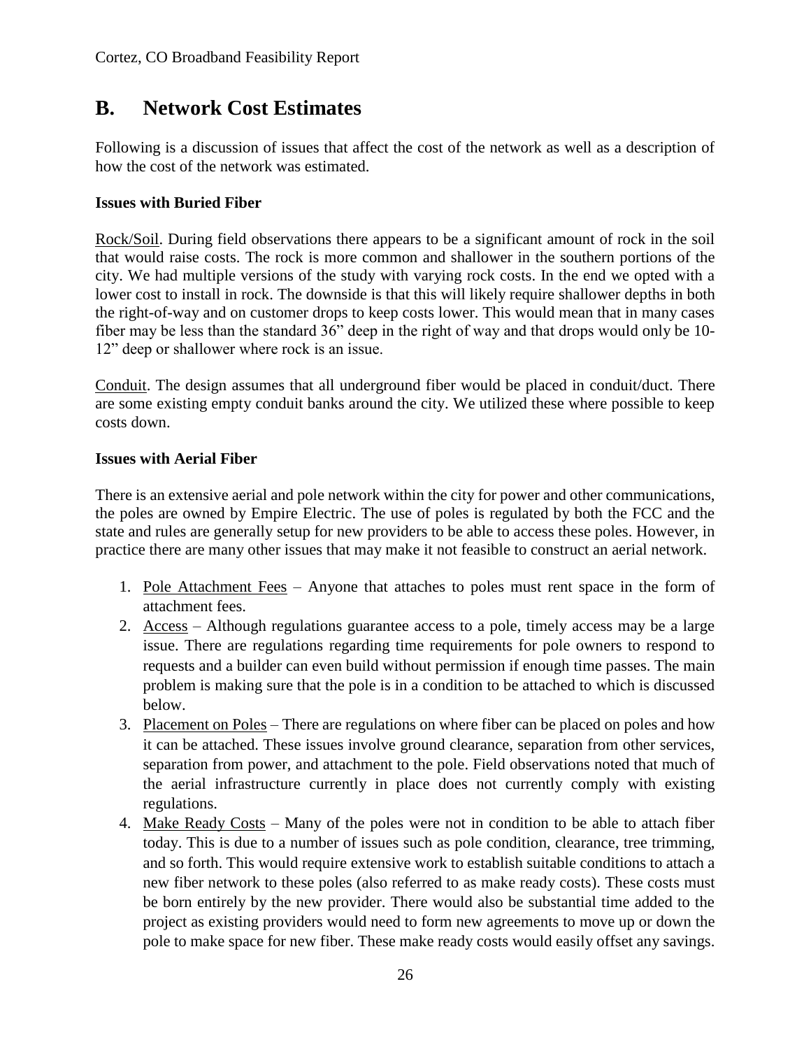## B. Network Cost Estimates

Following is a discussion of issues that affect the cost of the network as well as a description of how the cost of the network was estimated.

**Issues with Buried Fiber**

Rock/Soil. During field observations there appears to be a significant amount of rock in the soil that would raise costs. The rock is more common and shallower in the southern portions of the city. We had multiple versions of the study with varying rock costs. In the end we opted with a lower cost to install in rock. The downside is that this will likely require shallower depths in both the right-of-way and on customer drops to keep costs lower. This would mean that in many cases fiber may be less than the standard 36" deep in the right of way and that drops would only be 10-12" deep or shallower where rock is an issue.

Conduit. The design assumes that all underground fiber would be placed in conduit/duct. There are some existing empty conduit banks around the city. We utilized these where possible to keep costs down.

**Issues with Aerial Fiber**

There is an extensive aerial and pole network within the city for power and other communications, the poles are owned by Empire Electric. The use of poles is regulated by both the FCC and the state and rules are generally setup for new providers to be able to access these poles. However, in practice there are many other issues that may make it not feasible to construct an aerial network.

1. Pole Attachment Fees – Anyone that attaches to poles must rent space in the form of attachment fees.
2. Access – Although regulations guarantee access to a pole, timely access may be a large issue. There are regulations regarding time requirements for pole owners to respond to requests and a builder can even build without permission if enough time passes. The main problem is making sure that the pole is in a condition to be attached to which is discussed below.
3. Placement on Poles – There are regulations on where fiber can be placed on poles and how it can be attached. These issues involve ground clearance, separation from other services, separation from power, and attachment to the pole. Field observations noted that much of the aerial infrastructure currently in place does not currently comply with existing regulations.
4. Make Ready Costs – Many of the poles were not in condition to be able to attach fiber today. This is due to a number of issues such as pole condition, clearance, tree trimming, and so forth. This would require extensive work to establish suitable conditions to attach a new fiber network to these poles (also referred to as make ready costs). These costs must be born entirely by the new provider. There would also be substantial time added to the project as existing providers would need to form new agreements to move up or down the pole to make space for new fiber. These make ready costs would easily offset any savings.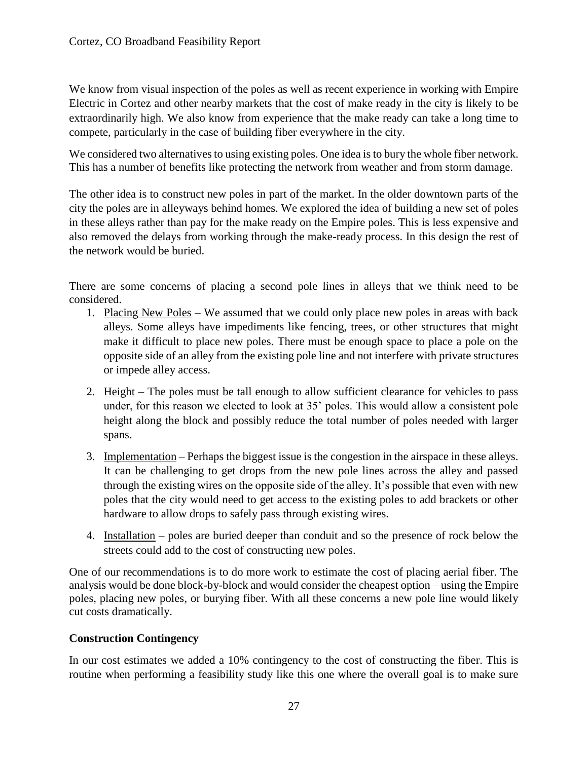We know from visual inspection of the poles as well as recent experience in working with Empire Electric in Cortez and other nearby markets that the cost of make ready in the city is likely to be extraordinarily high. We also know from experience that the make ready can take a long time to compete, particularly in the case of building fiber everywhere in the city.

We considered two alternatives to using existing poles. One idea is to bury the whole fiber network. This has a number of benefits like protecting the network from weather and from storm damage.

The other idea is to construct new poles in part of the market. In the older downtown parts of the city the poles are in alleyways behind homes. We explored the idea of building a new set of poles in these alleys rather than pay for the make ready on the Empire poles. This is less expensive and also removed the delays from working through the make-ready process. In this design the rest of the network would be buried.

There are some concerns of placing a second pole lines in alleys that we think need to be considered.

1. Placing New Poles – We assumed that we could only place new poles in areas with back alleys. Some alleys have impediments like fencing, trees, or other structures that might make it difficult to place new poles. There must be enough space to place a pole on the opposite side of an alley from the existing pole line and not interfere with private structures or impede alley access.

2. Height – The poles must be tall enough to allow sufficient clearance for vehicles to pass under, for this reason we elected to look at 35' poles. This would allow a consistent pole height along the block and possibly reduce the total number of poles needed with larger spans.

3. Implementation – Perhaps the biggest issue is the congestion in the airspace in these alleys. It can be challenging to get drops from the new pole lines across the alley and passed through the existing wires on the opposite side of the alley. It's possible that even with new poles that the city would need to get access to the existing poles to add brackets or other hardware to allow drops to safely pass through existing wires.

4. Installation – poles are buried deeper than conduit and so the presence of rock below the streets could add to the cost of constructing new poles.

One of our recommendations is to do more work to estimate the cost of placing aerial fiber. The analysis would be done block-by-block and would consider the cheapest option – using the Empire poles, placing new poles, or burying fiber. With all these concerns a new pole line would likely cut costs dramatically.

**Construction Contingency**

In our cost estimates we added a 10% contingency to the cost of constructing the fiber. This is routine when performing a feasibility study like this one where the overall goal is to make sure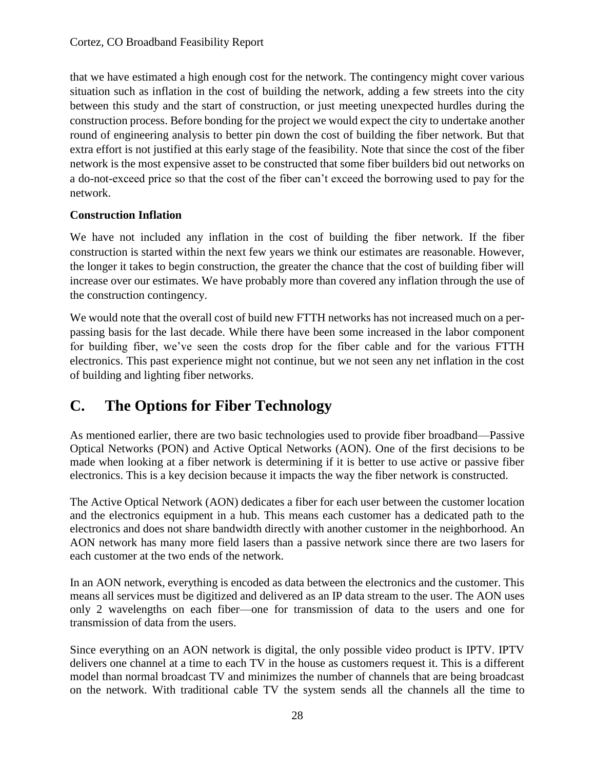that we have estimated a high enough cost for the network. The contingency might cover various situation such as inflation in the cost of building the network, adding a few streets into the city between this study and the start of construction, or just meeting unexpected hurdles during the construction process. Before bonding for the project we would expect the city to undertake another round of engineering analysis to better pin down the cost of building the fiber network. But that extra effort is not justified at this early stage of the feasibility. Note that since the cost of the fiber network is the most expensive asset to be constructed that some fiber builders bid out networks on a do-not-exceed price so that the cost of the fiber can't exceed the borrowing used to pay for the network.

**Construction Inflation**

We have not included any inflation in the cost of building the fiber network. If the fiber construction is started within the next few years we think our estimates are reasonable. However, the longer it takes to begin construction, the greater the chance that the cost of building fiber will increase over our estimates. We have probably more than covered any inflation through the use of the construction contingency.

We would note that the overall cost of build new FTTH networks has not increased much on a per-passing basis for the last decade. While there have been some increased in the labor component for building fiber, we've seen the costs drop for the fiber cable and for the various FTTH electronics. This past experience might not continue, but we not seen any net inflation in the cost of building and lighting fiber networks.

## C. The Options for Fiber Technology

As mentioned earlier, there are two basic technologies used to provide fiber broadband—Passive Optical Networks (PON) and Active Optical Networks (AON). One of the first decisions to be made when looking at a fiber network is determining if it is better to use active or passive fiber electronics. This is a key decision because it impacts the way the fiber network is constructed.

The Active Optical Network (AON) dedicates a fiber for each user between the customer location and the electronics equipment in a hub. This means each customer has a dedicated path to the electronics and does not share bandwidth directly with another customer in the neighborhood. An AON network has many more field lasers than a passive network since there are two lasers for each customer at the two ends of the network.

In an AON network, everything is encoded as data between the electronics and the customer. This means all services must be digitized and delivered as an IP data stream to the user. The AON uses only 2 wavelengths on each fiber—one for transmission of data to the users and one for transmission of data from the users.

Since everything on an AON network is digital, the only possible video product is IPTV. IPTV delivers one channel at a time to each TV in the house as customers request it. This is a different model than normal broadcast TV and minimizes the number of channels that are being broadcast on the network. With traditional cable TV the system sends all the channels all the time to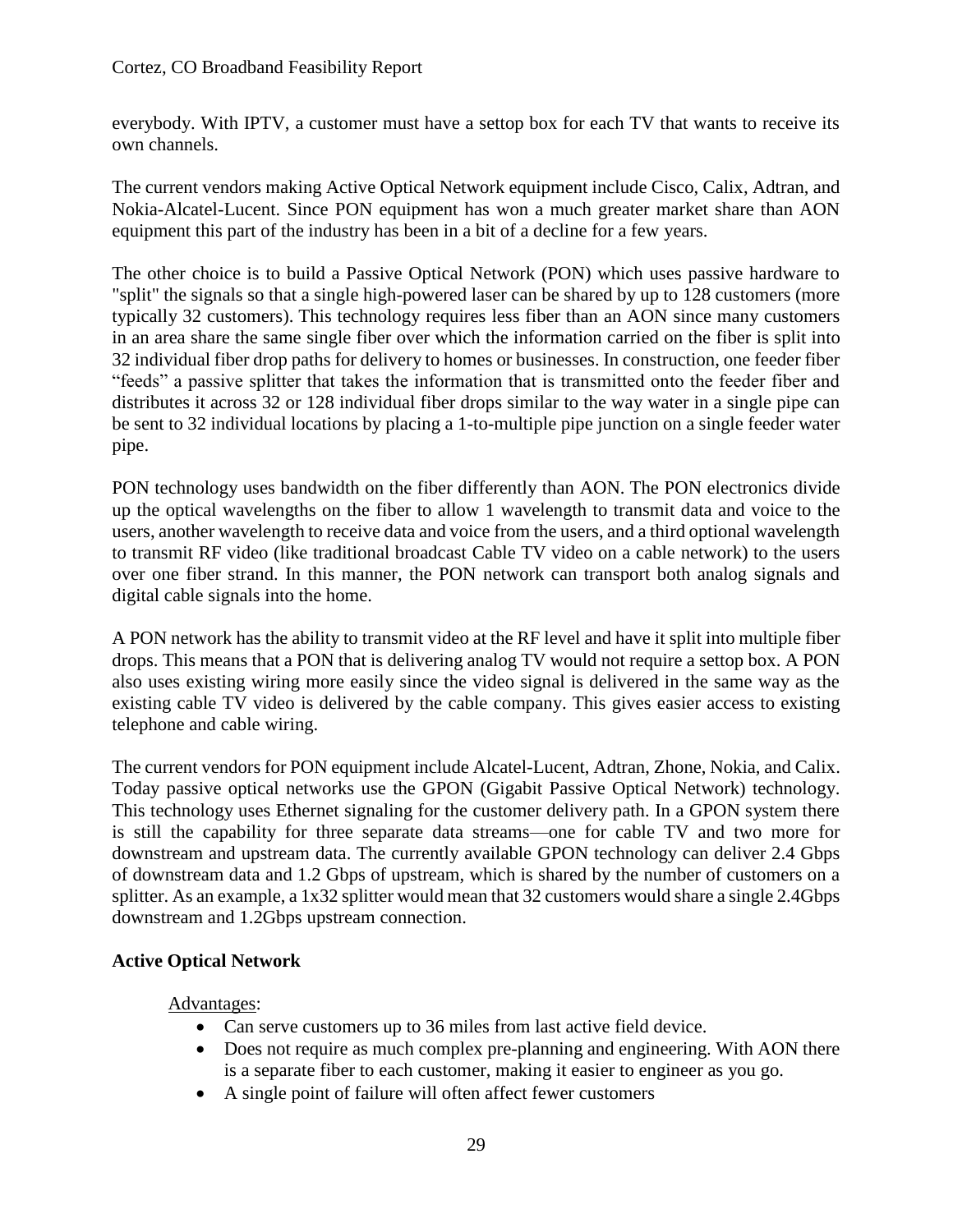everybody. With IPTV, a customer must have a settop box for each TV that wants to receive its own channels.

The current vendors making Active Optical Network equipment include Cisco, Calix, Adtran, and Nokia-Alcatel-Lucent. Since PON equipment has won a much greater market share than AON equipment this part of the industry has been in a bit of a decline for a few years.

The other choice is to build a Passive Optical Network (PON) which uses passive hardware to "split" the signals so that a single high-powered laser can be shared by up to 128 customers (more typically 32 customers). This technology requires less fiber than an AON since many customers in an area share the same single fiber over which the information carried on the fiber is split into 32 individual fiber drop paths for delivery to homes or businesses. In construction, one feeder fiber "feeds" a passive splitter that takes the information that is transmitted onto the feeder fiber and distributes it across 32 or 128 individual fiber drops similar to the way water in a single pipe can be sent to 32 individual locations by placing a 1-to-multiple pipe junction on a single feeder water pipe.

PON technology uses bandwidth on the fiber differently than AON. The PON electronics divide up the optical wavelengths on the fiber to allow 1 wavelength to transmit data and voice to the users, another wavelength to receive data and voice from the users, and a third optional wavelength to transmit RF video (like traditional broadcast Cable TV video on a cable network) to the users over one fiber strand. In this manner, the PON network can transport both analog signals and digital cable signals into the home.

A PON network has the ability to transmit video at the RF level and have it split into multiple fiber drops. This means that a PON that is delivering analog TV would not require a settop box. A PON also uses existing wiring more easily since the video signal is delivered in the same way as the existing cable TV video is delivered by the cable company. This gives easier access to existing telephone and cable wiring.

The current vendors for PON equipment include Alcatel-Lucent, Adtran, Zhone, Nokia, and Calix. Today passive optical networks use the GPON (Gigabit Passive Optical Network) technology. This technology uses Ethernet signaling for the customer delivery path. In a GPON system there is still the capability for three separate data streams—one for cable TV and two more for downstream and upstream data. The currently available GPON technology can deliver 2.4 Gbps of downstream data and 1.2 Gbps of upstream, which is shared by the number of customers on a splitter. As an example, a 1x32 splitter would mean that 32 customers would share a single 2.4Gbps downstream and 1.2Gbps upstream connection.

**Active Optical Network**

Advantages:

- Can serve customers up to 36 miles from last active field device.
- Does not require as much complex pre-planning and engineering. With AON there is a separate fiber to each customer, making it easier to engineer as you go.
- A single point of failure will often affect fewer customers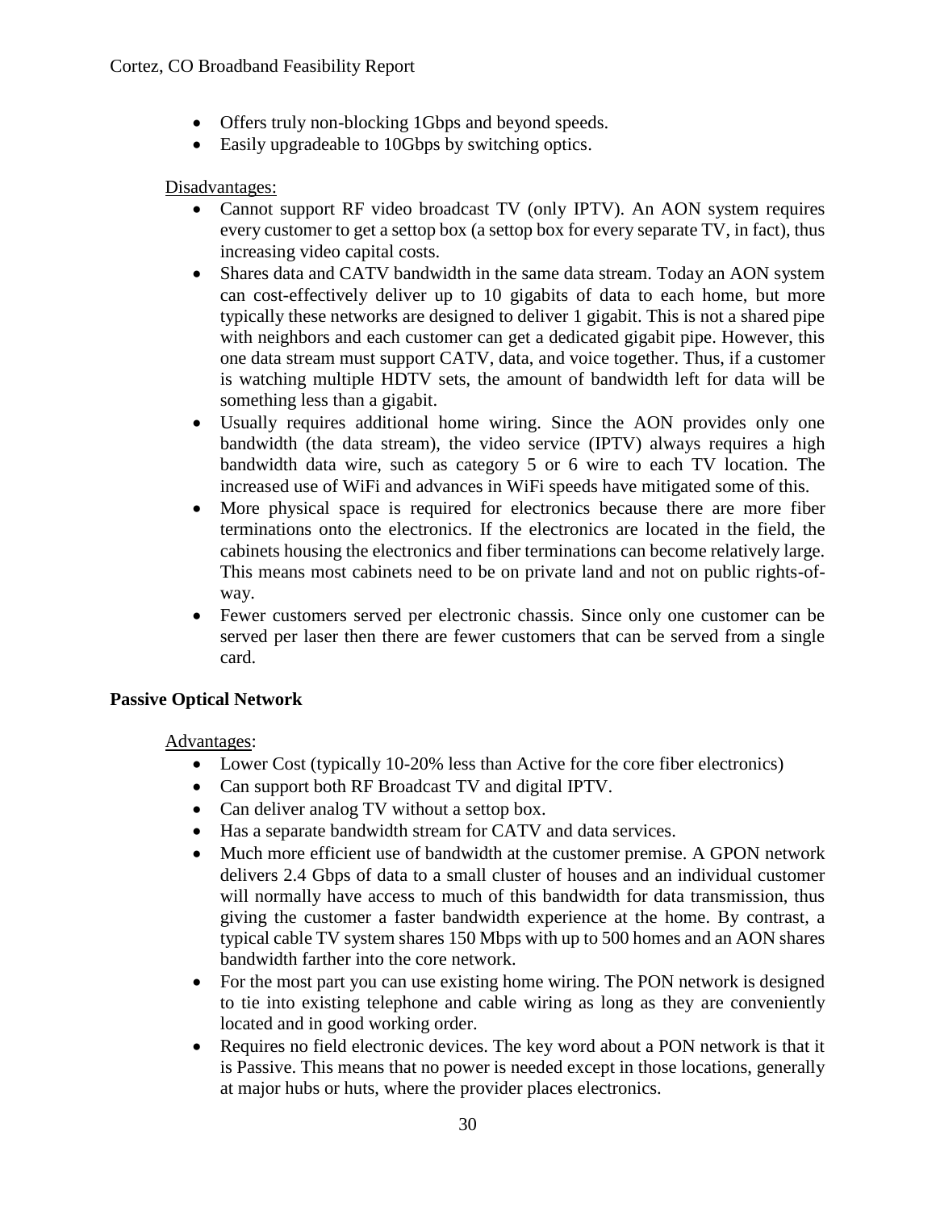- Offers truly non-blocking 1Gbps and beyond speeds.
- Easily upgradeable to 10Gbps by switching optics.

Disadvantages:

- Cannot support RF video broadcast TV (only IPTV). An AON system requires every customer to get a settop box (a settop box for every separate TV, in fact), thus increasing video capital costs.
- Shares data and CATV bandwidth in the same data stream. Today an AON system can cost-effectively deliver up to 10 gigabits of data to each home, but more typically these networks are designed to deliver 1 gigabit. This is not a shared pipe with neighbors and each customer can get a dedicated gigabit pipe. However, this one data stream must support CATV, data, and voice together. Thus, if a customer is watching multiple HDTV sets, the amount of bandwidth left for data will be something less than a gigabit.
- Usually requires additional home wiring. Since the AON provides only one bandwidth (the data stream), the video service (IPTV) always requires a high bandwidth data wire, such as category 5 or 6 wire to each TV location. The increased use of WiFi and advances in WiFi speeds have mitigated some of this.
- More physical space is required for electronics because there are more fiber terminations onto the electronics. If the electronics are located in the field, the cabinets housing the electronics and fiber terminations can become relatively large. This means most cabinets need to be on private land and not on public rights-of-way.
- Fewer customers served per electronic chassis. Since only one customer can be served per laser then there are fewer customers that can be served from a single card.

**Passive Optical Network**

Advantages:

- Lower Cost (typically 10-20% less than Active for the core fiber electronics)
- Can support both RF Broadcast TV and digital IPTV.
- Can deliver analog TV without a settop box.
- Has a separate bandwidth stream for CATV and data services.
- Much more efficient use of bandwidth at the customer premise. A GPON network delivers 2.4 Gbps of data to a small cluster of houses and an individual customer will normally have access to much of this bandwidth for data transmission, thus giving the customer a faster bandwidth experience at the home. By contrast, a typical cable TV system shares 150 Mbps with up to 500 homes and an AON shares bandwidth farther into the core network.
- For the most part you can use existing home wiring. The PON network is designed to tie into existing telephone and cable wiring as long as they are conveniently located and in good working order.
- Requires no field electronic devices. The key word about a PON network is that it is Passive. This means that no power is needed except in those locations, generally at major hubs or huts, where the provider places electronics.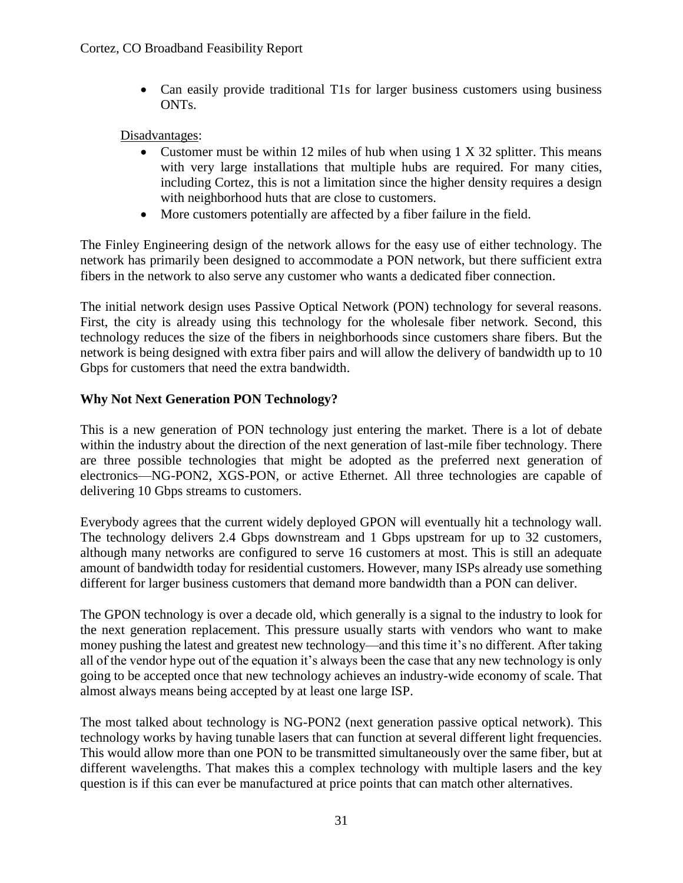- Can easily provide traditional T1s for larger business customers using business ONTs.

Disadvantages:

- Customer must be within 12 miles of hub when using 1 X 32 splitter. This means with very large installations that multiple hubs are required. For many cities, including Cortez, this is not a limitation since the higher density requires a design with neighborhood huts that are close to customers.
- More customers potentially are affected by a fiber failure in the field.

The Finley Engineering design of the network allows for the easy use of either technology. The network has primarily been designed to accommodate a PON network, but there sufficient extra fibers in the network to also serve any customer who wants a dedicated fiber connection.

The initial network design uses Passive Optical Network (PON) technology for several reasons. First, the city is already using this technology for the wholesale fiber network. Second, this technology reduces the size of the fibers in neighborhoods since customers share fibers. But the network is being designed with extra fiber pairs and will allow the delivery of bandwidth up to 10 Gbps for customers that need the extra bandwidth.

**Why Not Next Generation PON Technology?**

This is a new generation of PON technology just entering the market. There is a lot of debate within the industry about the direction of the next generation of last-mile fiber technology. There are three possible technologies that might be adopted as the preferred next generation of electronics—NG-PON2, XGS-PON, or active Ethernet. All three technologies are capable of delivering 10 Gbps streams to customers.

Everybody agrees that the current widely deployed GPON will eventually hit a technology wall. The technology delivers 2.4 Gbps downstream and 1 Gbps upstream for up to 32 customers, although many networks are configured to serve 16 customers at most. This is still an adequate amount of bandwidth today for residential customers. However, many ISPs already use something different for larger business customers that demand more bandwidth than a PON can deliver.

The GPON technology is over a decade old, which generally is a signal to the industry to look for the next generation replacement. This pressure usually starts with vendors who want to make money pushing the latest and greatest new technology—and this time it's no different. After taking all of the vendor hype out of the equation it's always been the case that any new technology is only going to be accepted once that new technology achieves an industry-wide economy of scale. That almost always means being accepted by at least one large ISP.

The most talked about technology is NG-PON2 (next generation passive optical network). This technology works by having tunable lasers that can function at several different light frequencies. This would allow more than one PON to be transmitted simultaneously over the same fiber, but at different wavelengths. That makes this a complex technology with multiple lasers and the key question is if this can ever be manufactured at price points that can match other alternatives.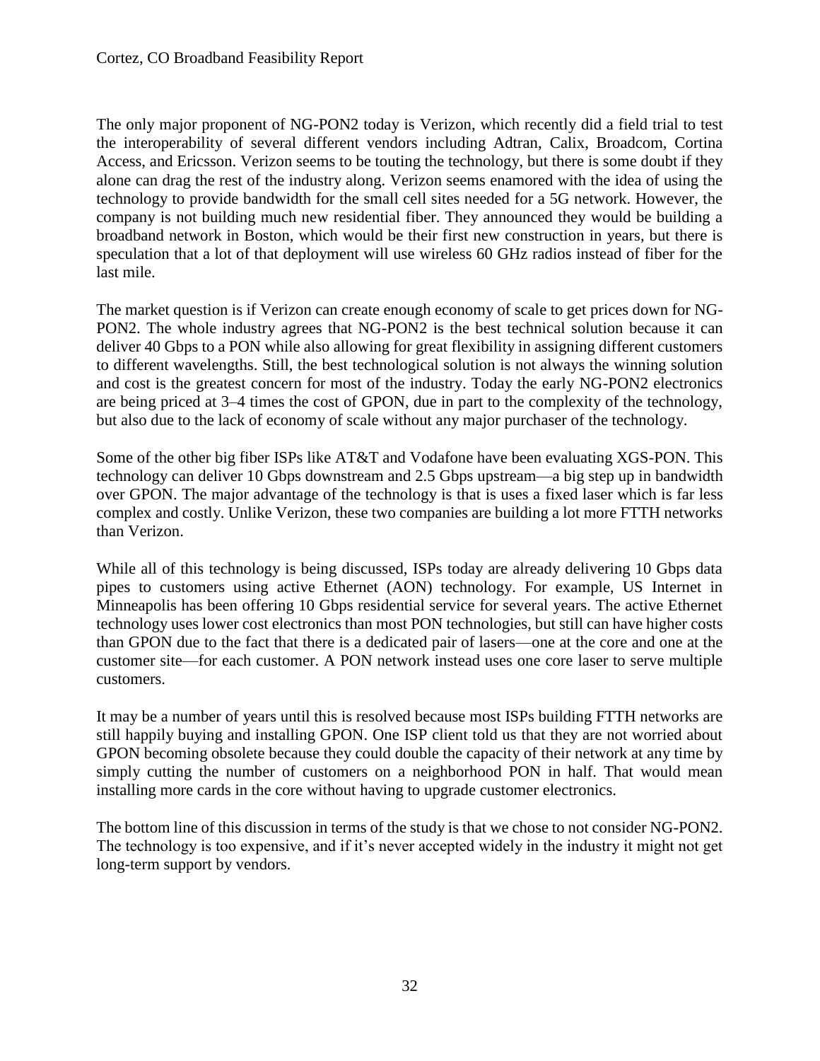The only major proponent of NG-PON2 today is Verizon, which recently did a field trial to test the interoperability of several different vendors including Adtran, Calix, Broadcom, Cortina Access, and Ericsson. Verizon seems to be touting the technology, but there is some doubt if they alone can drag the rest of the industry along. Verizon seems enamored with the idea of using the technology to provide bandwidth for the small cell sites needed for a 5G network. However, the company is not building much new residential fiber. They announced they would be building a broadband network in Boston, which would be their first new construction in years, but there is speculation that a lot of that deployment will use wireless 60 GHz radios instead of fiber for the last mile.

The market question is if Verizon can create enough economy of scale to get prices down for NG-PON2. The whole industry agrees that NG-PON2 is the best technical solution because it can deliver 40 Gbps to a PON while also allowing for great flexibility in assigning different customers to different wavelengths. Still, the best technological solution is not always the winning solution and cost is the greatest concern for most of the industry. Today the early NG-PON2 electronics are being priced at 3–4 times the cost of GPON, due in part to the complexity of the technology, but also due to the lack of economy of scale without any major purchaser of the technology.

Some of the other big fiber ISPs like AT&T and Vodafone have been evaluating XGS-PON. This technology can deliver 10 Gbps downstream and 2.5 Gbps upstream—a big step up in bandwidth over GPON. The major advantage of the technology is that is uses a fixed laser which is far less complex and costly. Unlike Verizon, these two companies are building a lot more FTTH networks than Verizon.

While all of this technology is being discussed, ISPs today are already delivering 10 Gbps data pipes to customers using active Ethernet (AON) technology. For example, US Internet in Minneapolis has been offering 10 Gbps residential service for several years. The active Ethernet technology uses lower cost electronics than most PON technologies, but still can have higher costs than GPON due to the fact that there is a dedicated pair of lasers—one at the core and one at the customer site—for each customer. A PON network instead uses one core laser to serve multiple customers.

It may be a number of years until this is resolved because most ISPs building FTTH networks are still happily buying and installing GPON. One ISP client told us that they are not worried about GPON becoming obsolete because they could double the capacity of their network at any time by simply cutting the number of customers on a neighborhood PON in half. That would mean installing more cards in the core without having to upgrade customer electronics.

The bottom line of this discussion in terms of the study is that we chose to not consider NG-PON2. The technology is too expensive, and if it's never accepted widely in the industry it might not get long-term support by vendors.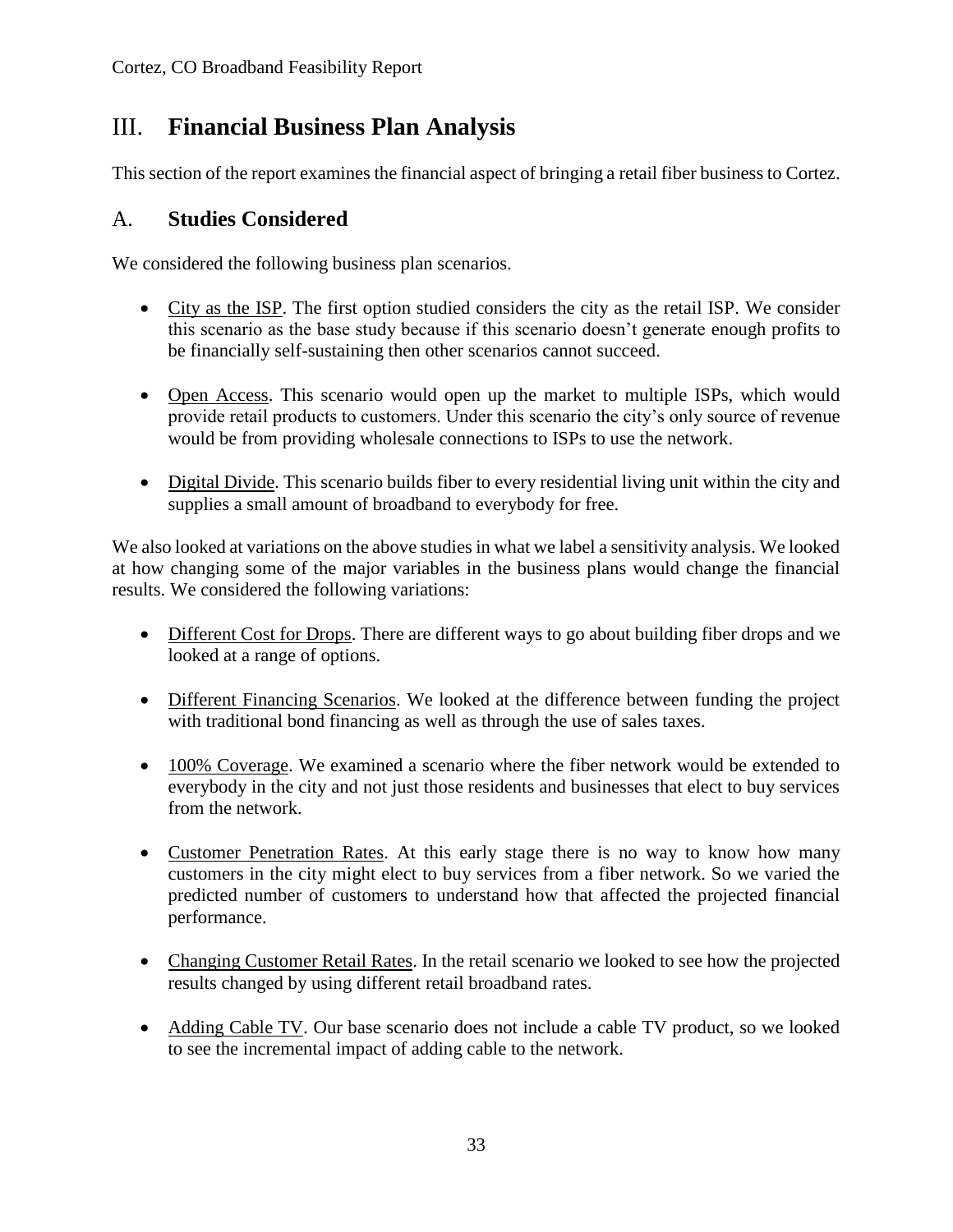# III. **Financial Business Plan Analysis**

This section of the report examines the financial aspect of bringing a retail fiber business to Cortez.

## A. **Studies Considered**

We considered the following business plan scenarios.

- City as the ISP. The first option studied considers the city as the retail ISP. We consider this scenario as the base study because if this scenario doesn't generate enough profits to be financially self-sustaining then other scenarios cannot succeed.

- Open Access. This scenario would open up the market to multiple ISPs, which would provide retail products to customers. Under this scenario the city's only source of revenue would be from providing wholesale connections to ISPs to use the network.

- Digital Divide. This scenario builds fiber to every residential living unit within the city and supplies a small amount of broadband to everybody for free.

We also looked at variations on the above studies in what we label a sensitivity analysis. We looked at how changing some of the major variables in the business plans would change the financial results. We considered the following variations:

- Different Cost for Drops. There are different ways to go about building fiber drops and we looked at a range of options.

- Different Financing Scenarios. We looked at the difference between funding the project with traditional bond financing as well as through the use of sales taxes.

- 100% Coverage. We examined a scenario where the fiber network would be extended to everybody in the city and not just those residents and businesses that elect to buy services from the network.

- Customer Penetration Rates. At this early stage there is no way to know how many customers in the city might elect to buy services from a fiber network. So we varied the predicted number of customers to understand how that affected the projected financial performance.

- Changing Customer Retail Rates. In the retail scenario we looked to see how the projected results changed by using different retail broadband rates.

- Adding Cable TV. Our base scenario does not include a cable TV product, so we looked to see the incremental impact of adding cable to the network.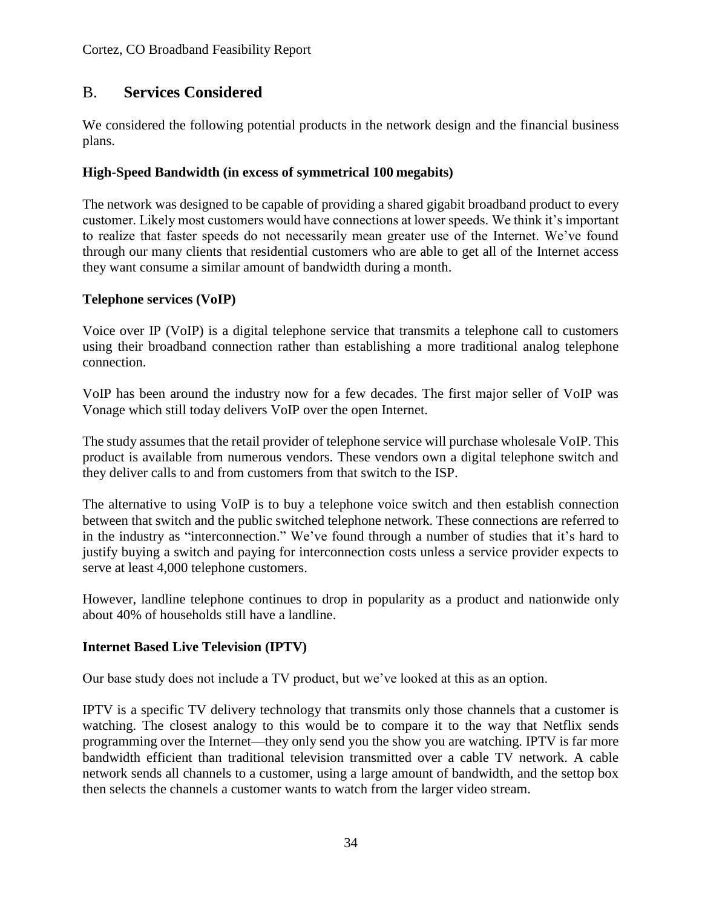## B. **Services Considered**

We considered the following potential products in the network design and the financial business plans.

**High-Speed Bandwidth (in excess of symmetrical 100 megabits)**

The network was designed to be capable of providing a shared gigabit broadband product to every customer. Likely most customers would have connections at lower speeds. We think it's important to realize that faster speeds do not necessarily mean greater use of the Internet. We've found through our many clients that residential customers who are able to get all of the Internet access they want consume a similar amount of bandwidth during a month.

**Telephone services (VoIP)**

Voice over IP (VoIP) is a digital telephone service that transmits a telephone call to customers using their broadband connection rather than establishing a more traditional analog telephone connection.

VoIP has been around the industry now for a few decades. The first major seller of VoIP was Vonage which still today delivers VoIP over the open Internet.

The study assumes that the retail provider of telephone service will purchase wholesale VoIP. This product is available from numerous vendors. These vendors own a digital telephone switch and they deliver calls to and from customers from that switch to the ISP.

The alternative to using VoIP is to buy a telephone voice switch and then establish connection between that switch and the public switched telephone network. These connections are referred to in the industry as "interconnection." We've found through a number of studies that it's hard to justify buying a switch and paying for interconnection costs unless a service provider expects to serve at least 4,000 telephone customers.

However, landline telephone continues to drop in popularity as a product and nationwide only about 40% of households still have a landline.

**Internet Based Live Television (IPTV)**

Our base study does not include a TV product, but we've looked at this as an option.

IPTV is a specific TV delivery technology that transmits only those channels that a customer is watching. The closest analogy to this would be to compare it to the way that Netflix sends programming over the Internet—they only send you the show you are watching. IPTV is far more bandwidth efficient than traditional television transmitted over a cable TV network. A cable network sends all channels to a customer, using a large amount of bandwidth, and the settop box then selects the channels a customer wants to watch from the larger video stream.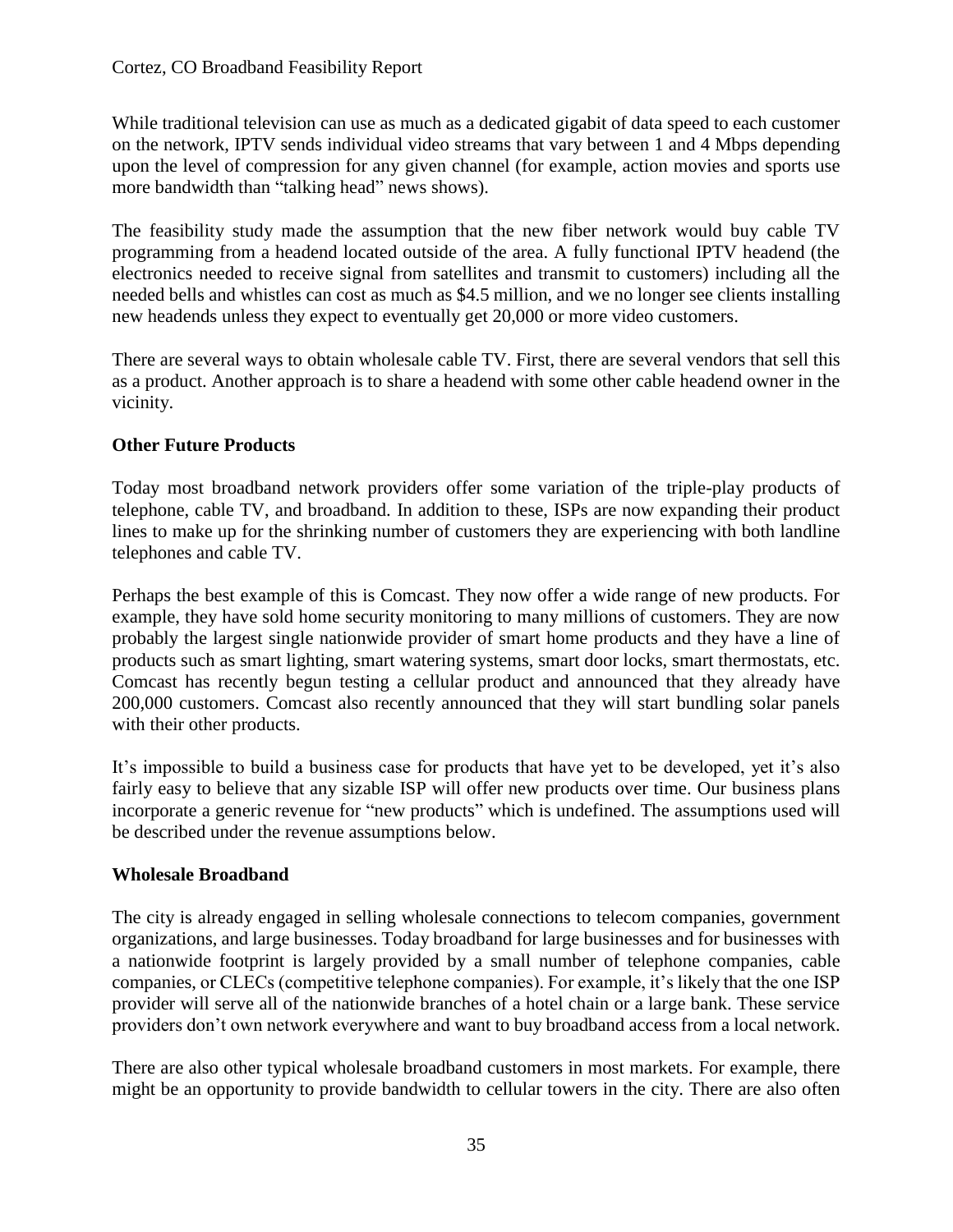While traditional television can use as much as a dedicated gigabit of data speed to each customer on the network, IPTV sends individual video streams that vary between 1 and 4 Mbps depending upon the level of compression for any given channel (for example, action movies and sports use more bandwidth than "talking head" news shows).

The feasibility study made the assumption that the new fiber network would buy cable TV programming from a headend located outside of the area. A fully functional IPTV headend (the electronics needed to receive signal from satellites and transmit to customers) including all the needed bells and whistles can cost as much as $4.5 million, and we no longer see clients installing new headends unless they expect to eventually get 20,000 or more video customers.

There are several ways to obtain wholesale cable TV. First, there are several vendors that sell this as a product. Another approach is to share a headend with some other cable headend owner in the vicinity.

**Other Future Products**

Today most broadband network providers offer some variation of the triple-play products of telephone, cable TV, and broadband. In addition to these, ISPs are now expanding their product lines to make up for the shrinking number of customers they are experiencing with both landline telephones and cable TV.

Perhaps the best example of this is Comcast. They now offer a wide range of new products. For example, they have sold home security monitoring to many millions of customers. They are now probably the largest single nationwide provider of smart home products and they have a line of products such as smart lighting, smart watering systems, smart door locks, smart thermostats, etc. Comcast has recently begun testing a cellular product and announced that they already have 200,000 customers. Comcast also recently announced that they will start bundling solar panels with their other products.

It's impossible to build a business case for products that have yet to be developed, yet it's also fairly easy to believe that any sizable ISP will offer new products over time. Our business plans incorporate a generic revenue for "new products" which is undefined. The assumptions used will be described under the revenue assumptions below.

**Wholesale Broadband**

The city is already engaged in selling wholesale connections to telecom companies, government organizations, and large businesses. Today broadband for large businesses and for businesses with a nationwide footprint is largely provided by a small number of telephone companies, cable companies, or CLECs (competitive telephone companies). For example, it's likely that the one ISP provider will serve all of the nationwide branches of a hotel chain or a large bank. These service providers don't own network everywhere and want to buy broadband access from a local network.

There are also other typical wholesale broadband customers in most markets. For example, there might be an opportunity to provide bandwidth to cellular towers in the city. There are also often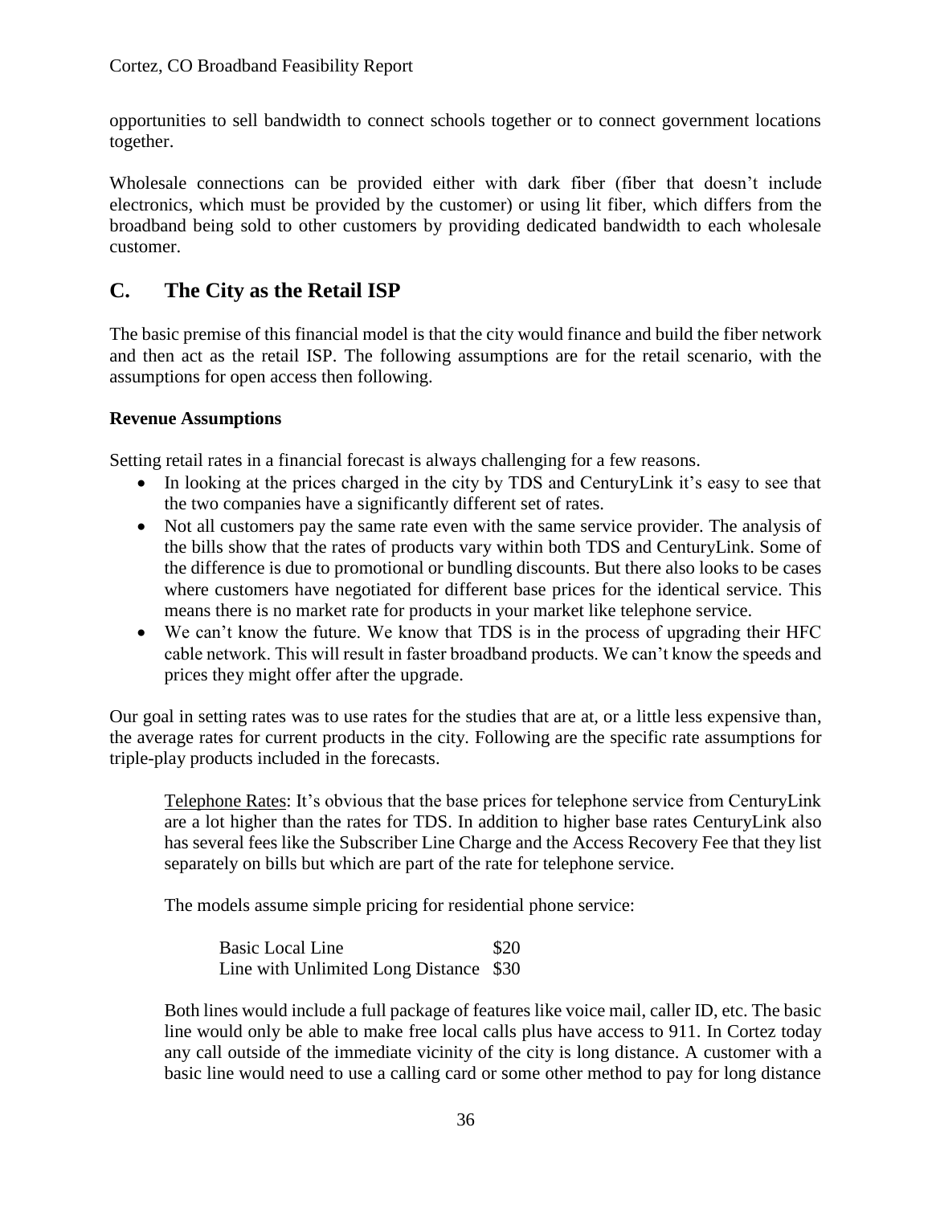opportunities to sell bandwidth to connect schools together or to connect government locations together.

Wholesale connections can be provided either with dark fiber (fiber that doesn't include electronics, which must be provided by the customer) or using lit fiber, which differs from the broadband being sold to other customers by providing dedicated bandwidth to each wholesale customer.

## C. The City as the Retail ISP

The basic premise of this financial model is that the city would finance and build the fiber network and then act as the retail ISP. The following assumptions are for the retail scenario, with the assumptions for open access then following.

**Revenue Assumptions**

Setting retail rates in a financial forecast is always challenging for a few reasons.

- In looking at the prices charged in the city by TDS and CenturyLink it's easy to see that the two companies have a significantly different set of rates.
- Not all customers pay the same rate even with the same service provider. The analysis of the bills show that the rates of products vary within both TDS and CenturyLink. Some of the difference is due to promotional or bundling discounts. But there also looks to be cases where customers have negotiated for different base prices for the identical service. This means there is no market rate for products in your market like telephone service.
- We can't know the future. We know that TDS is in the process of upgrading their HFC cable network. This will result in faster broadband products. We can't know the speeds and prices they might offer after the upgrade.

Our goal in setting rates was to use rates for the studies that are at, or a little less expensive than, the average rates for current products in the city. Following are the specific rate assumptions for triple-play products included in the forecasts.

Telephone Rates: It's obvious that the base prices for telephone service from CenturyLink are a lot higher than the rates for TDS. In addition to higher base rates CenturyLink also has several fees like the Subscriber Line Charge and the Access Recovery Fee that they list separately on bills but which are part of the rate for telephone service.

The models assume simple pricing for residential phone service:

| | |
|---|---|
| Basic Local Line | $20 |
| Line with Unlimited Long Distance | $30 |

Both lines would include a full package of features like voice mail, caller ID, etc. The basic line would only be able to make free local calls plus have access to 911. In Cortez today any call outside of the immediate vicinity of the city is long distance. A customer with a basic line would need to use a calling card or some other method to pay for long distance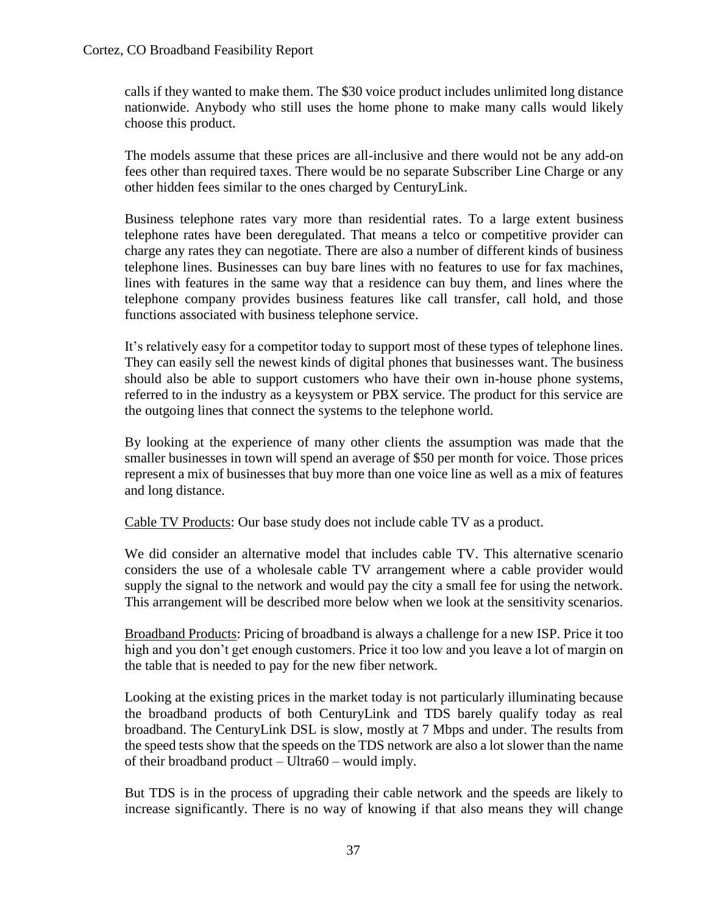calls if they wanted to make them. The $30 voice product includes unlimited long distance nationwide. Anybody who still uses the home phone to make many calls would likely choose this product.

The models assume that these prices are all-inclusive and there would not be any add-on fees other than required taxes. There would be no separate Subscriber Line Charge or any other hidden fees similar to the ones charged by CenturyLink.

Business telephone rates vary more than residential rates. To a large extent business telephone rates have been deregulated. That means a telco or competitive provider can charge any rates they can negotiate. There are also a number of different kinds of business telephone lines. Businesses can buy bare lines with no features to use for fax machines, lines with features in the same way that a residence can buy them, and lines where the telephone company provides business features like call transfer, call hold, and those functions associated with business telephone service.

It's relatively easy for a competitor today to support most of these types of telephone lines. They can easily sell the newest kinds of digital phones that businesses want. The business should also be able to support customers who have their own in-house phone systems, referred to in the industry as a keysystem or PBX service. The product for this service are the outgoing lines that connect the systems to the telephone world.

By looking at the experience of many other clients the assumption was made that the smaller businesses in town will spend an average of $50 per month for voice. Those prices represent a mix of businesses that buy more than one voice line as well as a mix of features and long distance.

<u>Cable TV Products</u>: Our base study does not include cable TV as a product.

We did consider an alternative model that includes cable TV. This alternative scenario considers the use of a wholesale cable TV arrangement where a cable provider would supply the signal to the network and would pay the city a small fee for using the network. This arrangement will be described more below when we look at the sensitivity scenarios.

<u>Broadband Products</u>: Pricing of broadband is always a challenge for a new ISP. Price it too high and you don't get enough customers. Price it too low and you leave a lot of margin on the table that is needed to pay for the new fiber network.

Looking at the existing prices in the market today is not particularly illuminating because the broadband products of both CenturyLink and TDS barely qualify today as real broadband. The CenturyLink DSL is slow, mostly at 7 Mbps and under. The results from the speed tests show that the speeds on the TDS network are also a lot slower than the name of their broadband product – Ultra60 – would imply.

But TDS is in the process of upgrading their cable network and the speeds are likely to increase significantly. There is no way of knowing if that also means they will change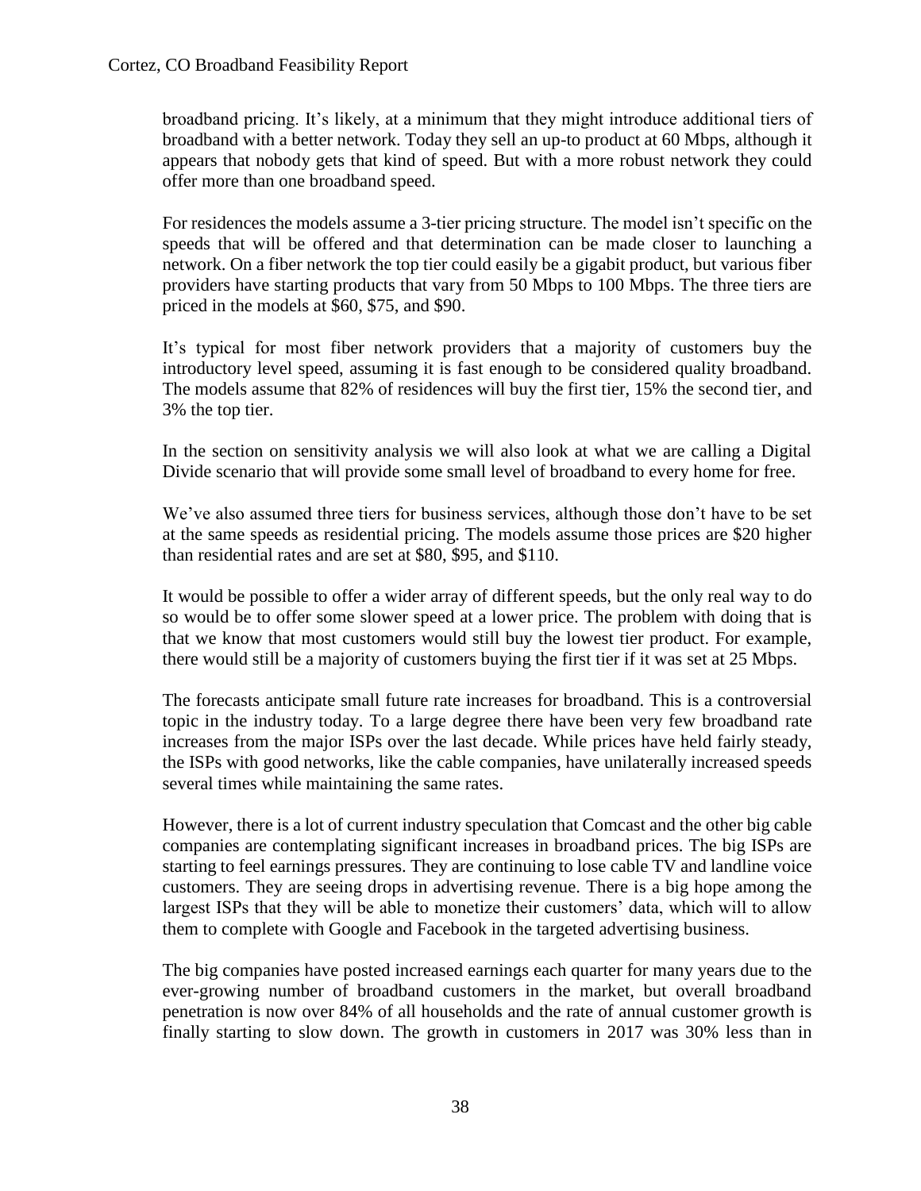broadband pricing. It's likely, at a minimum that they might introduce additional tiers of broadband with a better network. Today they sell an up-to product at 60 Mbps, although it appears that nobody gets that kind of speed. But with a more robust network they could offer more than one broadband speed.

For residences the models assume a 3-tier pricing structure. The model isn't specific on the speeds that will be offered and that determination can be made closer to launching a network. On a fiber network the top tier could easily be a gigabit product, but various fiber providers have starting products that vary from 50 Mbps to 100 Mbps. The three tiers are priced in the models at $60, $75, and $90.

It's typical for most fiber network providers that a majority of customers buy the introductory level speed, assuming it is fast enough to be considered quality broadband. The models assume that 82% of residences will buy the first tier, 15% the second tier, and 3% the top tier.

In the section on sensitivity analysis we will also look at what we are calling a Digital Divide scenario that will provide some small level of broadband to every home for free.

We've also assumed three tiers for business services, although those don't have to be set at the same speeds as residential pricing. The models assume those prices are $20 higher than residential rates and are set at $80, $95, and $110.

It would be possible to offer a wider array of different speeds, but the only real way to do so would be to offer some slower speed at a lower price. The problem with doing that is that we know that most customers would still buy the lowest tier product. For example, there would still be a majority of customers buying the first tier if it was set at 25 Mbps.

The forecasts anticipate small future rate increases for broadband. This is a controversial topic in the industry today. To a large degree there have been very few broadband rate increases from the major ISPs over the last decade. While prices have held fairly steady, the ISPs with good networks, like the cable companies, have unilaterally increased speeds several times while maintaining the same rates.

However, there is a lot of current industry speculation that Comcast and the other big cable companies are contemplating significant increases in broadband prices. The big ISPs are starting to feel earnings pressures. They are continuing to lose cable TV and landline voice customers. They are seeing drops in advertising revenue. There is a big hope among the largest ISPs that they will be able to monetize their customers' data, which will to allow them to complete with Google and Facebook in the targeted advertising business.

The big companies have posted increased earnings each quarter for many years due to the ever-growing number of broadband customers in the market, but overall broadband penetration is now over 84% of all households and the rate of annual customer growth is finally starting to slow down. The growth in customers in 2017 was 30% less than in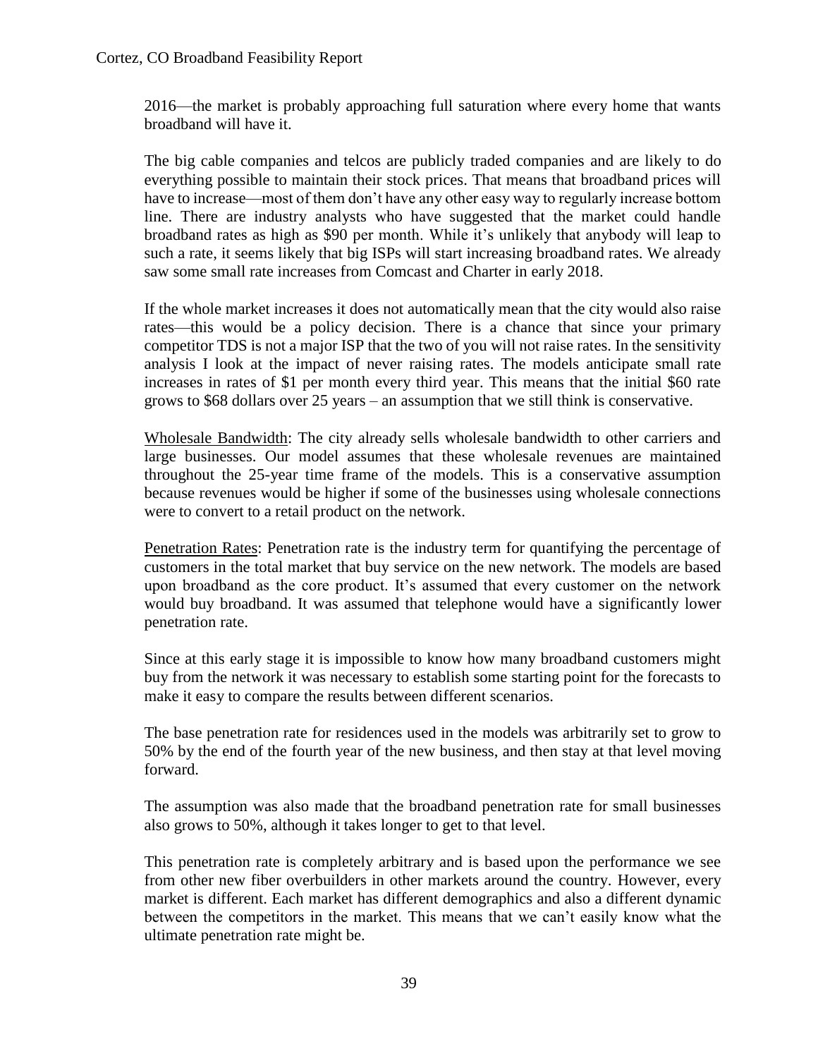2016—the market is probably approaching full saturation where every home that wants broadband will have it.

The big cable companies and telcos are publicly traded companies and are likely to do everything possible to maintain their stock prices. That means that broadband prices will have to increase—most of them don't have any other easy way to regularly increase bottom line. There are industry analysts who have suggested that the market could handle broadband rates as high as $90 per month. While it's unlikely that anybody will leap to such a rate, it seems likely that big ISPs will start increasing broadband rates. We already saw some small rate increases from Comcast and Charter in early 2018.

If the whole market increases it does not automatically mean that the city would also raise rates—this would be a policy decision. There is a chance that since your primary competitor TDS is not a major ISP that the two of you will not raise rates. In the sensitivity analysis I look at the impact of never raising rates. The models anticipate small rate increases in rates of $1 per month every third year. This means that the initial $60 rate grows to $68 dollars over 25 years – an assumption that we still think is conservative.

<u>Wholesale Bandwidth</u>: The city already sells wholesale bandwidth to other carriers and large businesses. Our model assumes that these wholesale revenues are maintained throughout the 25-year time frame of the models. This is a conservative assumption because revenues would be higher if some of the businesses using wholesale connections were to convert to a retail product on the network.

<u>Penetration Rates</u>: Penetration rate is the industry term for quantifying the percentage of customers in the total market that buy service on the new network. The models are based upon broadband as the core product. It's assumed that every customer on the network would buy broadband. It was assumed that telephone would have a significantly lower penetration rate.

Since at this early stage it is impossible to know how many broadband customers might buy from the network it was necessary to establish some starting point for the forecasts to make it easy to compare the results between different scenarios.

The base penetration rate for residences used in the models was arbitrarily set to grow to 50% by the end of the fourth year of the new business, and then stay at that level moving forward.

The assumption was also made that the broadband penetration rate for small businesses also grows to 50%, although it takes longer to get to that level.

This penetration rate is completely arbitrary and is based upon the performance we see from other new fiber overbuilders in other markets around the country. However, every market is different. Each market has different demographics and also a different dynamic between the competitors in the market. This means that we can't easily know what the ultimate penetration rate might be.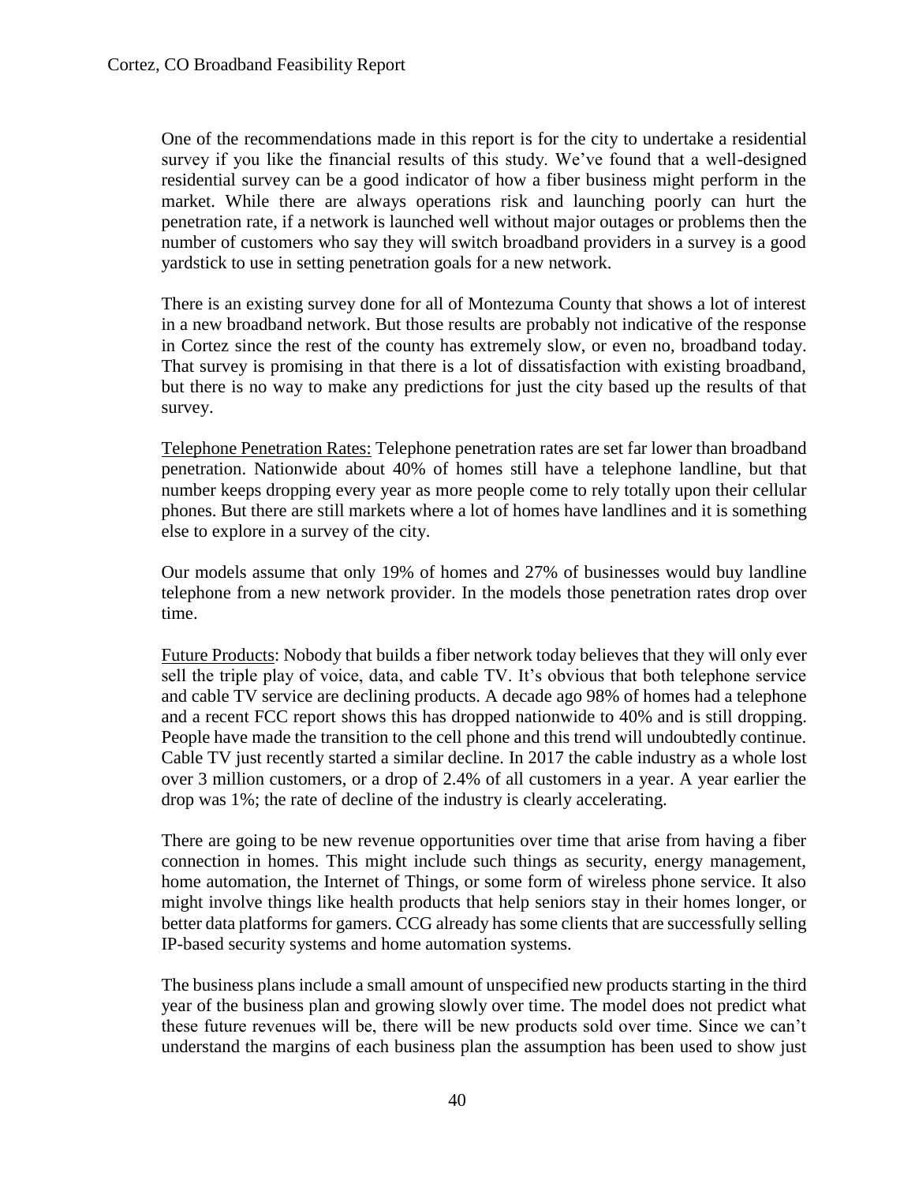One of the recommendations made in this report is for the city to undertake a residential survey if you like the financial results of this study. We've found that a well-designed residential survey can be a good indicator of how a fiber business might perform in the market. While there are always operations risk and launching poorly can hurt the penetration rate, if a network is launched well without major outages or problems then the number of customers who say they will switch broadband providers in a survey is a good yardstick to use in setting penetration goals for a new network.

There is an existing survey done for all of Montezuma County that shows a lot of interest in a new broadband network. But those results are probably not indicative of the response in Cortez since the rest of the county has extremely slow, or even no, broadband today. That survey is promising in that there is a lot of dissatisfaction with existing broadband, but there is no way to make any predictions for just the city based up the results of that survey.

<u>Telephone Penetration Rates:</u> Telephone penetration rates are set far lower than broadband penetration. Nationwide about 40% of homes still have a telephone landline, but that number keeps dropping every year as more people come to rely totally upon their cellular phones. But there are still markets where a lot of homes have landlines and it is something else to explore in a survey of the city.

Our models assume that only 19% of homes and 27% of businesses would buy landline telephone from a new network provider. In the models those penetration rates drop over time.

<u>Future Products</u>: Nobody that builds a fiber network today believes that they will only ever sell the triple play of voice, data, and cable TV. It's obvious that both telephone service and cable TV service are declining products. A decade ago 98% of homes had a telephone and a recent FCC report shows this has dropped nationwide to 40% and is still dropping. People have made the transition to the cell phone and this trend will undoubtedly continue. Cable TV just recently started a similar decline. In 2017 the cable industry as a whole lost over 3 million customers, or a drop of 2.4% of all customers in a year. A year earlier the drop was 1%; the rate of decline of the industry is clearly accelerating.

There are going to be new revenue opportunities over time that arise from having a fiber connection in homes. This might include such things as security, energy management, home automation, the Internet of Things, or some form of wireless phone service. It also might involve things like health products that help seniors stay in their homes longer, or better data platforms for gamers. CCG already has some clients that are successfully selling IP-based security systems and home automation systems.

The business plans include a small amount of unspecified new products starting in the third year of the business plan and growing slowly over time. The model does not predict what these future revenues will be, there will be new products sold over time. Since we can't understand the margins of each business plan the assumption has been used to show just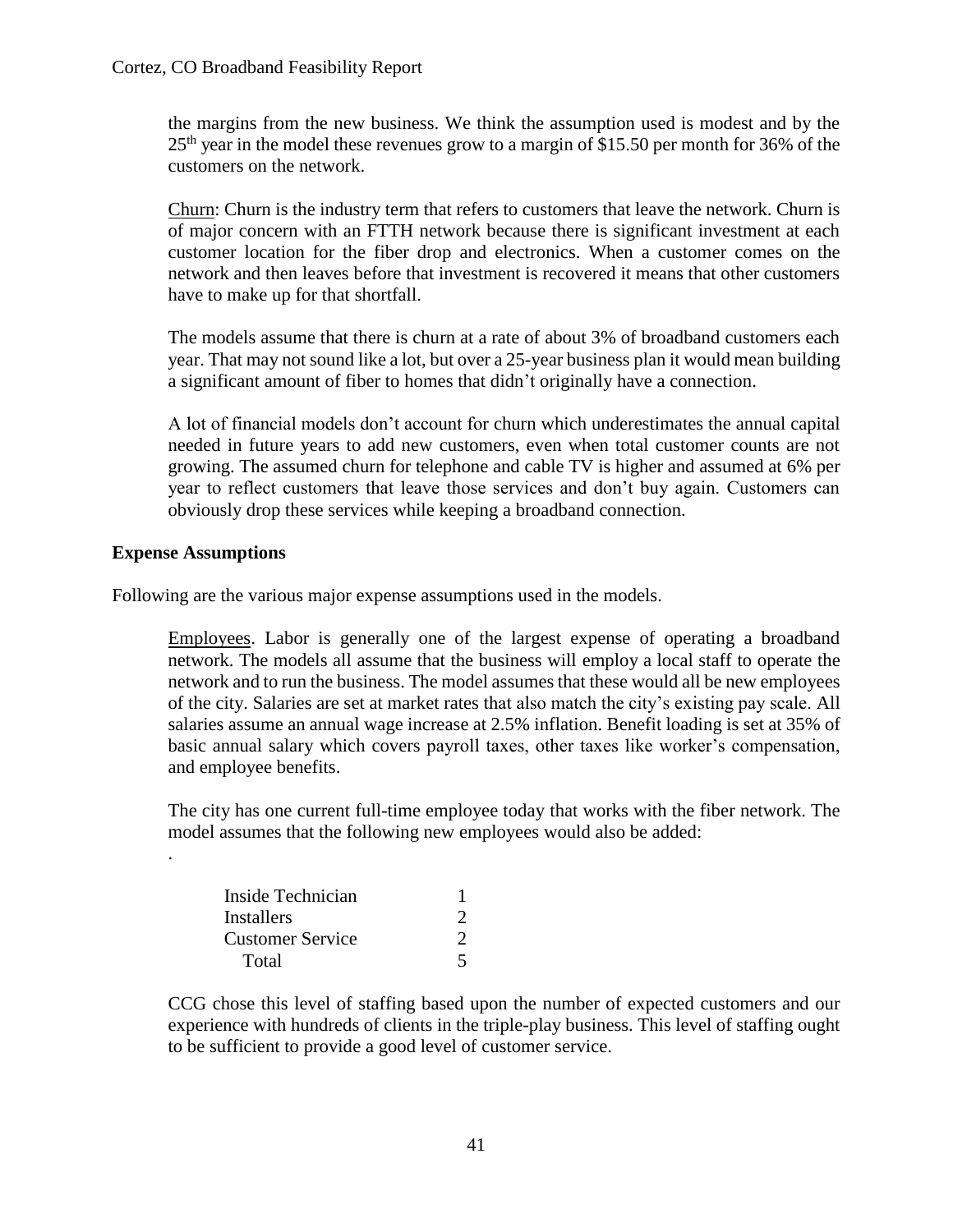the margins from the new business. We think the assumption used is modest and by the 25th year in the model these revenues grow to a margin of $15.50 per month for 36% of the customers on the network.

Churn: Churn is the industry term that refers to customers that leave the network. Churn is of major concern with an FTTH network because there is significant investment at each customer location for the fiber drop and electronics. When a customer comes on the network and then leaves before that investment is recovered it means that other customers have to make up for that shortfall.

The models assume that there is churn at a rate of about 3% of broadband customers each year. That may not sound like a lot, but over a 25-year business plan it would mean building a significant amount of fiber to homes that didn't originally have a connection.

A lot of financial models don't account for churn which underestimates the annual capital needed in future years to add new customers, even when total customer counts are not growing. The assumed churn for telephone and cable TV is higher and assumed at 6% per year to reflect customers that leave those services and don't buy again. Customers can obviously drop these services while keeping a broadband connection.

**Expense Assumptions**

Following are the various major expense assumptions used in the models.

Employees. Labor is generally one of the largest expense of operating a broadband network. The models all assume that the business will employ a local staff to operate the network and to run the business. The model assumes that these would all be new employees of the city. Salaries are set at market rates that also match the city's existing pay scale. All salaries assume an annual wage increase at 2.5% inflation. Benefit loading is set at 35% of basic annual salary which covers payroll taxes, other taxes like worker's compensation, and employee benefits.

The city has one current full-time employee today that works with the fiber network. The model assumes that the following new employees would also be added:

.

| | |
|---|---|
| Inside Technician | 1 |
| Installers | 2 |
| Customer Service | 2 |
| Total | 5 |

CCG chose this level of staffing based upon the number of expected customers and our experience with hundreds of clients in the triple-play business. This level of staffing ought to be sufficient to provide a good level of customer service.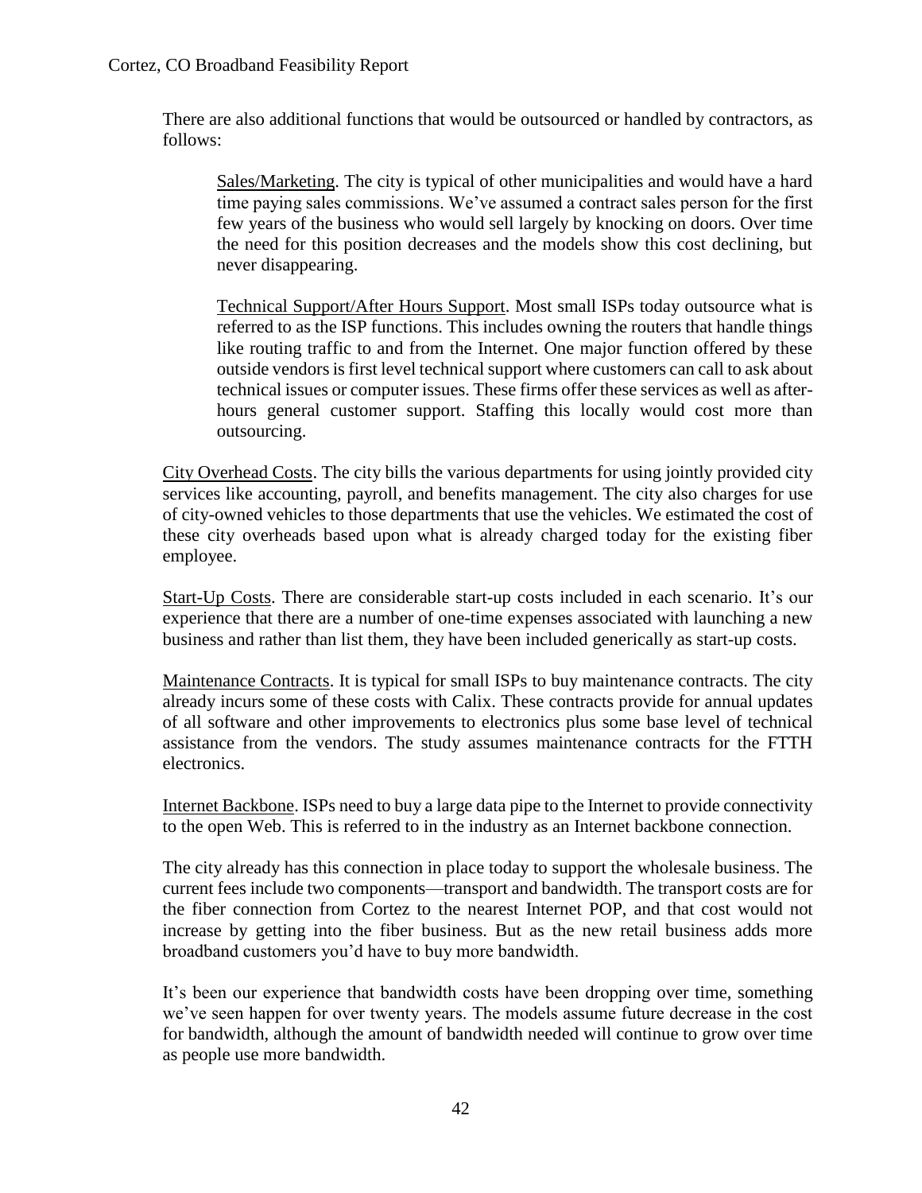There are also additional functions that would be outsourced or handled by contractors, as follows:

Sales/Marketing. The city is typical of other municipalities and would have a hard time paying sales commissions. We've assumed a contract sales person for the first few years of the business who would sell largely by knocking on doors. Over time the need for this position decreases and the models show this cost declining, but never disappearing.

Technical Support/After Hours Support. Most small ISPs today outsource what is referred to as the ISP functions. This includes owning the routers that handle things like routing traffic to and from the Internet. One major function offered by these outside vendors is first level technical support where customers can call to ask about technical issues or computer issues. These firms offer these services as well as after-hours general customer support. Staffing this locally would cost more than outsourcing.

City Overhead Costs. The city bills the various departments for using jointly provided city services like accounting, payroll, and benefits management. The city also charges for use of city-owned vehicles to those departments that use the vehicles. We estimated the cost of these city overheads based upon what is already charged today for the existing fiber employee.

Start-Up Costs. There are considerable start-up costs included in each scenario. It's our experience that there are a number of one-time expenses associated with launching a new business and rather than list them, they have been included generically as start-up costs.

Maintenance Contracts. It is typical for small ISPs to buy maintenance contracts. The city already incurs some of these costs with Calix. These contracts provide for annual updates of all software and other improvements to electronics plus some base level of technical assistance from the vendors. The study assumes maintenance contracts for the FTTH electronics.

Internet Backbone. ISPs need to buy a large data pipe to the Internet to provide connectivity to the open Web. This is referred to in the industry as an Internet backbone connection.

The city already has this connection in place today to support the wholesale business. The current fees include two components—transport and bandwidth. The transport costs are for the fiber connection from Cortez to the nearest Internet POP, and that cost would not increase by getting into the fiber business. But as the new retail business adds more broadband customers you'd have to buy more bandwidth.

It's been our experience that bandwidth costs have been dropping over time, something we've seen happen for over twenty years. The models assume future decrease in the cost for bandwidth, although the amount of bandwidth needed will continue to grow over time as people use more bandwidth.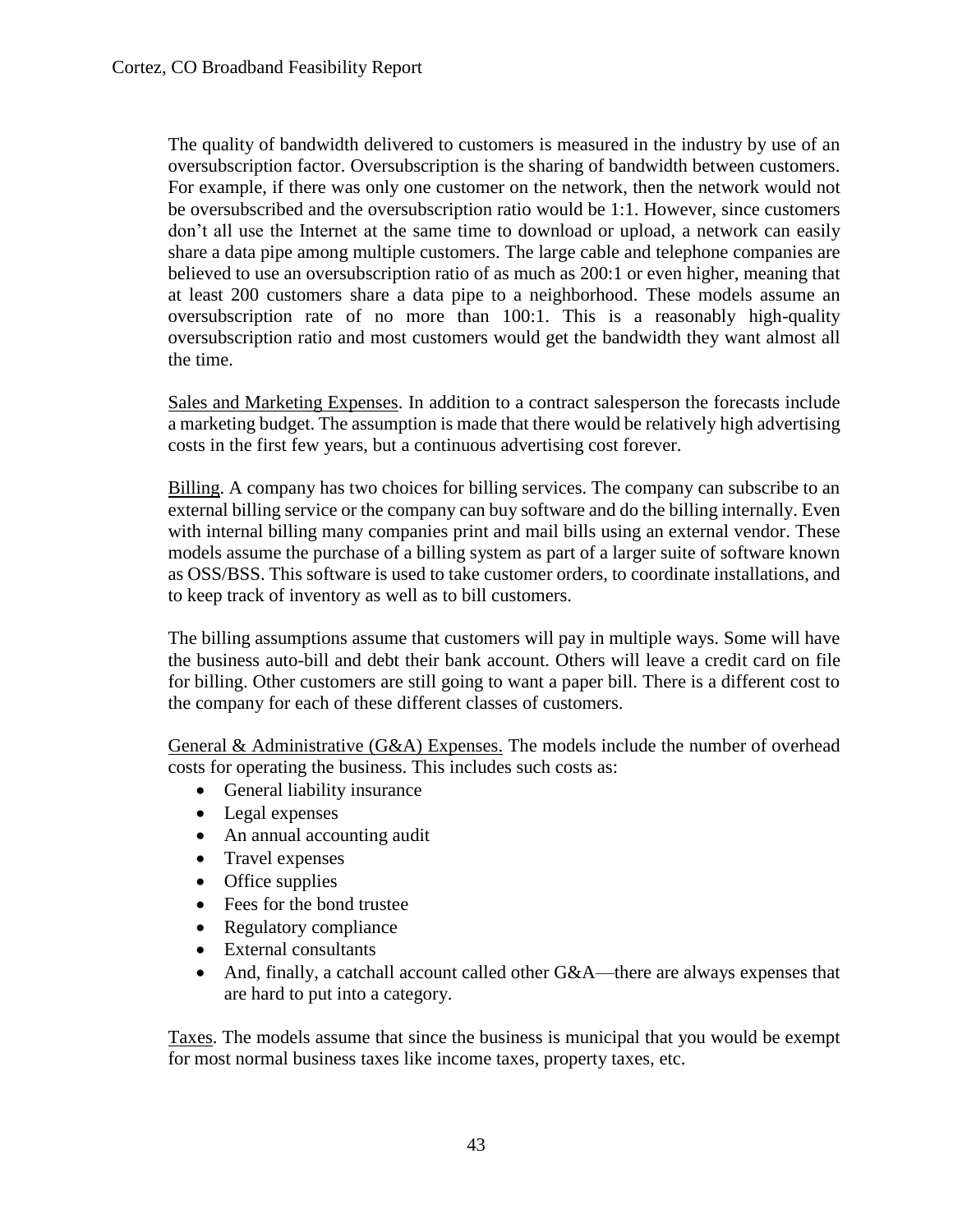The quality of bandwidth delivered to customers is measured in the industry by use of an oversubscription factor. Oversubscription is the sharing of bandwidth between customers. For example, if there was only one customer on the network, then the network would not be oversubscribed and the oversubscription ratio would be 1:1. However, since customers don't all use the Internet at the same time to download or upload, a network can easily share a data pipe among multiple customers. The large cable and telephone companies are believed to use an oversubscription ratio of as much as 200:1 or even higher, meaning that at least 200 customers share a data pipe to a neighborhood. These models assume an oversubscription rate of no more than 100:1. This is a reasonably high-quality oversubscription ratio and most customers would get the bandwidth they want almost all the time.

Sales and Marketing Expenses. In addition to a contract salesperson the forecasts include a marketing budget. The assumption is made that there would be relatively high advertising costs in the first few years, but a continuous advertising cost forever.

Billing. A company has two choices for billing services. The company can subscribe to an external billing service or the company can buy software and do the billing internally. Even with internal billing many companies print and mail bills using an external vendor. These models assume the purchase of a billing system as part of a larger suite of software known as OSS/BSS. This software is used to take customer orders, to coordinate installations, and to keep track of inventory as well as to bill customers.

The billing assumptions assume that customers will pay in multiple ways. Some will have the business auto-bill and debt their bank account. Others will leave a credit card on file for billing. Other customers are still going to want a paper bill. There is a different cost to the company for each of these different classes of customers.

General & Administrative (G&A) Expenses. The models include the number of overhead costs for operating the business. This includes such costs as:

- General liability insurance
- Legal expenses
- An annual accounting audit
- Travel expenses
- Office supplies
- Fees for the bond trustee
- Regulatory compliance
- External consultants
- And, finally, a catchall account called other G&A—there are always expenses that are hard to put into a category.

Taxes. The models assume that since the business is municipal that you would be exempt for most normal business taxes like income taxes, property taxes, etc.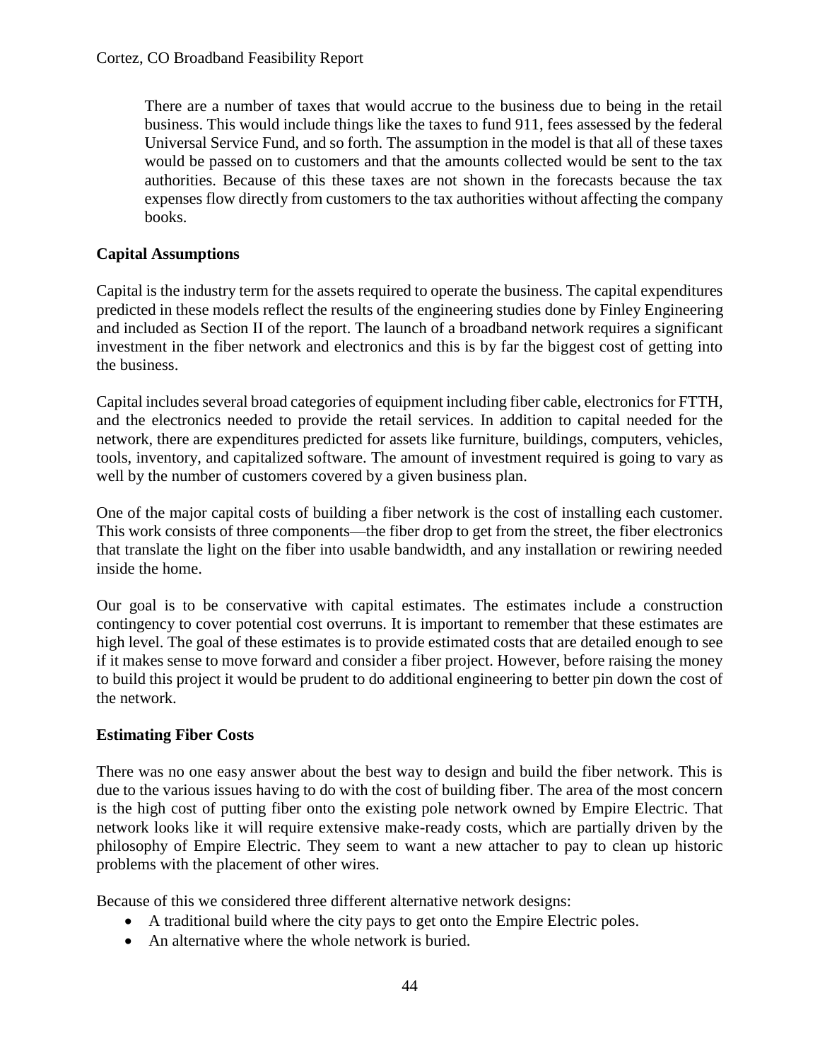There are a number of taxes that would accrue to the business due to being in the retail business. This would include things like the taxes to fund 911, fees assessed by the federal Universal Service Fund, and so forth. The assumption in the model is that all of these taxes would be passed on to customers and that the amounts collected would be sent to the tax authorities. Because of this these taxes are not shown in the forecasts because the tax expenses flow directly from customers to the tax authorities without affecting the company books.

**Capital Assumptions**

Capital is the industry term for the assets required to operate the business. The capital expenditures predicted in these models reflect the results of the engineering studies done by Finley Engineering and included as Section II of the report. The launch of a broadband network requires a significant investment in the fiber network and electronics and this is by far the biggest cost of getting into the business.

Capital includes several broad categories of equipment including fiber cable, electronics for FTTH, and the electronics needed to provide the retail services. In addition to capital needed for the network, there are expenditures predicted for assets like furniture, buildings, computers, vehicles, tools, inventory, and capitalized software. The amount of investment required is going to vary as well by the number of customers covered by a given business plan.

One of the major capital costs of building a fiber network is the cost of installing each customer. This work consists of three components—the fiber drop to get from the street, the fiber electronics that translate the light on the fiber into usable bandwidth, and any installation or rewiring needed inside the home.

Our goal is to be conservative with capital estimates. The estimates include a construction contingency to cover potential cost overruns. It is important to remember that these estimates are high level. The goal of these estimates is to provide estimated costs that are detailed enough to see if it makes sense to move forward and consider a fiber project. However, before raising the money to build this project it would be prudent to do additional engineering to better pin down the cost of the network.

**Estimating Fiber Costs**

There was no one easy answer about the best way to design and build the fiber network. This is due to the various issues having to do with the cost of building fiber. The area of the most concern is the high cost of putting fiber onto the existing pole network owned by Empire Electric. That network looks like it will require extensive make-ready costs, which are partially driven by the philosophy of Empire Electric. They seem to want a new attacher to pay to clean up historic problems with the placement of other wires.

Because of this we considered three different alternative network designs:

- A traditional build where the city pays to get onto the Empire Electric poles.
- An alternative where the whole network is buried.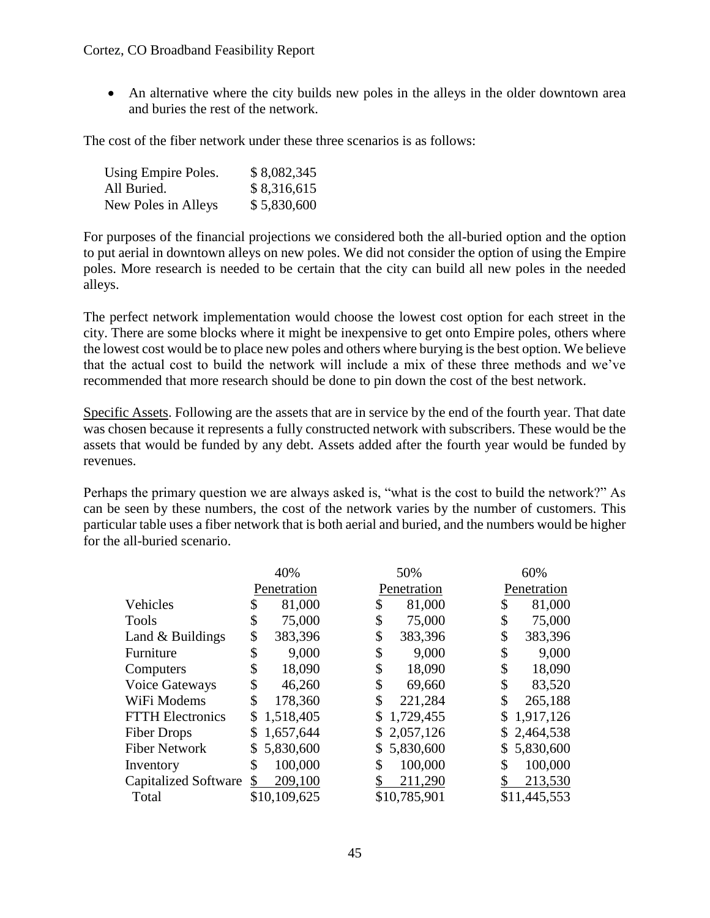- An alternative where the city builds new poles in the alleys in the older downtown area and buries the rest of the network.

The cost of the fiber network under these three scenarios is as follows:

| | |
|---|---|
| Using Empire Poles. | $ 8,082,345 |
| All Buried. | $ 8,316,615 |
| New Poles in Alleys | $ 5,830,600 |

For purposes of the financial projections we considered both the all-buried option and the option to put aerial in downtown alleys on new poles. We did not consider the option of using the Empire poles. More research is needed to be certain that the city can build all new poles in the needed alleys.

The perfect network implementation would choose the lowest cost option for each street in the city. There are some blocks where it might be inexpensive to get onto Empire poles, others where the lowest cost would be to place new poles and others where burying is the best option. We believe that the actual cost to build the network will include a mix of these three methods and we've recommended that more research should be done to pin down the cost of the best network.

<u>Specific Assets</u>. Following are the assets that are in service by the end of the fourth year. That date was chosen because it represents a fully constructed network with subscribers. These would be the assets that would be funded by any debt. Assets added after the fourth year would be funded by revenues.

Perhaps the primary question we are always asked is, "what is the cost to build the network?" As can be seen by these numbers, the cost of the network varies by the number of customers. This particular table uses a fiber network that is both aerial and buried, and the numbers would be higher for the all-buried scenario.

| | 40% Penetration | 50% Penetration | 60% Penetration |
|---|---|---|---|
| Vehicles | $ 81,000 | $ 81,000 | $ 81,000 |
| Tools | $ 75,000 | $ 75,000 | $ 75,000 |
| Land & Buildings | $ 383,396 | $ 383,396 | $ 383,396 |
| Furniture | $ 9,000 | $ 9,000 | $ 9,000 |
| Computers | $ 18,090 | $ 18,090 | $ 18,090 |
| Voice Gateways | $ 46,260 | $ 69,660 | $ 83,520 |
| WiFi Modems | $ 178,360 | $ 221,284 | $ 265,188 |
| FTTH Electronics | $ 1,518,405 | $ 1,729,455 | $ 1,917,126 |
| Fiber Drops | $ 1,657,644 | $ 2,057,126 | $ 2,464,538 |
| Fiber Network | $ 5,830,600 | $ 5,830,600 | $ 5,830,600 |
| Inventory | $ 100,000 | $ 100,000 | $ 100,000 |
| Capitalized Software | $ 209,100 | $ 211,290 | $ 213,530 |
| Total | $10,109,625 | $10,785,901 | $11,445,553 |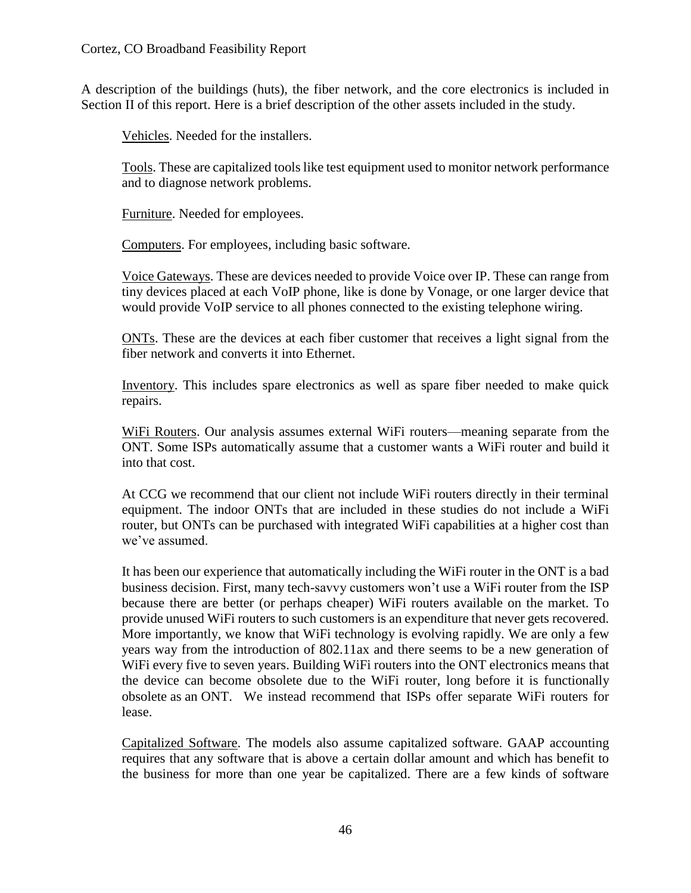A description of the buildings (huts), the fiber network, and the core electronics is included in Section II of this report. Here is a brief description of the other assets included in the study.

Vehicles. Needed for the installers.

Tools. These are capitalized tools like test equipment used to monitor network performance and to diagnose network problems.

Furniture. Needed for employees.

Computers. For employees, including basic software.

Voice Gateways. These are devices needed to provide Voice over IP. These can range from tiny devices placed at each VoIP phone, like is done by Vonage, or one larger device that would provide VoIP service to all phones connected to the existing telephone wiring.

ONTs. These are the devices at each fiber customer that receives a light signal from the fiber network and converts it into Ethernet.

Inventory. This includes spare electronics as well as spare fiber needed to make quick repairs.

WiFi Routers. Our analysis assumes external WiFi routers—meaning separate from the ONT. Some ISPs automatically assume that a customer wants a WiFi router and build it into that cost.

At CCG we recommend that our client not include WiFi routers directly in their terminal equipment. The indoor ONTs that are included in these studies do not include a WiFi router, but ONTs can be purchased with integrated WiFi capabilities at a higher cost than we've assumed.

It has been our experience that automatically including the WiFi router in the ONT is a bad business decision. First, many tech-savvy customers won't use a WiFi router from the ISP because there are better (or perhaps cheaper) WiFi routers available on the market. To provide unused WiFi routers to such customers is an expenditure that never gets recovered. More importantly, we know that WiFi technology is evolving rapidly. We are only a few years way from the introduction of 802.11ax and there seems to be a new generation of WiFi every five to seven years. Building WiFi routers into the ONT electronics means that the device can become obsolete due to the WiFi router, long before it is functionally obsolete as an ONT. We instead recommend that ISPs offer separate WiFi routers for lease.

Capitalized Software. The models also assume capitalized software. GAAP accounting requires that any software that is above a certain dollar amount and which has benefit to the business for more than one year be capitalized. There are a few kinds of software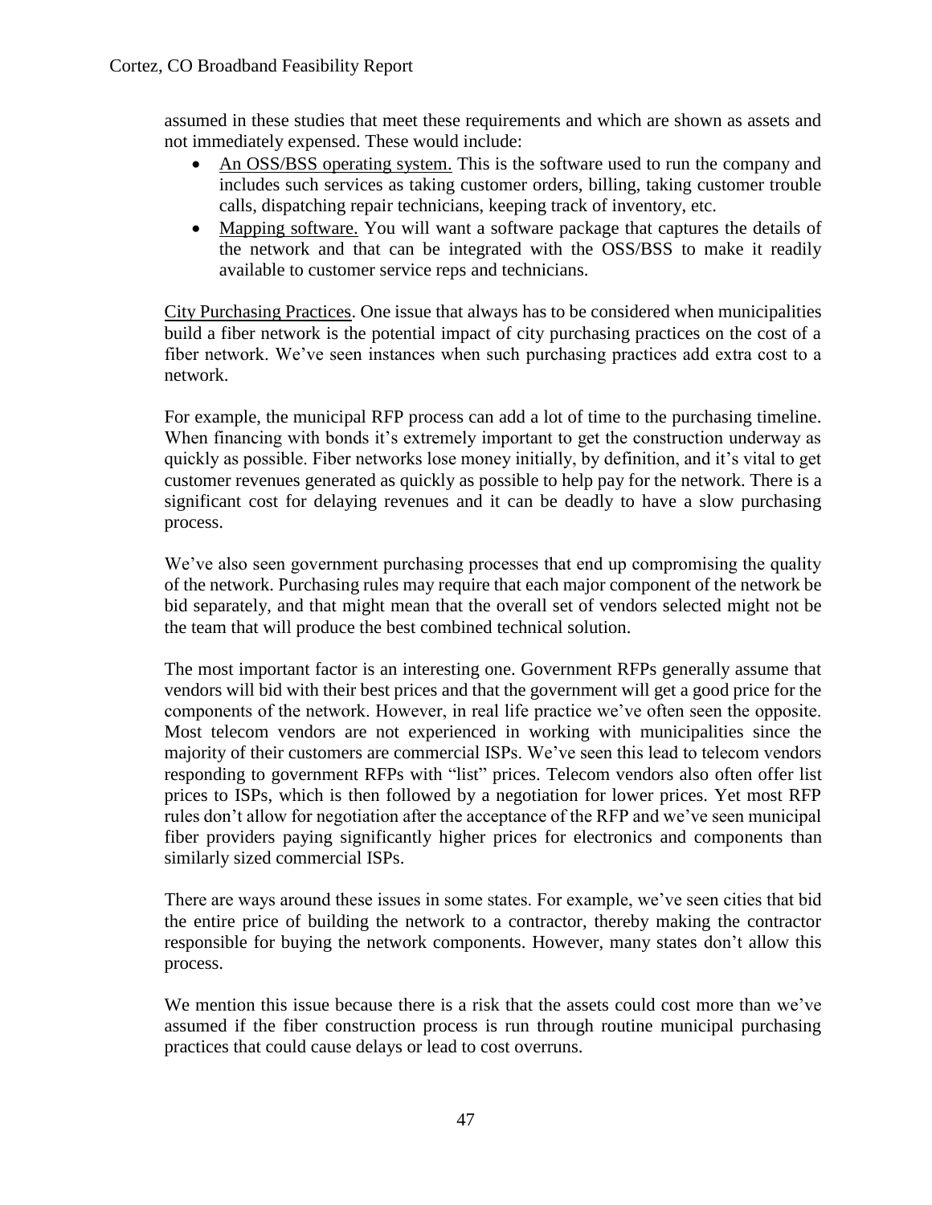assumed in these studies that meet these requirements and which are shown as assets and not immediately expensed. These would include:

- An OSS/BSS operating system. This is the software used to run the company and includes such services as taking customer orders, billing, taking customer trouble calls, dispatching repair technicians, keeping track of inventory, etc.
- Mapping software. You will want a software package that captures the details of the network and that can be integrated with the OSS/BSS to make it readily available to customer service reps and technicians.

City Purchasing Practices. One issue that always has to be considered when municipalities build a fiber network is the potential impact of city purchasing practices on the cost of a fiber network. We've seen instances when such purchasing practices add extra cost to a network.

For example, the municipal RFP process can add a lot of time to the purchasing timeline. When financing with bonds it's extremely important to get the construction underway as quickly as possible. Fiber networks lose money initially, by definition, and it's vital to get customer revenues generated as quickly as possible to help pay for the network. There is a significant cost for delaying revenues and it can be deadly to have a slow purchasing process.

We've also seen government purchasing processes that end up compromising the quality of the network. Purchasing rules may require that each major component of the network be bid separately, and that might mean that the overall set of vendors selected might not be the team that will produce the best combined technical solution.

The most important factor is an interesting one. Government RFPs generally assume that vendors will bid with their best prices and that the government will get a good price for the components of the network. However, in real life practice we've often seen the opposite. Most telecom vendors are not experienced in working with municipalities since the majority of their customers are commercial ISPs. We've seen this lead to telecom vendors responding to government RFPs with "list" prices. Telecom vendors also often offer list prices to ISPs, which is then followed by a negotiation for lower prices. Yet most RFP rules don't allow for negotiation after the acceptance of the RFP and we've seen municipal fiber providers paying significantly higher prices for electronics and components than similarly sized commercial ISPs.

There are ways around these issues in some states. For example, we've seen cities that bid the entire price of building the network to a contractor, thereby making the contractor responsible for buying the network components. However, many states don't allow this process.

We mention this issue because there is a risk that the assets could cost more than we've assumed if the fiber construction process is run through routine municipal purchasing practices that could cause delays or lead to cost overruns.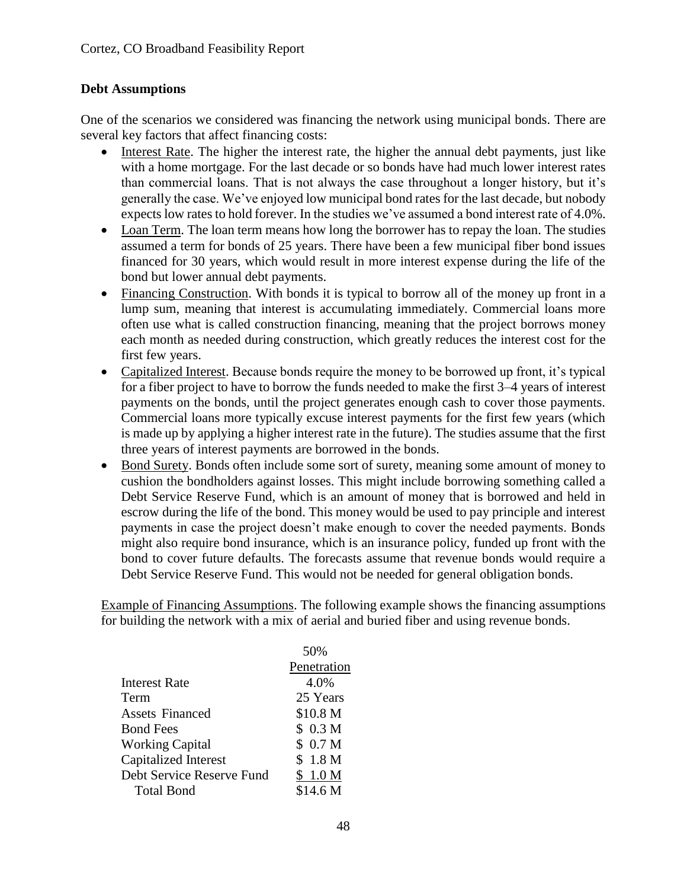## Debt Assumptions

One of the scenarios we considered was financing the network using municipal bonds. There are several key factors that affect financing costs:

- Interest Rate. The higher the interest rate, the higher the annual debt payments, just like with a home mortgage. For the last decade or so bonds have had much lower interest rates than commercial loans. That is not always the case throughout a longer history, but it's generally the case. We've enjoyed low municipal bond rates for the last decade, but nobody expects low rates to hold forever. In the studies we've assumed a bond interest rate of 4.0%.
- Loan Term. The loan term means how long the borrower has to repay the loan. The studies assumed a term for bonds of 25 years. There have been a few municipal fiber bond issues financed for 30 years, which would result in more interest expense during the life of the bond but lower annual debt payments.
- Financing Construction. With bonds it is typical to borrow all of the money up front in a lump sum, meaning that interest is accumulating immediately. Commercial loans more often use what is called construction financing, meaning that the project borrows money each month as needed during construction, which greatly reduces the interest cost for the first few years.
- Capitalized Interest. Because bonds require the money to be borrowed up front, it's typical for a fiber project to have to borrow the funds needed to make the first 3–4 years of interest payments on the bonds, until the project generates enough cash to cover those payments. Commercial loans more typically excuse interest payments for the first few years (which is made up by applying a higher interest rate in the future). The studies assume that the first three years of interest payments are borrowed in the bonds.
- Bond Surety. Bonds often include some sort of surety, meaning some amount of money to cushion the bondholders against losses. This might include borrowing something called a Debt Service Reserve Fund, which is an amount of money that is borrowed and held in escrow during the life of the bond. This money would be used to pay principle and interest payments in case the project doesn't make enough to cover the needed payments. Bonds might also require bond insurance, which is an insurance policy, funded up front with the bond to cover future defaults. The forecasts assume that revenue bonds would require a Debt Service Reserve Fund. This would not be needed for general obligation bonds.

Example of Financing Assumptions. The following example shows the financing assumptions for building the network with a mix of aerial and buried fiber and using revenue bonds.

| | 50% Penetration |
|---|---|
| Interest Rate | 4.0% |
| Term | 25 Years |
| Assets Financed | $10.8 M |
| Bond Fees | $ 0.3 M |
| Working Capital | $ 0.7 M |
| Capitalized Interest | $ 1.8 M |
| Debt Service Reserve Fund | $ 1.0 M |
| Total Bond | $14.6 M |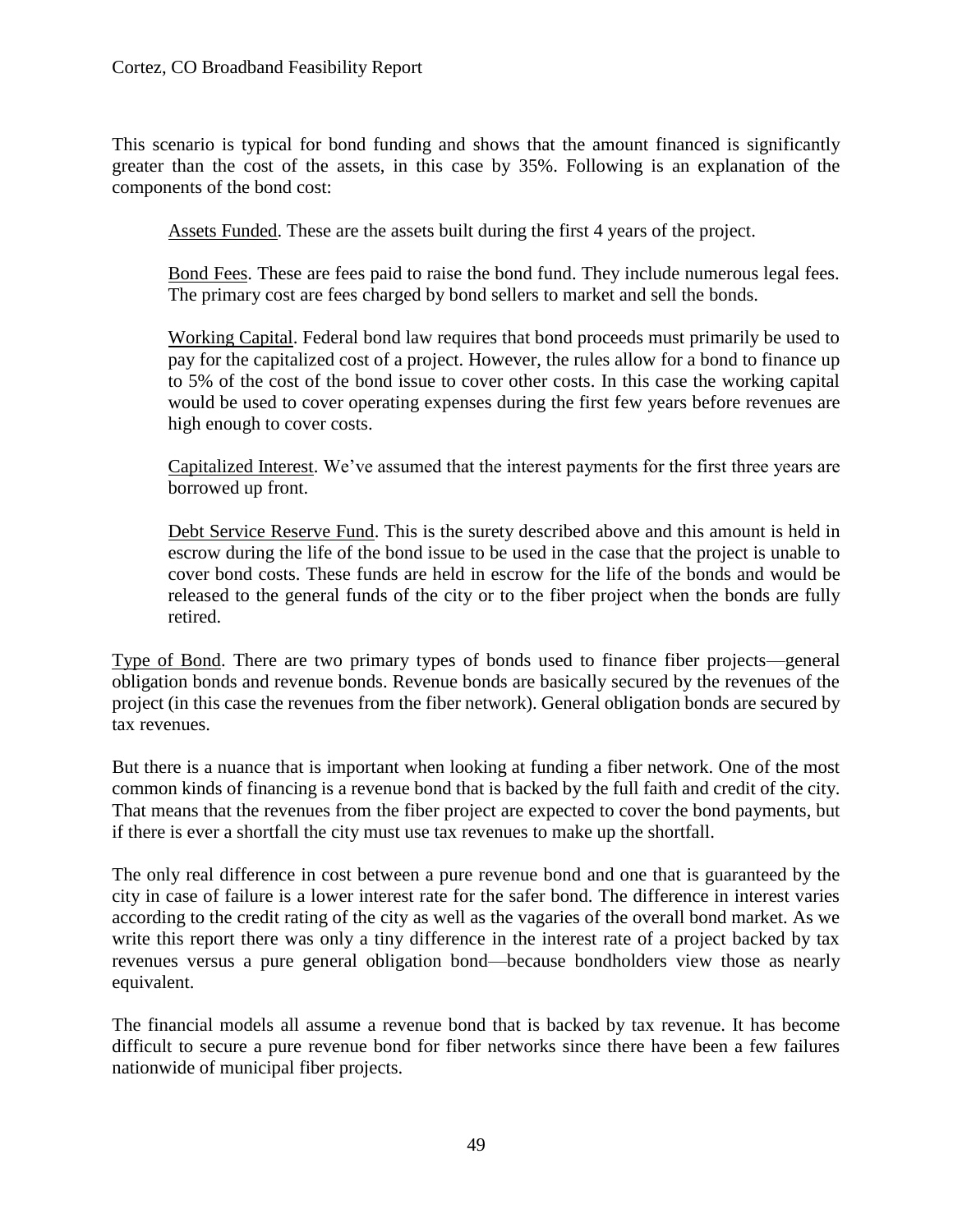This scenario is typical for bond funding and shows that the amount financed is significantly greater than the cost of the assets, in this case by 35%. Following is an explanation of the components of the bond cost:

> Assets Funded. These are the assets built during the first 4 years of the project.
>
> Bond Fees. These are fees paid to raise the bond fund. They include numerous legal fees. The primary cost are fees charged by bond sellers to market and sell the bonds.
>
> Working Capital. Federal bond law requires that bond proceeds must primarily be used to pay for the capitalized cost of a project. However, the rules allow for a bond to finance up to 5% of the cost of the bond issue to cover other costs. In this case the working capital would be used to cover operating expenses during the first few years before revenues are high enough to cover costs.
>
> Capitalized Interest. We've assumed that the interest payments for the first three years are borrowed up front.
>
> Debt Service Reserve Fund. This is the surety described above and this amount is held in escrow during the life of the bond issue to be used in the case that the project is unable to cover bond costs. These funds are held in escrow for the life of the bonds and would be released to the general funds of the city or to the fiber project when the bonds are fully retired.

Type of Bond. There are two primary types of bonds used to finance fiber projects—general obligation bonds and revenue bonds. Revenue bonds are basically secured by the revenues of the project (in this case the revenues from the fiber network). General obligation bonds are secured by tax revenues.

But there is a nuance that is important when looking at funding a fiber network. One of the most common kinds of financing is a revenue bond that is backed by the full faith and credit of the city. That means that the revenues from the fiber project are expected to cover the bond payments, but if there is ever a shortfall the city must use tax revenues to make up the shortfall.

The only real difference in cost between a pure revenue bond and one that is guaranteed by the city in case of failure is a lower interest rate for the safer bond. The difference in interest varies according to the credit rating of the city as well as the vagaries of the overall bond market. As we write this report there was only a tiny difference in the interest rate of a project backed by tax revenues versus a pure general obligation bond—because bondholders view those as nearly equivalent.

The financial models all assume a revenue bond that is backed by tax revenue. It has become difficult to secure a pure revenue bond for fiber networks since there have been a few failures nationwide of municipal fiber projects.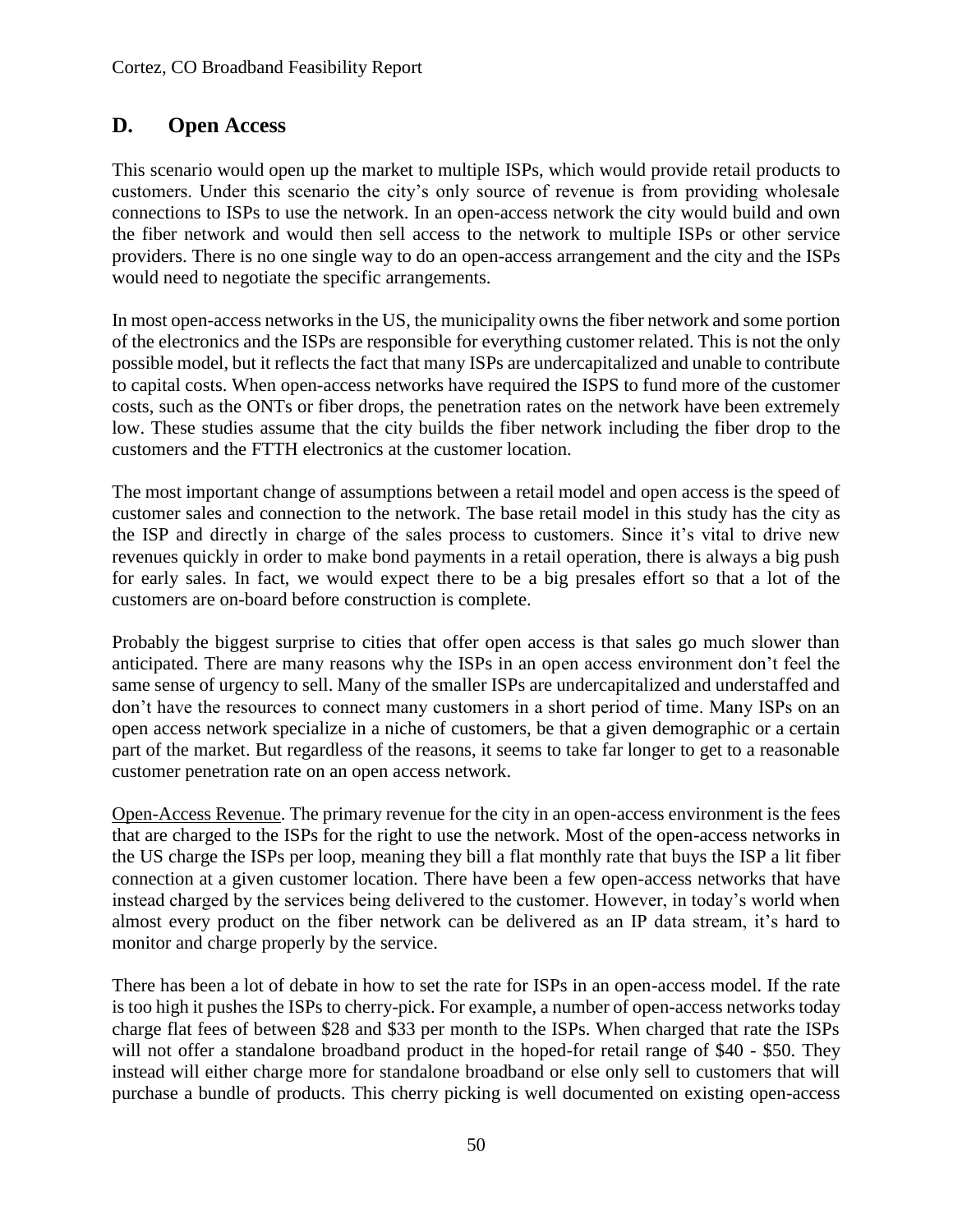## D. Open Access

This scenario would open up the market to multiple ISPs, which would provide retail products to customers. Under this scenario the city's only source of revenue is from providing wholesale connections to ISPs to use the network. In an open-access network the city would build and own the fiber network and would then sell access to the network to multiple ISPs or other service providers. There is no one single way to do an open-access arrangement and the city and the ISPs would need to negotiate the specific arrangements.

In most open-access networks in the US, the municipality owns the fiber network and some portion of the electronics and the ISPs are responsible for everything customer related. This is not the only possible model, but it reflects the fact that many ISPs are undercapitalized and unable to contribute to capital costs. When open-access networks have required the ISPS to fund more of the customer costs, such as the ONTs or fiber drops, the penetration rates on the network have been extremely low. These studies assume that the city builds the fiber network including the fiber drop to the customers and the FTTH electronics at the customer location.

The most important change of assumptions between a retail model and open access is the speed of customer sales and connection to the network. The base retail model in this study has the city as the ISP and directly in charge of the sales process to customers. Since it's vital to drive new revenues quickly in order to make bond payments in a retail operation, there is always a big push for early sales. In fact, we would expect there to be a big presales effort so that a lot of the customers are on-board before construction is complete.

Probably the biggest surprise to cities that offer open access is that sales go much slower than anticipated. There are many reasons why the ISPs in an open access environment don't feel the same sense of urgency to sell. Many of the smaller ISPs are undercapitalized and understaffed and don't have the resources to connect many customers in a short period of time. Many ISPs on an open access network specialize in a niche of customers, be that a given demographic or a certain part of the market. But regardless of the reasons, it seems to take far longer to get to a reasonable customer penetration rate on an open access network.

Open-Access Revenue. The primary revenue for the city in an open-access environment is the fees that are charged to the ISPs for the right to use the network. Most of the open-access networks in the US charge the ISPs per loop, meaning they bill a flat monthly rate that buys the ISP a lit fiber connection at a given customer location. There have been a few open-access networks that have instead charged by the services being delivered to the customer. However, in today's world when almost every product on the fiber network can be delivered as an IP data stream, it's hard to monitor and charge properly by the service.

There has been a lot of debate in how to set the rate for ISPs in an open-access model. If the rate is too high it pushes the ISPs to cherry-pick. For example, a number of open-access networks today charge flat fees of between $28 and $33 per month to the ISPs. When charged that rate the ISPs will not offer a standalone broadband product in the hoped-for retail range of $40 - $50. They instead will either charge more for standalone broadband or else only sell to customers that will purchase a bundle of products. This cherry picking is well documented on existing open-access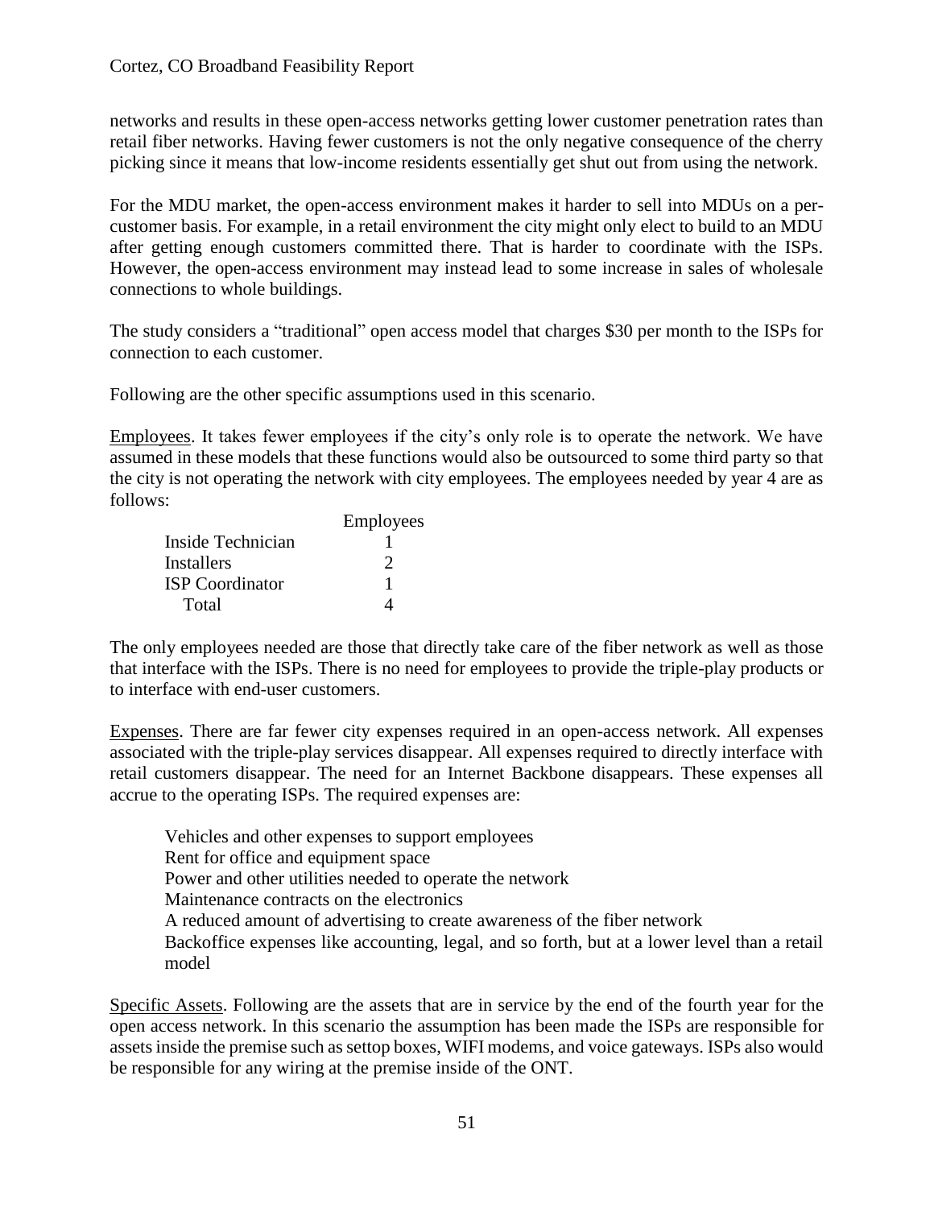networks and results in these open-access networks getting lower customer penetration rates than retail fiber networks. Having fewer customers is not the only negative consequence of the cherry picking since it means that low-income residents essentially get shut out from using the network.

For the MDU market, the open-access environment makes it harder to sell into MDUs on a per-customer basis. For example, in a retail environment the city might only elect to build to an MDU after getting enough customers committed there. That is harder to coordinate with the ISPs. However, the open-access environment may instead lead to some increase in sales of wholesale connections to whole buildings.

The study considers a "traditional" open access model that charges $30 per month to the ISPs for connection to each customer.

Following are the other specific assumptions used in this scenario.

Employees. It takes fewer employees if the city's only role is to operate the network. We have assumed in these models that these functions would also be outsourced to some third party so that the city is not operating the network with city employees. The employees needed by year 4 are as follows:

| | Employees |
|---|---|
| Inside Technician | 1 |
| Installers | 2 |
| ISP Coordinator | 1 |
| Total | 4 |

The only employees needed are those that directly take care of the fiber network as well as those that interface with the ISPs. There is no need for employees to provide the triple-play products or to interface with end-user customers.

Expenses. There are far fewer city expenses required in an open-access network. All expenses associated with the triple-play services disappear. All expenses required to directly interface with retail customers disappear. The need for an Internet Backbone disappears. These expenses all accrue to the operating ISPs. The required expenses are:

- Vehicles and other expenses to support employees
- Rent for office and equipment space
- Power and other utilities needed to operate the network
- Maintenance contracts on the electronics
- A reduced amount of advertising to create awareness of the fiber network
- Backoffice expenses like accounting, legal, and so forth, but at a lower level than a retail model

Specific Assets. Following are the assets that are in service by the end of the fourth year for the open access network. In this scenario the assumption has been made the ISPs are responsible for assets inside the premise such as settop boxes, WIFI modems, and voice gateways. ISPs also would be responsible for any wiring at the premise inside of the ONT.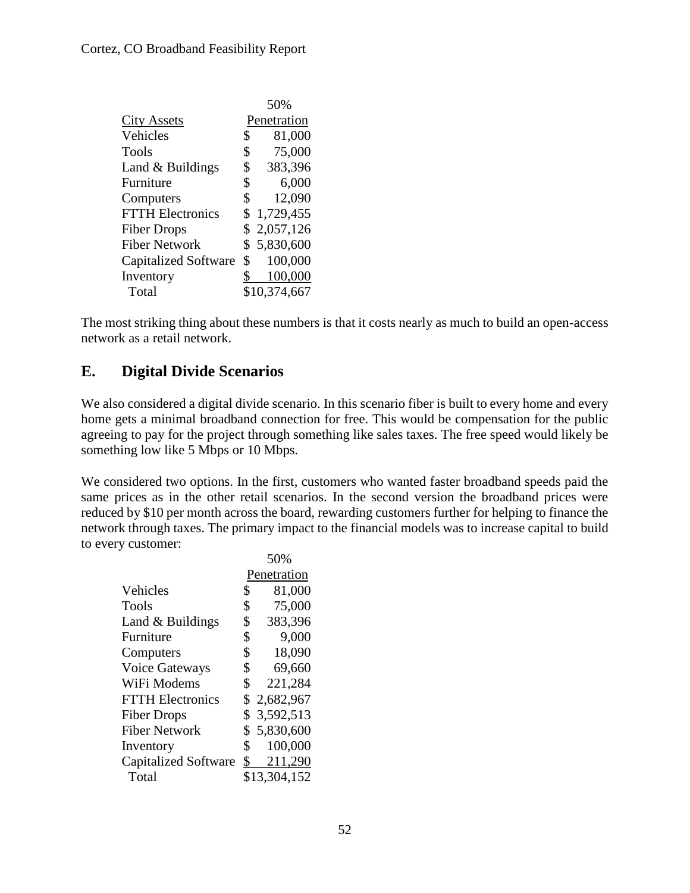| City Assets | 50% Penetration |
|---|---|
| Vehicles | $ 81,000 |
| Tools | $ 75,000 |
| Land & Buildings | $ 383,396 |
| Furniture | $ 6,000 |
| Computers | $ 12,090 |
| FTTH Electronics | $ 1,729,455 |
| Fiber Drops | $ 2,057,126 |
| Fiber Network | $ 5,830,600 |
| Capitalized Software | $ 100,000 |
| Inventory | $ 100,000 |
| Total | $10,374,667 |

The most striking thing about these numbers is that it costs nearly as much to build an open-access network as a retail network.

## E. Digital Divide Scenarios

We also considered a digital divide scenario. In this scenario fiber is built to every home and every home gets a minimal broadband connection for free. This would be compensation for the public agreeing to pay for the project through something like sales taxes. The free speed would likely be something low like 5 Mbps or 10 Mbps.

We considered two options. In the first, customers who wanted faster broadband speeds paid the same prices as in the other retail scenarios. In the second version the broadband prices were reduced by $10 per month across the board, rewarding customers further for helping to finance the network through taxes. The primary impact to the financial models was to increase capital to build to every customer:

| | 50% Penetration |
|---|---|
| Vehicles | $ 81,000 |
| Tools | $ 75,000 |
| Land & Buildings | $ 383,396 |
| Furniture | $ 9,000 |
| Computers | $ 18,090 |
| Voice Gateways | $ 69,660 |
| WiFi Modems | $ 221,284 |
| FTTH Electronics | $ 2,682,967 |
| Fiber Drops | $ 3,592,513 |
| Fiber Network | $ 5,830,600 |
| Inventory | $ 100,000 |
| Capitalized Software | $ 211,290 |
| Total | $13,304,152 |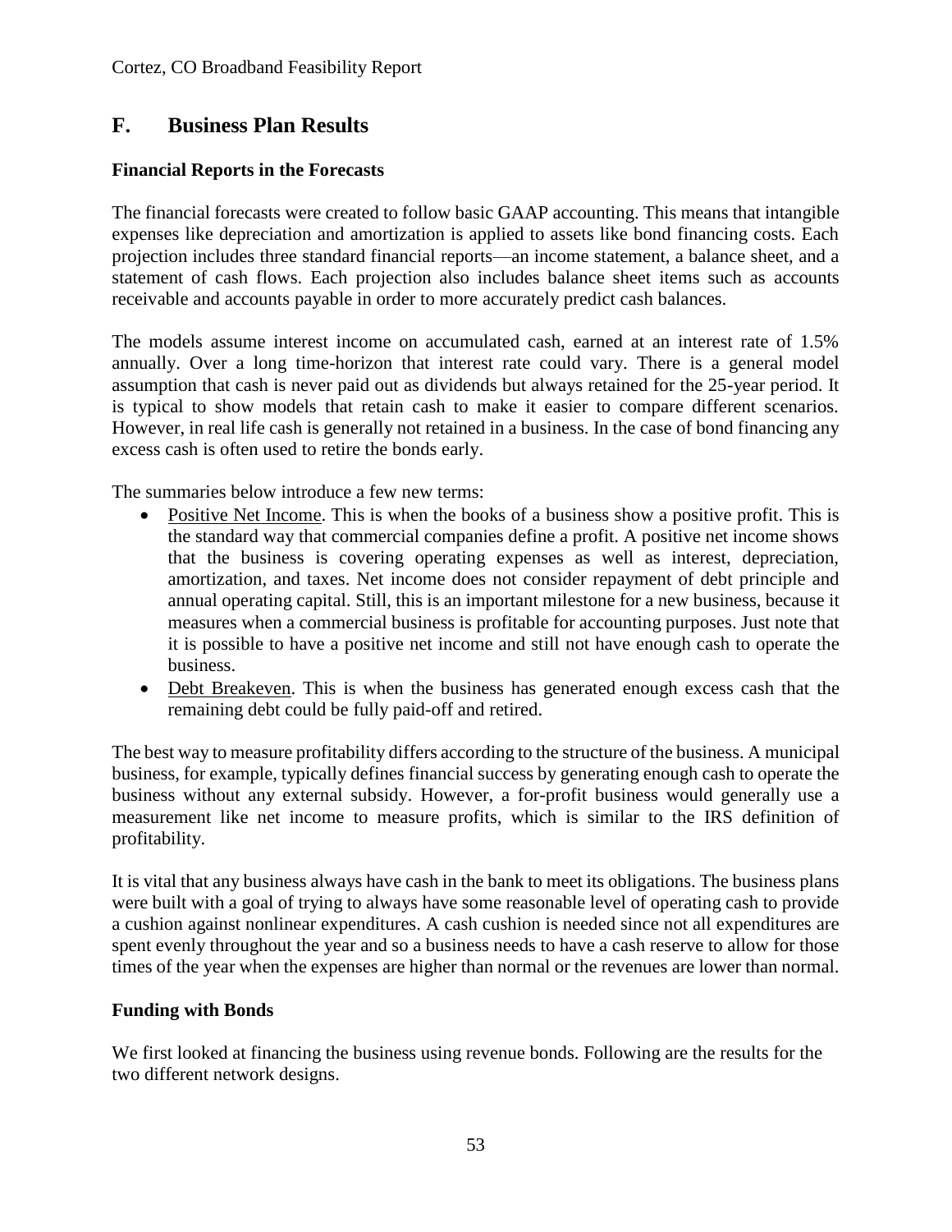## F. Business Plan Results

### Financial Reports in the Forecasts

The financial forecasts were created to follow basic GAAP accounting. This means that intangible expenses like depreciation and amortization is applied to assets like bond financing costs. Each projection includes three standard financial reports—an income statement, a balance sheet, and a statement of cash flows. Each projection also includes balance sheet items such as accounts receivable and accounts payable in order to more accurately predict cash balances.

The models assume interest income on accumulated cash, earned at an interest rate of 1.5% annually. Over a long time-horizon that interest rate could vary. There is a general model assumption that cash is never paid out as dividends but always retained for the 25-year period. It is typical to show models that retain cash to make it easier to compare different scenarios. However, in real life cash is generally not retained in a business. In the case of bond financing any excess cash is often used to retire the bonds early.

The summaries below introduce a few new terms:

- Positive Net Income. This is when the books of a business show a positive profit. This is the standard way that commercial companies define a profit. A positive net income shows that the business is covering operating expenses as well as interest, depreciation, amortization, and taxes. Net income does not consider repayment of debt principle and annual operating capital. Still, this is an important milestone for a new business, because it measures when a commercial business is profitable for accounting purposes. Just note that it is possible to have a positive net income and still not have enough cash to operate the business.
- Debt Breakeven. This is when the business has generated enough excess cash that the remaining debt could be fully paid-off and retired.

The best way to measure profitability differs according to the structure of the business. A municipal business, for example, typically defines financial success by generating enough cash to operate the business without any external subsidy. However, a for-profit business would generally use a measurement like net income to measure profits, which is similar to the IRS definition of profitability.

It is vital that any business always have cash in the bank to meet its obligations. The business plans were built with a goal of trying to always have some reasonable level of operating cash to provide a cushion against nonlinear expenditures. A cash cushion is needed since not all expenditures are spent evenly throughout the year and so a business needs to have a cash reserve to allow for those times of the year when the expenses are higher than normal or the revenues are lower than normal.

### Funding with Bonds

We first looked at financing the business using revenue bonds. Following are the results for the two different network designs.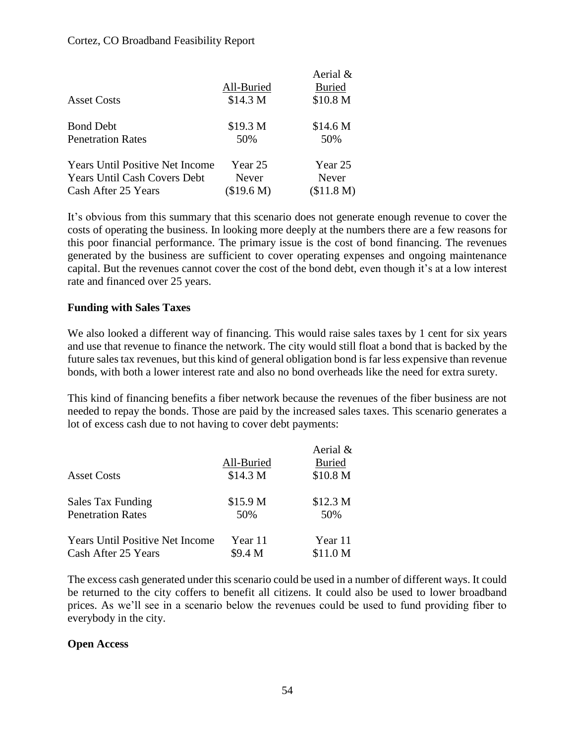| | All-Buried | Aerial & Buried |
|---|---|---|
| Asset Costs | \$14.3 M | \$10.8 M |
| | | |
| Bond Debt | \$19.3 M | \$14.6 M |
| Penetration Rates | 50% | 50% |
| | | |
| Years Until Positive Net Income | Year 25 | Year 25 |
| Years Until Cash Covers Debt | Never | Never |
| Cash After 25 Years | (\$19.6 M) | (\$11.8 M) |

It's obvious from this summary that this scenario does not generate enough revenue to cover the costs of operating the business. In looking more deeply at the numbers there are a few reasons for this poor financial performance. The primary issue is the cost of bond financing. The revenues generated by the business are sufficient to cover operating expenses and ongoing maintenance capital. But the revenues cannot cover the cost of the bond debt, even though it's at a low interest rate and financed over 25 years.

**Funding with Sales Taxes**

We also looked a different way of financing. This would raise sales taxes by 1 cent for six years and use that revenue to finance the network. The city would still float a bond that is backed by the future sales tax revenues, but this kind of general obligation bond is far less expensive than revenue bonds, with both a lower interest rate and also no bond overheads like the need for extra surety.

This kind of financing benefits a fiber network because the revenues of the fiber business are not needed to repay the bonds. Those are paid by the increased sales taxes. This scenario generates a lot of excess cash due to not having to cover debt payments:

| | All-Buried | Aerial & Buried |
|---|---|---|
| Asset Costs | \$14.3 M | \$10.8 M |
| | | |
| Sales Tax Funding | \$15.9 M | \$12.3 M |
| Penetration Rates | 50% | 50% |
| | | |
| Years Until Positive Net Income | Year 11 | Year 11 |
| Cash After 25 Years | \$9.4 M | \$11.0 M |

The excess cash generated under this scenario could be used in a number of different ways. It could be returned to the city coffers to benefit all citizens. It could also be used to lower broadband prices. As we'll see in a scenario below the revenues could be used to fund providing fiber to everybody in the city.

**Open Access**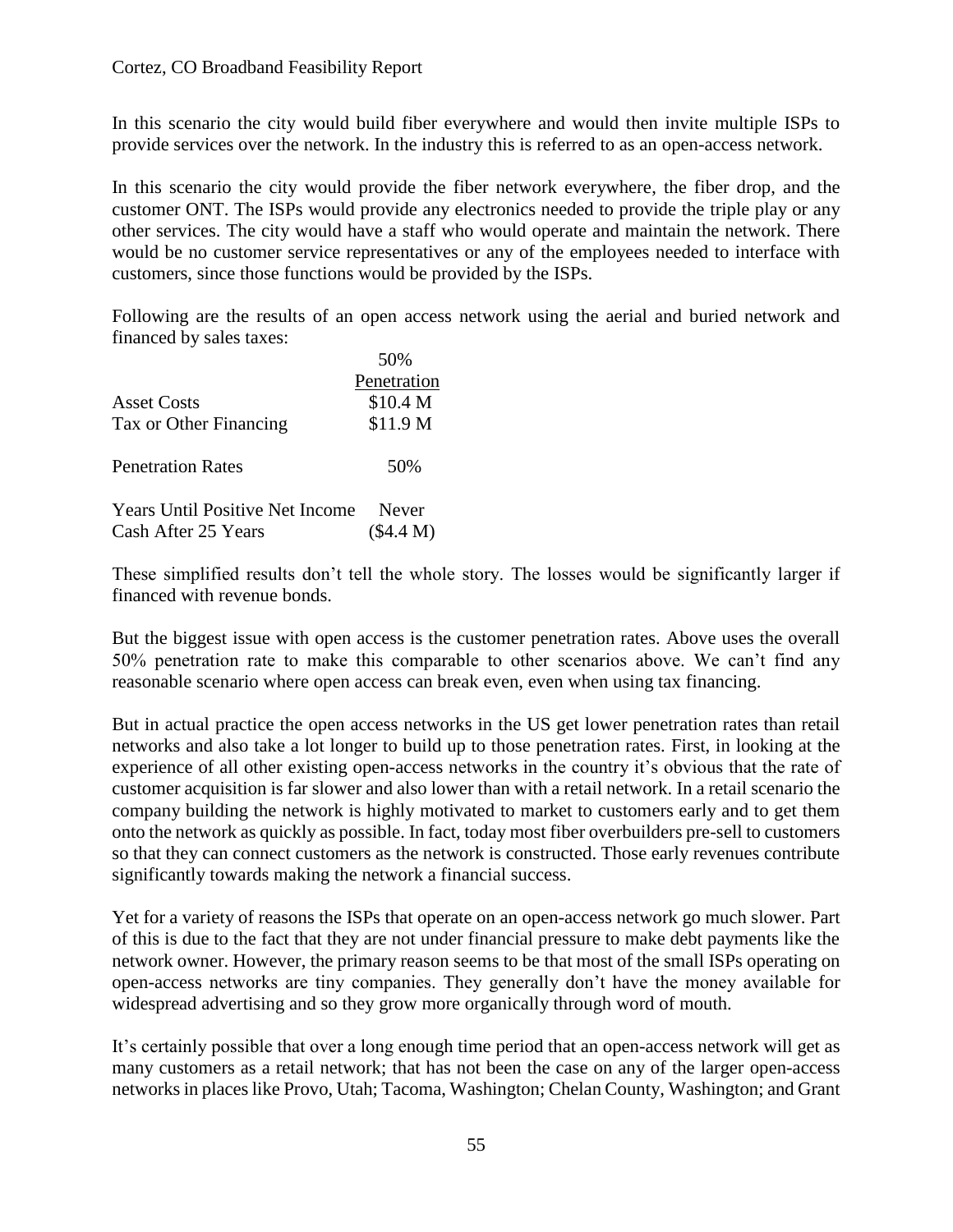In this scenario the city would build fiber everywhere and would then invite multiple ISPs to provide services over the network. In the industry this is referred to as an open-access network.

In this scenario the city would provide the fiber network everywhere, the fiber drop, and the customer ONT. The ISPs would provide any electronics needed to provide the triple play or any other services. The city would have a staff who would operate and maintain the network. There would be no customer service representatives or any of the employees needed to interface with customers, since those functions would be provided by the ISPs.

Following are the results of an open access network using the aerial and buried network and financed by sales taxes:

| | 50% Penetration |
|---|---|
| Asset Costs | $10.4 M |
| Tax or Other Financing | $11.9 M |
| Penetration Rates | 50% |
| Years Until Positive Net Income | Never |
| Cash After 25 Years | ($4.4 M) |

These simplified results don't tell the whole story. The losses would be significantly larger if financed with revenue bonds.

But the biggest issue with open access is the customer penetration rates. Above uses the overall 50% penetration rate to make this comparable to other scenarios above. We can't find any reasonable scenario where open access can break even, even when using tax financing.

But in actual practice the open access networks in the US get lower penetration rates than retail networks and also take a lot longer to build up to those penetration rates. First, in looking at the experience of all other existing open-access networks in the country it's obvious that the rate of customer acquisition is far slower and also lower than with a retail network. In a retail scenario the company building the network is highly motivated to market to customers early and to get them onto the network as quickly as possible. In fact, today most fiber overbuilders pre-sell to customers so that they can connect customers as the network is constructed. Those early revenues contribute significantly towards making the network a financial success.

Yet for a variety of reasons the ISPs that operate on an open-access network go much slower. Part of this is due to the fact that they are not under financial pressure to make debt payments like the network owner. However, the primary reason seems to be that most of the small ISPs operating on open-access networks are tiny companies. They generally don't have the money available for widespread advertising and so they grow more organically through word of mouth.

It's certainly possible that over a long enough time period that an open-access network will get as many customers as a retail network; that has not been the case on any of the larger open-access networks in places like Provo, Utah; Tacoma, Washington; Chelan County, Washington; and Grant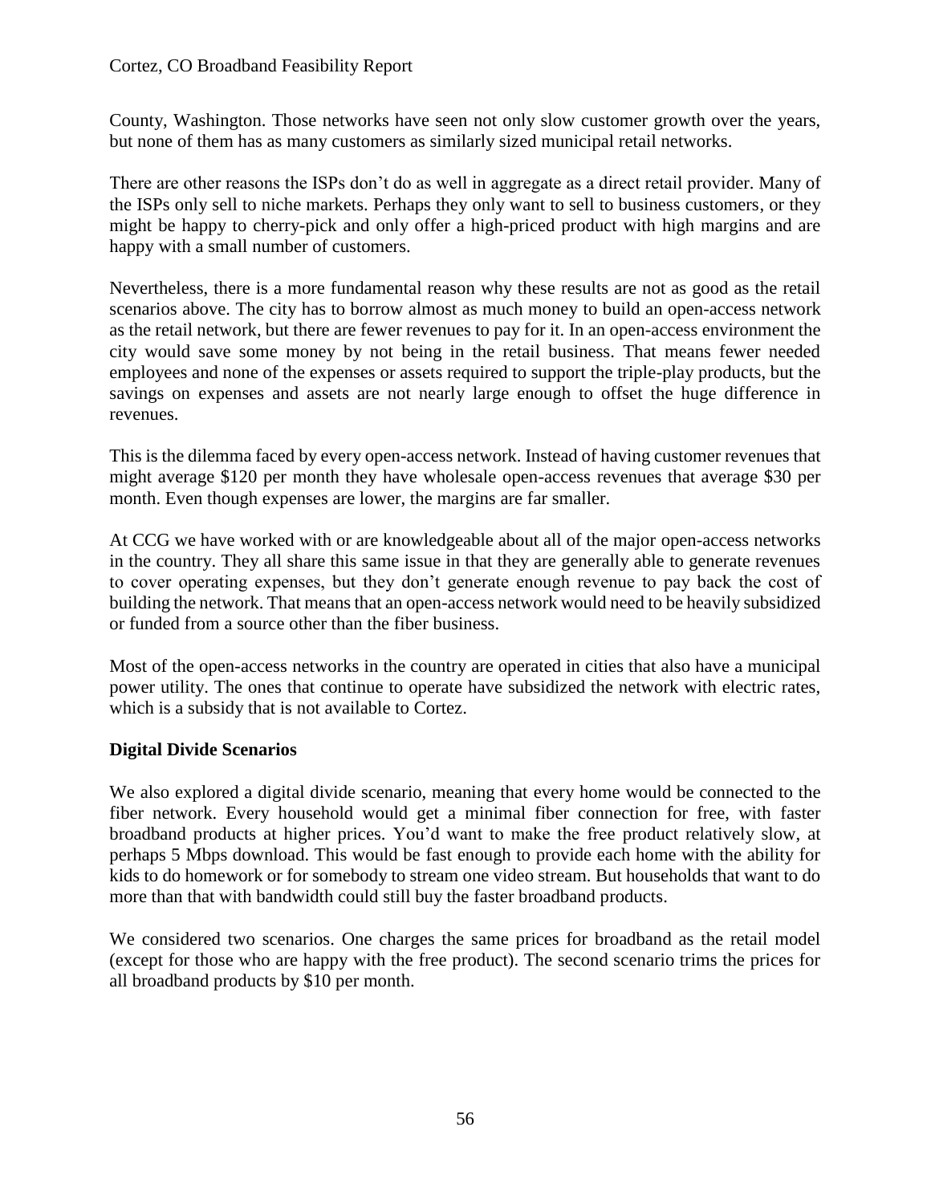County, Washington. Those networks have seen not only slow customer growth over the years, but none of them has as many customers as similarly sized municipal retail networks.

There are other reasons the ISPs don't do as well in aggregate as a direct retail provider. Many of the ISPs only sell to niche markets. Perhaps they only want to sell to business customers, or they might be happy to cherry-pick and only offer a high-priced product with high margins and are happy with a small number of customers.

Nevertheless, there is a more fundamental reason why these results are not as good as the retail scenarios above. The city has to borrow almost as much money to build an open-access network as the retail network, but there are fewer revenues to pay for it. In an open-access environment the city would save some money by not being in the retail business. That means fewer needed employees and none of the expenses or assets required to support the triple-play products, but the savings on expenses and assets are not nearly large enough to offset the huge difference in revenues.

This is the dilemma faced by every open-access network. Instead of having customer revenues that might average $120 per month they have wholesale open-access revenues that average $30 per month. Even though expenses are lower, the margins are far smaller.

At CCG we have worked with or are knowledgeable about all of the major open-access networks in the country. They all share this same issue in that they are generally able to generate revenues to cover operating expenses, but they don't generate enough revenue to pay back the cost of building the network. That means that an open-access network would need to be heavily subsidized or funded from a source other than the fiber business.

Most of the open-access networks in the country are operated in cities that also have a municipal power utility. The ones that continue to operate have subsidized the network with electric rates, which is a subsidy that is not available to Cortez.

**Digital Divide Scenarios**

We also explored a digital divide scenario, meaning that every home would be connected to the fiber network. Every household would get a minimal fiber connection for free, with faster broadband products at higher prices. You'd want to make the free product relatively slow, at perhaps 5 Mbps download. This would be fast enough to provide each home with the ability for kids to do homework or for somebody to stream one video stream. But households that want to do more than that with bandwidth could still buy the faster broadband products.

We considered two scenarios. One charges the same prices for broadband as the retail model (except for those who are happy with the free product). The second scenario trims the prices for all broadband products by $10 per month.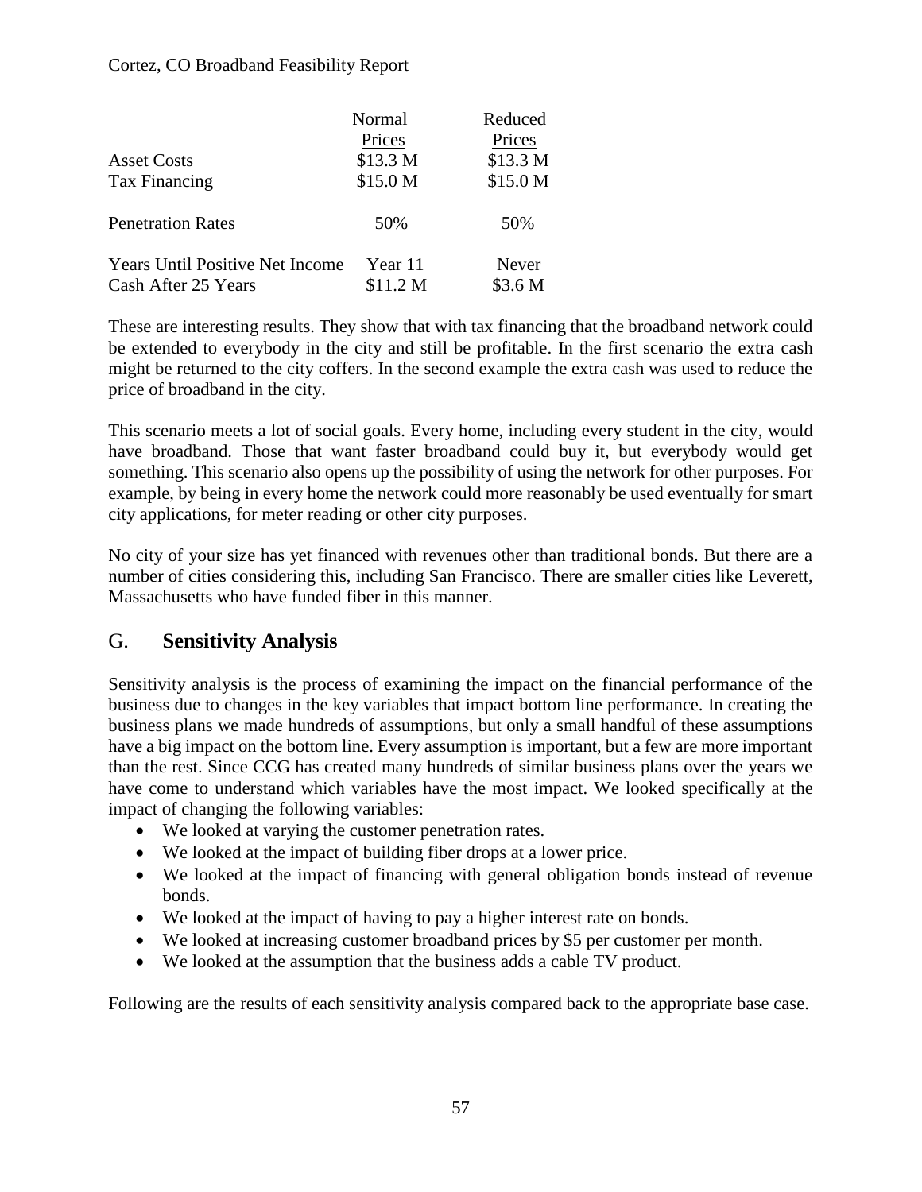| | Normal Prices | Reduced Prices |
|---|---|---|
| Asset Costs | $13.3 M | $13.3 M |
| Tax Financing | $15.0 M | $15.0 M |
| Penetration Rates | 50% | 50% |
| Years Until Positive Net Income | Year 11 | Never |
| Cash After 25 Years | $11.2 M | $3.6 M |

These are interesting results. They show that with tax financing that the broadband network could be extended to everybody in the city and still be profitable. In the first scenario the extra cash might be returned to the city coffers. In the second example the extra cash was used to reduce the price of broadband in the city.

This scenario meets a lot of social goals. Every home, including every student in the city, would have broadband. Those that want faster broadband could buy it, but everybody would get something. This scenario also opens up the possibility of using the network for other purposes. For example, by being in every home the network could more reasonably be used eventually for smart city applications, for meter reading or other city purposes.

No city of your size has yet financed with revenues other than traditional bonds. But there are a number of cities considering this, including San Francisco. There are smaller cities like Leverett, Massachusetts who have funded fiber in this manner.

## G. Sensitivity Analysis

Sensitivity analysis is the process of examining the impact on the financial performance of the business due to changes in the key variables that impact bottom line performance. In creating the business plans we made hundreds of assumptions, but only a small handful of these assumptions have a big impact on the bottom line. Every assumption is important, but a few are more important than the rest. Since CCG has created many hundreds of similar business plans over the years we have come to understand which variables have the most impact. We looked specifically at the impact of changing the following variables:

- We looked at varying the customer penetration rates.
- We looked at the impact of building fiber drops at a lower price.
- We looked at the impact of financing with general obligation bonds instead of revenue bonds.
- We looked at the impact of having to pay a higher interest rate on bonds.
- We looked at increasing customer broadband prices by $5 per customer per month.
- We looked at the assumption that the business adds a cable TV product.

Following are the results of each sensitivity analysis compared back to the appropriate base case.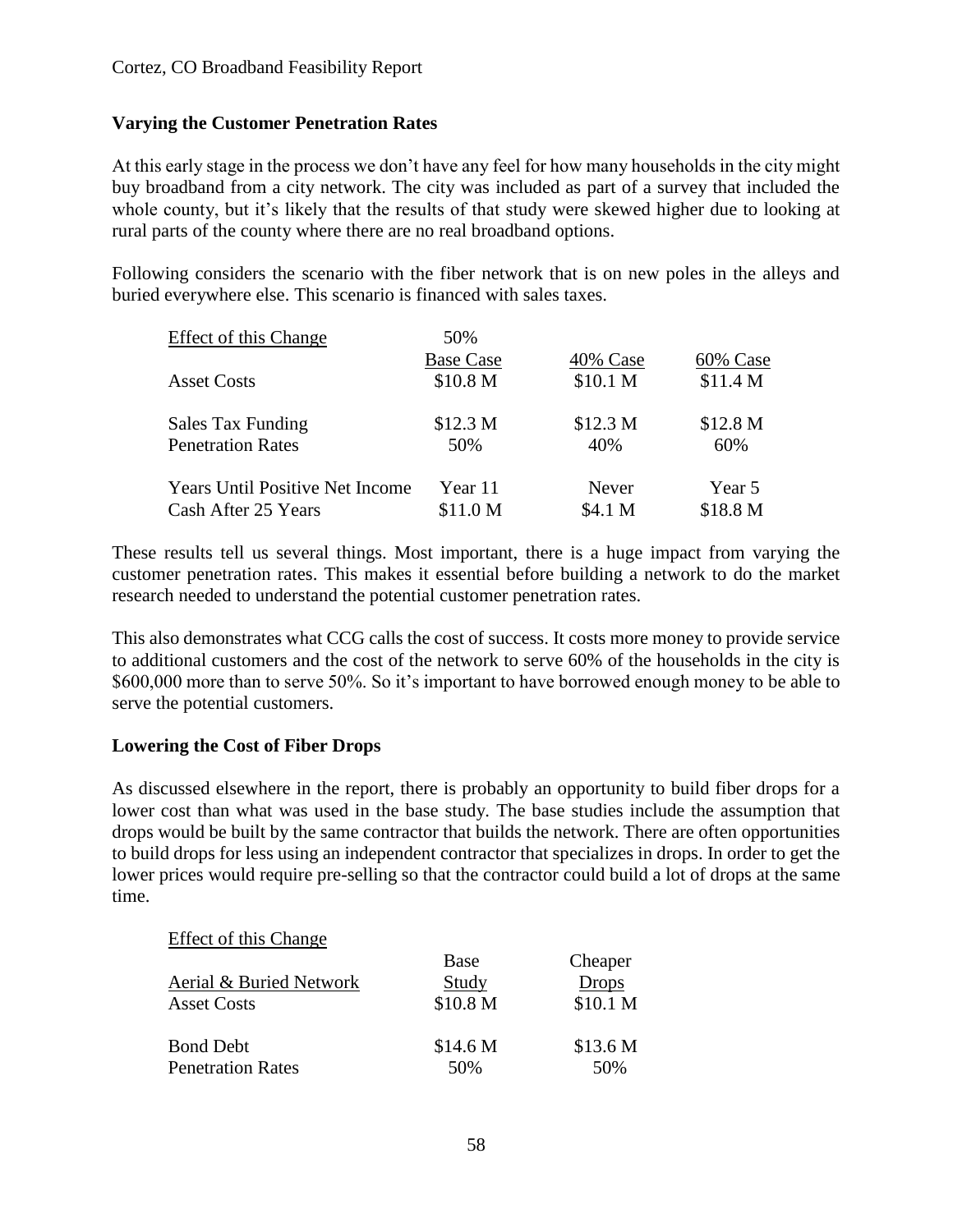### Varying the Customer Penetration Rates

At this early stage in the process we don't have any feel for how many households in the city might buy broadband from a city network. The city was included as part of a survey that included the whole county, but it's likely that the results of that study were skewed higher due to looking at rural parts of the county where there are no real broadband options.

Following considers the scenario with the fiber network that is on new poles in the alleys and buried everywhere else. This scenario is financed with sales taxes.

| Effect of this Change | 50% Base Case | 40% Case | 60% Case |
|---|---|---|---|
| Asset Costs | $10.8 M | $10.1 M | $11.4 M |
| | | | |
| Sales Tax Funding | $12.3 M | $12.3 M | $12.8 M |
| Penetration Rates | 50% | 40% | 60% |
| | | | |
| Years Until Positive Net Income | Year 11 | Never | Year 5 |
| Cash After 25 Years | $11.0 M | $4.1 M | $18.8 M |

These results tell us several things. Most important, there is a huge impact from varying the customer penetration rates. This makes it essential before building a network to do the market research needed to understand the potential customer penetration rates.

This also demonstrates what CCG calls the cost of success. It costs more money to provide service to additional customers and the cost of the network to serve 60% of the households in the city is $600,000 more than to serve 50%. So it's important to have borrowed enough money to be able to serve the potential customers.

### Lowering the Cost of Fiber Drops

As discussed elsewhere in the report, there is probably an opportunity to build fiber drops for a lower cost than what was used in the base study. The base studies include the assumption that drops would be built by the same contractor that builds the network. There are often opportunities to build drops for less using an independent contractor that specializes in drops. In order to get the lower prices would require pre-selling so that the contractor could build a lot of drops at the same time.

Effect of this Change

| Aerial & Buried Network | Base Study | Cheaper Drops |
|---|---|---|
| Asset Costs | $10.8 M | $10.1 M |
| | | |
| Bond Debt | $14.6 M | $13.6 M |
| Penetration Rates | 50% | 50% |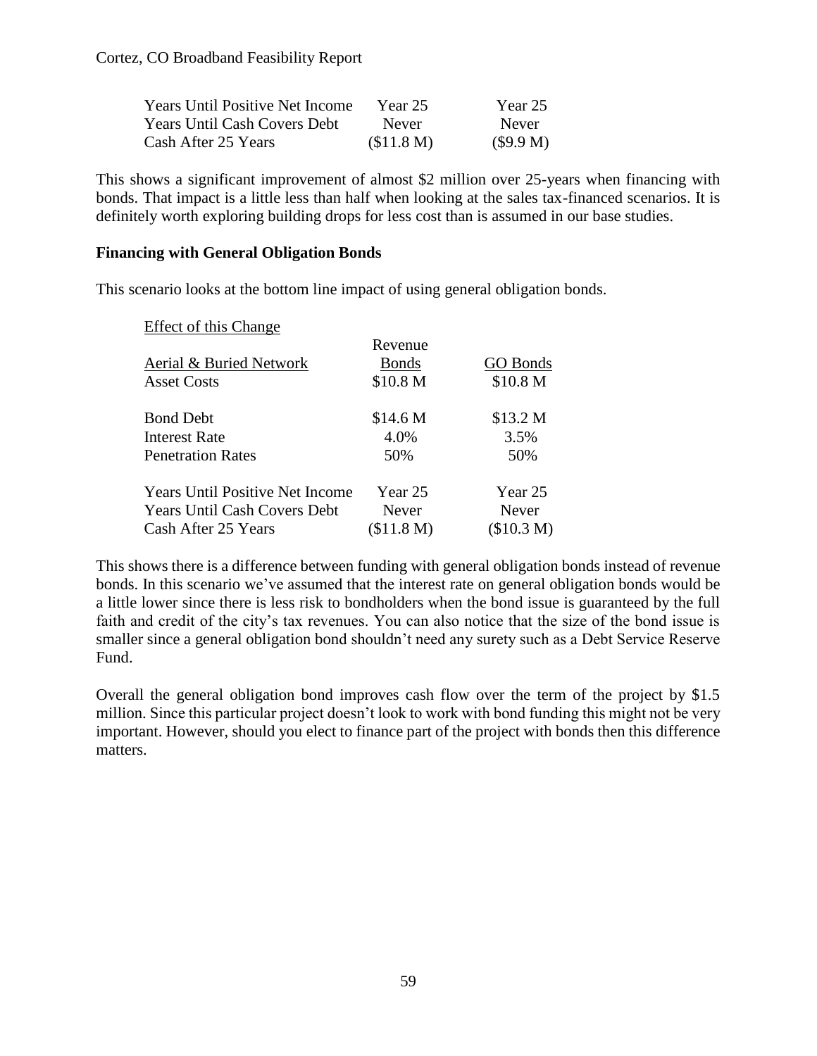| | | |
|---|---|---|
| Years Until Positive Net Income | Year 25 | Year 25 |
| Years Until Cash Covers Debt | Never | Never |
| Cash After 25 Years | ($11.8 M) | ($9.9 M) |

This shows a significant improvement of almost $2 million over 25-years when financing with bonds. That impact is a little less than half when looking at the sales tax-financed scenarios. It is definitely worth exploring building drops for less cost than is assumed in our base studies.

**Financing with General Obligation Bonds**

This scenario looks at the bottom line impact of using general obligation bonds.

Effect of this Change

| Aerial & Buried Network | Revenue Bonds | GO Bonds |
|---|---|---|
| Asset Costs | $10.8 M | $10.8 M |
| | | |
| Bond Debt | $14.6 M | $13.2 M |
| Interest Rate | 4.0% | 3.5% |
| Penetration Rates | 50% | 50% |
| | | |
| Years Until Positive Net Income | Year 25 | Year 25 |
| Years Until Cash Covers Debt | Never | Never |
| Cash After 25 Years | ($11.8 M) | ($10.3 M) |

This shows there is a difference between funding with general obligation bonds instead of revenue bonds. In this scenario we've assumed that the interest rate on general obligation bonds would be a little lower since there is less risk to bondholders when the bond issue is guaranteed by the full faith and credit of the city's tax revenues. You can also notice that the size of the bond issue is smaller since a general obligation bond shouldn't need any surety such as a Debt Service Reserve Fund.

Overall the general obligation bond improves cash flow over the term of the project by $1.5 million. Since this particular project doesn't look to work with bond funding this might not be very important. However, should you elect to finance part of the project with bonds then this difference matters.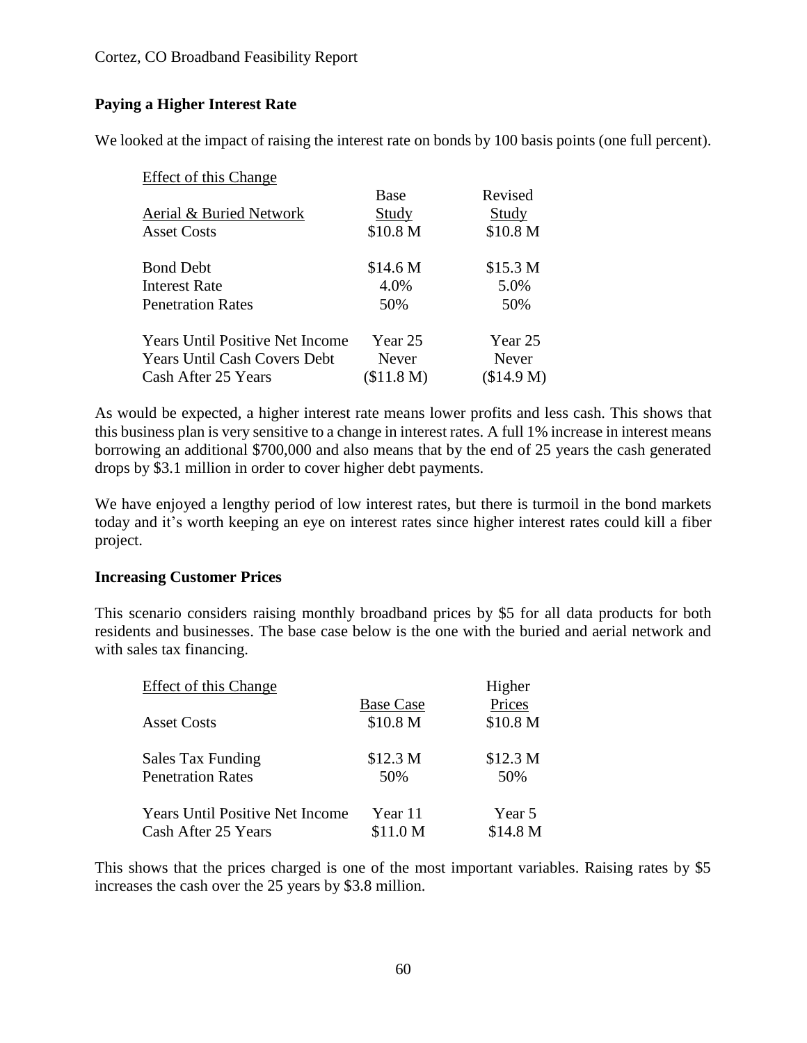### Paying a Higher Interest Rate

We looked at the impact of raising the interest rate on bonds by 100 basis points (one full percent).

| Effect of this Change | Base Study | Revised Study |
|---|---|---|
| Aerial & Buried Network | | |
| Asset Costs | $10.8 M | $10.8 M |
| | | |
| Bond Debt | $14.6 M | $15.3 M |
| Interest Rate | 4.0% | 5.0% |
| Penetration Rates | 50% | 50% |
| | | |
| Years Until Positive Net Income | Year 25 | Year 25 |
| Years Until Cash Covers Debt | Never | Never |
| Cash After 25 Years | ($11.8 M) | ($14.9 M) |

As would be expected, a higher interest rate means lower profits and less cash. This shows that this business plan is very sensitive to a change in interest rates. A full 1% increase in interest means borrowing an additional $700,000 and also means that by the end of 25 years the cash generated drops by $3.1 million in order to cover higher debt payments.

We have enjoyed a lengthy period of low interest rates, but there is turmoil in the bond markets today and it's worth keeping an eye on interest rates since higher interest rates could kill a fiber project.

### Increasing Customer Prices

This scenario considers raising monthly broadband prices by $5 for all data products for both residents and businesses. The base case below is the one with the buried and aerial network and with sales tax financing.

| Effect of this Change | Base Case | Higher Prices |
|---|---|---|
| Asset Costs | $10.8 M | $10.8 M |
| | | |
| Sales Tax Funding | $12.3 M | $12.3 M |
| Penetration Rates | 50% | 50% |
| | | |
| Years Until Positive Net Income | Year 11 | Year 5 |
| Cash After 25 Years | $11.0 M | $14.8 M |

This shows that the prices charged is one of the most important variables. Raising rates by $5 increases the cash over the 25 years by $3.8 million.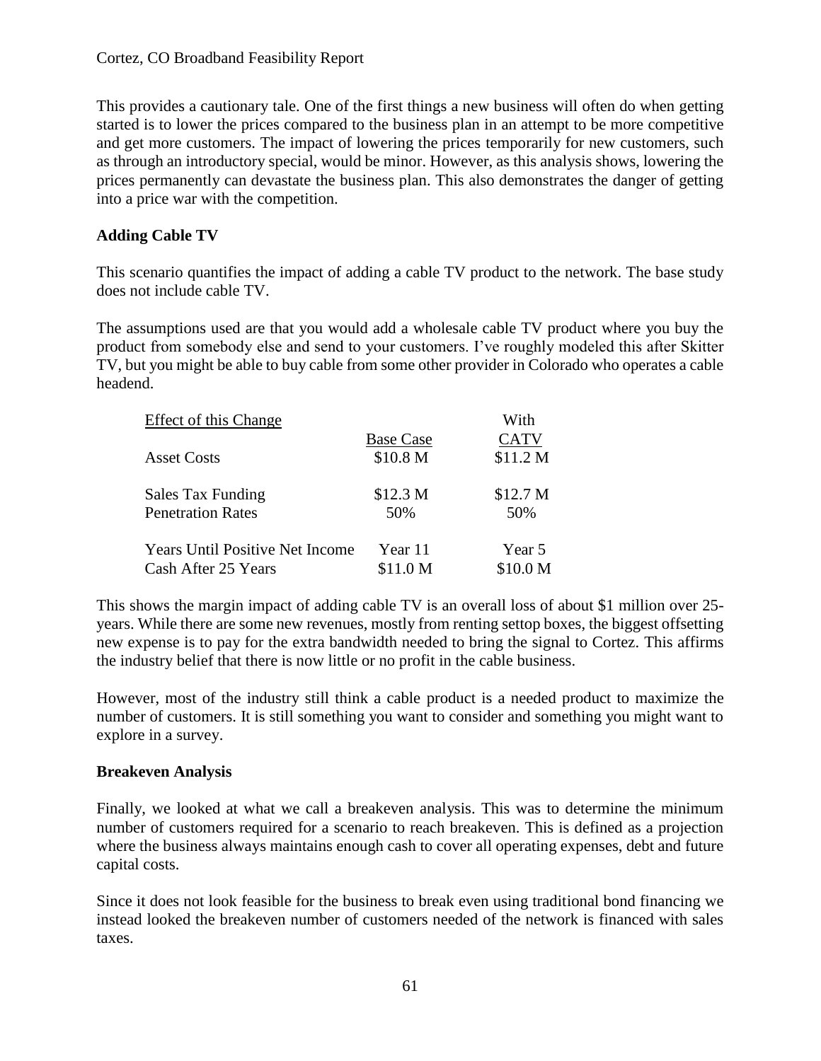This provides a cautionary tale. One of the first things a new business will often do when getting started is to lower the prices compared to the business plan in an attempt to be more competitive and get more customers. The impact of lowering the prices temporarily for new customers, such as through an introductory special, would be minor. However, as this analysis shows, lowering the prices permanently can devastate the business plan. This also demonstrates the danger of getting into a price war with the competition.

**Adding Cable TV**

This scenario quantifies the impact of adding a cable TV product to the network. The base study does not include cable TV.

The assumptions used are that you would add a wholesale cable TV product where you buy the product from somebody else and send to your customers. I've roughly modeled this after Skitter TV, but you might be able to buy cable from some other provider in Colorado who operates a cable headend.

| Effect of this Change | Base Case | With CATV |
|---|---|---|
| Asset Costs | \$10.8 M | \$11.2 M |
| Sales Tax Funding | \$12.3 M | \$12.7 M |
| Penetration Rates | 50% | 50% |
| Years Until Positive Net Income | Year 11 | Year 5 |
| Cash After 25 Years | \$11.0 M | \$10.0 M |

This shows the margin impact of adding cable TV is an overall loss of about \$1 million over 25-years. While there are some new revenues, mostly from renting settop boxes, the biggest offsetting new expense is to pay for the extra bandwidth needed to bring the signal to Cortez. This affirms the industry belief that there is now little or no profit in the cable business.

However, most of the industry still think a cable product is a needed product to maximize the number of customers. It is still something you want to consider and something you might want to explore in a survey.

**Breakeven Analysis**

Finally, we looked at what we call a breakeven analysis. This was to determine the minimum number of customers required for a scenario to reach breakeven. This is defined as a projection where the business always maintains enough cash to cover all operating expenses, debt and future capital costs.

Since it does not look feasible for the business to break even using traditional bond financing we instead looked the breakeven number of customers needed of the network is financed with sales taxes.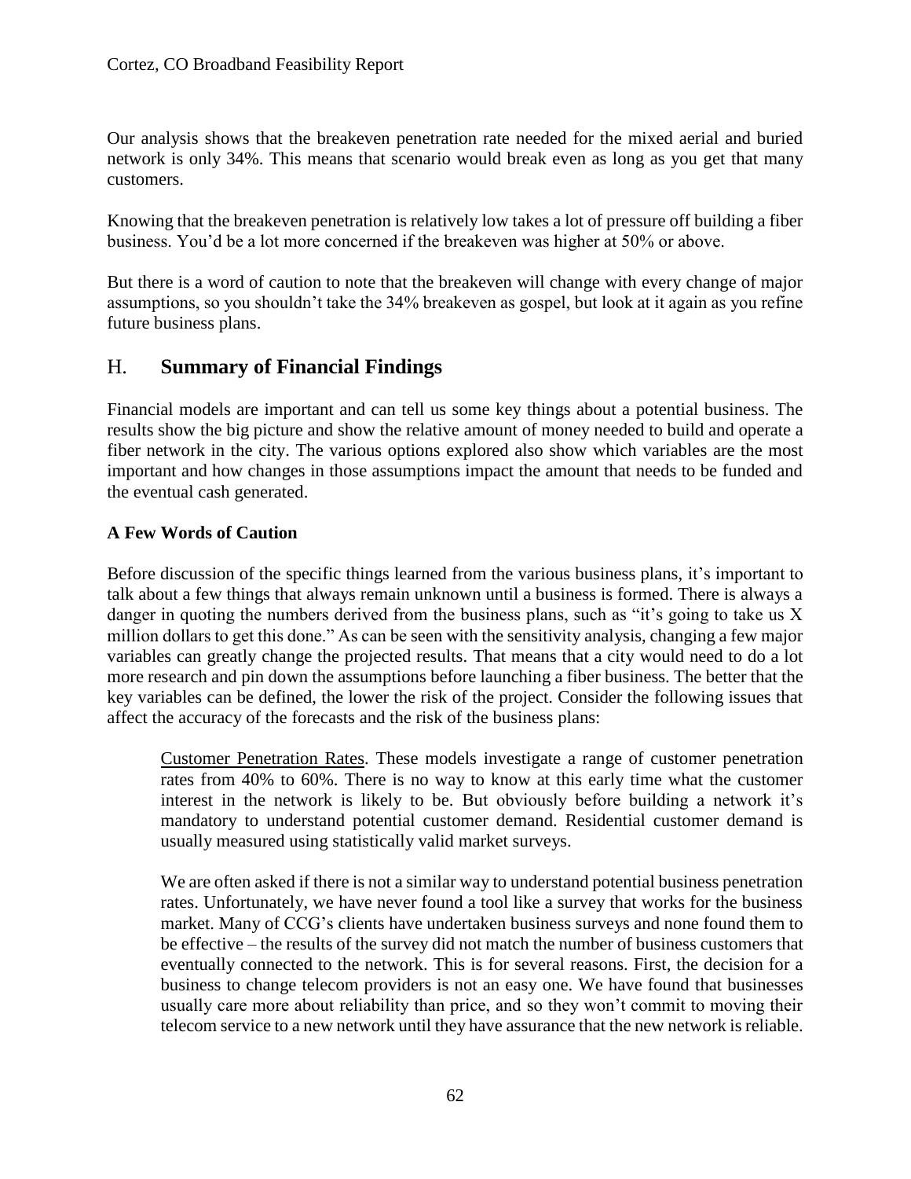Our analysis shows that the breakeven penetration rate needed for the mixed aerial and buried network is only 34%. This means that scenario would break even as long as you get that many customers.

Knowing that the breakeven penetration is relatively low takes a lot of pressure off building a fiber business. You'd be a lot more concerned if the breakeven was higher at 50% or above.

But there is a word of caution to note that the breakeven will change with every change of major assumptions, so you shouldn't take the 34% breakeven as gospel, but look at it again as you refine future business plans.

## H. **Summary of Financial Findings**

Financial models are important and can tell us some key things about a potential business. The results show the big picture and show the relative amount of money needed to build and operate a fiber network in the city. The various options explored also show which variables are the most important and how changes in those assumptions impact the amount that needs to be funded and the eventual cash generated.

**A Few Words of Caution**

Before discussion of the specific things learned from the various business plans, it's important to talk about a few things that always remain unknown until a business is formed. There is always a danger in quoting the numbers derived from the business plans, such as "it's going to take us X million dollars to get this done." As can be seen with the sensitivity analysis, changing a few major variables can greatly change the projected results. That means that a city would need to do a lot more research and pin down the assumptions before launching a fiber business. The better that the key variables can be defined, the lower the risk of the project. Consider the following issues that affect the accuracy of the forecasts and the risk of the business plans:

> Customer Penetration Rates. These models investigate a range of customer penetration rates from 40% to 60%. There is no way to know at this early time what the customer interest in the network is likely to be. But obviously before building a network it's mandatory to understand potential customer demand. Residential customer demand is usually measured using statistically valid market surveys.
>
> We are often asked if there is not a similar way to understand potential business penetration rates. Unfortunately, we have never found a tool like a survey that works for the business market. Many of CCG's clients have undertaken business surveys and none found them to be effective – the results of the survey did not match the number of business customers that eventually connected to the network. This is for several reasons. First, the decision for a business to change telecom providers is not an easy one. We have found that businesses usually care more about reliability than price, and so they won't commit to moving their telecom service to a new network until they have assurance that the new network is reliable.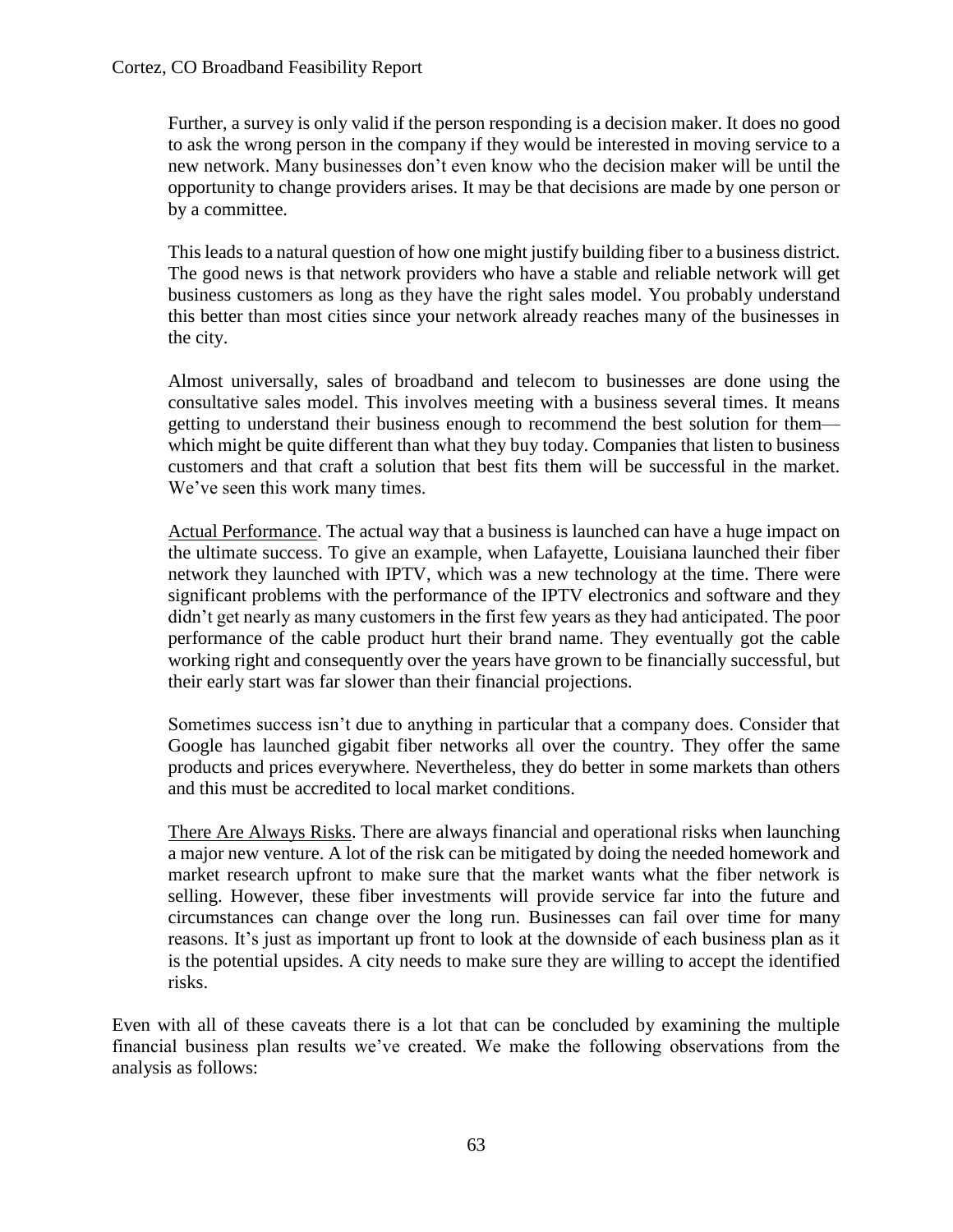Further, a survey is only valid if the person responding is a decision maker. It does no good to ask the wrong person in the company if they would be interested in moving service to a new network. Many businesses don't even know who the decision maker will be until the opportunity to change providers arises. It may be that decisions are made by one person or by a committee.

This leads to a natural question of how one might justify building fiber to a business district. The good news is that network providers who have a stable and reliable network will get business customers as long as they have the right sales model. You probably understand this better than most cities since your network already reaches many of the businesses in the city.

Almost universally, sales of broadband and telecom to businesses are done using the consultative sales model. This involves meeting with a business several times. It means getting to understand their business enough to recommend the best solution for them—which might be quite different than what they buy today. Companies that listen to business customers and that craft a solution that best fits them will be successful in the market. We've seen this work many times.

Actual Performance. The actual way that a business is launched can have a huge impact on the ultimate success. To give an example, when Lafayette, Louisiana launched their fiber network they launched with IPTV, which was a new technology at the time. There were significant problems with the performance of the IPTV electronics and software and they didn't get nearly as many customers in the first few years as they had anticipated. The poor performance of the cable product hurt their brand name. They eventually got the cable working right and consequently over the years have grown to be financially successful, but their early start was far slower than their financial projections.

Sometimes success isn't due to anything in particular that a company does. Consider that Google has launched gigabit fiber networks all over the country. They offer the same products and prices everywhere. Nevertheless, they do better in some markets than others and this must be accredited to local market conditions.

There Are Always Risks. There are always financial and operational risks when launching a major new venture. A lot of the risk can be mitigated by doing the needed homework and market research upfront to make sure that the market wants what the fiber network is selling. However, these fiber investments will provide service far into the future and circumstances can change over the long run. Businesses can fail over time for many reasons. It's just as important up front to look at the downside of each business plan as it is the potential upsides. A city needs to make sure they are willing to accept the identified risks.

Even with all of these caveats there is a lot that can be concluded by examining the multiple financial business plan results we've created. We make the following observations from the analysis as follows: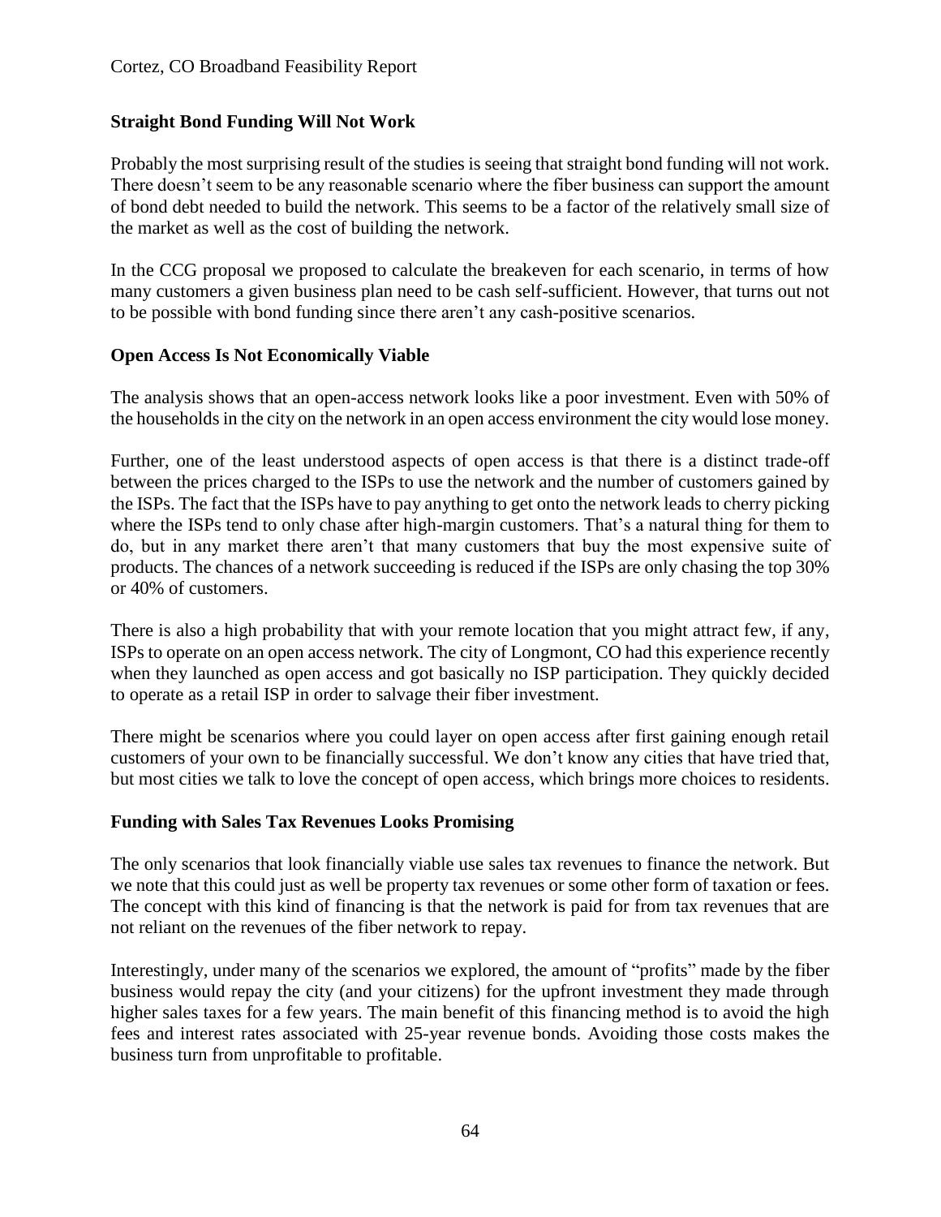### Straight Bond Funding Will Not Work

Probably the most surprising result of the studies is seeing that straight bond funding will not work. There doesn't seem to be any reasonable scenario where the fiber business can support the amount of bond debt needed to build the network. This seems to be a factor of the relatively small size of the market as well as the cost of building the network.

In the CCG proposal we proposed to calculate the breakeven for each scenario, in terms of how many customers a given business plan need to be cash self-sufficient. However, that turns out not to be possible with bond funding since there aren't any cash-positive scenarios.

### Open Access Is Not Economically Viable

The analysis shows that an open-access network looks like a poor investment. Even with 50% of the households in the city on the network in an open access environment the city would lose money.

Further, one of the least understood aspects of open access is that there is a distinct trade-off between the prices charged to the ISPs to use the network and the number of customers gained by the ISPs. The fact that the ISPs have to pay anything to get onto the network leads to cherry picking where the ISPs tend to only chase after high-margin customers. That's a natural thing for them to do, but in any market there aren't that many customers that buy the most expensive suite of products. The chances of a network succeeding is reduced if the ISPs are only chasing the top 30% or 40% of customers.

There is also a high probability that with your remote location that you might attract few, if any, ISPs to operate on an open access network. The city of Longmont, CO had this experience recently when they launched as open access and got basically no ISP participation. They quickly decided to operate as a retail ISP in order to salvage their fiber investment.

There might be scenarios where you could layer on open access after first gaining enough retail customers of your own to be financially successful. We don't know any cities that have tried that, but most cities we talk to love the concept of open access, which brings more choices to residents.

### Funding with Sales Tax Revenues Looks Promising

The only scenarios that look financially viable use sales tax revenues to finance the network. But we note that this could just as well be property tax revenues or some other form of taxation or fees. The concept with this kind of financing is that the network is paid for from tax revenues that are not reliant on the revenues of the fiber network to repay.

Interestingly, under many of the scenarios we explored, the amount of "profits" made by the fiber business would repay the city (and your citizens) for the upfront investment they made through higher sales taxes for a few years. The main benefit of this financing method is to avoid the high fees and interest rates associated with 25-year revenue bonds. Avoiding those costs makes the business turn from unprofitable to profitable.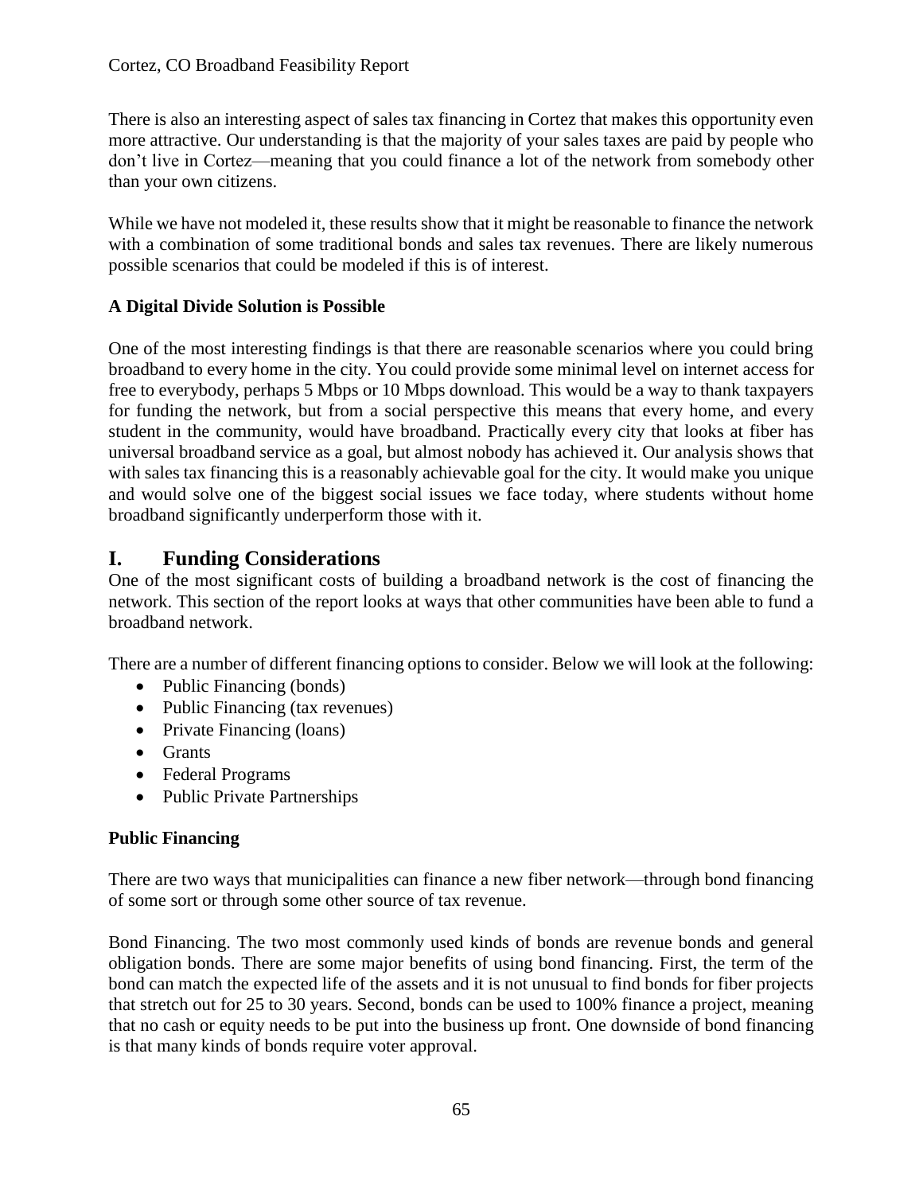There is also an interesting aspect of sales tax financing in Cortez that makes this opportunity even more attractive. Our understanding is that the majority of your sales taxes are paid by people who don't live in Cortez—meaning that you could finance a lot of the network from somebody other than your own citizens.

While we have not modeled it, these results show that it might be reasonable to finance the network with a combination of some traditional bonds and sales tax revenues. There are likely numerous possible scenarios that could be modeled if this is of interest.

**A Digital Divide Solution is Possible**

One of the most interesting findings is that there are reasonable scenarios where you could bring broadband to every home in the city. You could provide some minimal level on internet access for free to everybody, perhaps 5 Mbps or 10 Mbps download. This would be a way to thank taxpayers for funding the network, but from a social perspective this means that every home, and every student in the community, would have broadband. Practically every city that looks at fiber has universal broadband service as a goal, but almost nobody has achieved it. Our analysis shows that with sales tax financing this is a reasonably achievable goal for the city. It would make you unique and would solve one of the biggest social issues we face today, where students without home broadband significantly underperform those with it.

# I. Funding Considerations

One of the most significant costs of building a broadband network is the cost of financing the network. This section of the report looks at ways that other communities have been able to fund a broadband network.

There are a number of different financing options to consider. Below we will look at the following:

- Public Financing (bonds)
- Public Financing (tax revenues)
- Private Financing (loans)
- Grants
- Federal Programs
- Public Private Partnerships

**Public Financing**

There are two ways that municipalities can finance a new fiber network—through bond financing of some sort or through some other source of tax revenue.

Bond Financing. The two most commonly used kinds of bonds are revenue bonds and general obligation bonds. There are some major benefits of using bond financing. First, the term of the bond can match the expected life of the assets and it is not unusual to find bonds for fiber projects that stretch out for 25 to 30 years. Second, bonds can be used to 100% finance a project, meaning that no cash or equity needs to be put into the business up front. One downside of bond financing is that many kinds of bonds require voter approval.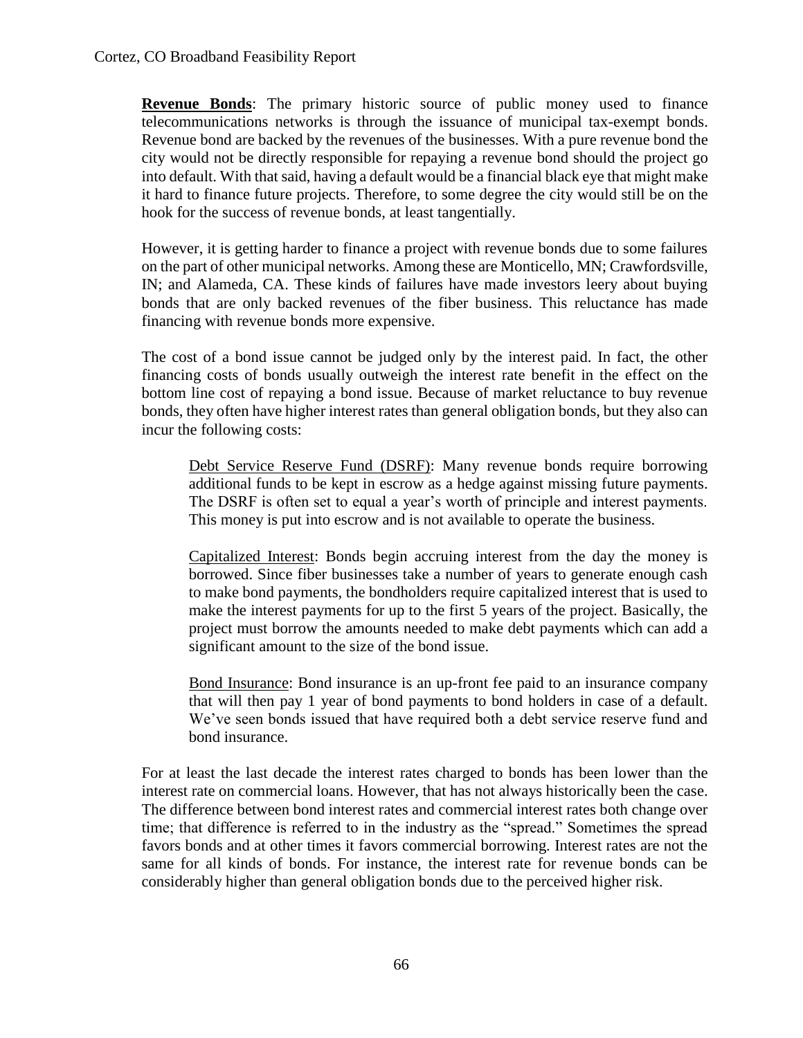**Revenue Bonds**: The primary historic source of public money used to finance telecommunications networks is through the issuance of municipal tax-exempt bonds. Revenue bond are backed by the revenues of the businesses. With a pure revenue bond the city would not be directly responsible for repaying a revenue bond should the project go into default. With that said, having a default would be a financial black eye that might make it hard to finance future projects. Therefore, to some degree the city would still be on the hook for the success of revenue bonds, at least tangentially.

However, it is getting harder to finance a project with revenue bonds due to some failures on the part of other municipal networks. Among these are Monticello, MN; Crawfordsville, IN; and Alameda, CA. These kinds of failures have made investors leery about buying bonds that are only backed revenues of the fiber business. This reluctance has made financing with revenue bonds more expensive.

The cost of a bond issue cannot be judged only by the interest paid. In fact, the other financing costs of bonds usually outweigh the interest rate benefit in the effect on the bottom line cost of repaying a bond issue. Because of market reluctance to buy revenue bonds, they often have higher interest rates than general obligation bonds, but they also can incur the following costs:

Debt Service Reserve Fund (DSRF): Many revenue bonds require borrowing additional funds to be kept in escrow as a hedge against missing future payments. The DSRF is often set to equal a year's worth of principle and interest payments. This money is put into escrow and is not available to operate the business.

Capitalized Interest: Bonds begin accruing interest from the day the money is borrowed. Since fiber businesses take a number of years to generate enough cash to make bond payments, the bondholders require capitalized interest that is used to make the interest payments for up to the first 5 years of the project. Basically, the project must borrow the amounts needed to make debt payments which can add a significant amount to the size of the bond issue.

Bond Insurance: Bond insurance is an up-front fee paid to an insurance company that will then pay 1 year of bond payments to bond holders in case of a default. We've seen bonds issued that have required both a debt service reserve fund and bond insurance.

For at least the last decade the interest rates charged to bonds has been lower than the interest rate on commercial loans. However, that has not always historically been the case. The difference between bond interest rates and commercial interest rates both change over time; that difference is referred to in the industry as the "spread." Sometimes the spread favors bonds and at other times it favors commercial borrowing. Interest rates are not the same for all kinds of bonds. For instance, the interest rate for revenue bonds can be considerably higher than general obligation bonds due to the perceived higher risk.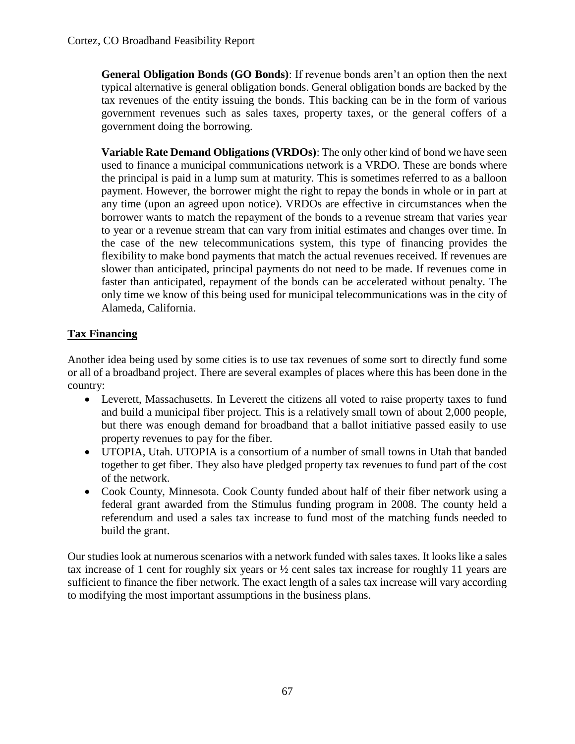**General Obligation Bonds (GO Bonds)**: If revenue bonds aren't an option then the next typical alternative is general obligation bonds. General obligation bonds are backed by the tax revenues of the entity issuing the bonds. This backing can be in the form of various government revenues such as sales taxes, property taxes, or the general coffers of a government doing the borrowing.

**Variable Rate Demand Obligations (VRDOs)**: The only other kind of bond we have seen used to finance a municipal communications network is a VRDO. These are bonds where the principal is paid in a lump sum at maturity. This is sometimes referred to as a balloon payment. However, the borrower might the right to repay the bonds in whole or in part at any time (upon an agreed upon notice). VRDOs are effective in circumstances when the borrower wants to match the repayment of the bonds to a revenue stream that varies year to year or a revenue stream that can vary from initial estimates and changes over time. In the case of the new telecommunications system, this type of financing provides the flexibility to make bond payments that match the actual revenues received. If revenues are slower than anticipated, principal payments do not need to be made. If revenues come in faster than anticipated, repayment of the bonds can be accelerated without penalty. The only time we know of this being used for municipal telecommunications was in the city of Alameda, California.

## Tax Financing

Another idea being used by some cities is to use tax revenues of some sort to directly fund some or all of a broadband project. There are several examples of places where this has been done in the country:

- Leverett, Massachusetts. In Leverett the citizens all voted to raise property taxes to fund and build a municipal fiber project. This is a relatively small town of about 2,000 people, but there was enough demand for broadband that a ballot initiative passed easily to use property revenues to pay for the fiber.
- UTOPIA, Utah. UTOPIA is a consortium of a number of small towns in Utah that banded together to get fiber. They also have pledged property tax revenues to fund part of the cost of the network.
- Cook County, Minnesota. Cook County funded about half of their fiber network using a federal grant awarded from the Stimulus funding program in 2008. The county held a referendum and used a sales tax increase to fund most of the matching funds needed to build the grant.

Our studies look at numerous scenarios with a network funded with sales taxes. It looks like a sales tax increase of 1 cent for roughly six years or ½ cent sales tax increase for roughly 11 years are sufficient to finance the fiber network. The exact length of a sales tax increase will vary according to modifying the most important assumptions in the business plans.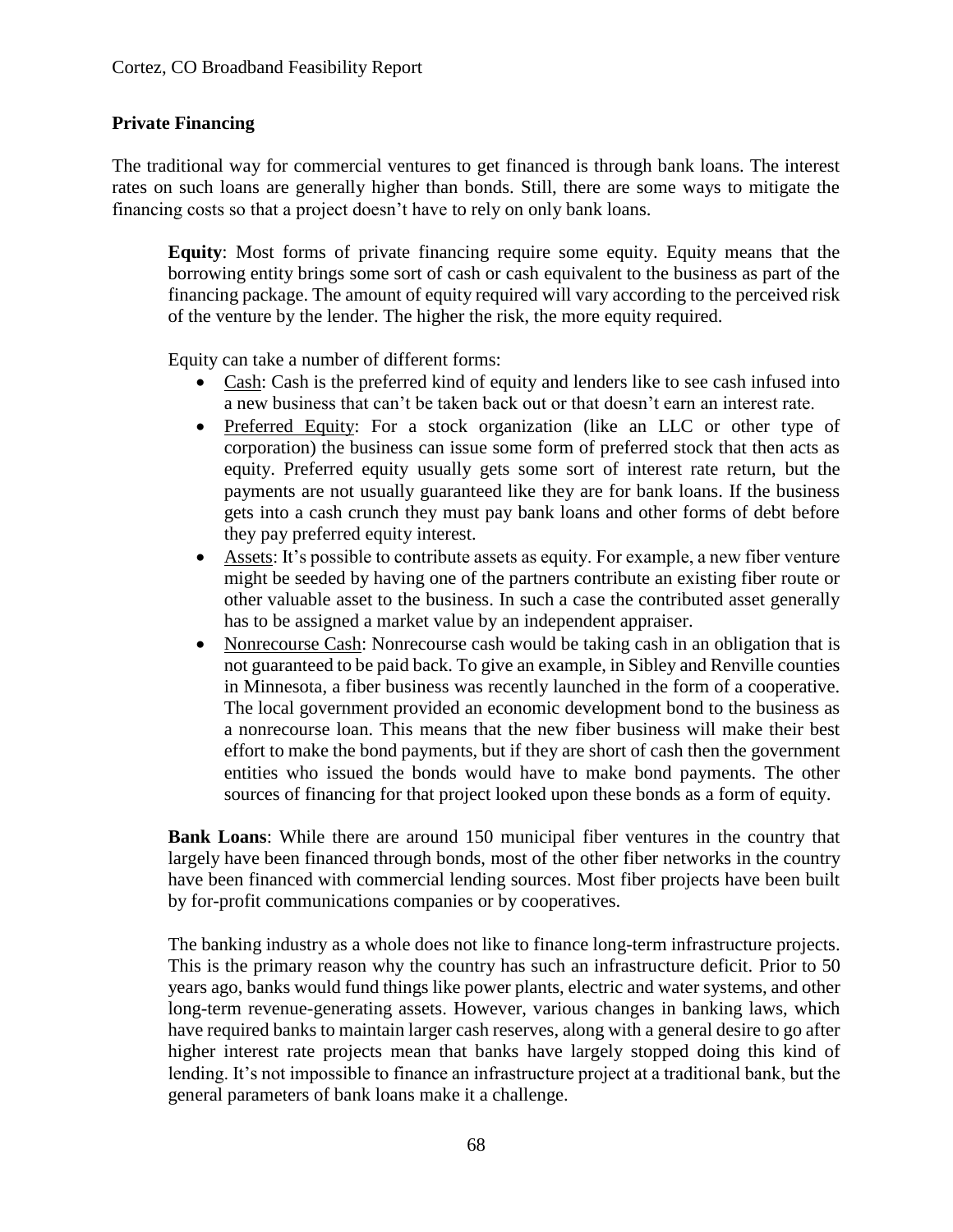## Private Financing

The traditional way for commercial ventures to get financed is through bank loans. The interest rates on such loans are generally higher than bonds. Still, there are some ways to mitigate the financing costs so that a project doesn't have to rely on only bank loans.

**Equity**: Most forms of private financing require some equity. Equity means that the borrowing entity brings some sort of cash or cash equivalent to the business as part of the financing package. The amount of equity required will vary according to the perceived risk of the venture by the lender. The higher the risk, the more equity required.

Equity can take a number of different forms:

- Cash: Cash is the preferred kind of equity and lenders like to see cash infused into a new business that can't be taken back out or that doesn't earn an interest rate.
- Preferred Equity: For a stock organization (like an LLC or other type of corporation) the business can issue some form of preferred stock that then acts as equity. Preferred equity usually gets some sort of interest rate return, but the payments are not usually guaranteed like they are for bank loans. If the business gets into a cash crunch they must pay bank loans and other forms of debt before they pay preferred equity interest.
- Assets: It's possible to contribute assets as equity. For example, a new fiber venture might be seeded by having one of the partners contribute an existing fiber route or other valuable asset to the business. In such a case the contributed asset generally has to be assigned a market value by an independent appraiser.
- Nonrecourse Cash: Nonrecourse cash would be taking cash in an obligation that is not guaranteed to be paid back. To give an example, in Sibley and Renville counties in Minnesota, a fiber business was recently launched in the form of a cooperative. The local government provided an economic development bond to the business as a nonrecourse loan. This means that the new fiber business will make their best effort to make the bond payments, but if they are short of cash then the government entities who issued the bonds would have to make bond payments. The other sources of financing for that project looked upon these bonds as a form of equity.

**Bank Loans**: While there are around 150 municipal fiber ventures in the country that largely have been financed through bonds, most of the other fiber networks in the country have been financed with commercial lending sources. Most fiber projects have been built by for-profit communications companies or by cooperatives.

The banking industry as a whole does not like to finance long-term infrastructure projects. This is the primary reason why the country has such an infrastructure deficit. Prior to 50 years ago, banks would fund things like power plants, electric and water systems, and other long-term revenue-generating assets. However, various changes in banking laws, which have required banks to maintain larger cash reserves, along with a general desire to go after higher interest rate projects mean that banks have largely stopped doing this kind of lending. It's not impossible to finance an infrastructure project at a traditional bank, but the general parameters of bank loans make it a challenge.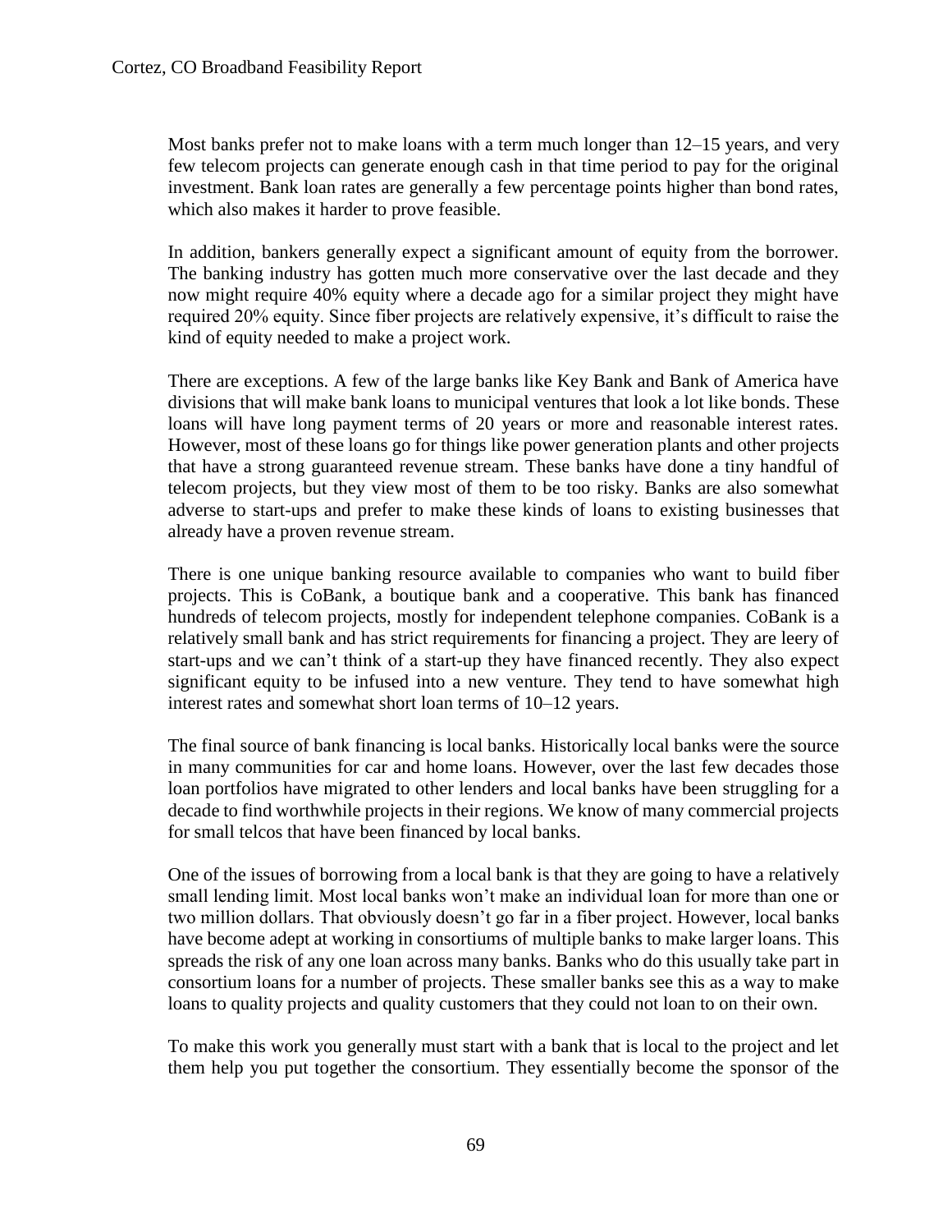Most banks prefer not to make loans with a term much longer than 12–15 years, and very few telecom projects can generate enough cash in that time period to pay for the original investment. Bank loan rates are generally a few percentage points higher than bond rates, which also makes it harder to prove feasible.

In addition, bankers generally expect a significant amount of equity from the borrower. The banking industry has gotten much more conservative over the last decade and they now might require 40% equity where a decade ago for a similar project they might have required 20% equity. Since fiber projects are relatively expensive, it's difficult to raise the kind of equity needed to make a project work.

There are exceptions. A few of the large banks like Key Bank and Bank of America have divisions that will make bank loans to municipal ventures that look a lot like bonds. These loans will have long payment terms of 20 years or more and reasonable interest rates. However, most of these loans go for things like power generation plants and other projects that have a strong guaranteed revenue stream. These banks have done a tiny handful of telecom projects, but they view most of them to be too risky. Banks are also somewhat adverse to start-ups and prefer to make these kinds of loans to existing businesses that already have a proven revenue stream.

There is one unique banking resource available to companies who want to build fiber projects. This is CoBank, a boutique bank and a cooperative. This bank has financed hundreds of telecom projects, mostly for independent telephone companies. CoBank is a relatively small bank and has strict requirements for financing a project. They are leery of start-ups and we can't think of a start-up they have financed recently. They also expect significant equity to be infused into a new venture. They tend to have somewhat high interest rates and somewhat short loan terms of 10–12 years.

The final source of bank financing is local banks. Historically local banks were the source in many communities for car and home loans. However, over the last few decades those loan portfolios have migrated to other lenders and local banks have been struggling for a decade to find worthwhile projects in their regions. We know of many commercial projects for small telcos that have been financed by local banks.

One of the issues of borrowing from a local bank is that they are going to have a relatively small lending limit. Most local banks won't make an individual loan for more than one or two million dollars. That obviously doesn't go far in a fiber project. However, local banks have become adept at working in consortiums of multiple banks to make larger loans. This spreads the risk of any one loan across many banks. Banks who do this usually take part in consortium loans for a number of projects. These smaller banks see this as a way to make loans to quality projects and quality customers that they could not loan to on their own.

To make this work you generally must start with a bank that is local to the project and let them help you put together the consortium. They essentially become the sponsor of the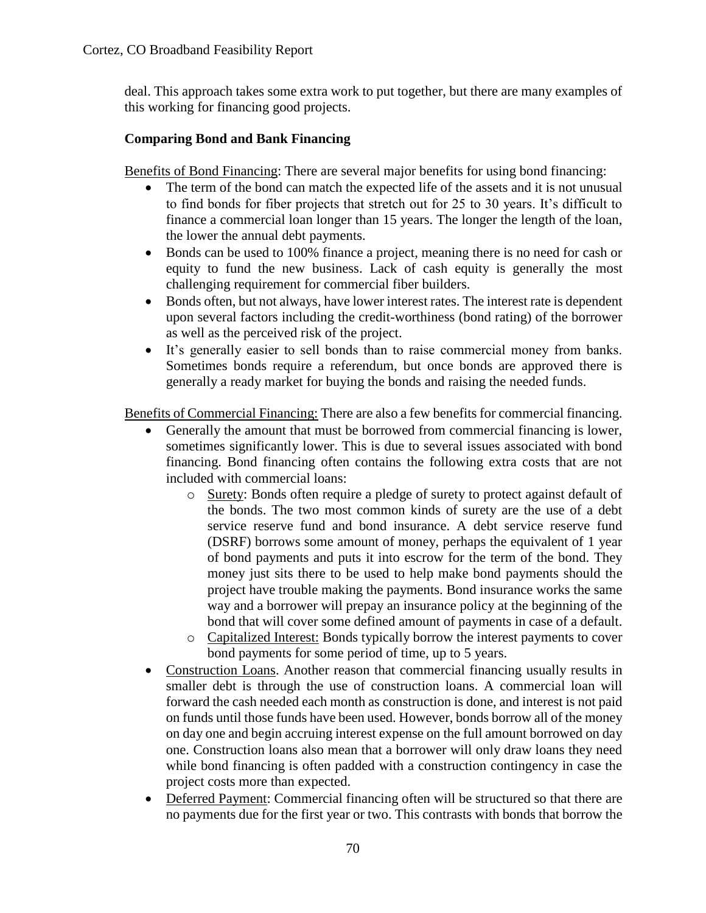deal. This approach takes some extra work to put together, but there are many examples of this working for financing good projects.

### Comparing Bond and Bank Financing

Benefits of Bond Financing: There are several major benefits for using bond financing:

- The term of the bond can match the expected life of the assets and it is not unusual to find bonds for fiber projects that stretch out for 25 to 30 years. It's difficult to finance a commercial loan longer than 15 years. The longer the length of the loan, the lower the annual debt payments.
- Bonds can be used to 100% finance a project, meaning there is no need for cash or equity to fund the new business. Lack of cash equity is generally the most challenging requirement for commercial fiber builders.
- Bonds often, but not always, have lower interest rates. The interest rate is dependent upon several factors including the credit-worthiness (bond rating) of the borrower as well as the perceived risk of the project.
- It's generally easier to sell bonds than to raise commercial money from banks. Sometimes bonds require a referendum, but once bonds are approved there is generally a ready market for buying the bonds and raising the needed funds.

Benefits of Commercial Financing: There are also a few benefits for commercial financing.

- Generally the amount that must be borrowed from commercial financing is lower, sometimes significantly lower. This is due to several issues associated with bond financing. Bond financing often contains the following extra costs that are not included with commercial loans:
  - Surety: Bonds often require a pledge of surety to protect against default of the bonds. The two most common kinds of surety are the use of a debt service reserve fund and bond insurance. A debt service reserve fund (DSRF) borrows some amount of money, perhaps the equivalent of 1 year of bond payments and puts it into escrow for the term of the bond. They money just sits there to be used to help make bond payments should the project have trouble making the payments. Bond insurance works the same way and a borrower will prepay an insurance policy at the beginning of the bond that will cover some defined amount of payments in case of a default.
  - Capitalized Interest: Bonds typically borrow the interest payments to cover bond payments for some period of time, up to 5 years.
- Construction Loans. Another reason that commercial financing usually results in smaller debt is through the use of construction loans. A commercial loan will forward the cash needed each month as construction is done, and interest is not paid on funds until those funds have been used. However, bonds borrow all of the money on day one and begin accruing interest expense on the full amount borrowed on day one. Construction loans also mean that a borrower will only draw loans they need while bond financing is often padded with a construction contingency in case the project costs more than expected.
- Deferred Payment: Commercial financing often will be structured so that there are no payments due for the first year or two. This contrasts with bonds that borrow the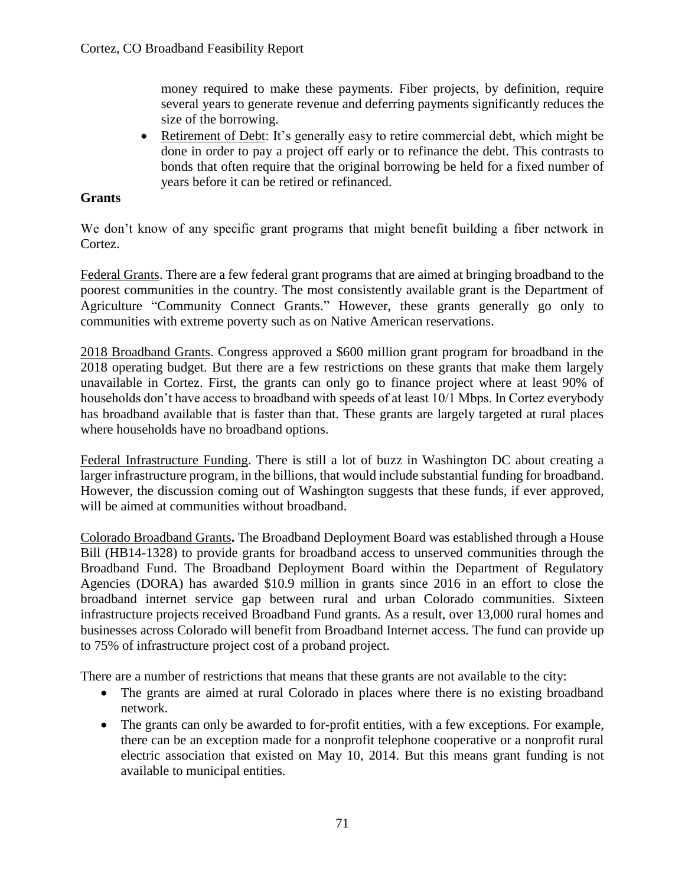money required to make these payments. Fiber projects, by definition, require several years to generate revenue and deferring payments significantly reduces the size of the borrowing.

- Retirement of Debt: It's generally easy to retire commercial debt, which might be done in order to pay a project off early or to refinance the debt. This contrasts to bonds that often require that the original borrowing be held for a fixed number of years before it can be retired or refinanced.

**Grants**

We don't know of any specific grant programs that might benefit building a fiber network in Cortez.

Federal Grants. There are a few federal grant programs that are aimed at bringing broadband to the poorest communities in the country. The most consistently available grant is the Department of Agriculture "Community Connect Grants." However, these grants generally go only to communities with extreme poverty such as on Native American reservations.

2018 Broadband Grants. Congress approved a $600 million grant program for broadband in the 2018 operating budget. But there are a few restrictions on these grants that make them largely unavailable in Cortez. First, the grants can only go to finance project where at least 90% of households don't have access to broadband with speeds of at least 10/1 Mbps. In Cortez everybody has broadband available that is faster than that. These grants are largely targeted at rural places where households have no broadband options.

Federal Infrastructure Funding. There is still a lot of buzz in Washington DC about creating a larger infrastructure program, in the billions, that would include substantial funding for broadband. However, the discussion coming out of Washington suggests that these funds, if ever approved, will be aimed at communities without broadband.

Colorado Broadband Grants**.** The Broadband Deployment Board was established through a House Bill (HB14-1328) to provide grants for broadband access to unserved communities through the Broadband Fund. The Broadband Deployment Board within the Department of Regulatory Agencies (DORA) has awarded $10.9 million in grants since 2016 in an effort to close the broadband internet service gap between rural and urban Colorado communities. Sixteen infrastructure projects received Broadband Fund grants. As a result, over 13,000 rural homes and businesses across Colorado will benefit from Broadband Internet access. The fund can provide up to 75% of infrastructure project cost of a proband project.

There are a number of restrictions that means that these grants are not available to the city:

- The grants are aimed at rural Colorado in places where there is no existing broadband network.
- The grants can only be awarded to for-profit entities, with a few exceptions. For example, there can be an exception made for a nonprofit telephone cooperative or a nonprofit rural electric association that existed on May 10, 2014. But this means grant funding is not available to municipal entities.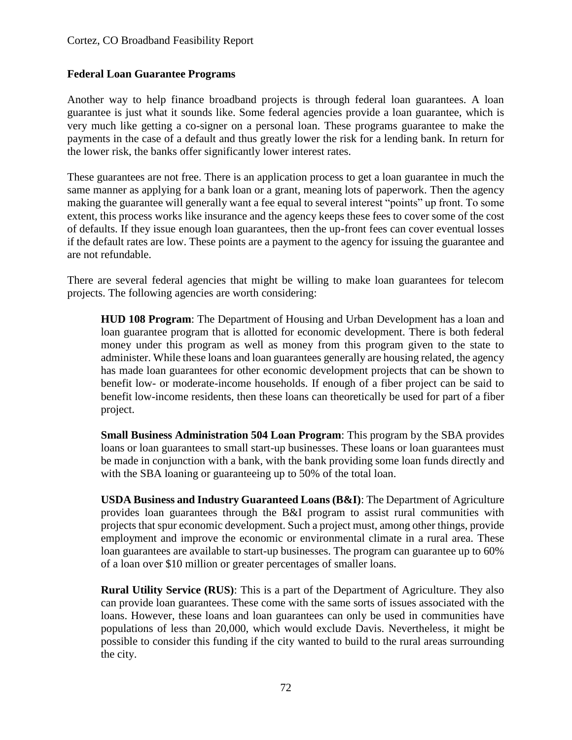### Federal Loan Guarantee Programs

Another way to help finance broadband projects is through federal loan guarantees. A loan guarantee is just what it sounds like. Some federal agencies provide a loan guarantee, which is very much like getting a co-signer on a personal loan. These programs guarantee to make the payments in the case of a default and thus greatly lower the risk for a lending bank. In return for the lower risk, the banks offer significantly lower interest rates.

These guarantees are not free. There is an application process to get a loan guarantee in much the same manner as applying for a bank loan or a grant, meaning lots of paperwork. Then the agency making the guarantee will generally want a fee equal to several interest "points" up front. To some extent, this process works like insurance and the agency keeps these fees to cover some of the cost of defaults. If they issue enough loan guarantees, then the up-front fees can cover eventual losses if the default rates are low. These points are a payment to the agency for issuing the guarantee and are not refundable.

There are several federal agencies that might be willing to make loan guarantees for telecom projects. The following agencies are worth considering:

> **HUD 108 Program**: The Department of Housing and Urban Development has a loan and loan guarantee program that is allotted for economic development. There is both federal money under this program as well as money from this program given to the state to administer. While these loans and loan guarantees generally are housing related, the agency has made loan guarantees for other economic development projects that can be shown to benefit low- or moderate-income households. If enough of a fiber project can be said to benefit low-income residents, then these loans can theoretically be used for part of a fiber project.
>
> **Small Business Administration 504 Loan Program**: This program by the SBA provides loans or loan guarantees to small start-up businesses. These loans or loan guarantees must be made in conjunction with a bank, with the bank providing some loan funds directly and with the SBA loaning or guaranteeing up to 50% of the total loan.
>
> **USDA Business and Industry Guaranteed Loans (B&I)**: The Department of Agriculture provides loan guarantees through the B&I program to assist rural communities with projects that spur economic development. Such a project must, among other things, provide employment and improve the economic or environmental climate in a rural area. These loan guarantees are available to start-up businesses. The program can guarantee up to 60% of a loan over $10 million or greater percentages of smaller loans.
>
> **Rural Utility Service (RUS)**: This is a part of the Department of Agriculture. They also can provide loan guarantees. These come with the same sorts of issues associated with the loans. However, these loans and loan guarantees can only be used in communities have populations of less than 20,000, which would exclude Davis. Nevertheless, it might be possible to consider this funding if the city wanted to build to the rural areas surrounding the city.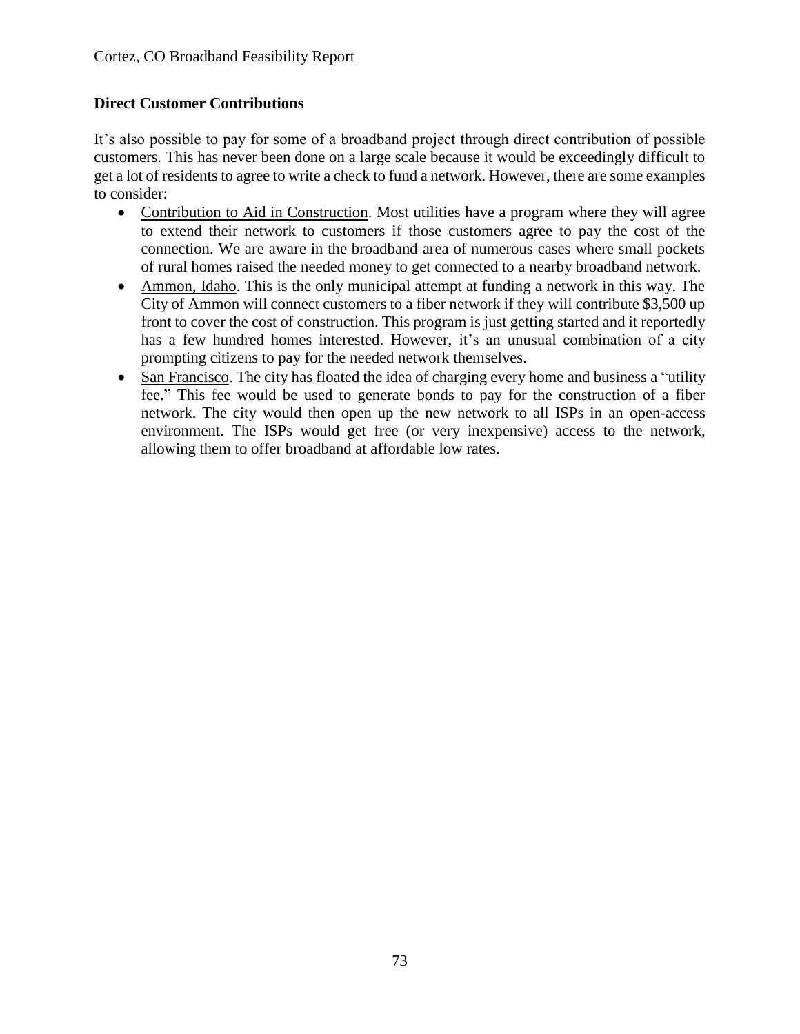### Direct Customer Contributions

It's also possible to pay for some of a broadband project through direct contribution of possible customers. This has never been done on a large scale because it would be exceedingly difficult to get a lot of residents to agree to write a check to fund a network. However, there are some examples to consider:

- Contribution to Aid in Construction. Most utilities have a program where they will agree to extend their network to customers if those customers agree to pay the cost of the connection. We are aware in the broadband area of numerous cases where small pockets of rural homes raised the needed money to get connected to a nearby broadband network.
- Ammon, Idaho. This is the only municipal attempt at funding a network in this way. The City of Ammon will connect customers to a fiber network if they will contribute $3,500 up front to cover the cost of construction. This program is just getting started and it reportedly has a few hundred homes interested. However, it's an unusual combination of a city prompting citizens to pay for the needed network themselves.
- San Francisco. The city has floated the idea of charging every home and business a "utility fee." This fee would be used to generate bonds to pay for the construction of a fiber network. The city would then open up the new network to all ISPs in an open-access environment. The ISPs would get free (or very inexpensive) access to the network, allowing them to offer broadband at affordable low rates.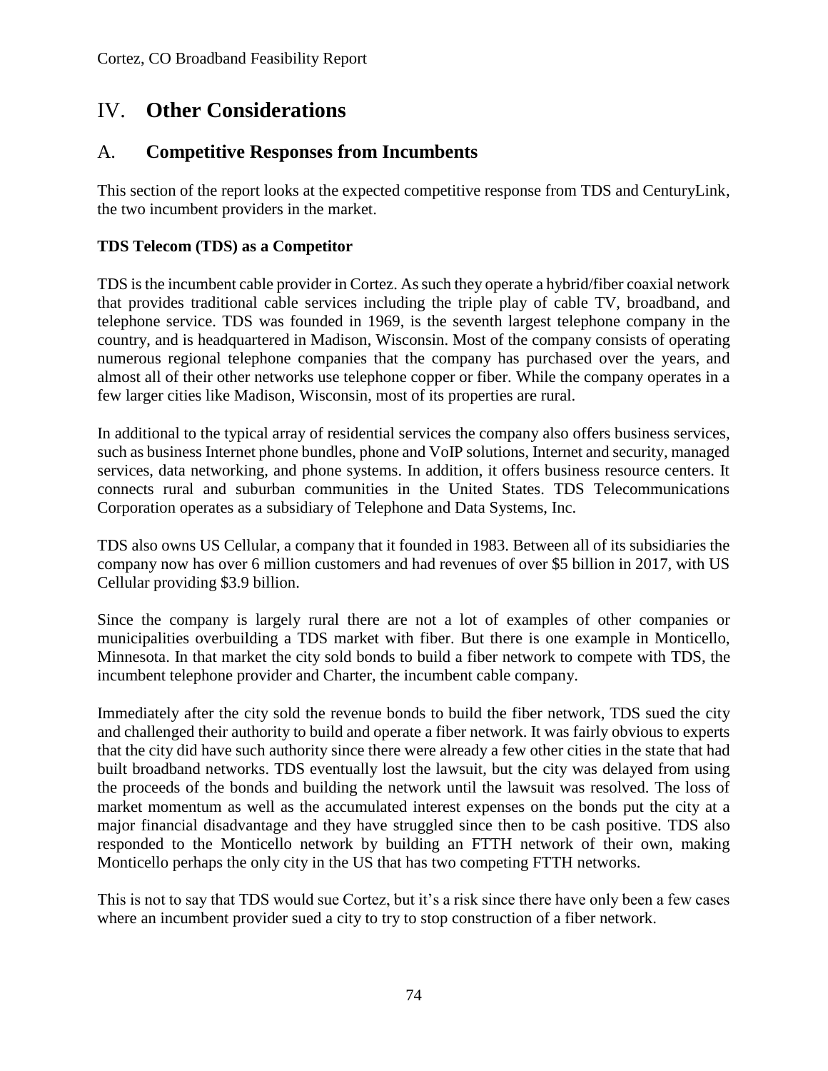# IV. Other Considerations

## A. Competitive Responses from Incumbents

This section of the report looks at the expected competitive response from TDS and CenturyLink, the two incumbent providers in the market.

**TDS Telecom (TDS) as a Competitor**

TDS is the incumbent cable provider in Cortez. As such they operate a hybrid/fiber coaxial network that provides traditional cable services including the triple play of cable TV, broadband, and telephone service. TDS was founded in 1969, is the seventh largest telephone company in the country, and is headquartered in Madison, Wisconsin. Most of the company consists of operating numerous regional telephone companies that the company has purchased over the years, and almost all of their other networks use telephone copper or fiber. While the company operates in a few larger cities like Madison, Wisconsin, most of its properties are rural.

In additional to the typical array of residential services the company also offers business services, such as business Internet phone bundles, phone and VoIP solutions, Internet and security, managed services, data networking, and phone systems. In addition, it offers business resource centers. It connects rural and suburban communities in the United States. TDS Telecommunications Corporation operates as a subsidiary of Telephone and Data Systems, Inc.

TDS also owns US Cellular, a company that it founded in 1983. Between all of its subsidiaries the company now has over 6 million customers and had revenues of over $5 billion in 2017, with US Cellular providing $3.9 billion.

Since the company is largely rural there are not a lot of examples of other companies or municipalities overbuilding a TDS market with fiber. But there is one example in Monticello, Minnesota. In that market the city sold bonds to build a fiber network to compete with TDS, the incumbent telephone provider and Charter, the incumbent cable company.

Immediately after the city sold the revenue bonds to build the fiber network, TDS sued the city and challenged their authority to build and operate a fiber network. It was fairly obvious to experts that the city did have such authority since there were already a few other cities in the state that had built broadband networks. TDS eventually lost the lawsuit, but the city was delayed from using the proceeds of the bonds and building the network until the lawsuit was resolved. The loss of market momentum as well as the accumulated interest expenses on the bonds put the city at a major financial disadvantage and they have struggled since then to be cash positive. TDS also responded to the Monticello network by building an FTTH network of their own, making Monticello perhaps the only city in the US that has two competing FTTH networks.

This is not to say that TDS would sue Cortez, but it's a risk since there have only been a few cases where an incumbent provider sued a city to try to stop construction of a fiber network.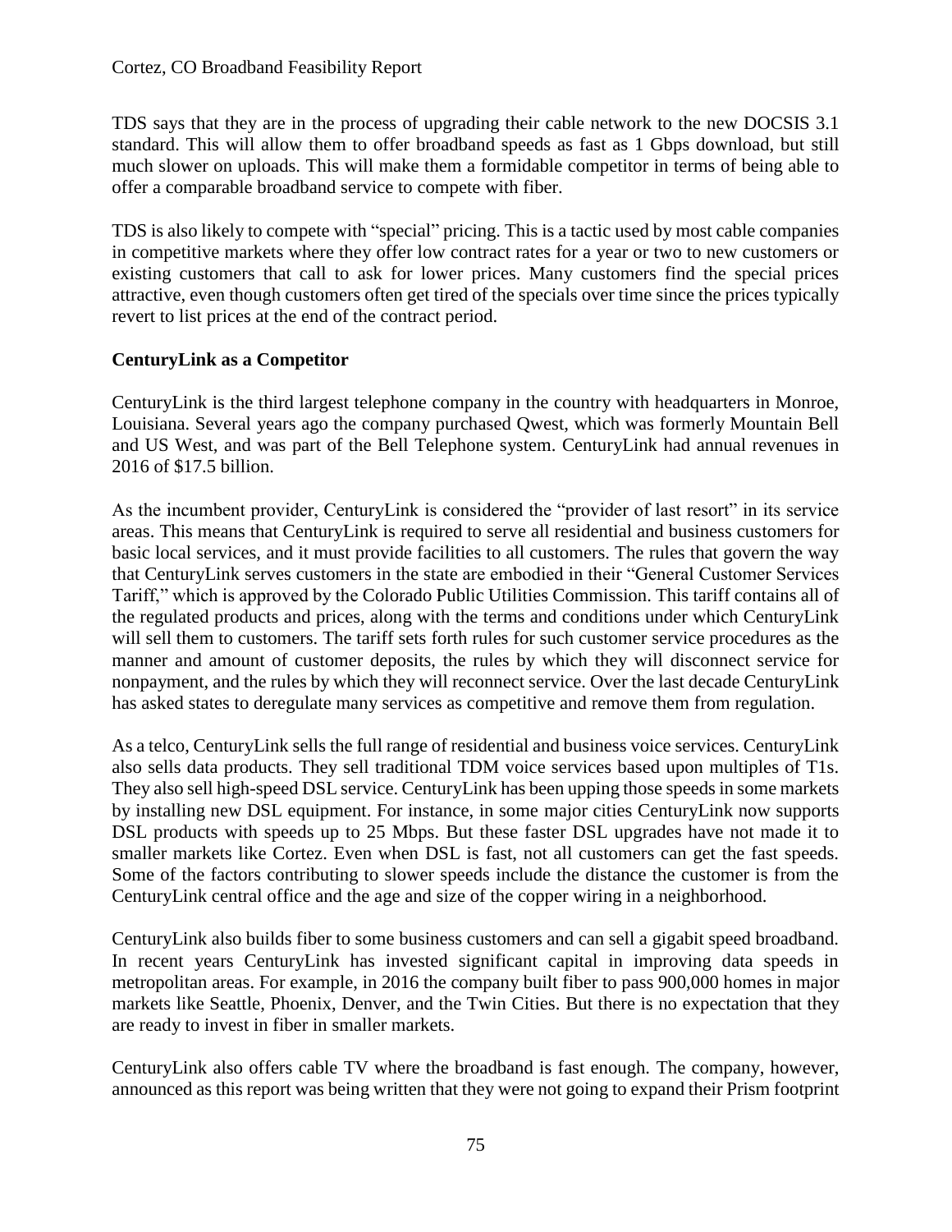TDS says that they are in the process of upgrading their cable network to the new DOCSIS 3.1 standard. This will allow them to offer broadband speeds as fast as 1 Gbps download, but still much slower on uploads. This will make them a formidable competitor in terms of being able to offer a comparable broadband service to compete with fiber.

TDS is also likely to compete with "special" pricing. This is a tactic used by most cable companies in competitive markets where they offer low contract rates for a year or two to new customers or existing customers that call to ask for lower prices. Many customers find the special prices attractive, even though customers often get tired of the specials over time since the prices typically revert to list prices at the end of the contract period.

**CenturyLink as a Competitor**

CenturyLink is the third largest telephone company in the country with headquarters in Monroe, Louisiana. Several years ago the company purchased Qwest, which was formerly Mountain Bell and US West, and was part of the Bell Telephone system. CenturyLink had annual revenues in 2016 of $17.5 billion.

As the incumbent provider, CenturyLink is considered the "provider of last resort" in its service areas. This means that CenturyLink is required to serve all residential and business customers for basic local services, and it must provide facilities to all customers. The rules that govern the way that CenturyLink serves customers in the state are embodied in their "General Customer Services Tariff," which is approved by the Colorado Public Utilities Commission. This tariff contains all of the regulated products and prices, along with the terms and conditions under which CenturyLink will sell them to customers. The tariff sets forth rules for such customer service procedures as the manner and amount of customer deposits, the rules by which they will disconnect service for nonpayment, and the rules by which they will reconnect service. Over the last decade CenturyLink has asked states to deregulate many services as competitive and remove them from regulation.

As a telco, CenturyLink sells the full range of residential and business voice services. CenturyLink also sells data products. They sell traditional TDM voice services based upon multiples of T1s. They also sell high-speed DSL service. CenturyLink has been upping those speeds in some markets by installing new DSL equipment. For instance, in some major cities CenturyLink now supports DSL products with speeds up to 25 Mbps. But these faster DSL upgrades have not made it to smaller markets like Cortez. Even when DSL is fast, not all customers can get the fast speeds. Some of the factors contributing to slower speeds include the distance the customer is from the CenturyLink central office and the age and size of the copper wiring in a neighborhood.

CenturyLink also builds fiber to some business customers and can sell a gigabit speed broadband. In recent years CenturyLink has invested significant capital in improving data speeds in metropolitan areas. For example, in 2016 the company built fiber to pass 900,000 homes in major markets like Seattle, Phoenix, Denver, and the Twin Cities. But there is no expectation that they are ready to invest in fiber in smaller markets.

CenturyLink also offers cable TV where the broadband is fast enough. The company, however, announced as this report was being written that they were not going to expand their Prism footprint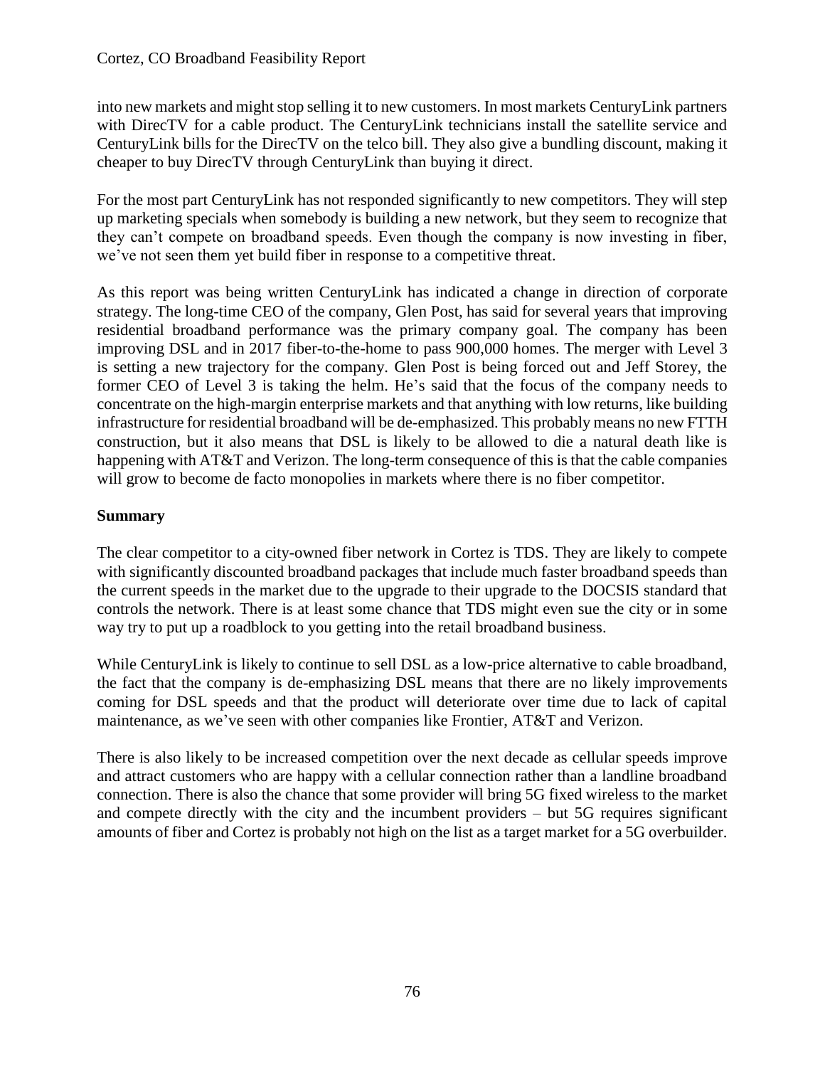into new markets and might stop selling it to new customers. In most markets CenturyLink partners with DirecTV for a cable product. The CenturyLink technicians install the satellite service and CenturyLink bills for the DirecTV on the telco bill. They also give a bundling discount, making it cheaper to buy DirecTV through CenturyLink than buying it direct.

For the most part CenturyLink has not responded significantly to new competitors. They will step up marketing specials when somebody is building a new network, but they seem to recognize that they can't compete on broadband speeds. Even though the company is now investing in fiber, we've not seen them yet build fiber in response to a competitive threat.

As this report was being written CenturyLink has indicated a change in direction of corporate strategy. The long-time CEO of the company, Glen Post, has said for several years that improving residential broadband performance was the primary company goal. The company has been improving DSL and in 2017 fiber-to-the-home to pass 900,000 homes. The merger with Level 3 is setting a new trajectory for the company. Glen Post is being forced out and Jeff Storey, the former CEO of Level 3 is taking the helm. He's said that the focus of the company needs to concentrate on the high-margin enterprise markets and that anything with low returns, like building infrastructure for residential broadband will be de-emphasized. This probably means no new FTTH construction, but it also means that DSL is likely to be allowed to die a natural death like is happening with AT&T and Verizon. The long-term consequence of this is that the cable companies will grow to become de facto monopolies in markets where there is no fiber competitor.

**Summary**

The clear competitor to a city-owned fiber network in Cortez is TDS. They are likely to compete with significantly discounted broadband packages that include much faster broadband speeds than the current speeds in the market due to the upgrade to their upgrade to the DOCSIS standard that controls the network. There is at least some chance that TDS might even sue the city or in some way try to put up a roadblock to you getting into the retail broadband business.

While CenturyLink is likely to continue to sell DSL as a low-price alternative to cable broadband, the fact that the company is de-emphasizing DSL means that there are no likely improvements coming for DSL speeds and that the product will deteriorate over time due to lack of capital maintenance, as we've seen with other companies like Frontier, AT&T and Verizon.

There is also likely to be increased competition over the next decade as cellular speeds improve and attract customers who are happy with a cellular connection rather than a landline broadband connection. There is also the chance that some provider will bring 5G fixed wireless to the market and compete directly with the city and the incumbent providers – but 5G requires significant amounts of fiber and Cortez is probably not high on the list as a target market for a 5G overbuilder.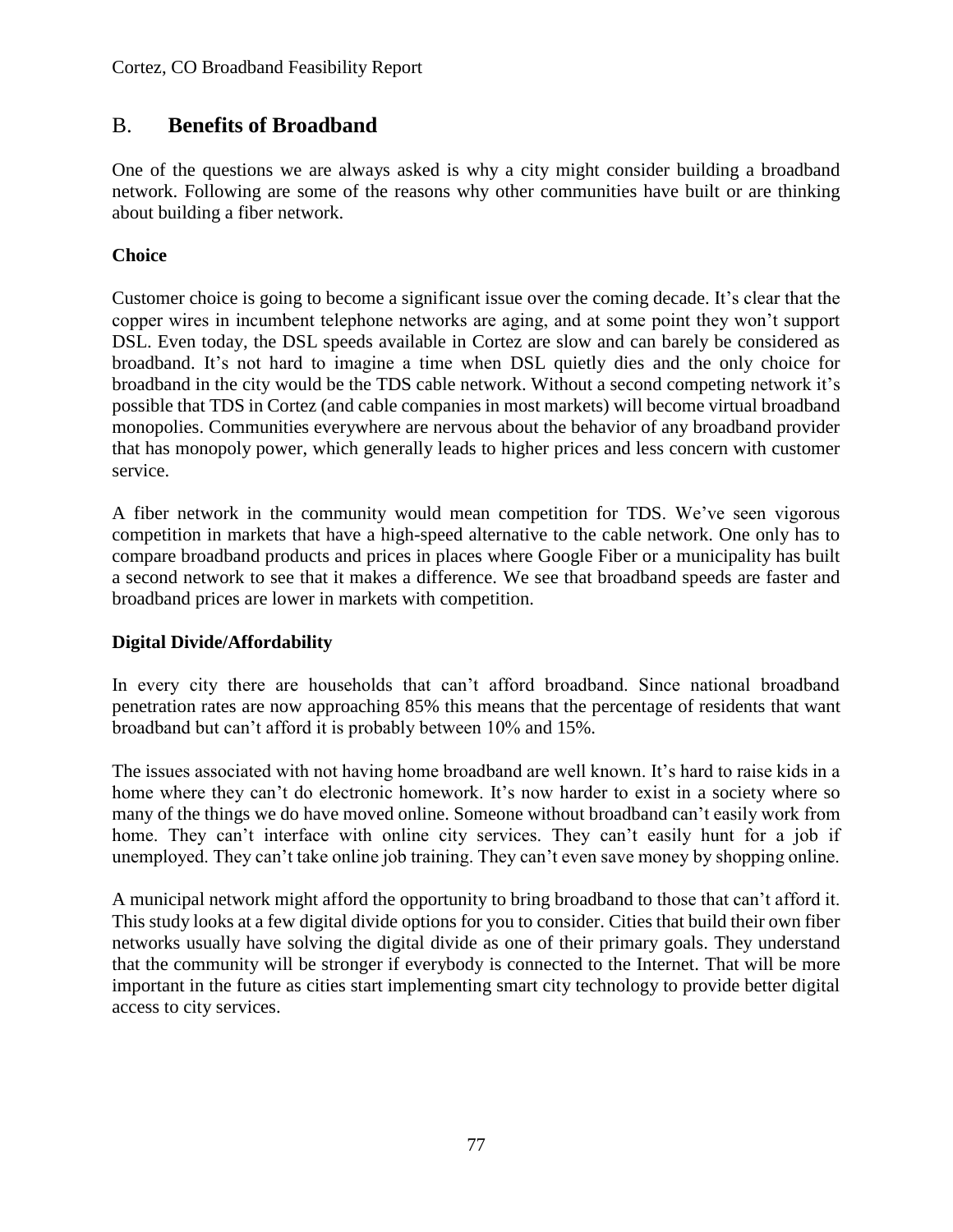## B. Benefits of Broadband

One of the questions we are always asked is why a city might consider building a broadband network. Following are some of the reasons why other communities have built or are thinking about building a fiber network.

**Choice**

Customer choice is going to become a significant issue over the coming decade. It's clear that the copper wires in incumbent telephone networks are aging, and at some point they won't support DSL. Even today, the DSL speeds available in Cortez are slow and can barely be considered as broadband. It's not hard to imagine a time when DSL quietly dies and the only choice for broadband in the city would be the TDS cable network. Without a second competing network it's possible that TDS in Cortez (and cable companies in most markets) will become virtual broadband monopolies. Communities everywhere are nervous about the behavior of any broadband provider that has monopoly power, which generally leads to higher prices and less concern with customer service.

A fiber network in the community would mean competition for TDS. We've seen vigorous competition in markets that have a high-speed alternative to the cable network. One only has to compare broadband products and prices in places where Google Fiber or a municipality has built a second network to see that it makes a difference. We see that broadband speeds are faster and broadband prices are lower in markets with competition.

**Digital Divide/Affordability**

In every city there are households that can't afford broadband. Since national broadband penetration rates are now approaching 85% this means that the percentage of residents that want broadband but can't afford it is probably between 10% and 15%.

The issues associated with not having home broadband are well known. It's hard to raise kids in a home where they can't do electronic homework. It's now harder to exist in a society where so many of the things we do have moved online. Someone without broadband can't easily work from home. They can't interface with online city services. They can't easily hunt for a job if unemployed. They can't take online job training. They can't even save money by shopping online.

A municipal network might afford the opportunity to bring broadband to those that can't afford it. This study looks at a few digital divide options for you to consider. Cities that build their own fiber networks usually have solving the digital divide as one of their primary goals. They understand that the community will be stronger if everybody is connected to the Internet. That will be more important in the future as cities start implementing smart city technology to provide better digital access to city services.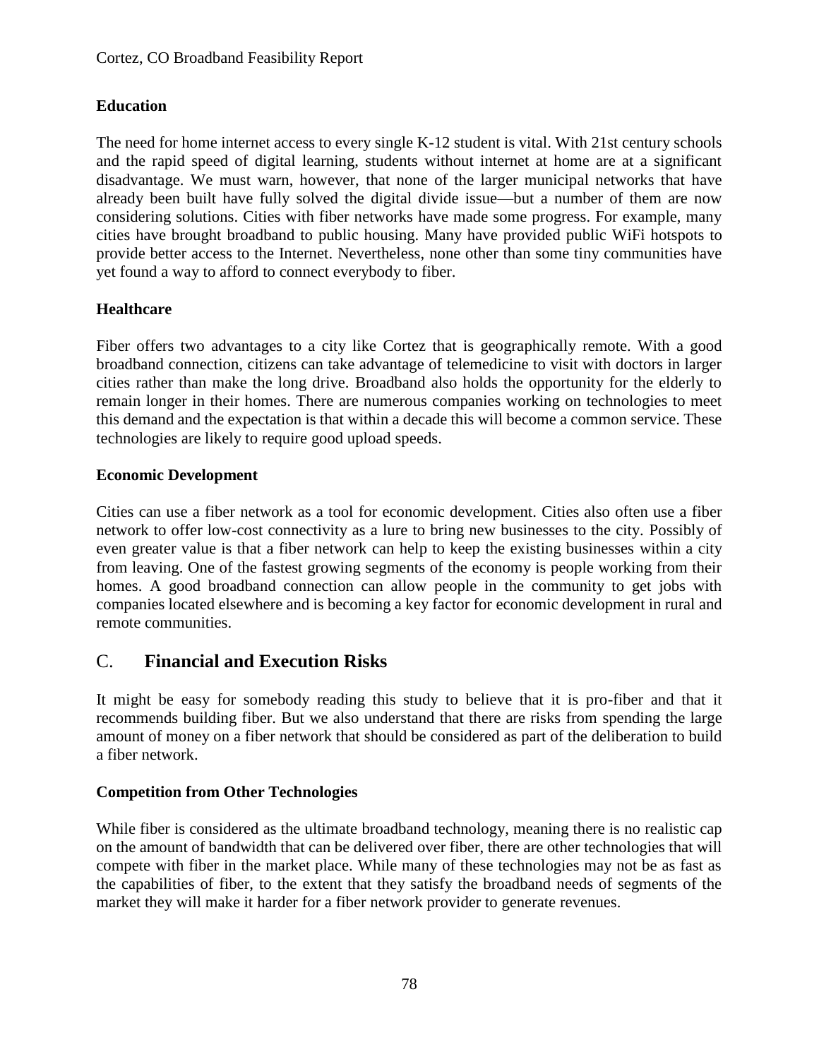**Education**

The need for home internet access to every single K-12 student is vital. With 21st century schools and the rapid speed of digital learning, students without internet at home are at a significant disadvantage. We must warn, however, that none of the larger municipal networks that have already been built have fully solved the digital divide issue—but a number of them are now considering solutions. Cities with fiber networks have made some progress. For example, many cities have brought broadband to public housing. Many have provided public WiFi hotspots to provide better access to the Internet. Nevertheless, none other than some tiny communities have yet found a way to afford to connect everybody to fiber.

**Healthcare**

Fiber offers two advantages to a city like Cortez that is geographically remote. With a good broadband connection, citizens can take advantage of telemedicine to visit with doctors in larger cities rather than make the long drive. Broadband also holds the opportunity for the elderly to remain longer in their homes. There are numerous companies working on technologies to meet this demand and the expectation is that within a decade this will become a common service. These technologies are likely to require good upload speeds.

**Economic Development**

Cities can use a fiber network as a tool for economic development. Cities also often use a fiber network to offer low-cost connectivity as a lure to bring new businesses to the city. Possibly of even greater value is that a fiber network can help to keep the existing businesses within a city from leaving. One of the fastest growing segments of the economy is people working from their homes. A good broadband connection can allow people in the community to get jobs with companies located elsewhere and is becoming a key factor for economic development in rural and remote communities.

## C. Financial and Execution Risks

It might be easy for somebody reading this study to believe that it is pro-fiber and that it recommends building fiber. But we also understand that there are risks from spending the large amount of money on a fiber network that should be considered as part of the deliberation to build a fiber network.

**Competition from Other Technologies**

While fiber is considered as the ultimate broadband technology, meaning there is no realistic cap on the amount of bandwidth that can be delivered over fiber, there are other technologies that will compete with fiber in the market place. While many of these technologies may not be as fast as the capabilities of fiber, to the extent that they satisfy the broadband needs of segments of the market they will make it harder for a fiber network provider to generate revenues.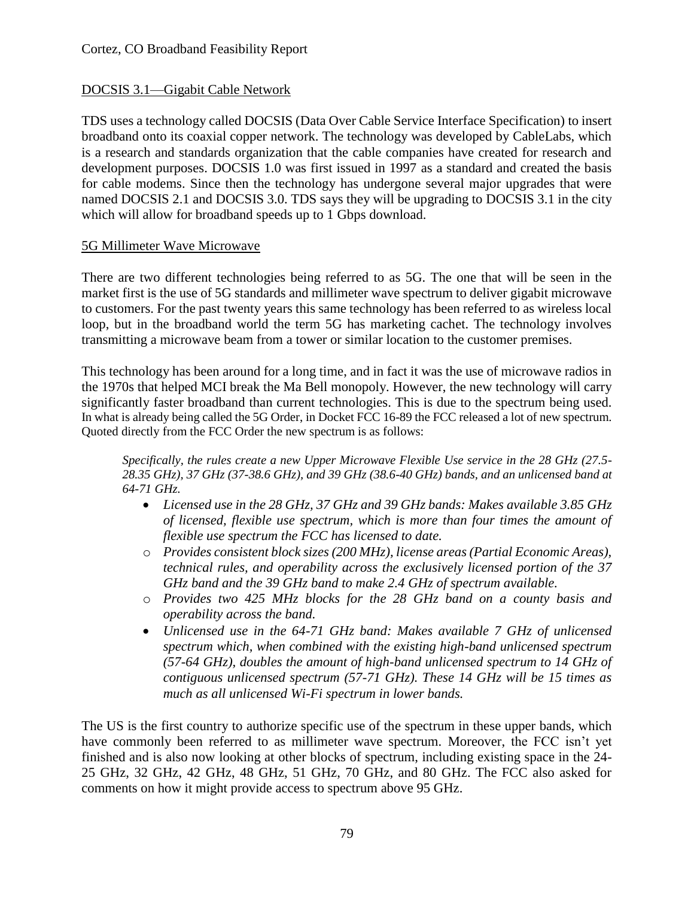## DOCSIS 3.1—Gigabit Cable Network

TDS uses a technology called DOCSIS (Data Over Cable Service Interface Specification) to insert broadband onto its coaxial copper network. The technology was developed by CableLabs, which is a research and standards organization that the cable companies have created for research and development purposes. DOCSIS 1.0 was first issued in 1997 as a standard and created the basis for cable modems. Since then the technology has undergone several major upgrades that were named DOCSIS 2.1 and DOCSIS 3.0. TDS says they will be upgrading to DOCSIS 3.1 in the city which will allow for broadband speeds up to 1 Gbps download.

## 5G Millimeter Wave Microwave

There are two different technologies being referred to as 5G. The one that will be seen in the market first is the use of 5G standards and millimeter wave spectrum to deliver gigabit microwave to customers. For the past twenty years this same technology has been referred to as wireless local loop, but in the broadband world the term 5G has marketing cachet. The technology involves transmitting a microwave beam from a tower or similar location to the customer premises.

This technology has been around for a long time, and in fact it was the use of microwave radios in the 1970s that helped MCI break the Ma Bell monopoly. However, the new technology will carry significantly faster broadband than current technologies. This is due to the spectrum being used. In what is already being called the 5G Order, in Docket FCC 16-89 the FCC released a lot of new spectrum. Quoted directly from the FCC Order the new spectrum is as follows:

> *Specifically, the rules create a new Upper Microwave Flexible Use service in the 28 GHz (27.5-28.35 GHz), 37 GHz (37-38.6 GHz), and 39 GHz (38.6-40 GHz) bands, and an unlicensed band at 64-71 GHz.*
>
> - *Licensed use in the 28 GHz, 37 GHz and 39 GHz bands: Makes available 3.85 GHz of licensed, flexible use spectrum, which is more than four times the amount of flexible use spectrum the FCC has licensed to date.*
>   - *Provides consistent block sizes (200 MHz), license areas (Partial Economic Areas), technical rules, and operability across the exclusively licensed portion of the 37 GHz band and the 39 GHz band to make 2.4 GHz of spectrum available.*
>   - *Provides two 425 MHz blocks for the 28 GHz band on a county basis and operability across the band.*
> - *Unlicensed use in the 64-71 GHz band: Makes available 7 GHz of unlicensed spectrum which, when combined with the existing high-band unlicensed spectrum (57-64 GHz), doubles the amount of high-band unlicensed spectrum to 14 GHz of contiguous unlicensed spectrum (57-71 GHz). These 14 GHz will be 15 times as much as all unlicensed Wi-Fi spectrum in lower bands.*

The US is the first country to authorize specific use of the spectrum in these upper bands, which have commonly been referred to as millimeter wave spectrum. Moreover, the FCC isn't yet finished and is also now looking at other blocks of spectrum, including existing space in the 24-25 GHz, 32 GHz, 42 GHz, 48 GHz, 51 GHz, 70 GHz, and 80 GHz. The FCC also asked for comments on how it might provide access to spectrum above 95 GHz.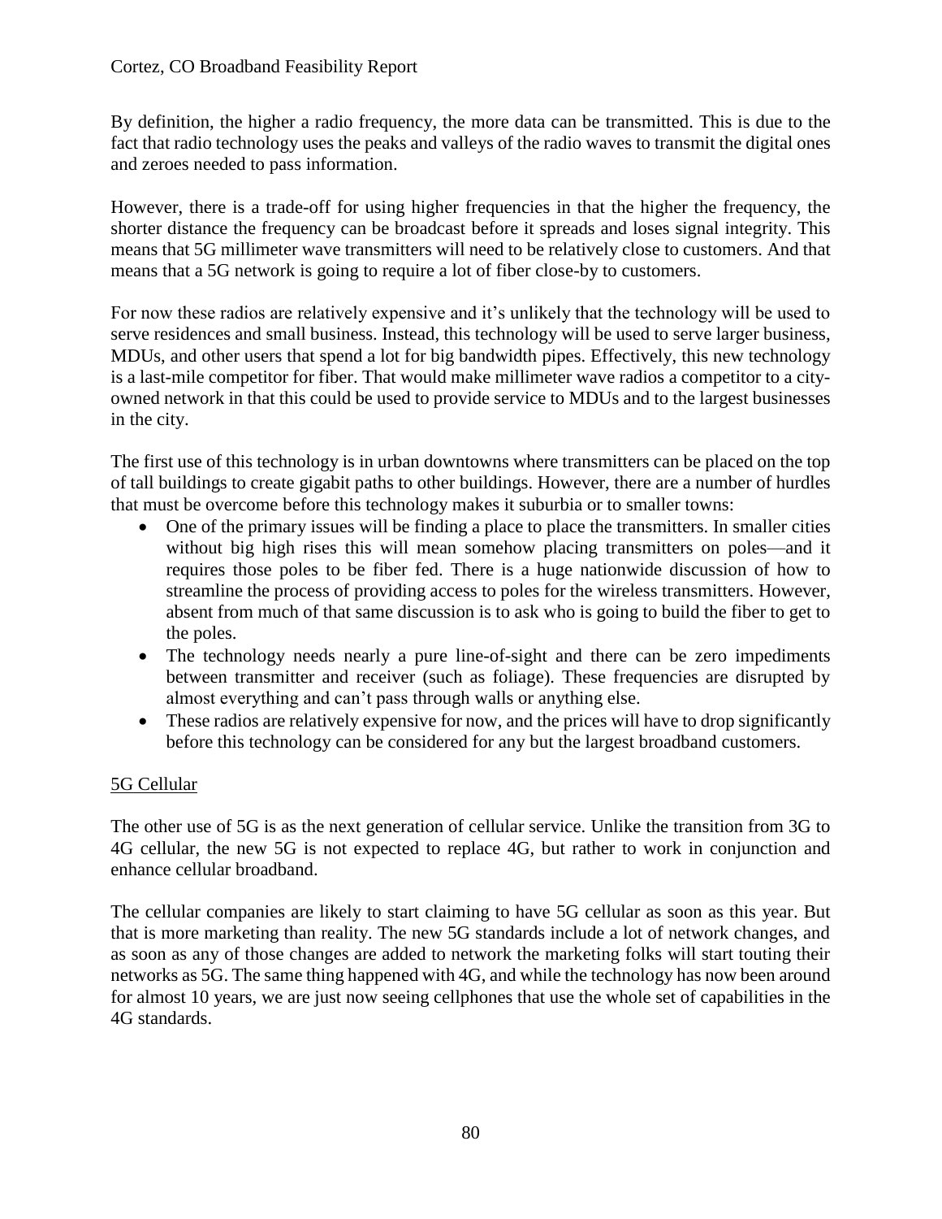By definition, the higher a radio frequency, the more data can be transmitted. This is due to the fact that radio technology uses the peaks and valleys of the radio waves to transmit the digital ones and zeroes needed to pass information.

However, there is a trade-off for using higher frequencies in that the higher the frequency, the shorter distance the frequency can be broadcast before it spreads and loses signal integrity. This means that 5G millimeter wave transmitters will need to be relatively close to customers. And that means that a 5G network is going to require a lot of fiber close-by to customers.

For now these radios are relatively expensive and it's unlikely that the technology will be used to serve residences and small business. Instead, this technology will be used to serve larger business, MDUs, and other users that spend a lot for big bandwidth pipes. Effectively, this new technology is a last-mile competitor for fiber. That would make millimeter wave radios a competitor to a city-owned network in that this could be used to provide service to MDUs and to the largest businesses in the city.

The first use of this technology is in urban downtowns where transmitters can be placed on the top of tall buildings to create gigabit paths to other buildings. However, there are a number of hurdles that must be overcome before this technology makes it suburbia or to smaller towns:

- One of the primary issues will be finding a place to place the transmitters. In smaller cities without big high rises this will mean somehow placing transmitters on poles—and it requires those poles to be fiber fed. There is a huge nationwide discussion of how to streamline the process of providing access to poles for the wireless transmitters. However, absent from much of that same discussion is to ask who is going to build the fiber to get to the poles.
- The technology needs nearly a pure line-of-sight and there can be zero impediments between transmitter and receiver (such as foliage). These frequencies are disrupted by almost everything and can't pass through walls or anything else.
- These radios are relatively expensive for now, and the prices will have to drop significantly before this technology can be considered for any but the largest broadband customers.

<u>5G Cellular</u>

The other use of 5G is as the next generation of cellular service. Unlike the transition from 3G to 4G cellular, the new 5G is not expected to replace 4G, but rather to work in conjunction and enhance cellular broadband.

The cellular companies are likely to start claiming to have 5G cellular as soon as this year. But that is more marketing than reality. The new 5G standards include a lot of network changes, and as soon as any of those changes are added to network the marketing folks will start touting their networks as 5G. The same thing happened with 4G, and while the technology has now been around for almost 10 years, we are just now seeing cellphones that use the whole set of capabilities in the 4G standards.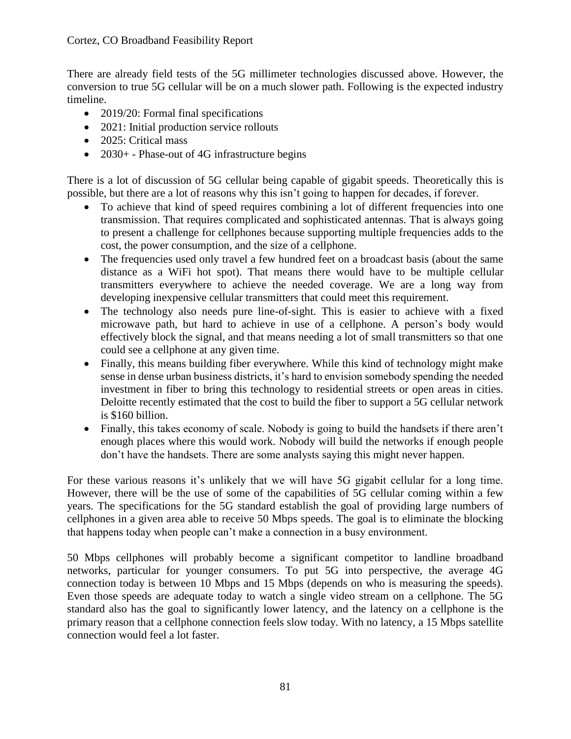There are already field tests of the 5G millimeter technologies discussed above. However, the conversion to true 5G cellular will be on a much slower path. Following is the expected industry timeline.

- 2019/20: Formal final specifications
- 2021: Initial production service rollouts
- 2025: Critical mass
- 2030+ - Phase-out of 4G infrastructure begins

There is a lot of discussion of 5G cellular being capable of gigabit speeds. Theoretically this is possible, but there are a lot of reasons why this isn't going to happen for decades, if forever.

- To achieve that kind of speed requires combining a lot of different frequencies into one transmission. That requires complicated and sophisticated antennas. That is always going to present a challenge for cellphones because supporting multiple frequencies adds to the cost, the power consumption, and the size of a cellphone.
- The frequencies used only travel a few hundred feet on a broadcast basis (about the same distance as a WiFi hot spot). That means there would have to be multiple cellular transmitters everywhere to achieve the needed coverage. We are a long way from developing inexpensive cellular transmitters that could meet this requirement.
- The technology also needs pure line-of-sight. This is easier to achieve with a fixed microwave path, but hard to achieve in use of a cellphone. A person's body would effectively block the signal, and that means needing a lot of small transmitters so that one could see a cellphone at any given time.
- Finally, this means building fiber everywhere. While this kind of technology might make sense in dense urban business districts, it's hard to envision somebody spending the needed investment in fiber to bring this technology to residential streets or open areas in cities. Deloitte recently estimated that the cost to build the fiber to support a 5G cellular network is $160 billion.
- Finally, this takes economy of scale. Nobody is going to build the handsets if there aren't enough places where this would work. Nobody will build the networks if enough people don't have the handsets. There are some analysts saying this might never happen.

For these various reasons it's unlikely that we will have 5G gigabit cellular for a long time. However, there will be the use of some of the capabilities of 5G cellular coming within a few years. The specifications for the 5G standard establish the goal of providing large numbers of cellphones in a given area able to receive 50 Mbps speeds. The goal is to eliminate the blocking that happens today when people can't make a connection in a busy environment.

50 Mbps cellphones will probably become a significant competitor to landline broadband networks, particular for younger consumers. To put 5G into perspective, the average 4G connection today is between 10 Mbps and 15 Mbps (depends on who is measuring the speeds). Even those speeds are adequate today to watch a single video stream on a cellphone. The 5G standard also has the goal to significantly lower latency, and the latency on a cellphone is the primary reason that a cellphone connection feels slow today. With no latency, a 15 Mbps satellite connection would feel a lot faster.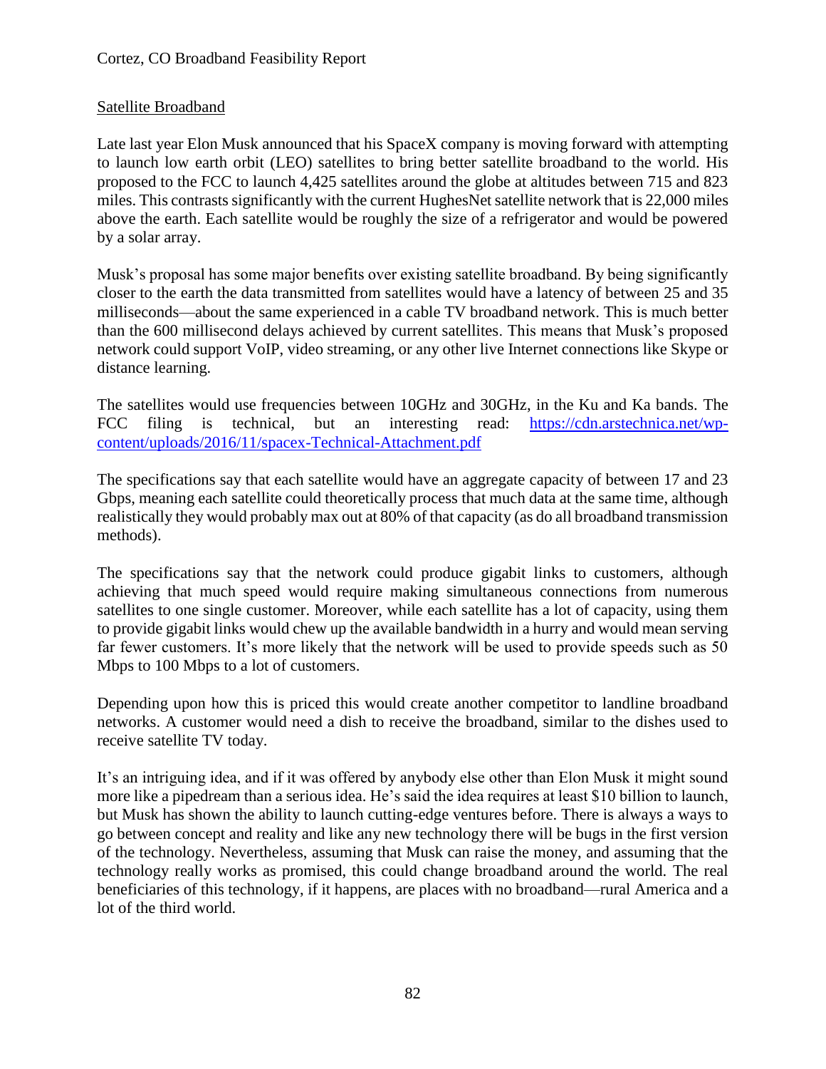## Satellite Broadband

Late last year Elon Musk announced that his SpaceX company is moving forward with attempting to launch low earth orbit (LEO) satellites to bring better satellite broadband to the world. His proposed to the FCC to launch 4,425 satellites around the globe at altitudes between 715 and 823 miles. This contrasts significantly with the current HughesNet satellite network that is 22,000 miles above the earth. Each satellite would be roughly the size of a refrigerator and would be powered by a solar array.

Musk's proposal has some major benefits over existing satellite broadband. By being significantly closer to the earth the data transmitted from satellites would have a latency of between 25 and 35 milliseconds—about the same experienced in a cable TV broadband network. This is much better than the 600 millisecond delays achieved by current satellites. This means that Musk's proposed network could support VoIP, video streaming, or any other live Internet connections like Skype or distance learning.

The satellites would use frequencies between 10GHz and 30GHz, in the Ku and Ka bands. The FCC filing is technical, but an interesting read: [https://cdn.arstechnica.net/wp-content/uploads/2016/11/spacex-Technical-Attachment.pdf](https://cdn.arstechnica.net/wp-content/uploads/2016/11/spacex-Technical-Attachment.pdf)

The specifications say that each satellite would have an aggregate capacity of between 17 and 23 Gbps, meaning each satellite could theoretically process that much data at the same time, although realistically they would probably max out at 80% of that capacity (as do all broadband transmission methods).

The specifications say that the network could produce gigabit links to customers, although achieving that much speed would require making simultaneous connections from numerous satellites to one single customer. Moreover, while each satellite has a lot of capacity, using them to provide gigabit links would chew up the available bandwidth in a hurry and would mean serving far fewer customers. It's more likely that the network will be used to provide speeds such as 50 Mbps to 100 Mbps to a lot of customers.

Depending upon how this is priced this would create another competitor to landline broadband networks. A customer would need a dish to receive the broadband, similar to the dishes used to receive satellite TV today.

It's an intriguing idea, and if it was offered by anybody else other than Elon Musk it might sound more like a pipedream than a serious idea. He's said the idea requires at least $10 billion to launch, but Musk has shown the ability to launch cutting-edge ventures before. There is always a ways to go between concept and reality and like any new technology there will be bugs in the first version of the technology. Nevertheless, assuming that Musk can raise the money, and assuming that the technology really works as promised, this could change broadband around the world. The real beneficiaries of this technology, if it happens, are places with no broadband—rural America and a lot of the third world.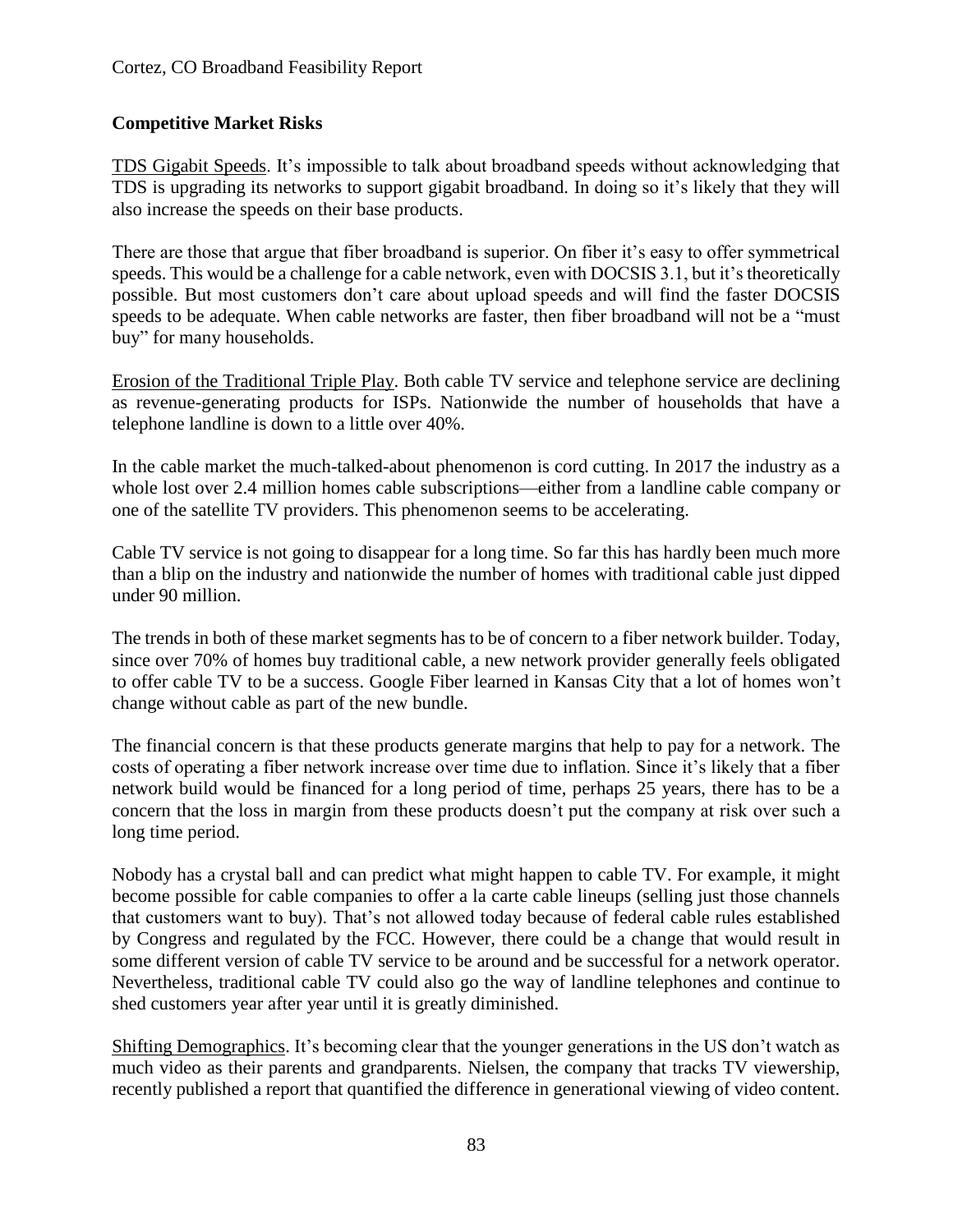**Competitive Market Risks**

<u>TDS Gigabit Speeds</u>. It's impossible to talk about broadband speeds without acknowledging that TDS is upgrading its networks to support gigabit broadband. In doing so it's likely that they will also increase the speeds on their base products.

There are those that argue that fiber broadband is superior. On fiber it's easy to offer symmetrical speeds. This would be a challenge for a cable network, even with DOCSIS 3.1, but it's theoretically possible. But most customers don't care about upload speeds and will find the faster DOCSIS speeds to be adequate. When cable networks are faster, then fiber broadband will not be a "must buy" for many households.

<u>Erosion of the Traditional Triple Play</u>. Both cable TV service and telephone service are declining as revenue-generating products for ISPs. Nationwide the number of households that have a telephone landline is down to a little over 40%.

In the cable market the much-talked-about phenomenon is cord cutting. In 2017 the industry as a whole lost over 2.4 million homes cable subscriptions—either from a landline cable company or one of the satellite TV providers. This phenomenon seems to be accelerating.

Cable TV service is not going to disappear for a long time. So far this has hardly been much more than a blip on the industry and nationwide the number of homes with traditional cable just dipped under 90 million.

The trends in both of these market segments has to be of concern to a fiber network builder. Today, since over 70% of homes buy traditional cable, a new network provider generally feels obligated to offer cable TV to be a success. Google Fiber learned in Kansas City that a lot of homes won't change without cable as part of the new bundle.

The financial concern is that these products generate margins that help to pay for a network. The costs of operating a fiber network increase over time due to inflation. Since it's likely that a fiber network build would be financed for a long period of time, perhaps 25 years, there has to be a concern that the loss in margin from these products doesn't put the company at risk over such a long time period.

Nobody has a crystal ball and can predict what might happen to cable TV. For example, it might become possible for cable companies to offer a la carte cable lineups (selling just those channels that customers want to buy). That's not allowed today because of federal cable rules established by Congress and regulated by the FCC. However, there could be a change that would result in some different version of cable TV service to be around and be successful for a network operator. Nevertheless, traditional cable TV could also go the way of landline telephones and continue to shed customers year after year until it is greatly diminished.

<u>Shifting Demographics</u>. It's becoming clear that the younger generations in the US don't watch as much video as their parents and grandparents. Nielsen, the company that tracks TV viewership, recently published a report that quantified the difference in generational viewing of video content.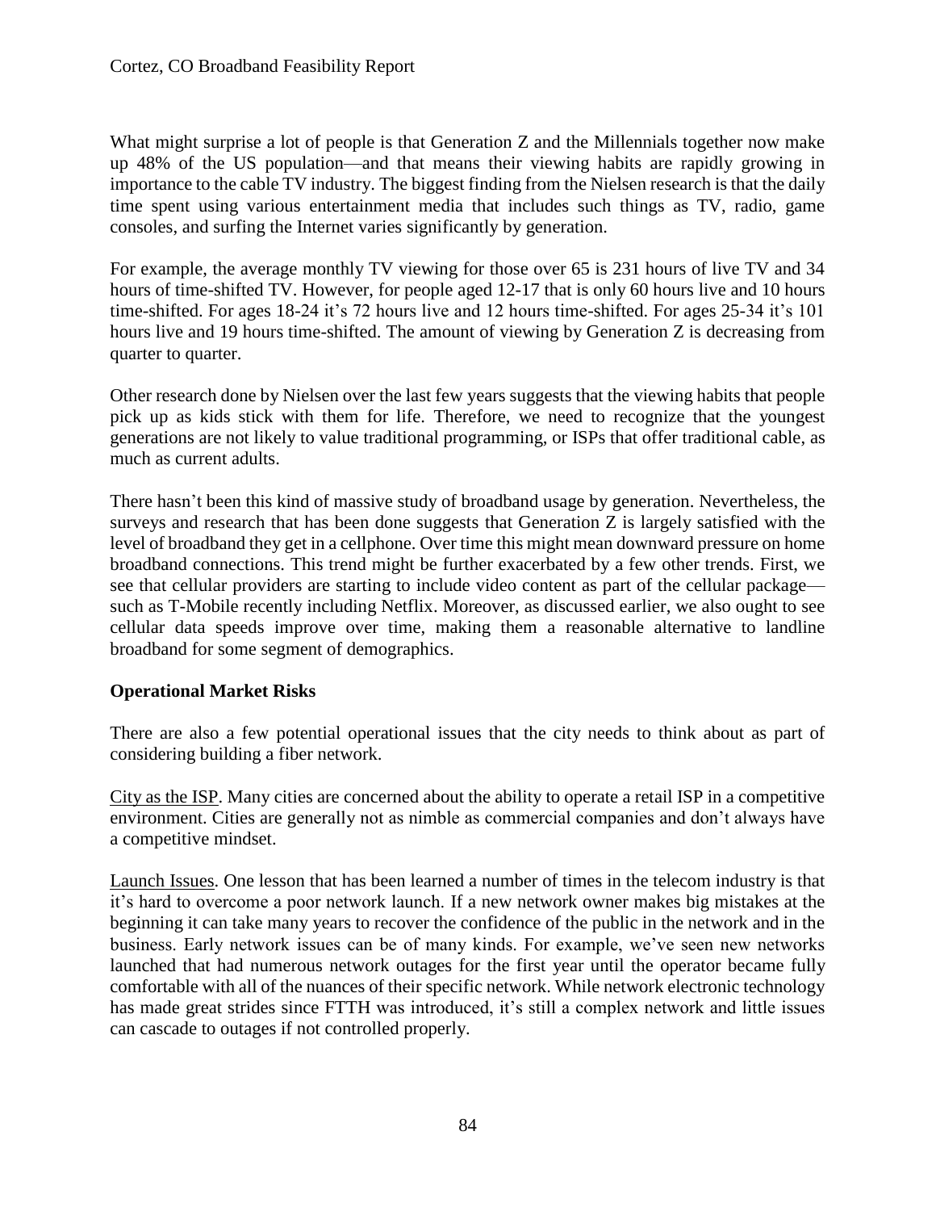What might surprise a lot of people is that Generation Z and the Millennials together now make up 48% of the US population—and that means their viewing habits are rapidly growing in importance to the cable TV industry. The biggest finding from the Nielsen research is that the daily time spent using various entertainment media that includes such things as TV, radio, game consoles, and surfing the Internet varies significantly by generation.

For example, the average monthly TV viewing for those over 65 is 231 hours of live TV and 34 hours of time-shifted TV. However, for people aged 12-17 that is only 60 hours live and 10 hours time-shifted. For ages 18-24 it's 72 hours live and 12 hours time-shifted. For ages 25-34 it's 101 hours live and 19 hours time-shifted. The amount of viewing by Generation Z is decreasing from quarter to quarter.

Other research done by Nielsen over the last few years suggests that the viewing habits that people pick up as kids stick with them for life. Therefore, we need to recognize that the youngest generations are not likely to value traditional programming, or ISPs that offer traditional cable, as much as current adults.

There hasn't been this kind of massive study of broadband usage by generation. Nevertheless, the surveys and research that has been done suggests that Generation Z is largely satisfied with the level of broadband they get in a cellphone. Over time this might mean downward pressure on home broadband connections. This trend might be further exacerbated by a few other trends. First, we see that cellular providers are starting to include video content as part of the cellular package—such as T-Mobile recently including Netflix. Moreover, as discussed earlier, we also ought to see cellular data speeds improve over time, making them a reasonable alternative to landline broadband for some segment of demographics.

**Operational Market Risks**

There are also a few potential operational issues that the city needs to think about as part of considering building a fiber network.

City as the ISP. Many cities are concerned about the ability to operate a retail ISP in a competitive environment. Cities are generally not as nimble as commercial companies and don't always have a competitive mindset.

Launch Issues. One lesson that has been learned a number of times in the telecom industry is that it's hard to overcome a poor network launch. If a new network owner makes big mistakes at the beginning it can take many years to recover the confidence of the public in the network and in the business. Early network issues can be of many kinds. For example, we've seen new networks launched that had numerous network outages for the first year until the operator became fully comfortable with all of the nuances of their specific network. While network electronic technology has made great strides since FTTH was introduced, it's still a complex network and little issues can cascade to outages if not controlled properly.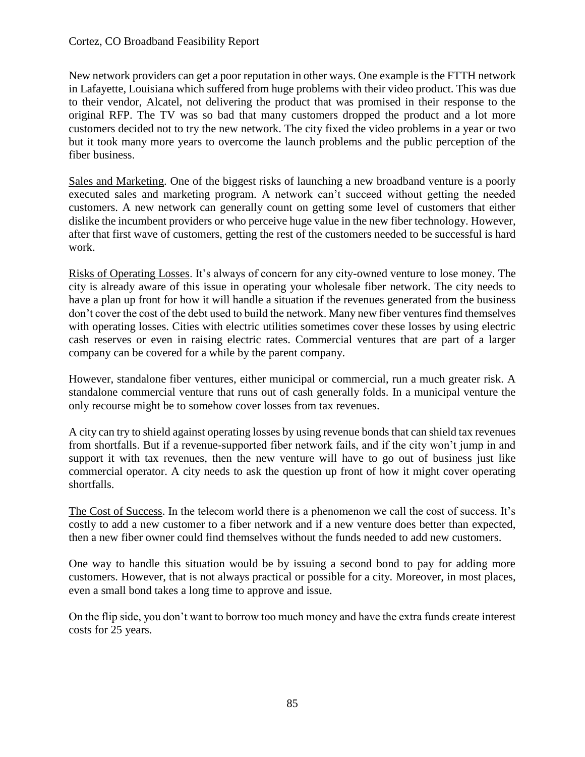New network providers can get a poor reputation in other ways. One example is the FTTH network in Lafayette, Louisiana which suffered from huge problems with their video product. This was due to their vendor, Alcatel, not delivering the product that was promised in their response to the original RFP. The TV was so bad that many customers dropped the product and a lot more customers decided not to try the new network. The city fixed the video problems in a year or two but it took many more years to overcome the launch problems and the public perception of the fiber business.

<u>Sales and Marketing</u>. One of the biggest risks of launching a new broadband venture is a poorly executed sales and marketing program. A network can't succeed without getting the needed customers. A new network can generally count on getting some level of customers that either dislike the incumbent providers or who perceive huge value in the new fiber technology. However, after that first wave of customers, getting the rest of the customers needed to be successful is hard work.

<u>Risks of Operating Losses</u>. It's always of concern for any city-owned venture to lose money. The city is already aware of this issue in operating your wholesale fiber network. The city needs to have a plan up front for how it will handle a situation if the revenues generated from the business don't cover the cost of the debt used to build the network. Many new fiber ventures find themselves with operating losses. Cities with electric utilities sometimes cover these losses by using electric cash reserves or even in raising electric rates. Commercial ventures that are part of a larger company can be covered for a while by the parent company.

However, standalone fiber ventures, either municipal or commercial, run a much greater risk. A standalone commercial venture that runs out of cash generally folds. In a municipal venture the only recourse might be to somehow cover losses from tax revenues.

A city can try to shield against operating losses by using revenue bonds that can shield tax revenues from shortfalls. But if a revenue-supported fiber network fails, and if the city won't jump in and support it with tax revenues, then the new venture will have to go out of business just like commercial operator. A city needs to ask the question up front of how it might cover operating shortfalls.

<u>The Cost of Success</u>. In the telecom world there is a phenomenon we call the cost of success. It's costly to add a new customer to a fiber network and if a new venture does better than expected, then a new fiber owner could find themselves without the funds needed to add new customers.

One way to handle this situation would be by issuing a second bond to pay for adding more customers. However, that is not always practical or possible for a city. Moreover, in most places, even a small bond takes a long time to approve and issue.

On the flip side, you don't want to borrow too much money and have the extra funds create interest costs for 25 years.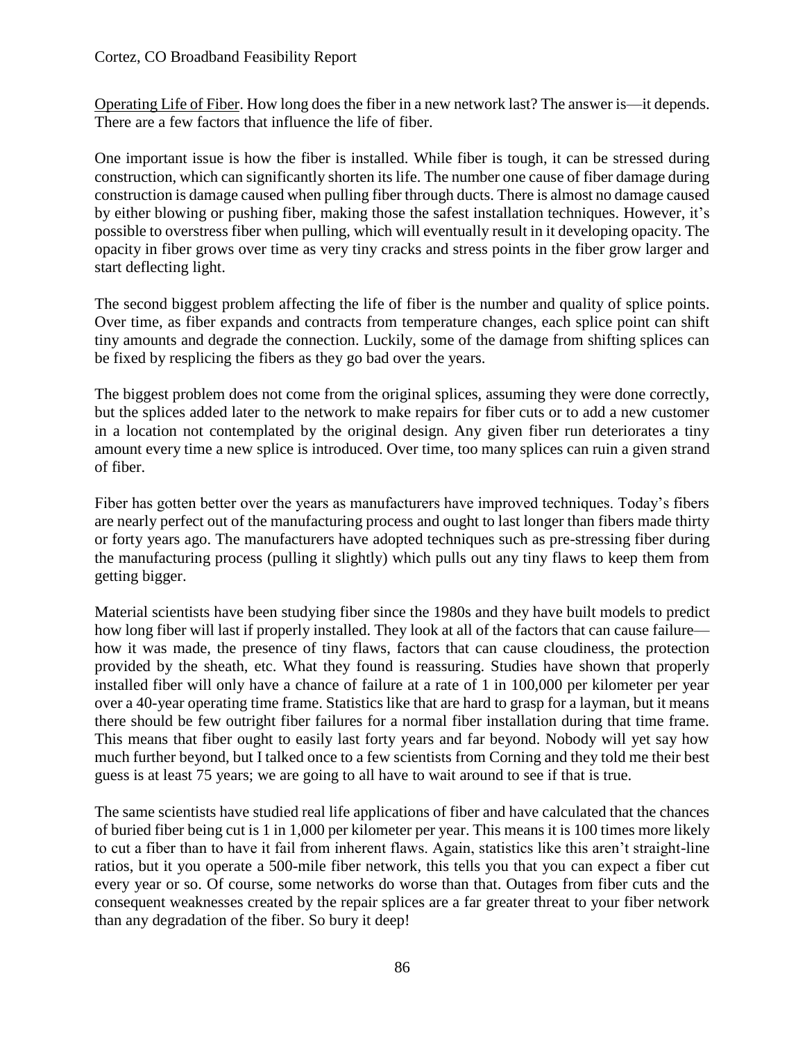Operating Life of Fiber. How long does the fiber in a new network last? The answer is—it depends. There are a few factors that influence the life of fiber.

One important issue is how the fiber is installed. While fiber is tough, it can be stressed during construction, which can significantly shorten its life. The number one cause of fiber damage during construction is damage caused when pulling fiber through ducts. There is almost no damage caused by either blowing or pushing fiber, making those the safest installation techniques. However, it's possible to overstress fiber when pulling, which will eventually result in it developing opacity. The opacity in fiber grows over time as very tiny cracks and stress points in the fiber grow larger and start deflecting light.

The second biggest problem affecting the life of fiber is the number and quality of splice points. Over time, as fiber expands and contracts from temperature changes, each splice point can shift tiny amounts and degrade the connection. Luckily, some of the damage from shifting splices can be fixed by resplicing the fibers as they go bad over the years.

The biggest problem does not come from the original splices, assuming they were done correctly, but the splices added later to the network to make repairs for fiber cuts or to add a new customer in a location not contemplated by the original design. Any given fiber run deteriorates a tiny amount every time a new splice is introduced. Over time, too many splices can ruin a given strand of fiber.

Fiber has gotten better over the years as manufacturers have improved techniques. Today's fibers are nearly perfect out of the manufacturing process and ought to last longer than fibers made thirty or forty years ago. The manufacturers have adopted techniques such as pre-stressing fiber during the manufacturing process (pulling it slightly) which pulls out any tiny flaws to keep them from getting bigger.

Material scientists have been studying fiber since the 1980s and they have built models to predict how long fiber will last if properly installed. They look at all of the factors that can cause failure—how it was made, the presence of tiny flaws, factors that can cause cloudiness, the protection provided by the sheath, etc. What they found is reassuring. Studies have shown that properly installed fiber will only have a chance of failure at a rate of 1 in 100,000 per kilometer per year over a 40-year operating time frame. Statistics like that are hard to grasp for a layman, but it means there should be few outright fiber failures for a normal fiber installation during that time frame. This means that fiber ought to easily last forty years and far beyond. Nobody will yet say how much further beyond, but I talked once to a few scientists from Corning and they told me their best guess is at least 75 years; we are going to all have to wait around to see if that is true.

The same scientists have studied real life applications of fiber and have calculated that the chances of buried fiber being cut is 1 in 1,000 per kilometer per year. This means it is 100 times more likely to cut a fiber than to have it fail from inherent flaws. Again, statistics like this aren't straight-line ratios, but it you operate a 500-mile fiber network, this tells you that you can expect a fiber cut every year or so. Of course, some networks do worse than that. Outages from fiber cuts and the consequent weaknesses created by the repair splices are a far greater threat to your fiber network than any degradation of the fiber. So bury it deep!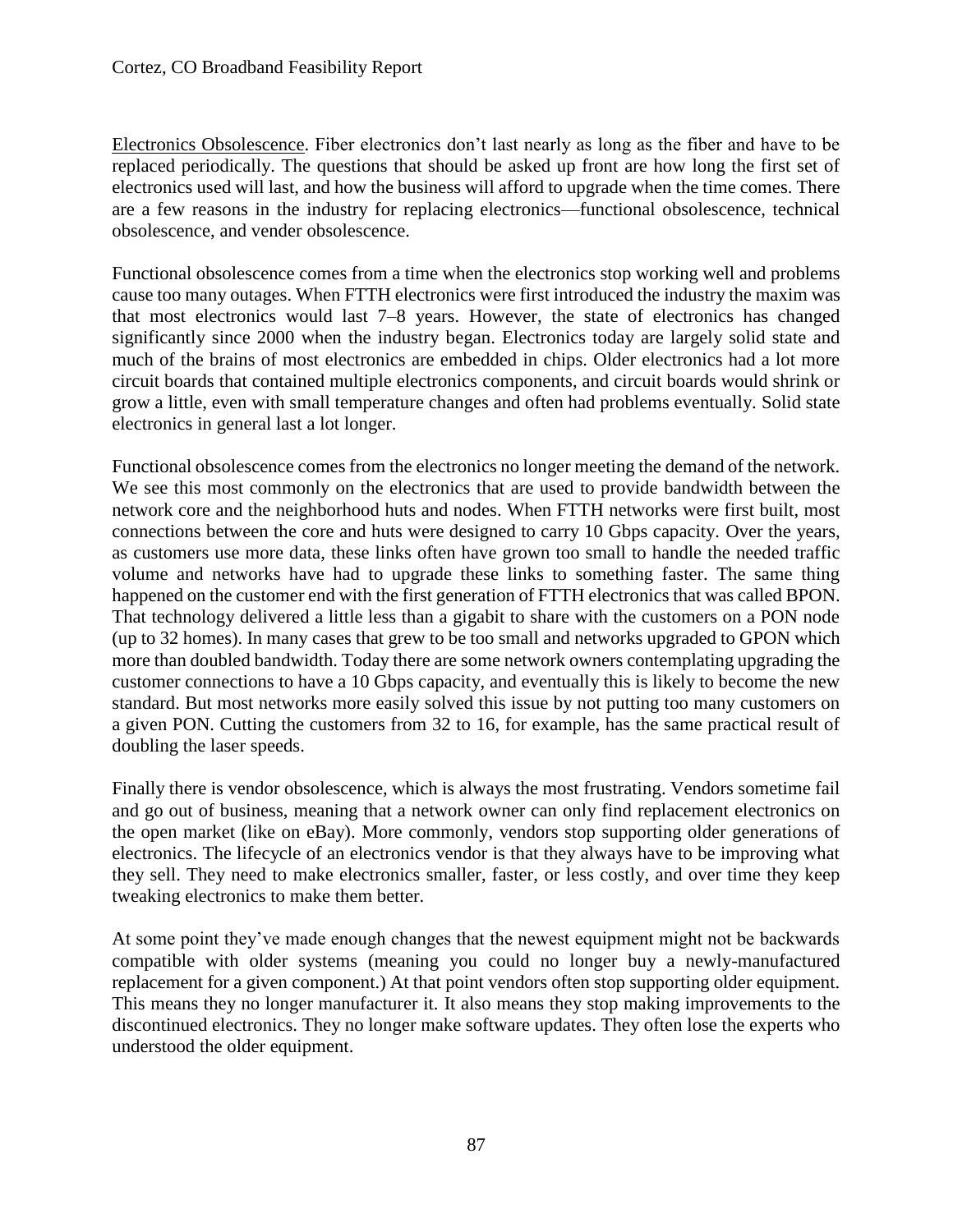<u>Electronics Obsolescence</u>. Fiber electronics don't last nearly as long as the fiber and have to be replaced periodically. The questions that should be asked up front are how long the first set of electronics used will last, and how the business will afford to upgrade when the time comes. There are a few reasons in the industry for replacing electronics—functional obsolescence, technical obsolescence, and vender obsolescence.

Functional obsolescence comes from a time when the electronics stop working well and problems cause too many outages. When FTTH electronics were first introduced the industry the maxim was that most electronics would last 7–8 years. However, the state of electronics has changed significantly since 2000 when the industry began. Electronics today are largely solid state and much of the brains of most electronics are embedded in chips. Older electronics had a lot more circuit boards that contained multiple electronics components, and circuit boards would shrink or grow a little, even with small temperature changes and often had problems eventually. Solid state electronics in general last a lot longer.

Functional obsolescence comes from the electronics no longer meeting the demand of the network. We see this most commonly on the electronics that are used to provide bandwidth between the network core and the neighborhood huts and nodes. When FTTH networks were first built, most connections between the core and huts were designed to carry 10 Gbps capacity. Over the years, as customers use more data, these links often have grown too small to handle the needed traffic volume and networks have had to upgrade these links to something faster. The same thing happened on the customer end with the first generation of FTTH electronics that was called BPON. That technology delivered a little less than a gigabit to share with the customers on a PON node (up to 32 homes). In many cases that grew to be too small and networks upgraded to GPON which more than doubled bandwidth. Today there are some network owners contemplating upgrading the customer connections to have a 10 Gbps capacity, and eventually this is likely to become the new standard. But most networks more easily solved this issue by not putting too many customers on a given PON. Cutting the customers from 32 to 16, for example, has the same practical result of doubling the laser speeds.

Finally there is vendor obsolescence, which is always the most frustrating. Vendors sometime fail and go out of business, meaning that a network owner can only find replacement electronics on the open market (like on eBay). More commonly, vendors stop supporting older generations of electronics. The lifecycle of an electronics vendor is that they always have to be improving what they sell. They need to make electronics smaller, faster, or less costly, and over time they keep tweaking electronics to make them better.

At some point they've made enough changes that the newest equipment might not be backwards compatible with older systems (meaning you could no longer buy a newly-manufactured replacement for a given component.) At that point vendors often stop supporting older equipment. This means they no longer manufacturer it. It also means they stop making improvements to the discontinued electronics. They no longer make software updates. They often lose the experts who understood the older equipment.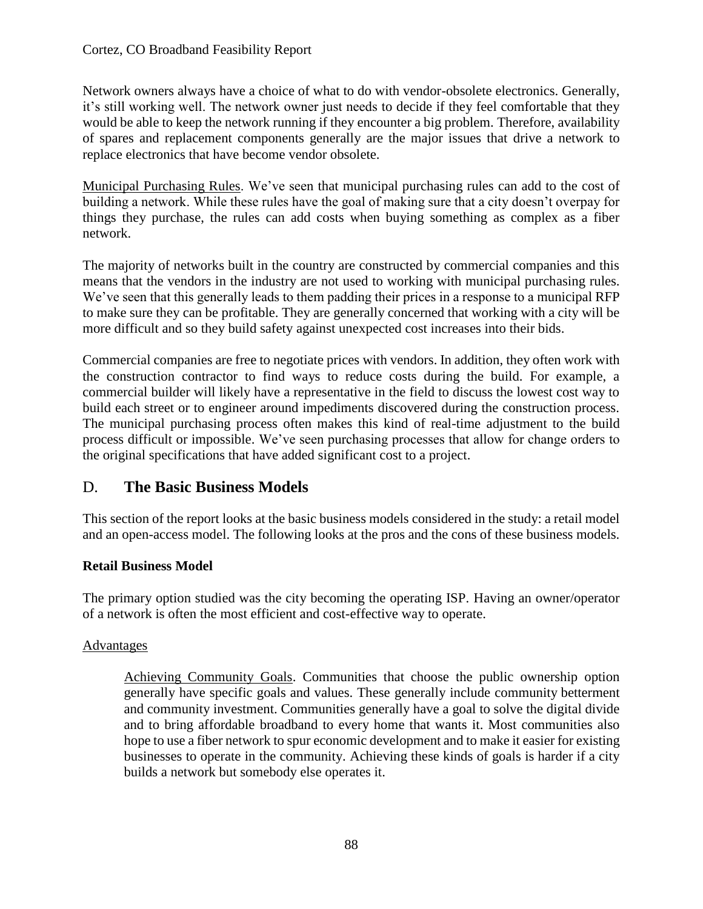Network owners always have a choice of what to do with vendor-obsolete electronics. Generally, it's still working well. The network owner just needs to decide if they feel comfortable that they would be able to keep the network running if they encounter a big problem. Therefore, availability of spares and replacement components generally are the major issues that drive a network to replace electronics that have become vendor obsolete.

<u>Municipal Purchasing Rules</u>. We've seen that municipal purchasing rules can add to the cost of building a network. While these rules have the goal of making sure that a city doesn't overpay for things they purchase, the rules can add costs when buying something as complex as a fiber network.

The majority of networks built in the country are constructed by commercial companies and this means that the vendors in the industry are not used to working with municipal purchasing rules. We've seen that this generally leads to them padding their prices in a response to a municipal RFP to make sure they can be profitable. They are generally concerned that working with a city will be more difficult and so they build safety against unexpected cost increases into their bids.

Commercial companies are free to negotiate prices with vendors. In addition, they often work with the construction contractor to find ways to reduce costs during the build. For example, a commercial builder will likely have a representative in the field to discuss the lowest cost way to build each street or to engineer around impediments discovered during the construction process. The municipal purchasing process often makes this kind of real-time adjustment to the build process difficult or impossible. We've seen purchasing processes that allow for change orders to the original specifications that have added significant cost to a project.

## D. The Basic Business Models

This section of the report looks at the basic business models considered in the study: a retail model and an open-access model. The following looks at the pros and the cons of these business models.

**Retail Business Model**

The primary option studied was the city becoming the operating ISP. Having an owner/operator of a network is often the most efficient and cost-effective way to operate.

<u>Advantages</u>

> <u>Achieving Community Goals</u>. Communities that choose the public ownership option generally have specific goals and values. These generally include community betterment and community investment. Communities generally have a goal to solve the digital divide and to bring affordable broadband to every home that wants it. Most communities also hope to use a fiber network to spur economic development and to make it easier for existing businesses to operate in the community. Achieving these kinds of goals is harder if a city builds a network but somebody else operates it.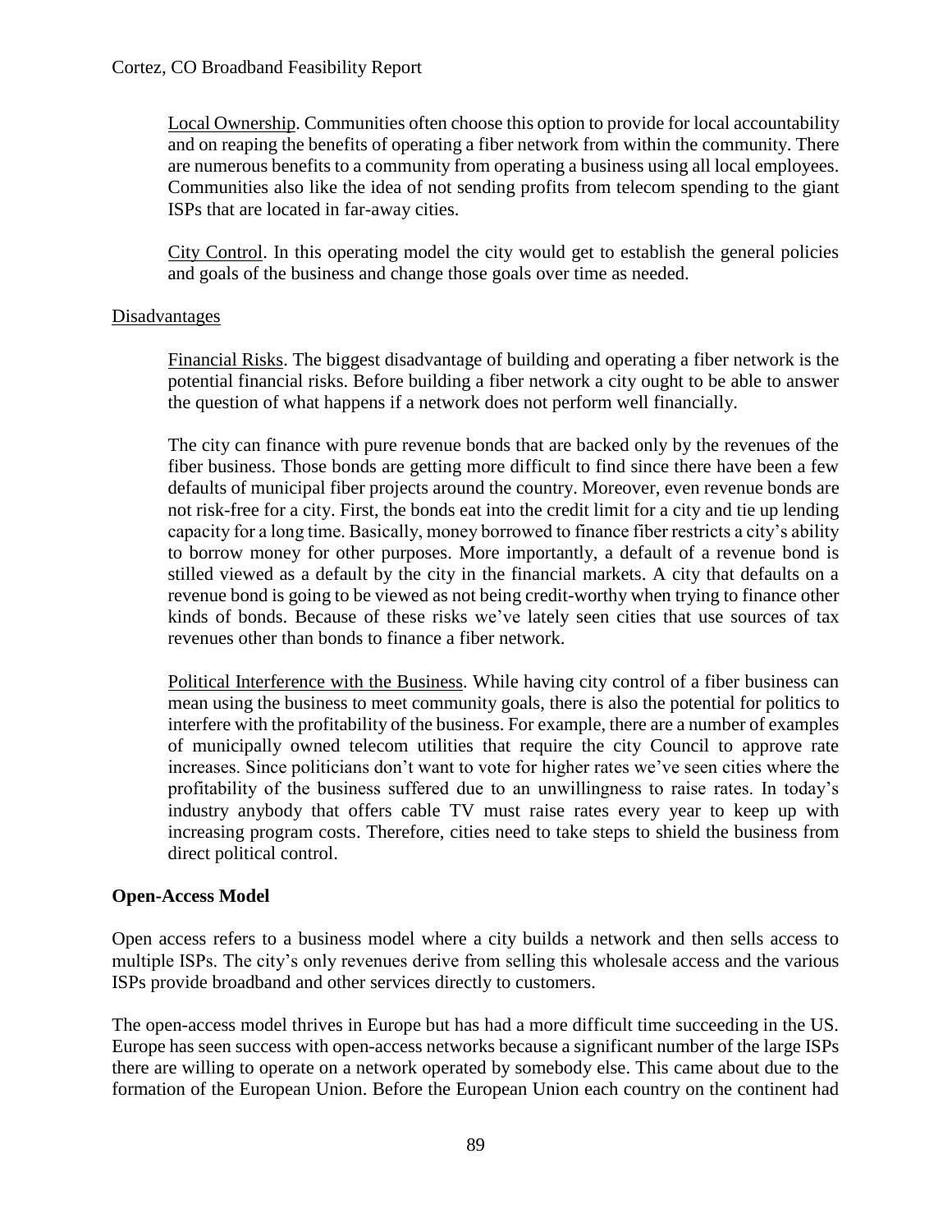Local Ownership. Communities often choose this option to provide for local accountability and on reaping the benefits of operating a fiber network from within the community. There are numerous benefits to a community from operating a business using all local employees. Communities also like the idea of not sending profits from telecom spending to the giant ISPs that are located in far-away cities.

City Control. In this operating model the city would get to establish the general policies and goals of the business and change those goals over time as needed.

Disadvantages

Financial Risks. The biggest disadvantage of building and operating a fiber network is the potential financial risks. Before building a fiber network a city ought to be able to answer the question of what happens if a network does not perform well financially.

The city can finance with pure revenue bonds that are backed only by the revenues of the fiber business. Those bonds are getting more difficult to find since there have been a few defaults of municipal fiber projects around the country. Moreover, even revenue bonds are not risk-free for a city. First, the bonds eat into the credit limit for a city and tie up lending capacity for a long time. Basically, money borrowed to finance fiber restricts a city's ability to borrow money for other purposes. More importantly, a default of a revenue bond is stilled viewed as a default by the city in the financial markets. A city that defaults on a revenue bond is going to be viewed as not being credit-worthy when trying to finance other kinds of bonds. Because of these risks we've lately seen cities that use sources of tax revenues other than bonds to finance a fiber network.

Political Interference with the Business. While having city control of a fiber business can mean using the business to meet community goals, there is also the potential for politics to interfere with the profitability of the business. For example, there are a number of examples of municipally owned telecom utilities that require the city Council to approve rate increases. Since politicians don't want to vote for higher rates we've seen cities where the profitability of the business suffered due to an unwillingness to raise rates. In today's industry anybody that offers cable TV must raise rates every year to keep up with increasing program costs. Therefore, cities need to take steps to shield the business from direct political control.

**Open-Access Model**

Open access refers to a business model where a city builds a network and then sells access to multiple ISPs. The city's only revenues derive from selling this wholesale access and the various ISPs provide broadband and other services directly to customers.

The open-access model thrives in Europe but has had a more difficult time succeeding in the US. Europe has seen success with open-access networks because a significant number of the large ISPs there are willing to operate on a network operated by somebody else. This came about due to the formation of the European Union. Before the European Union each country on the continent had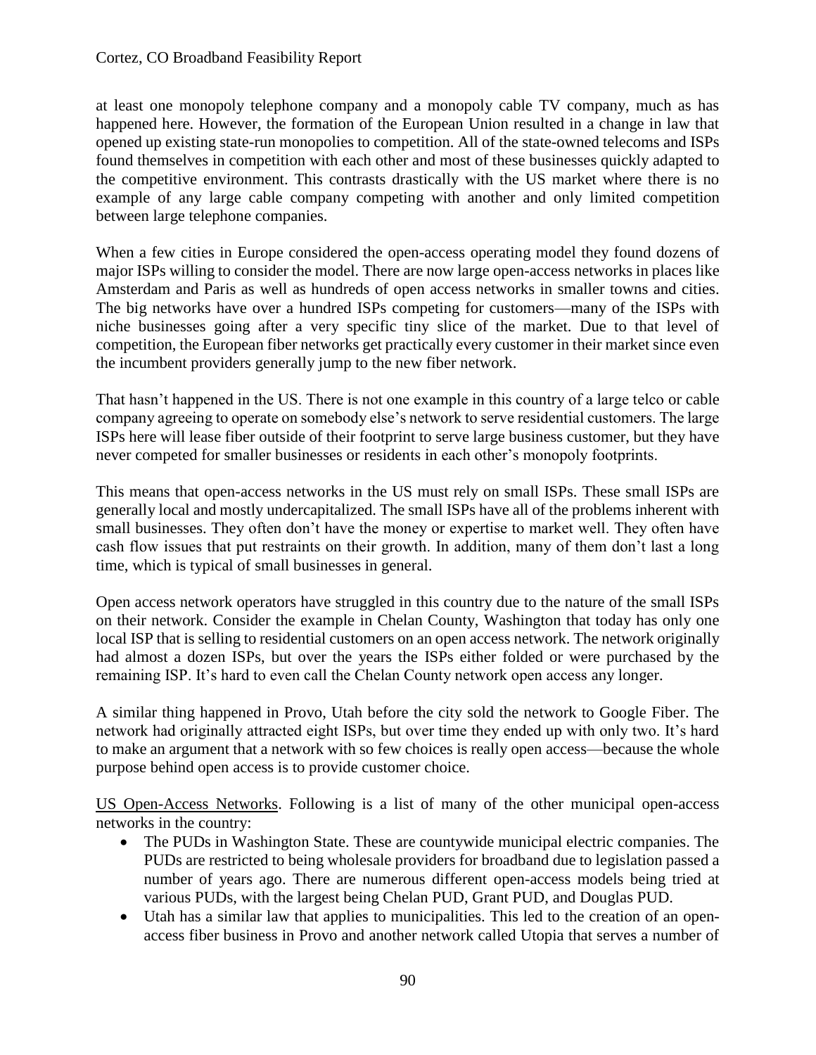at least one monopoly telephone company and a monopoly cable TV company, much as has happened here. However, the formation of the European Union resulted in a change in law that opened up existing state-run monopolies to competition. All of the state-owned telecoms and ISPs found themselves in competition with each other and most of these businesses quickly adapted to the competitive environment. This contrasts drastically with the US market where there is no example of any large cable company competing with another and only limited competition between large telephone companies.

When a few cities in Europe considered the open-access operating model they found dozens of major ISPs willing to consider the model. There are now large open-access networks in places like Amsterdam and Paris as well as hundreds of open access networks in smaller towns and cities. The big networks have over a hundred ISPs competing for customers—many of the ISPs with niche businesses going after a very specific tiny slice of the market. Due to that level of competition, the European fiber networks get practically every customer in their market since even the incumbent providers generally jump to the new fiber network.

That hasn't happened in the US. There is not one example in this country of a large telco or cable company agreeing to operate on somebody else's network to serve residential customers. The large ISPs here will lease fiber outside of their footprint to serve large business customer, but they have never competed for smaller businesses or residents in each other's monopoly footprints.

This means that open-access networks in the US must rely on small ISPs. These small ISPs are generally local and mostly undercapitalized. The small ISPs have all of the problems inherent with small businesses. They often don't have the money or expertise to market well. They often have cash flow issues that put restraints on their growth. In addition, many of them don't last a long time, which is typical of small businesses in general.

Open access network operators have struggled in this country due to the nature of the small ISPs on their network. Consider the example in Chelan County, Washington that today has only one local ISP that is selling to residential customers on an open access network. The network originally had almost a dozen ISPs, but over the years the ISPs either folded or were purchased by the remaining ISP. It's hard to even call the Chelan County network open access any longer.

A similar thing happened in Provo, Utah before the city sold the network to Google Fiber. The network had originally attracted eight ISPs, but over time they ended up with only two. It's hard to make an argument that a network with so few choices is really open access—because the whole purpose behind open access is to provide customer choice.

<u>US Open-Access Networks</u>. Following is a list of many of the other municipal open-access networks in the country:

- The PUDs in Washington State. These are countywide municipal electric companies. The PUDs are restricted to being wholesale providers for broadband due to legislation passed a number of years ago. There are numerous different open-access models being tried at various PUDs, with the largest being Chelan PUD, Grant PUD, and Douglas PUD.
- Utah has a similar law that applies to municipalities. This led to the creation of an open-access fiber business in Provo and another network called Utopia that serves a number of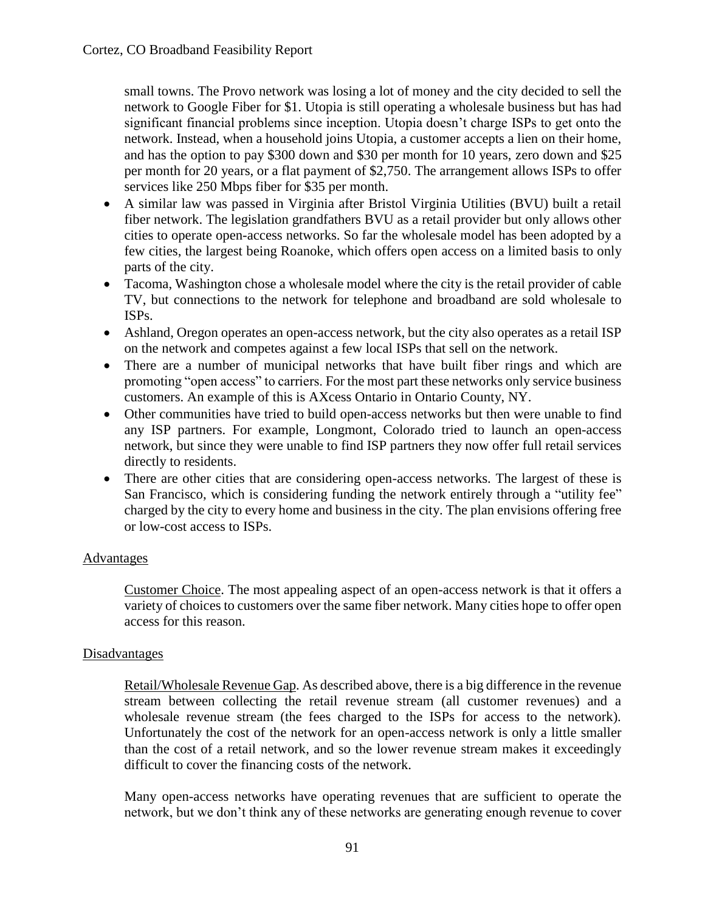small towns. The Provo network was losing a lot of money and the city decided to sell the network to Google Fiber for $1. Utopia is still operating a wholesale business but has had significant financial problems since inception. Utopia doesn't charge ISPs to get onto the network. Instead, when a household joins Utopia, a customer accepts a lien on their home, and has the option to pay $300 down and $30 per month for 10 years, zero down and $25 per month for 20 years, or a flat payment of $2,750. The arrangement allows ISPs to offer services like 250 Mbps fiber for $35 per month.

- A similar law was passed in Virginia after Bristol Virginia Utilities (BVU) built a retail fiber network. The legislation grandfathers BVU as a retail provider but only allows other cities to operate open-access networks. So far the wholesale model has been adopted by a few cities, the largest being Roanoke, which offers open access on a limited basis to only parts of the city.
- Tacoma, Washington chose a wholesale model where the city is the retail provider of cable TV, but connections to the network for telephone and broadband are sold wholesale to ISPs.
- Ashland, Oregon operates an open-access network, but the city also operates as a retail ISP on the network and competes against a few local ISPs that sell on the network.
- There are a number of municipal networks that have built fiber rings and which are promoting "open access" to carriers. For the most part these networks only service business customers. An example of this is AXcess Ontario in Ontario County, NY.
- Other communities have tried to build open-access networks but then were unable to find any ISP partners. For example, Longmont, Colorado tried to launch an open-access network, but since they were unable to find ISP partners they now offer full retail services directly to residents.
- There are other cities that are considering open-access networks. The largest of these is San Francisco, which is considering funding the network entirely through a "utility fee" charged by the city to every home and business in the city. The plan envisions offering free or low-cost access to ISPs.

Advantages

Customer Choice. The most appealing aspect of an open-access network is that it offers a variety of choices to customers over the same fiber network. Many cities hope to offer open access for this reason.

Disadvantages

Retail/Wholesale Revenue Gap. As described above, there is a big difference in the revenue stream between collecting the retail revenue stream (all customer revenues) and a wholesale revenue stream (the fees charged to the ISPs for access to the network). Unfortunately the cost of the network for an open-access network is only a little smaller than the cost of a retail network, and so the lower revenue stream makes it exceedingly difficult to cover the financing costs of the network.

Many open-access networks have operating revenues that are sufficient to operate the network, but we don't think any of these networks are generating enough revenue to cover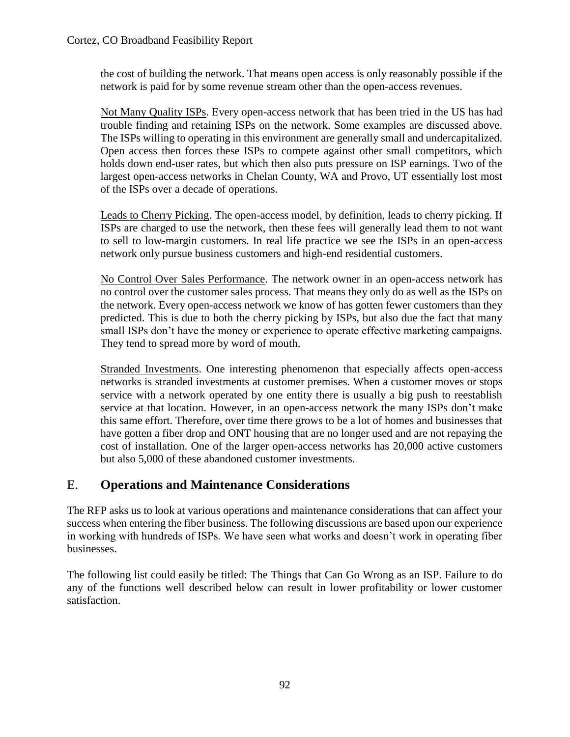the cost of building the network. That means open access is only reasonably possible if the network is paid for by some revenue stream other than the open-access revenues.

<u>Not Many Quality ISPs</u>. Every open-access network that has been tried in the US has had trouble finding and retaining ISPs on the network. Some examples are discussed above. The ISPs willing to operating in this environment are generally small and undercapitalized. Open access then forces these ISPs to compete against other small competitors, which holds down end-user rates, but which then also puts pressure on ISP earnings. Two of the largest open-access networks in Chelan County, WA and Provo, UT essentially lost most of the ISPs over a decade of operations.

<u>Leads to Cherry Picking</u>. The open-access model, by definition, leads to cherry picking. If ISPs are charged to use the network, then these fees will generally lead them to not want to sell to low-margin customers. In real life practice we see the ISPs in an open-access network only pursue business customers and high-end residential customers.

<u>No Control Over Sales Performance</u>. The network owner in an open-access network has no control over the customer sales process. That means they only do as well as the ISPs on the network. Every open-access network we know of has gotten fewer customers than they predicted. This is due to both the cherry picking by ISPs, but also due the fact that many small ISPs don't have the money or experience to operate effective marketing campaigns. They tend to spread more by word of mouth.

<u>Stranded Investments</u>. One interesting phenomenon that especially affects open-access networks is stranded investments at customer premises. When a customer moves or stops service with a network operated by one entity there is usually a big push to reestablish service at that location. However, in an open-access network the many ISPs don't make this same effort. Therefore, over time there grows to be a lot of homes and businesses that have gotten a fiber drop and ONT housing that are no longer used and are not repaying the cost of installation. One of the larger open-access networks has 20,000 active customers but also 5,000 of these abandoned customer investments.

## E. **Operations and Maintenance Considerations**

The RFP asks us to look at various operations and maintenance considerations that can affect your success when entering the fiber business. The following discussions are based upon our experience in working with hundreds of ISPs. We have seen what works and doesn't work in operating fiber businesses.

The following list could easily be titled: The Things that Can Go Wrong as an ISP. Failure to do any of the functions well described below can result in lower profitability or lower customer satisfaction.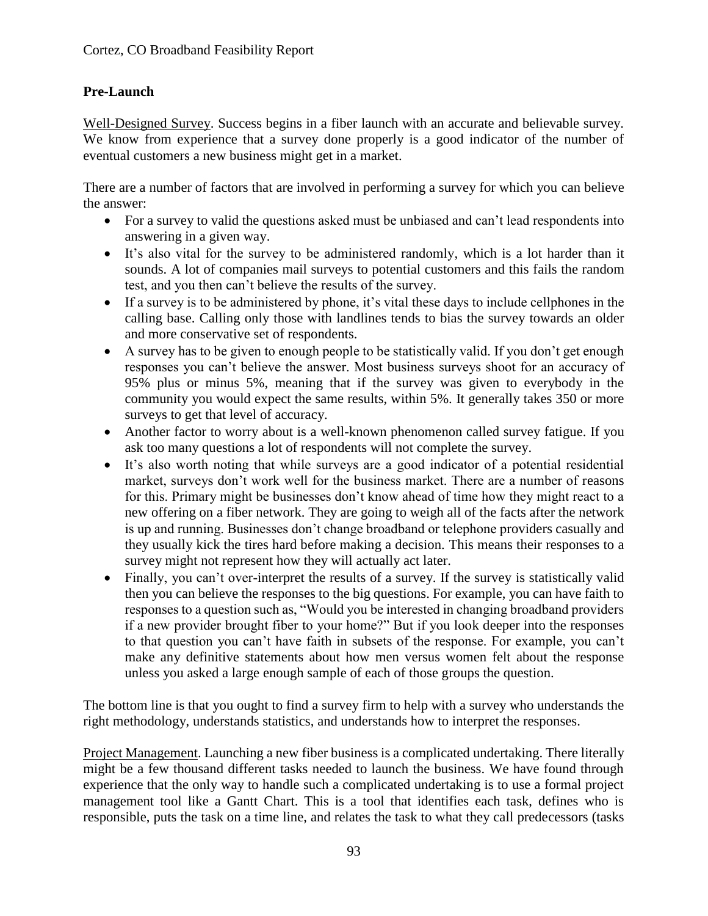**Pre-Launch**

Well-Designed Survey. Success begins in a fiber launch with an accurate and believable survey. We know from experience that a survey done properly is a good indicator of the number of eventual customers a new business might get in a market.

There are a number of factors that are involved in performing a survey for which you can believe the answer:

- For a survey to valid the questions asked must be unbiased and can't lead respondents into answering in a given way.
- It's also vital for the survey to be administered randomly, which is a lot harder than it sounds. A lot of companies mail surveys to potential customers and this fails the random test, and you then can't believe the results of the survey.
- If a survey is to be administered by phone, it's vital these days to include cellphones in the calling base. Calling only those with landlines tends to bias the survey towards an older and more conservative set of respondents.
- A survey has to be given to enough people to be statistically valid. If you don't get enough responses you can't believe the answer. Most business surveys shoot for an accuracy of 95% plus or minus 5%, meaning that if the survey was given to everybody in the community you would expect the same results, within 5%. It generally takes 350 or more surveys to get that level of accuracy.
- Another factor to worry about is a well-known phenomenon called survey fatigue. If you ask too many questions a lot of respondents will not complete the survey.
- It's also worth noting that while surveys are a good indicator of a potential residential market, surveys don't work well for the business market. There are a number of reasons for this. Primary might be businesses don't know ahead of time how they might react to a new offering on a fiber network. They are going to weigh all of the facts after the network is up and running. Businesses don't change broadband or telephone providers casually and they usually kick the tires hard before making a decision. This means their responses to a survey might not represent how they will actually act later.
- Finally, you can't over-interpret the results of a survey. If the survey is statistically valid then you can believe the responses to the big questions. For example, you can have faith to responses to a question such as, "Would you be interested in changing broadband providers if a new provider brought fiber to your home?" But if you look deeper into the responses to that question you can't have faith in subsets of the response. For example, you can't make any definitive statements about how men versus women felt about the response unless you asked a large enough sample of each of those groups the question.

The bottom line is that you ought to find a survey firm to help with a survey who understands the right methodology, understands statistics, and understands how to interpret the responses.

Project Management. Launching a new fiber business is a complicated undertaking. There literally might be a few thousand different tasks needed to launch the business. We have found through experience that the only way to handle such a complicated undertaking is to use a formal project management tool like a Gantt Chart. This is a tool that identifies each task, defines who is responsible, puts the task on a time line, and relates the task to what they call predecessors (tasks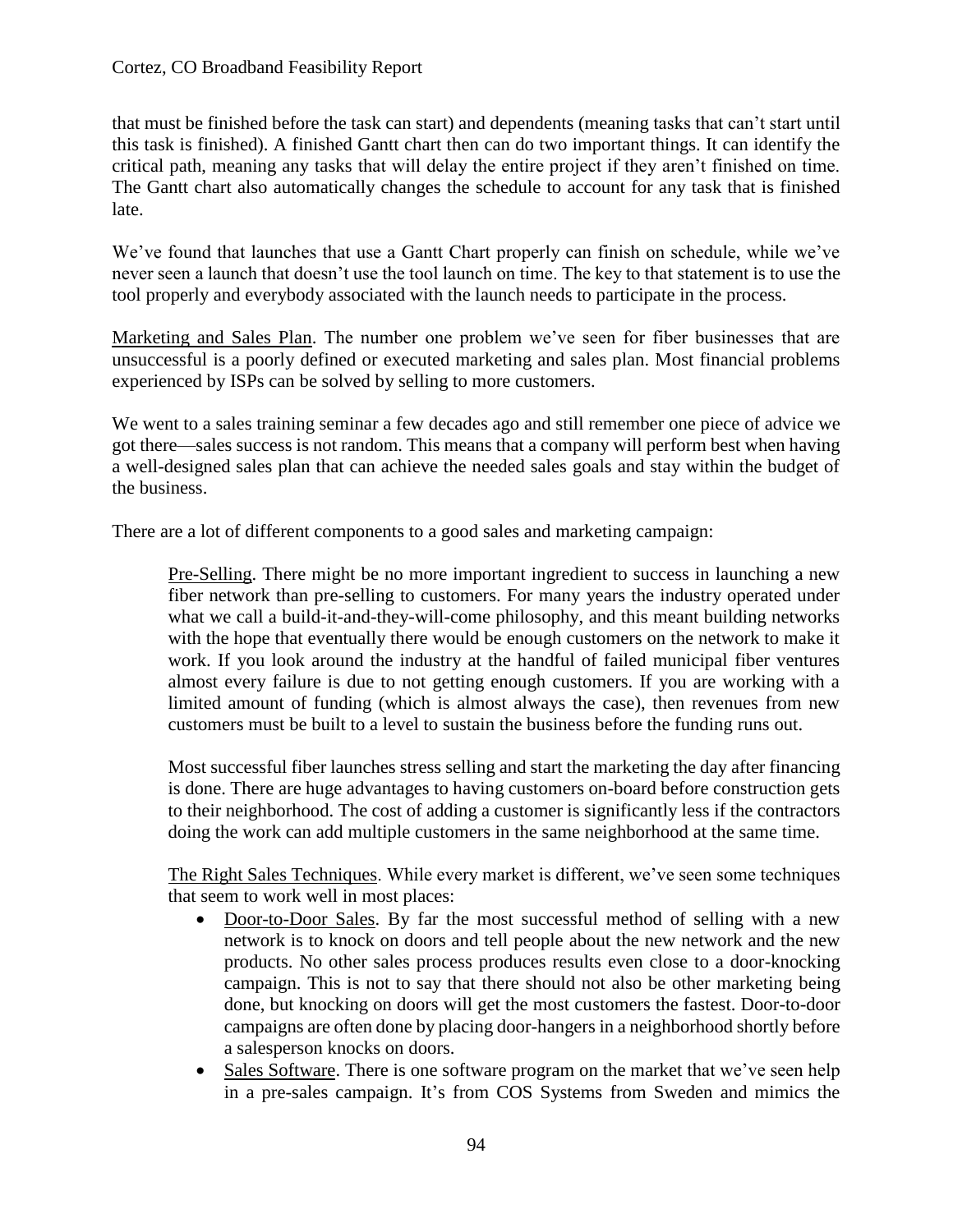that must be finished before the task can start) and dependents (meaning tasks that can't start until this task is finished). A finished Gantt chart then can do two important things. It can identify the critical path, meaning any tasks that will delay the entire project if they aren't finished on time. The Gantt chart also automatically changes the schedule to account for any task that is finished late.

We've found that launches that use a Gantt Chart properly can finish on schedule, while we've never seen a launch that doesn't use the tool launch on time. The key to that statement is to use the tool properly and everybody associated with the launch needs to participate in the process.

<u>Marketing and Sales Plan</u>. The number one problem we've seen for fiber businesses that are unsuccessful is a poorly defined or executed marketing and sales plan. Most financial problems experienced by ISPs can be solved by selling to more customers.

We went to a sales training seminar a few decades ago and still remember one piece of advice we got there—sales success is not random. This means that a company will perform best when having a well-designed sales plan that can achieve the needed sales goals and stay within the budget of the business.

There are a lot of different components to a good sales and marketing campaign:

> <u>Pre-Selling</u>. There might be no more important ingredient to success in launching a new fiber network than pre-selling to customers. For many years the industry operated under what we call a build-it-and-they-will-come philosophy, and this meant building networks with the hope that eventually there would be enough customers on the network to make it work. If you look around the industry at the handful of failed municipal fiber ventures almost every failure is due to not getting enough customers. If you are working with a limited amount of funding (which is almost always the case), then revenues from new customers must be built to a level to sustain the business before the funding runs out.
>
> Most successful fiber launches stress selling and start the marketing the day after financing is done. There are huge advantages to having customers on-board before construction gets to their neighborhood. The cost of adding a customer is significantly less if the contractors doing the work can add multiple customers in the same neighborhood at the same time.
>
> <u>The Right Sales Techniques</u>. While every market is different, we've seen some techniques that seem to work well in most places:
>
> - <u>Door-to-Door Sales</u>. By far the most successful method of selling with a new network is to knock on doors and tell people about the new network and the new products. No other sales process produces results even close to a door-knocking campaign. This is not to say that there should not also be other marketing being done, but knocking on doors will get the most customers the fastest. Door-to-door campaigns are often done by placing door-hangers in a neighborhood shortly before a salesperson knocks on doors.
> - <u>Sales Software</u>. There is one software program on the market that we've seen help in a pre-sales campaign. It's from COS Systems from Sweden and mimics the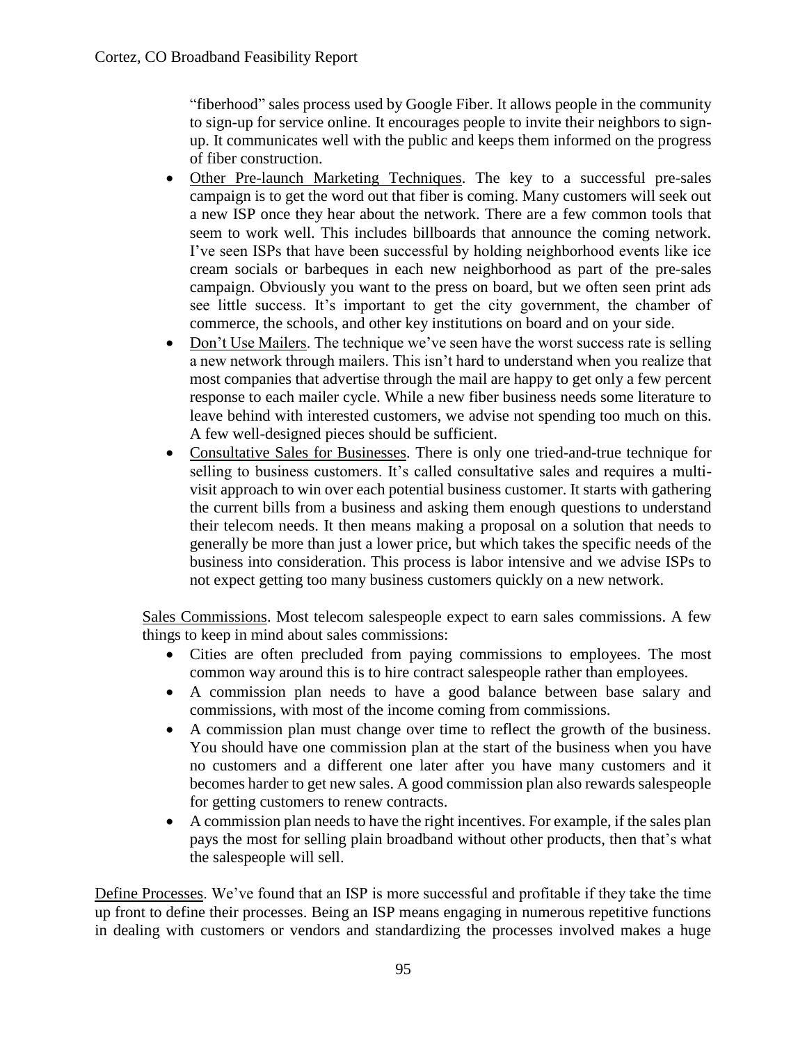"fiberhood" sales process used by Google Fiber. It allows people in the community to sign-up for service online. It encourages people to invite their neighbors to sign-up. It communicates well with the public and keeps them informed on the progress of fiber construction.

- Other Pre-launch Marketing Techniques. The key to a successful pre-sales campaign is to get the word out that fiber is coming. Many customers will seek out a new ISP once they hear about the network. There are a few common tools that seem to work well. This includes billboards that announce the coming network. I've seen ISPs that have been successful by holding neighborhood events like ice cream socials or barbeques in each new neighborhood as part of the pre-sales campaign. Obviously you want to the press on board, but we often seen print ads see little success. It's important to get the city government, the chamber of commerce, the schools, and other key institutions on board and on your side.
- Don't Use Mailers. The technique we've seen have the worst success rate is selling a new network through mailers. This isn't hard to understand when you realize that most companies that advertise through the mail are happy to get only a few percent response to each mailer cycle. While a new fiber business needs some literature to leave behind with interested customers, we advise not spending too much on this. A few well-designed pieces should be sufficient.
- Consultative Sales for Businesses. There is only one tried-and-true technique for selling to business customers. It's called consultative sales and requires a multi-visit approach to win over each potential business customer. It starts with gathering the current bills from a business and asking them enough questions to understand their telecom needs. It then means making a proposal on a solution that needs to generally be more than just a lower price, but which takes the specific needs of the business into consideration. This process is labor intensive and we advise ISPs to not expect getting too many business customers quickly on a new network.

Sales Commissions. Most telecom salespeople expect to earn sales commissions. A few things to keep in mind about sales commissions:

- Cities are often precluded from paying commissions to employees. The most common way around this is to hire contract salespeople rather than employees.
- A commission plan needs to have a good balance between base salary and commissions, with most of the income coming from commissions.
- A commission plan must change over time to reflect the growth of the business. You should have one commission plan at the start of the business when you have no customers and a different one later after you have many customers and it becomes harder to get new sales. A good commission plan also rewards salespeople for getting customers to renew contracts.
- A commission plan needs to have the right incentives. For example, if the sales plan pays the most for selling plain broadband without other products, then that's what the salespeople will sell.

Define Processes. We've found that an ISP is more successful and profitable if they take the time up front to define their processes. Being an ISP means engaging in numerous repetitive functions in dealing with customers or vendors and standardizing the processes involved makes a huge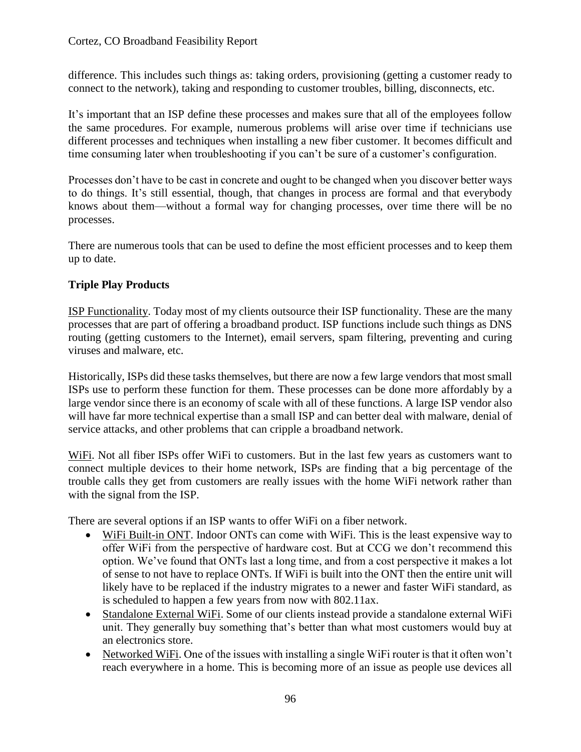difference. This includes such things as: taking orders, provisioning (getting a customer ready to connect to the network), taking and responding to customer troubles, billing, disconnects, etc.

It's important that an ISP define these processes and makes sure that all of the employees follow the same procedures. For example, numerous problems will arise over time if technicians use different processes and techniques when installing a new fiber customer. It becomes difficult and time consuming later when troubleshooting if you can't be sure of a customer's configuration.

Processes don't have to be cast in concrete and ought to be changed when you discover better ways to do things. It's still essential, though, that changes in process are formal and that everybody knows about them—without a formal way for changing processes, over time there will be no processes.

There are numerous tools that can be used to define the most efficient processes and to keep them up to date.

**Triple Play Products**

<u>ISP Functionality</u>. Today most of my clients outsource their ISP functionality. These are the many processes that are part of offering a broadband product. ISP functions include such things as DNS routing (getting customers to the Internet), email servers, spam filtering, preventing and curing viruses and malware, etc.

Historically, ISPs did these tasks themselves, but there are now a few large vendors that most small ISPs use to perform these function for them. These processes can be done more affordably by a large vendor since there is an economy of scale with all of these functions. A large ISP vendor also will have far more technical expertise than a small ISP and can better deal with malware, denial of service attacks, and other problems that can cripple a broadband network.

<u>WiFi</u>. Not all fiber ISPs offer WiFi to customers. But in the last few years as customers want to connect multiple devices to their home network, ISPs are finding that a big percentage of the trouble calls they get from customers are really issues with the home WiFi network rather than with the signal from the ISP.

There are several options if an ISP wants to offer WiFi on a fiber network.

- <u>WiFi Built-in ONT</u>. Indoor ONTs can come with WiFi. This is the least expensive way to offer WiFi from the perspective of hardware cost. But at CCG we don't recommend this option. We've found that ONTs last a long time, and from a cost perspective it makes a lot of sense to not have to replace ONTs. If WiFi is built into the ONT then the entire unit will likely have to be replaced if the industry migrates to a newer and faster WiFi standard, as is scheduled to happen a few years from now with 802.11ax.
- <u>Standalone External WiFi</u>. Some of our clients instead provide a standalone external WiFi unit. They generally buy something that's better than what most customers would buy at an electronics store.
- <u>Networked WiFi</u>. One of the issues with installing a single WiFi router is that it often won't reach everywhere in a home. This is becoming more of an issue as people use devices all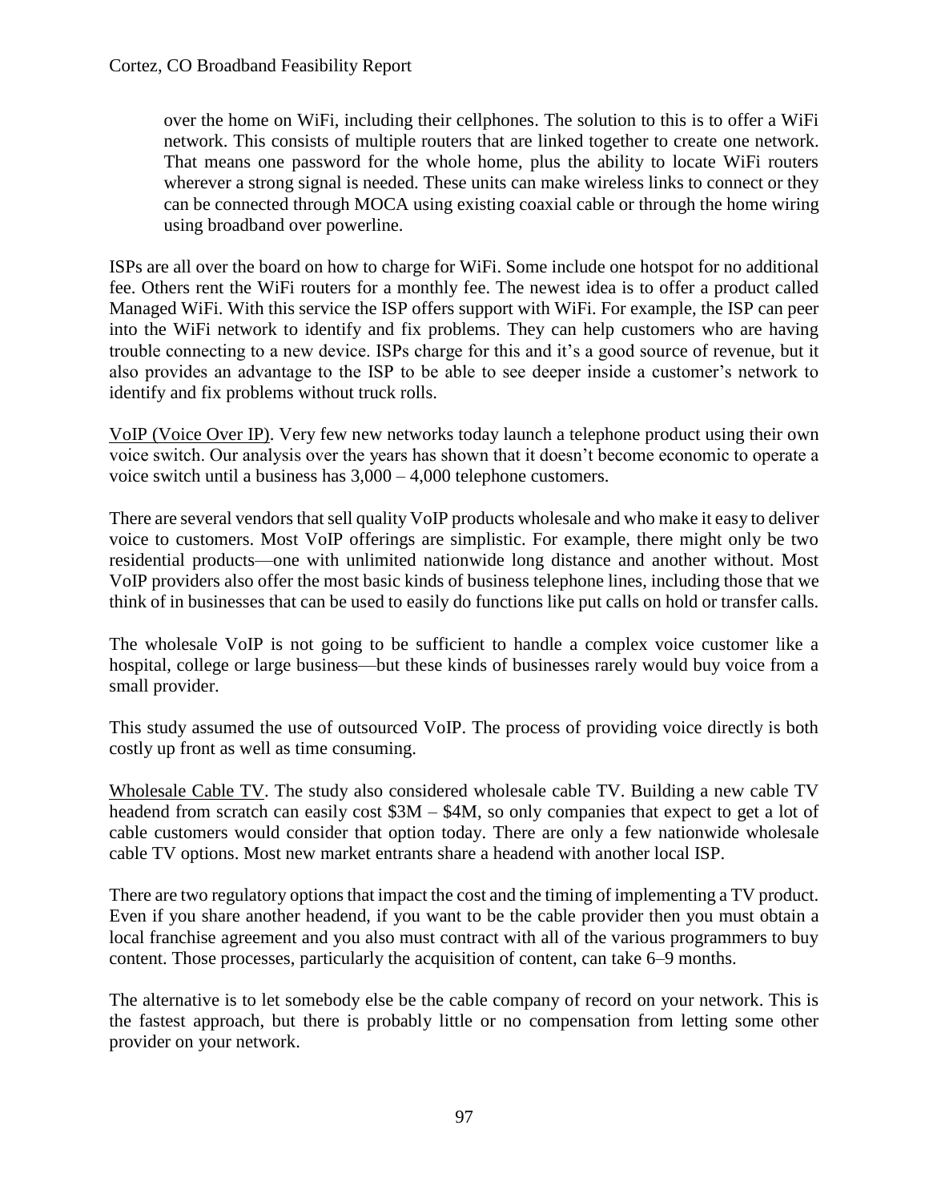over the home on WiFi, including their cellphones. The solution to this is to offer a WiFi network. This consists of multiple routers that are linked together to create one network. That means one password for the whole home, plus the ability to locate WiFi routers wherever a strong signal is needed. These units can make wireless links to connect or they can be connected through MOCA using existing coaxial cable or through the home wiring using broadband over powerline.

ISPs are all over the board on how to charge for WiFi. Some include one hotspot for no additional fee. Others rent the WiFi routers for a monthly fee. The newest idea is to offer a product called Managed WiFi. With this service the ISP offers support with WiFi. For example, the ISP can peer into the WiFi network to identify and fix problems. They can help customers who are having trouble connecting to a new device. ISPs charge for this and it's a good source of revenue, but it also provides an advantage to the ISP to be able to see deeper inside a customer's network to identify and fix problems without truck rolls.

<u>VoIP (Voice Over IP)</u>. Very few new networks today launch a telephone product using their own voice switch. Our analysis over the years has shown that it doesn't become economic to operate a voice switch until a business has 3,000 – 4,000 telephone customers.

There are several vendors that sell quality VoIP products wholesale and who make it easy to deliver voice to customers. Most VoIP offerings are simplistic. For example, there might only be two residential products—one with unlimited nationwide long distance and another without. Most VoIP providers also offer the most basic kinds of business telephone lines, including those that we think of in businesses that can be used to easily do functions like put calls on hold or transfer calls.

The wholesale VoIP is not going to be sufficient to handle a complex voice customer like a hospital, college or large business—but these kinds of businesses rarely would buy voice from a small provider.

This study assumed the use of outsourced VoIP. The process of providing voice directly is both costly up front as well as time consuming.

<u>Wholesale Cable TV</u>. The study also considered wholesale cable TV. Building a new cable TV headend from scratch can easily cost $3M – $4M, so only companies that expect to get a lot of cable customers would consider that option today. There are only a few nationwide wholesale cable TV options. Most new market entrants share a headend with another local ISP.

There are two regulatory options that impact the cost and the timing of implementing a TV product. Even if you share another headend, if you want to be the cable provider then you must obtain a local franchise agreement and you also must contract with all of the various programmers to buy content. Those processes, particularly the acquisition of content, can take 6–9 months.

The alternative is to let somebody else be the cable company of record on your network. This is the fastest approach, but there is probably little or no compensation from letting some other provider on your network.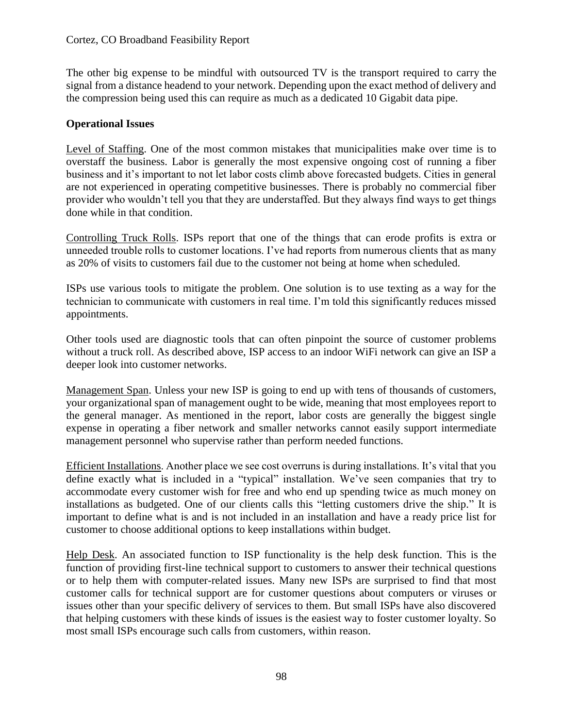The other big expense to be mindful with outsourced TV is the transport required to carry the signal from a distance headend to your network. Depending upon the exact method of delivery and the compression being used this can require as much as a dedicated 10 Gigabit data pipe.

**Operational Issues**

Level of Staffing. One of the most common mistakes that municipalities make over time is to overstaff the business. Labor is generally the most expensive ongoing cost of running a fiber business and it's important to not let labor costs climb above forecasted budgets. Cities in general are not experienced in operating competitive businesses. There is probably no commercial fiber provider who wouldn't tell you that they are understaffed. But they always find ways to get things done while in that condition.

Controlling Truck Rolls. ISPs report that one of the things that can erode profits is extra or unneeded trouble rolls to customer locations. I've had reports from numerous clients that as many as 20% of visits to customers fail due to the customer not being at home when scheduled.

ISPs use various tools to mitigate the problem. One solution is to use texting as a way for the technician to communicate with customers in real time. I'm told this significantly reduces missed appointments.

Other tools used are diagnostic tools that can often pinpoint the source of customer problems without a truck roll. As described above, ISP access to an indoor WiFi network can give an ISP a deeper look into customer networks.

Management Span. Unless your new ISP is going to end up with tens of thousands of customers, your organizational span of management ought to be wide, meaning that most employees report to the general manager. As mentioned in the report, labor costs are generally the biggest single expense in operating a fiber network and smaller networks cannot easily support intermediate management personnel who supervise rather than perform needed functions.

Efficient Installations. Another place we see cost overruns is during installations. It's vital that you define exactly what is included in a "typical" installation. We've seen companies that try to accommodate every customer wish for free and who end up spending twice as much money on installations as budgeted. One of our clients calls this "letting customers drive the ship." It is important to define what is and is not included in an installation and have a ready price list for customer to choose additional options to keep installations within budget.

Help Desk. An associated function to ISP functionality is the help desk function. This is the function of providing first-line technical support to customers to answer their technical questions or to help them with computer-related issues. Many new ISPs are surprised to find that most customer calls for technical support are for customer questions about computers or viruses or issues other than your specific delivery of services to them. But small ISPs have also discovered that helping customers with these kinds of issues is the easiest way to foster customer loyalty. So most small ISPs encourage such calls from customers, within reason.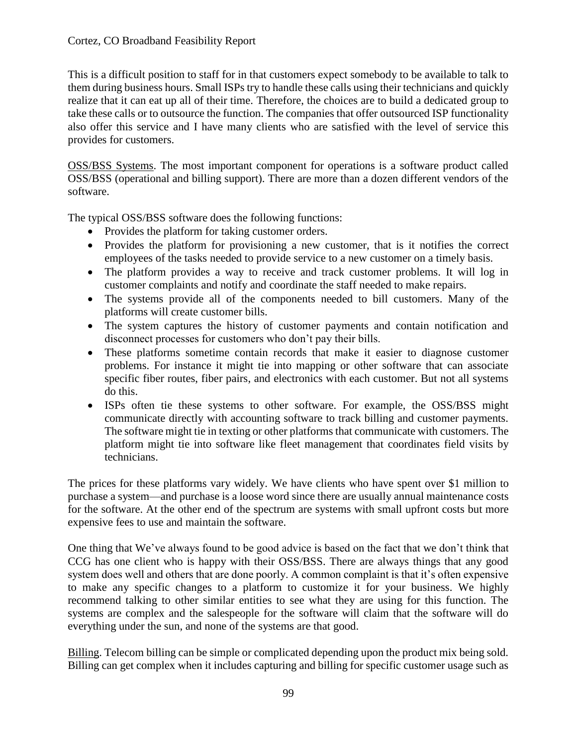This is a difficult position to staff for in that customers expect somebody to be available to talk to them during business hours. Small ISPs try to handle these calls using their technicians and quickly realize that it can eat up all of their time. Therefore, the choices are to build a dedicated group to take these calls or to outsource the function. The companies that offer outsourced ISP functionality also offer this service and I have many clients who are satisfied with the level of service this provides for customers.

<u>OSS/BSS Systems</u>. The most important component for operations is a software product called OSS/BSS (operational and billing support). There are more than a dozen different vendors of the software.

The typical OSS/BSS software does the following functions:

- Provides the platform for taking customer orders.
- Provides the platform for provisioning a new customer, that is it notifies the correct employees of the tasks needed to provide service to a new customer on a timely basis.
- The platform provides a way to receive and track customer problems. It will log in customer complaints and notify and coordinate the staff needed to make repairs.
- The systems provide all of the components needed to bill customers. Many of the platforms will create customer bills.
- The system captures the history of customer payments and contain notification and disconnect processes for customers who don't pay their bills.
- These platforms sometime contain records that make it easier to diagnose customer problems. For instance it might tie into mapping or other software that can associate specific fiber routes, fiber pairs, and electronics with each customer. But not all systems do this.
- ISPs often tie these systems to other software. For example, the OSS/BSS might communicate directly with accounting software to track billing and customer payments. The software might tie in texting or other platforms that communicate with customers. The platform might tie into software like fleet management that coordinates field visits by technicians.

The prices for these platforms vary widely. We have clients who have spent over $1 million to purchase a system—and purchase is a loose word since there are usually annual maintenance costs for the software. At the other end of the spectrum are systems with small upfront costs but more expensive fees to use and maintain the software.

One thing that We've always found to be good advice is based on the fact that we don't think that CCG has one client who is happy with their OSS/BSS. There are always things that any good system does well and others that are done poorly. A common complaint is that it's often expensive to make any specific changes to a platform to customize it for your business. We highly recommend talking to other similar entities to see what they are using for this function. The systems are complex and the salespeople for the software will claim that the software will do everything under the sun, and none of the systems are that good.

<u>Billing</u>. Telecom billing can be simple or complicated depending upon the product mix being sold. Billing can get complex when it includes capturing and billing for specific customer usage such as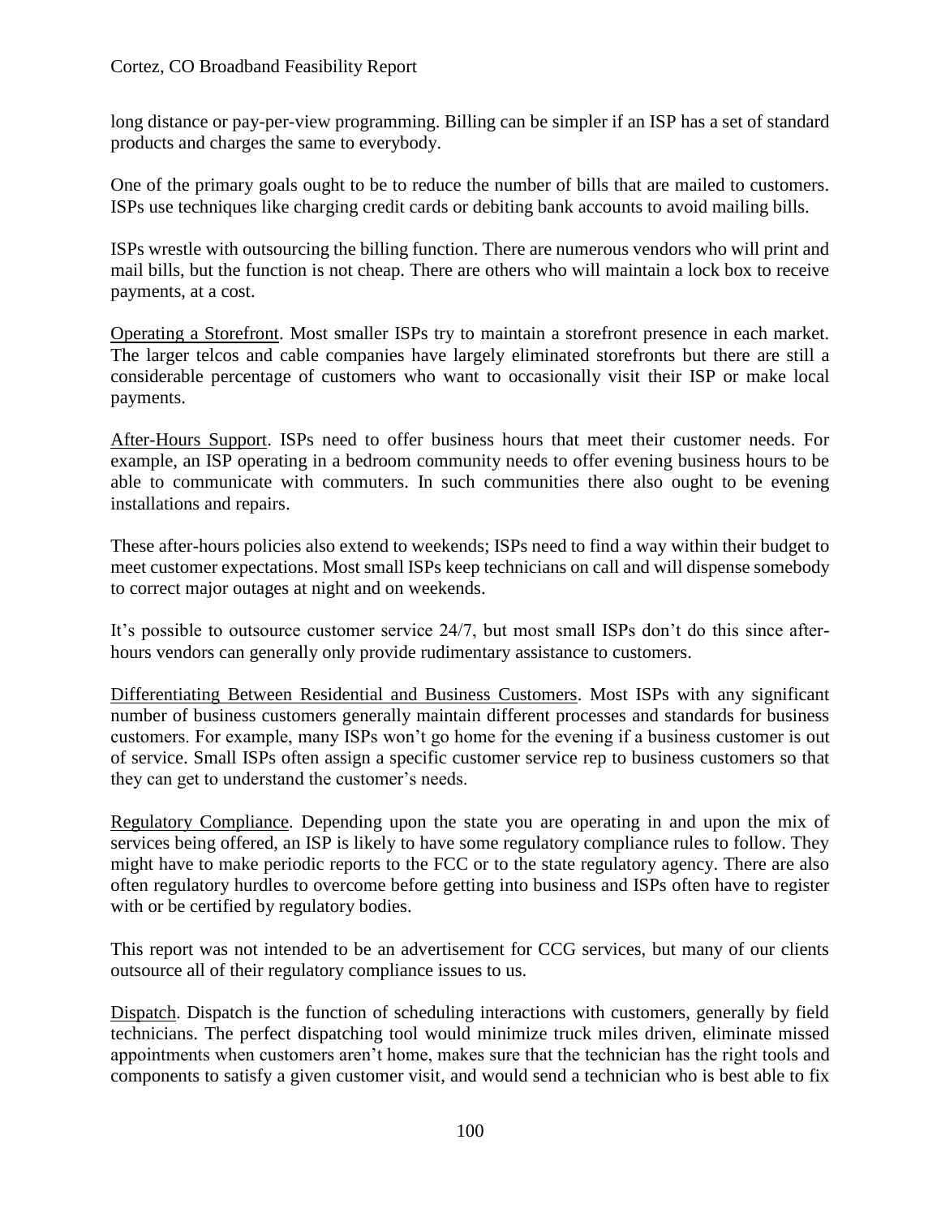long distance or pay-per-view programming. Billing can be simpler if an ISP has a set of standard products and charges the same to everybody.

One of the primary goals ought to be to reduce the number of bills that are mailed to customers. ISPs use techniques like charging credit cards or debiting bank accounts to avoid mailing bills.

ISPs wrestle with outsourcing the billing function. There are numerous vendors who will print and mail bills, but the function is not cheap. There are others who will maintain a lock box to receive payments, at a cost.

Operating a Storefront. Most smaller ISPs try to maintain a storefront presence in each market. The larger telcos and cable companies have largely eliminated storefronts but there are still a considerable percentage of customers who want to occasionally visit their ISP or make local payments.

After-Hours Support. ISPs need to offer business hours that meet their customer needs. For example, an ISP operating in a bedroom community needs to offer evening business hours to be able to communicate with commuters. In such communities there also ought to be evening installations and repairs.

These after-hours policies also extend to weekends; ISPs need to find a way within their budget to meet customer expectations. Most small ISPs keep technicians on call and will dispense somebody to correct major outages at night and on weekends.

It's possible to outsource customer service 24/7, but most small ISPs don't do this since after-hours vendors can generally only provide rudimentary assistance to customers.

Differentiating Between Residential and Business Customers. Most ISPs with any significant number of business customers generally maintain different processes and standards for business customers. For example, many ISPs won't go home for the evening if a business customer is out of service. Small ISPs often assign a specific customer service rep to business customers so that they can get to understand the customer's needs.

Regulatory Compliance. Depending upon the state you are operating in and upon the mix of services being offered, an ISP is likely to have some regulatory compliance rules to follow. They might have to make periodic reports to the FCC or to the state regulatory agency. There are also often regulatory hurdles to overcome before getting into business and ISPs often have to register with or be certified by regulatory bodies.

This report was not intended to be an advertisement for CCG services, but many of our clients outsource all of their regulatory compliance issues to us.

Dispatch. Dispatch is the function of scheduling interactions with customers, generally by field technicians. The perfect dispatching tool would minimize truck miles driven, eliminate missed appointments when customers aren't home, makes sure that the technician has the right tools and components to satisfy a given customer visit, and would send a technician who is best able to fix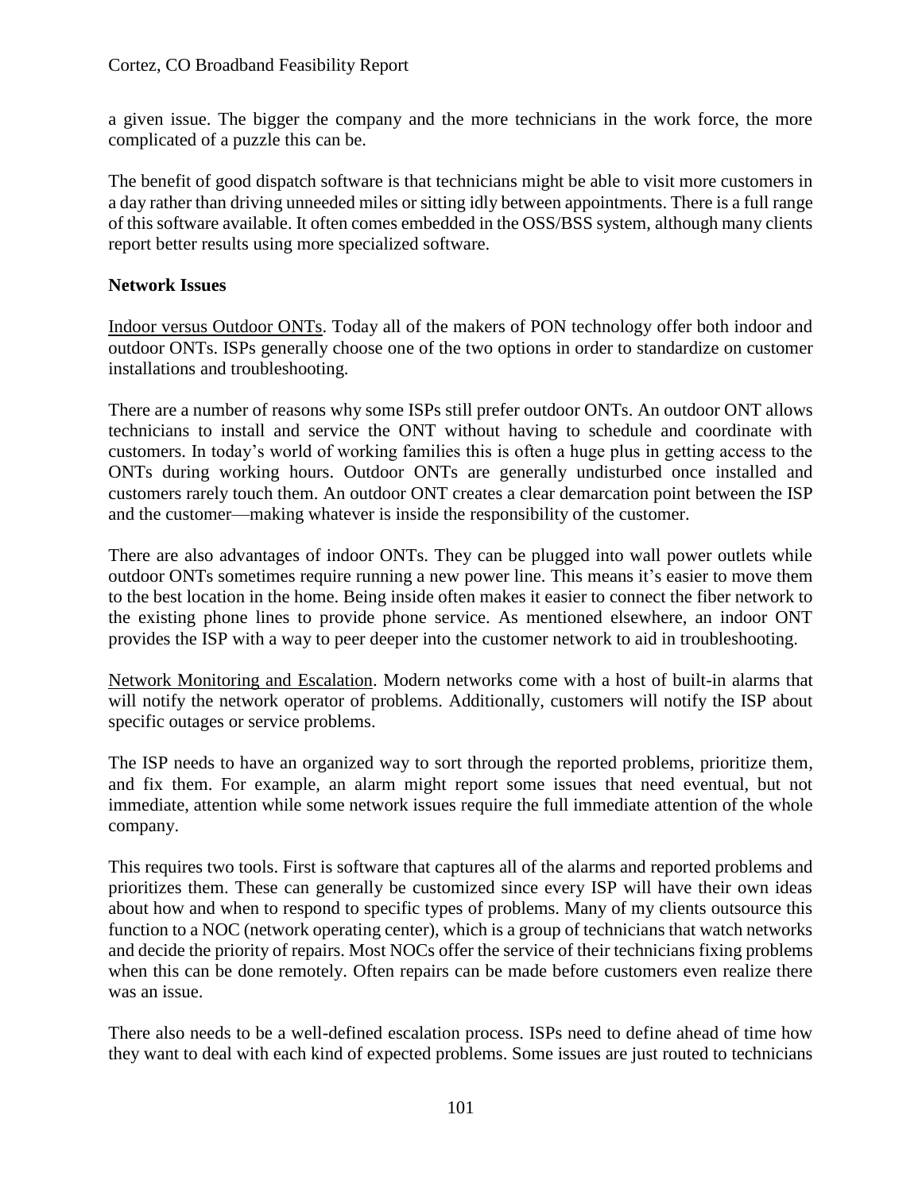a given issue. The bigger the company and the more technicians in the work force, the more complicated of a puzzle this can be.

The benefit of good dispatch software is that technicians might be able to visit more customers in a day rather than driving unneeded miles or sitting idly between appointments. There is a full range of this software available. It often comes embedded in the OSS/BSS system, although many clients report better results using more specialized software.

**Network Issues**

Indoor versus Outdoor ONTs. Today all of the makers of PON technology offer both indoor and outdoor ONTs. ISPs generally choose one of the two options in order to standardize on customer installations and troubleshooting.

There are a number of reasons why some ISPs still prefer outdoor ONTs. An outdoor ONT allows technicians to install and service the ONT without having to schedule and coordinate with customers. In today's world of working families this is often a huge plus in getting access to the ONTs during working hours. Outdoor ONTs are generally undisturbed once installed and customers rarely touch them. An outdoor ONT creates a clear demarcation point between the ISP and the customer—making whatever is inside the responsibility of the customer.

There are also advantages of indoor ONTs. They can be plugged into wall power outlets while outdoor ONTs sometimes require running a new power line. This means it's easier to move them to the best location in the home. Being inside often makes it easier to connect the fiber network to the existing phone lines to provide phone service. As mentioned elsewhere, an indoor ONT provides the ISP with a way to peer deeper into the customer network to aid in troubleshooting.

Network Monitoring and Escalation. Modern networks come with a host of built-in alarms that will notify the network operator of problems. Additionally, customers will notify the ISP about specific outages or service problems.

The ISP needs to have an organized way to sort through the reported problems, prioritize them, and fix them. For example, an alarm might report some issues that need eventual, but not immediate, attention while some network issues require the full immediate attention of the whole company.

This requires two tools. First is software that captures all of the alarms and reported problems and prioritizes them. These can generally be customized since every ISP will have their own ideas about how and when to respond to specific types of problems. Many of my clients outsource this function to a NOC (network operating center), which is a group of technicians that watch networks and decide the priority of repairs. Most NOCs offer the service of their technicians fixing problems when this can be done remotely. Often repairs can be made before customers even realize there was an issue.

There also needs to be a well-defined escalation process. ISPs need to define ahead of time how they want to deal with each kind of expected problems. Some issues are just routed to technicians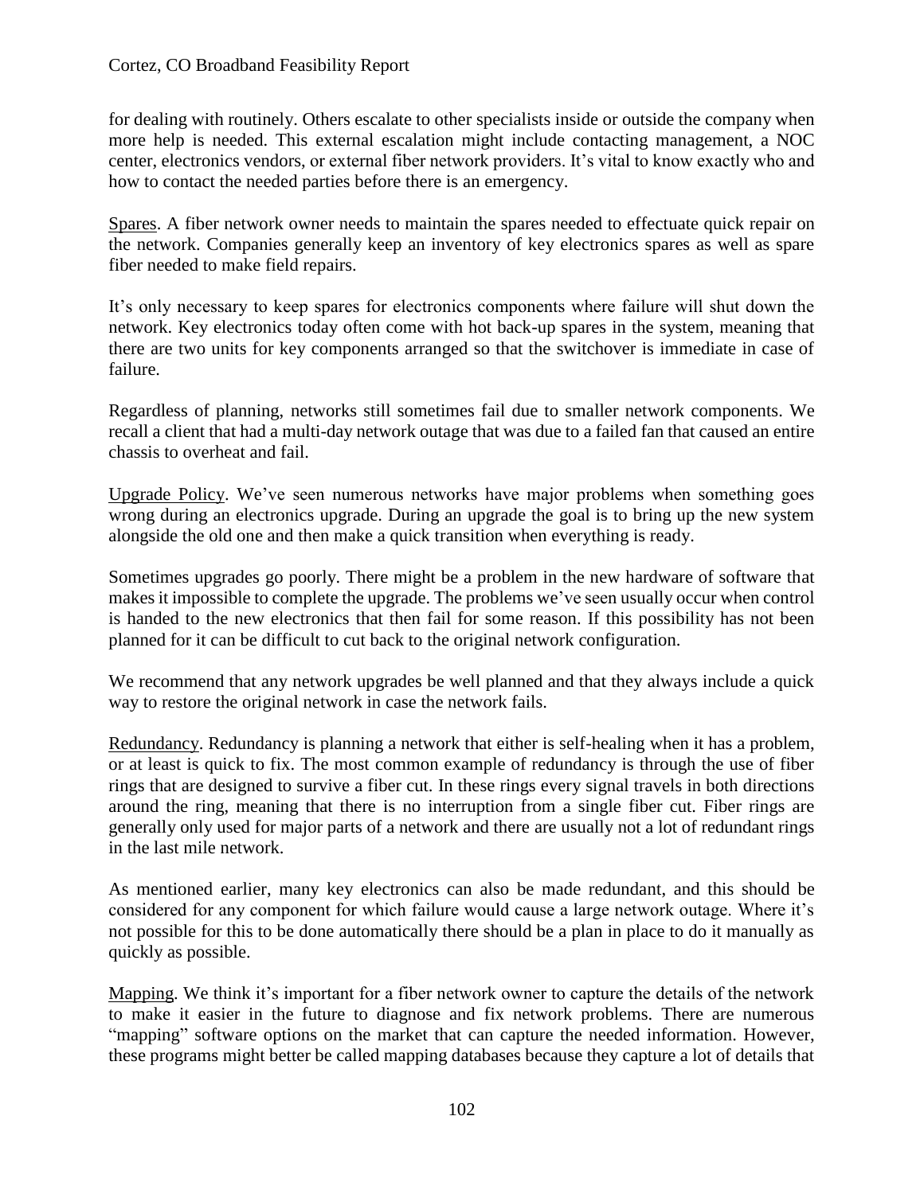for dealing with routinely. Others escalate to other specialists inside or outside the company when more help is needed. This external escalation might include contacting management, a NOC center, electronics vendors, or external fiber network providers. It's vital to know exactly who and how to contact the needed parties before there is an emergency.

Spares. A fiber network owner needs to maintain the spares needed to effectuate quick repair on the network. Companies generally keep an inventory of key electronics spares as well as spare fiber needed to make field repairs.

It's only necessary to keep spares for electronics components where failure will shut down the network. Key electronics today often come with hot back-up spares in the system, meaning that there are two units for key components arranged so that the switchover is immediate in case of failure.

Regardless of planning, networks still sometimes fail due to smaller network components. We recall a client that had a multi-day network outage that was due to a failed fan that caused an entire chassis to overheat and fail.

Upgrade Policy. We've seen numerous networks have major problems when something goes wrong during an electronics upgrade. During an upgrade the goal is to bring up the new system alongside the old one and then make a quick transition when everything is ready.

Sometimes upgrades go poorly. There might be a problem in the new hardware of software that makes it impossible to complete the upgrade. The problems we've seen usually occur when control is handed to the new electronics that then fail for some reason. If this possibility has not been planned for it can be difficult to cut back to the original network configuration.

We recommend that any network upgrades be well planned and that they always include a quick way to restore the original network in case the network fails.

Redundancy. Redundancy is planning a network that either is self-healing when it has a problem, or at least is quick to fix. The most common example of redundancy is through the use of fiber rings that are designed to survive a fiber cut. In these rings every signal travels in both directions around the ring, meaning that there is no interruption from a single fiber cut. Fiber rings are generally only used for major parts of a network and there are usually not a lot of redundant rings in the last mile network.

As mentioned earlier, many key electronics can also be made redundant, and this should be considered for any component for which failure would cause a large network outage. Where it's not possible for this to be done automatically there should be a plan in place to do it manually as quickly as possible.

Mapping. We think it's important for a fiber network owner to capture the details of the network to make it easier in the future to diagnose and fix network problems. There are numerous "mapping" software options on the market that can capture the needed information. However, these programs might better be called mapping databases because they capture a lot of details that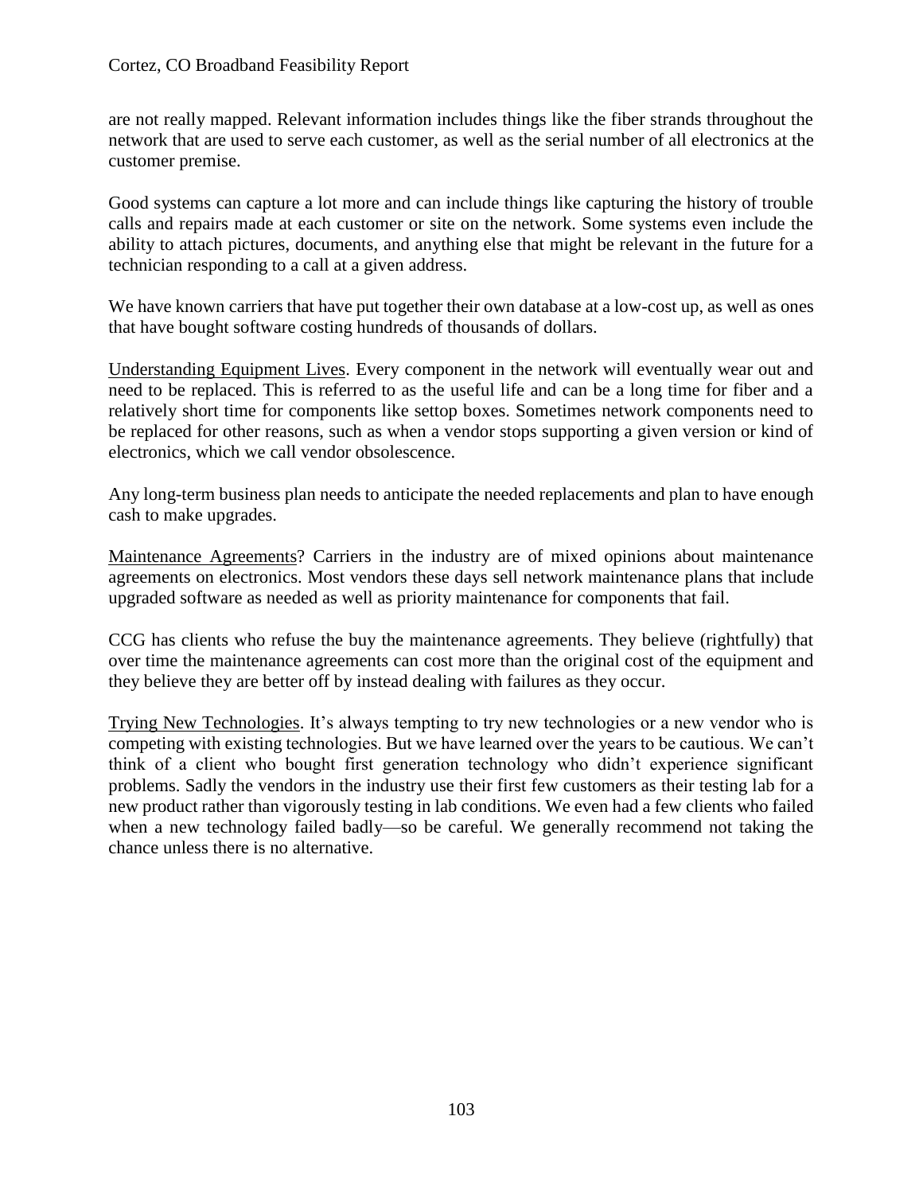are not really mapped. Relevant information includes things like the fiber strands throughout the network that are used to serve each customer, as well as the serial number of all electronics at the customer premise.

Good systems can capture a lot more and can include things like capturing the history of trouble calls and repairs made at each customer or site on the network. Some systems even include the ability to attach pictures, documents, and anything else that might be relevant in the future for a technician responding to a call at a given address.

We have known carriers that have put together their own database at a low-cost up, as well as ones that have bought software costing hundreds of thousands of dollars.

<u>Understanding Equipment Lives</u>. Every component in the network will eventually wear out and need to be replaced. This is referred to as the useful life and can be a long time for fiber and a relatively short time for components like settop boxes. Sometimes network components need to be replaced for other reasons, such as when a vendor stops supporting a given version or kind of electronics, which we call vendor obsolescence.

Any long-term business plan needs to anticipate the needed replacements and plan to have enough cash to make upgrades.

<u>Maintenance Agreements</u>? Carriers in the industry are of mixed opinions about maintenance agreements on electronics. Most vendors these days sell network maintenance plans that include upgraded software as needed as well as priority maintenance for components that fail.

CCG has clients who refuse the buy the maintenance agreements. They believe (rightfully) that over time the maintenance agreements can cost more than the original cost of the equipment and they believe they are better off by instead dealing with failures as they occur.

<u>Trying New Technologies</u>. It's always tempting to try new technologies or a new vendor who is competing with existing technologies. But we have learned over the years to be cautious. We can't think of a client who bought first generation technology who didn't experience significant problems. Sadly the vendors in the industry use their first few customers as their testing lab for a new product rather than vigorously testing in lab conditions. We even had a few clients who failed when a new technology failed badly—so be careful. We generally recommend not taking the chance unless there is no alternative.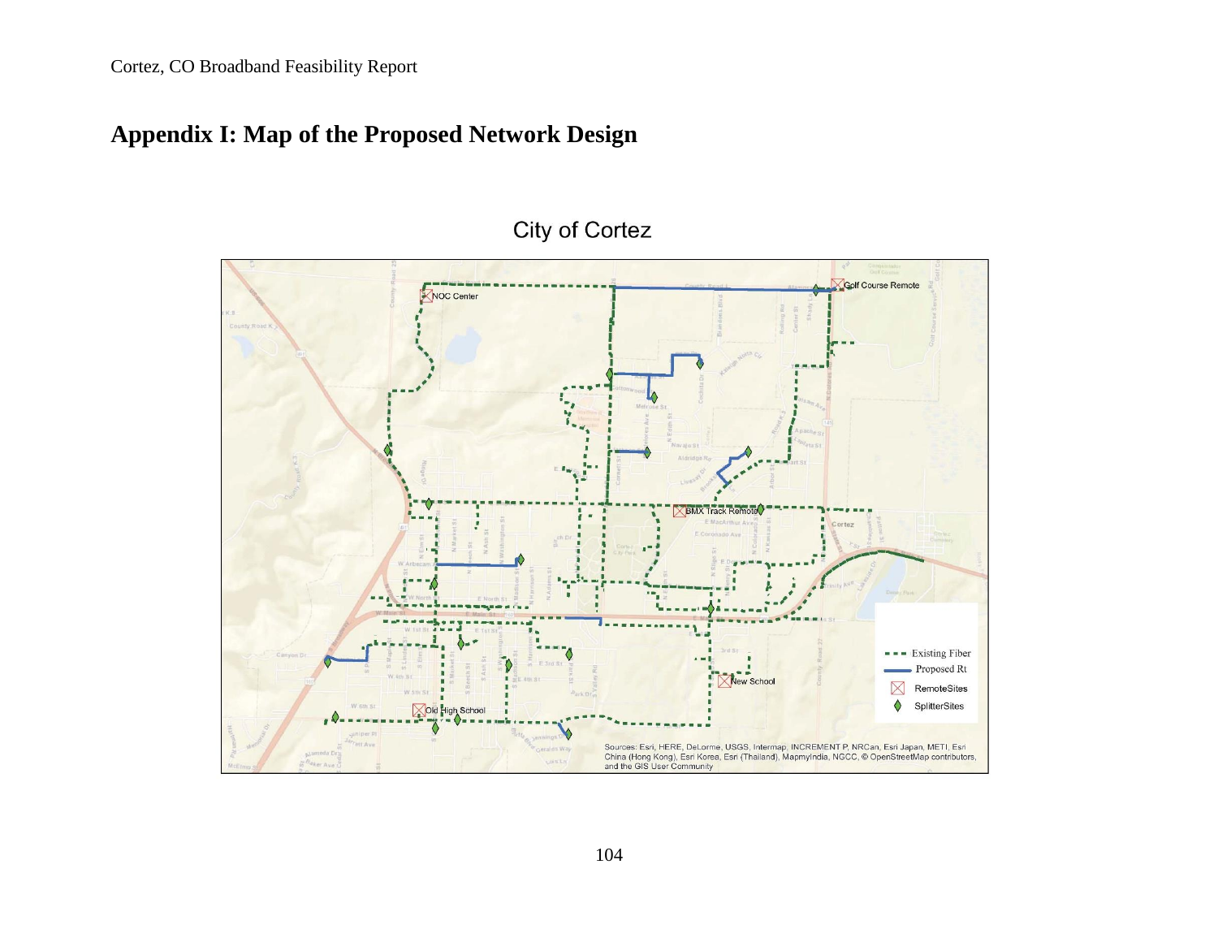# Appendix I: Map of the Proposed Network Design

City of Cortez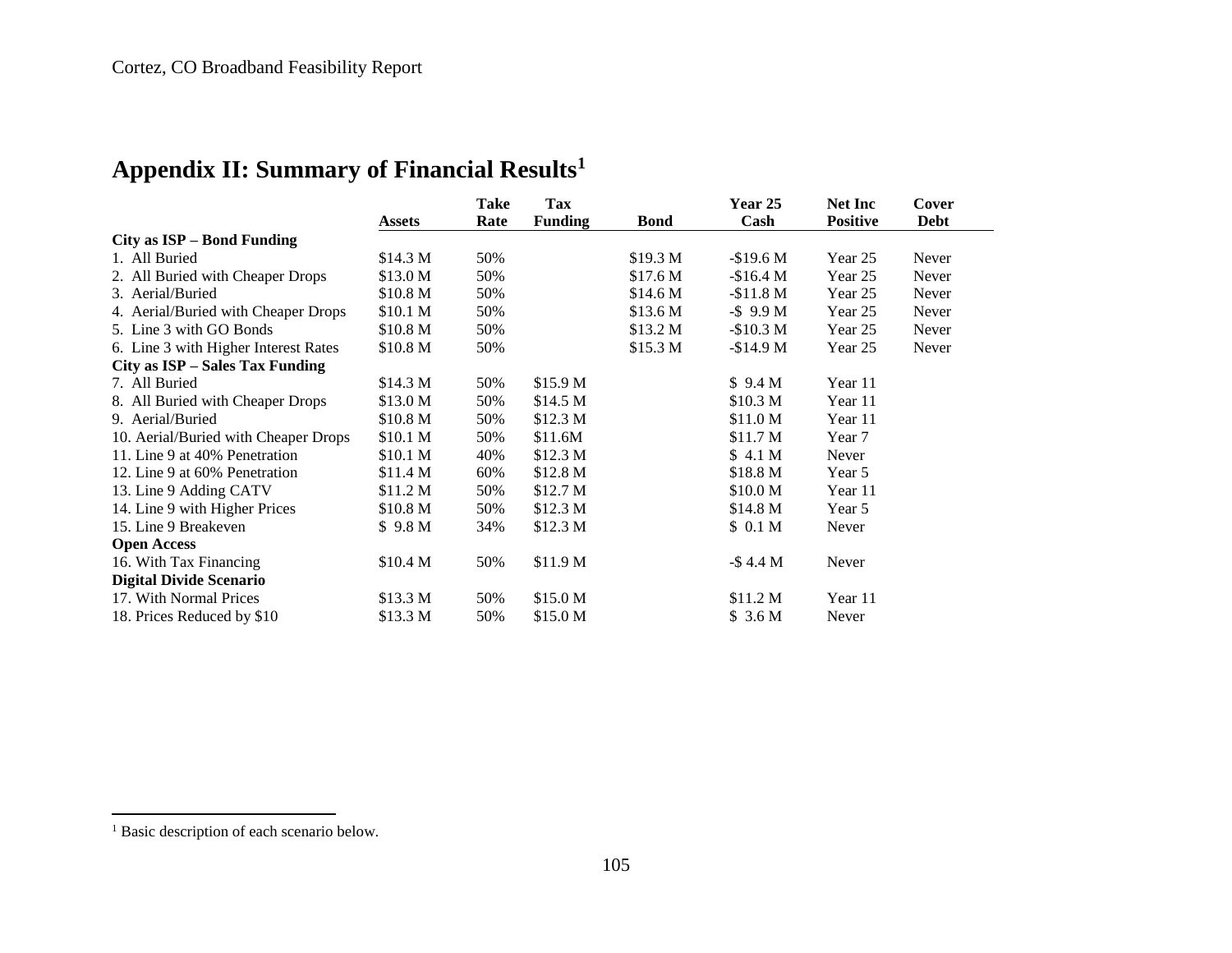## Appendix II: Summary of Financial Results[1]

| | Assets | Take Rate | Tax Funding | Bond | Year 25 Cash | Net Inc Positive | Cover Debt |
|---|---|---|---|---|---|---|---|
| **City as ISP – Bond Funding** | | | | | | | |
| 1. All Buried | $14.3 M | 50% | | $19.3 M | -$19.6 M | Year 25 | Never |
| 2. All Buried with Cheaper Drops | $13.0 M | 50% | | $17.6 M | -$16.4 M | Year 25 | Never |
| 3. Aerial/Buried | $10.8 M | 50% | | $14.6 M | -$11.8 M | Year 25 | Never |
| 4. Aerial/Buried with Cheaper Drops | $10.1 M | 50% | | $13.6 M | -$ 9.9 M | Year 25 | Never |
| 5. Line 3 with GO Bonds | $10.8 M | 50% | | $13.2 M | -$10.3 M | Year 25 | Never |
| 6. Line 3 with Higher Interest Rates | $10.8 M | 50% | | $15.3 M | -$14.9 M | Year 25 | Never |
| **City as ISP – Sales Tax Funding** | | | | | | | |
| 7. All Buried | $14.3 M | 50% | $15.9 M | | $ 9.4 M | Year 11 | |
| 8. All Buried with Cheaper Drops | $13.0 M | 50% | $14.5 M | | $10.3 M | Year 11 | |
| 9. Aerial/Buried | $10.8 M | 50% | $12.3 M | | $11.0 M | Year 11 | |
| 10. Aerial/Buried with Cheaper Drops | $10.1 M | 50% | $11.6M | | $11.7 M | Year 7 | |
| 11. Line 9 at 40% Penetration | $10.1 M | 40% | $12.3 M | | $ 4.1 M | Never | |
| 12. Line 9 at 60% Penetration | $11.4 M | 60% | $12.8 M | | $18.8 M | Year 5 | |
| 13. Line 9 Adding CATV | $11.2 M | 50% | $12.7 M | | $10.0 M | Year 11 | |
| 14. Line 9 with Higher Prices | $10.8 M | 50% | $12.3 M | | $14.8 M | Year 5 | |
| 15. Line 9 Breakeven | $ 9.8 M | 34% | $12.3 M | | $ 0.1 M | Never | |
| **Open Access** | | | | | | | |
| 16. With Tax Financing | $10.4 M | 50% | $11.9 M | | -$ 4.4 M | Never | |
| **Digital Divide Scenario** | | | | | | | |
| 17. With Normal Prices | $13.3 M | 50% | $15.0 M | | $11.2 M | Year 11 | |
| 18. Prices Reduced by $10 | $13.3 M | 50% | $15.0 M | | $ 3.6 M | Never | |

[1] Basic description of each scenario below.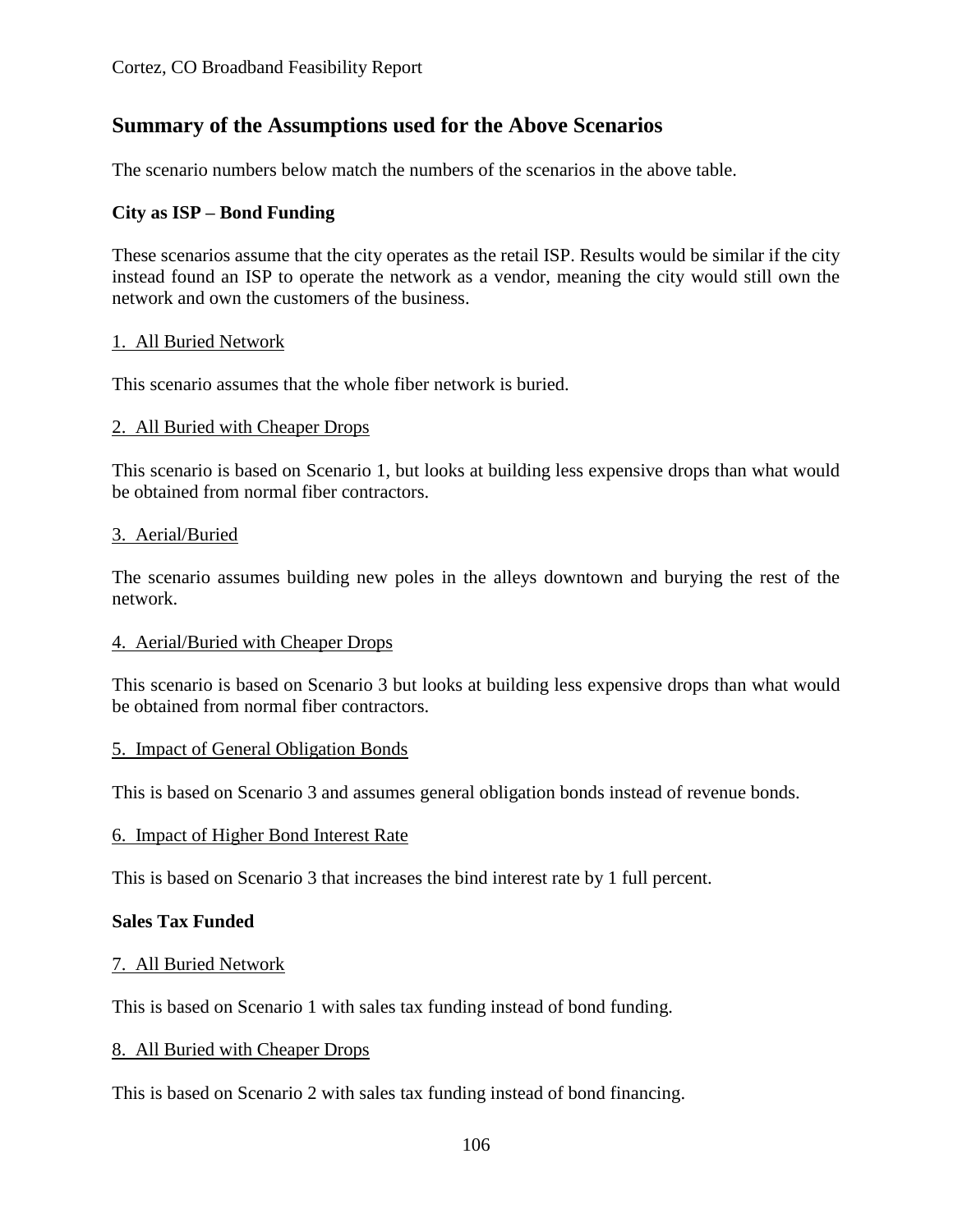## Summary of the Assumptions used for the Above Scenarios

The scenario numbers below match the numbers of the scenarios in the above table.

**City as ISP – Bond Funding**

These scenarios assume that the city operates as the retail ISP. Results would be similar if the city instead found an ISP to operate the network as a vendor, meaning the city would still own the network and own the customers of the business.

<u>1. All Buried Network</u>

This scenario assumes that the whole fiber network is buried.

<u>2. All Buried with Cheaper Drops</u>

This scenario is based on Scenario 1, but looks at building less expensive drops than what would be obtained from normal fiber contractors.

<u>3. Aerial/Buried</u>

The scenario assumes building new poles in the alleys downtown and burying the rest of the network.

<u>4. Aerial/Buried with Cheaper Drops</u>

This scenario is based on Scenario 3 but looks at building less expensive drops than what would be obtained from normal fiber contractors.

<u>5. Impact of General Obligation Bonds</u>

This is based on Scenario 3 and assumes general obligation bonds instead of revenue bonds.

<u>6. Impact of Higher Bond Interest Rate</u>

This is based on Scenario 3 that increases the bind interest rate by 1 full percent.

**Sales Tax Funded**

<u>7. All Buried Network</u>

This is based on Scenario 1 with sales tax funding instead of bond funding.

<u>8. All Buried with Cheaper Drops</u>

This is based on Scenario 2 with sales tax funding instead of bond financing.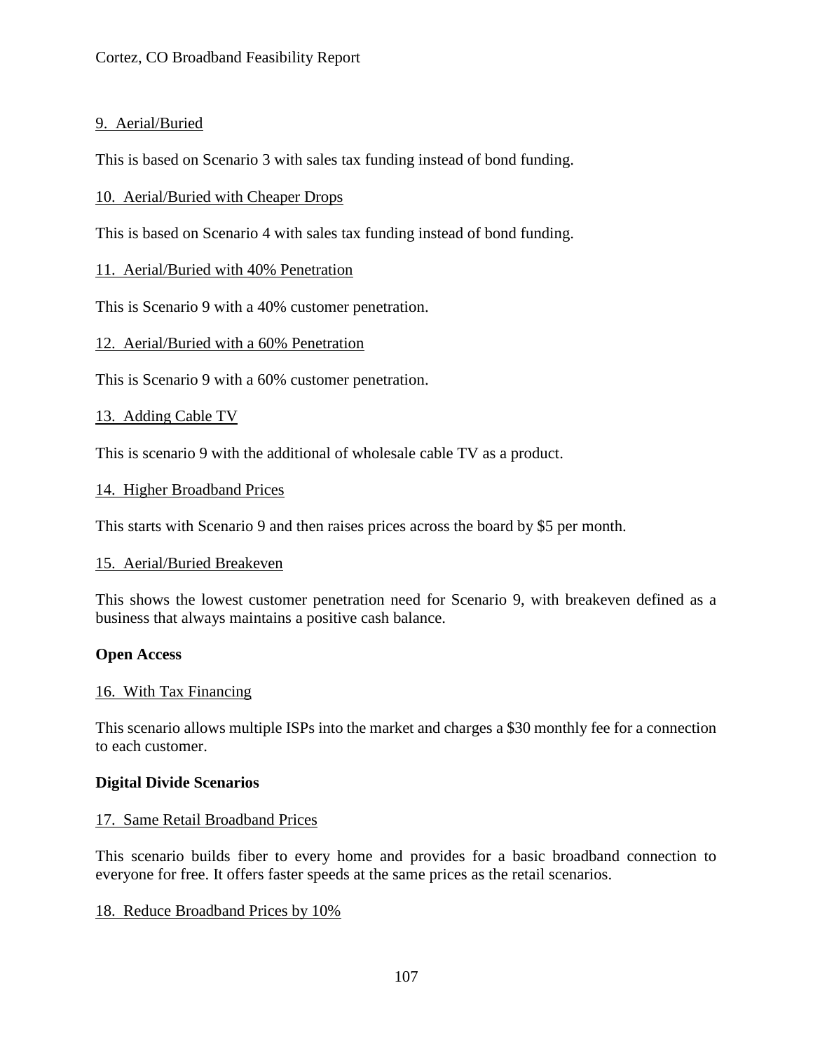9. Aerial/Buried

This is based on Scenario 3 with sales tax funding instead of bond funding.

10. Aerial/Buried with Cheaper Drops

This is based on Scenario 4 with sales tax funding instead of bond funding.

11. Aerial/Buried with 40% Penetration

This is Scenario 9 with a 40% customer penetration.

12. Aerial/Buried with a 60% Penetration

This is Scenario 9 with a 60% customer penetration.

13. Adding Cable TV

This is scenario 9 with the additional of wholesale cable TV as a product.

14. Higher Broadband Prices

This starts with Scenario 9 and then raises prices across the board by $5 per month.

15. Aerial/Buried Breakeven

This shows the lowest customer penetration need for Scenario 9, with breakeven defined as a business that always maintains a positive cash balance.

**Open Access**

16. With Tax Financing

This scenario allows multiple ISPs into the market and charges a $30 monthly fee for a connection to each customer.

**Digital Divide Scenarios**

17. Same Retail Broadband Prices

This scenario builds fiber to every home and provides for a basic broadband connection to everyone for free. It offers faster speeds at the same prices as the retail scenarios.

18. Reduce Broadband Prices by 10%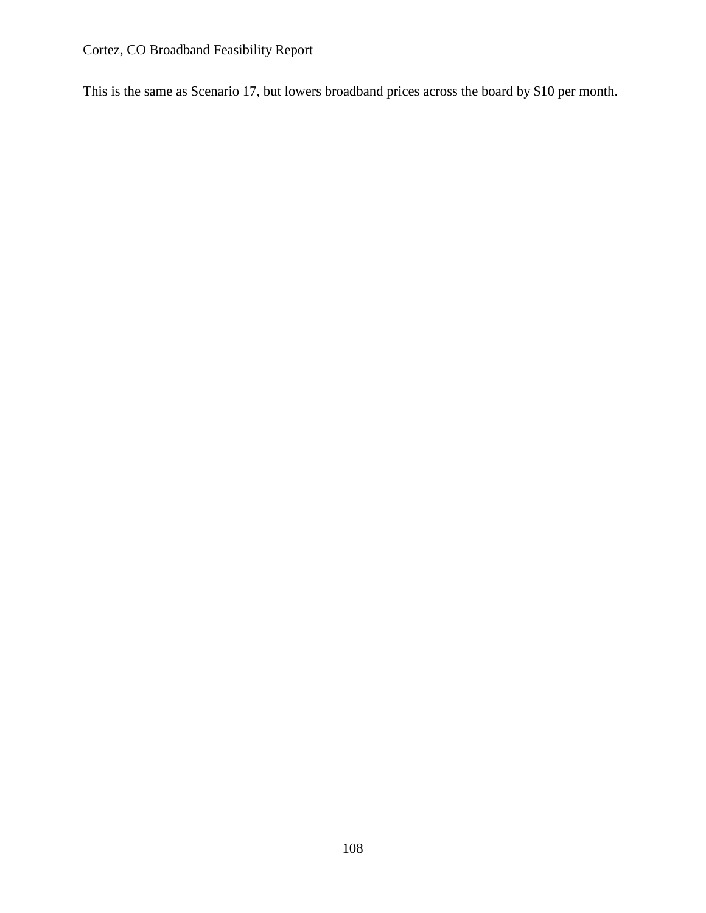This is the same as Scenario 17, but lowers broadband prices across the board by $10 per month.